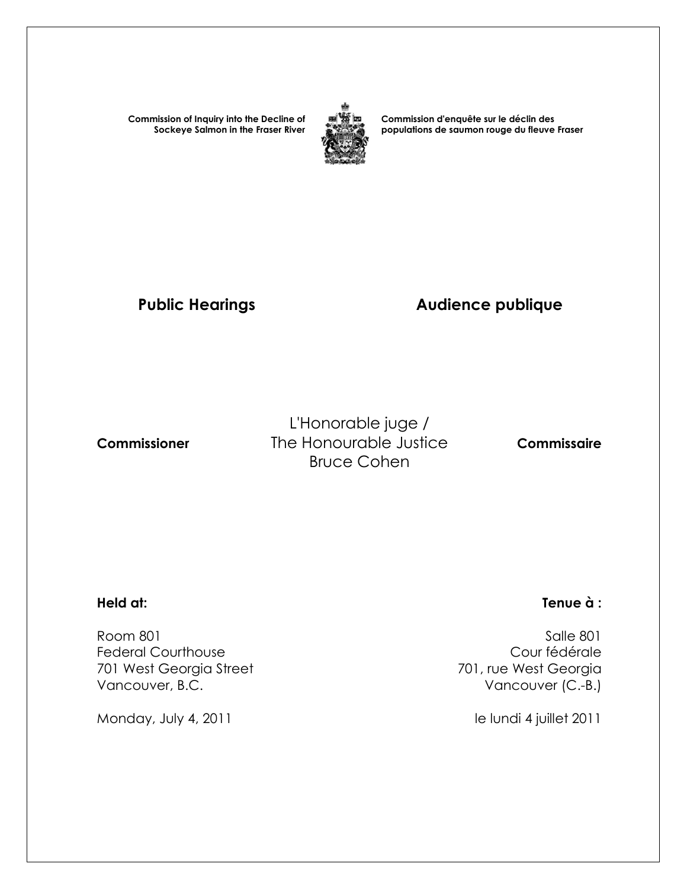**Commission of Inquiry into the Decline of Sockeye Salmon in the Fraser River**

**Commission d'enquête sur le déclin des populations de saumon rouge du fleuve Fraser**

## Public Hearings

## Audience publique

**Commissioner**

L'Honorable juge /
The Honourable Justice
Bruce Cohen

**Commissaire**

**Held at:**

Room 801
Federal Courthouse
701 West Georgia Street
Vancouver, B.C.

Monday, July 4, 2011

**Tenue à :**

Salle 801
Cour fédérale
701, rue West Georgia
Vancouver (C.-B.)

le lundi 4 juillet 2011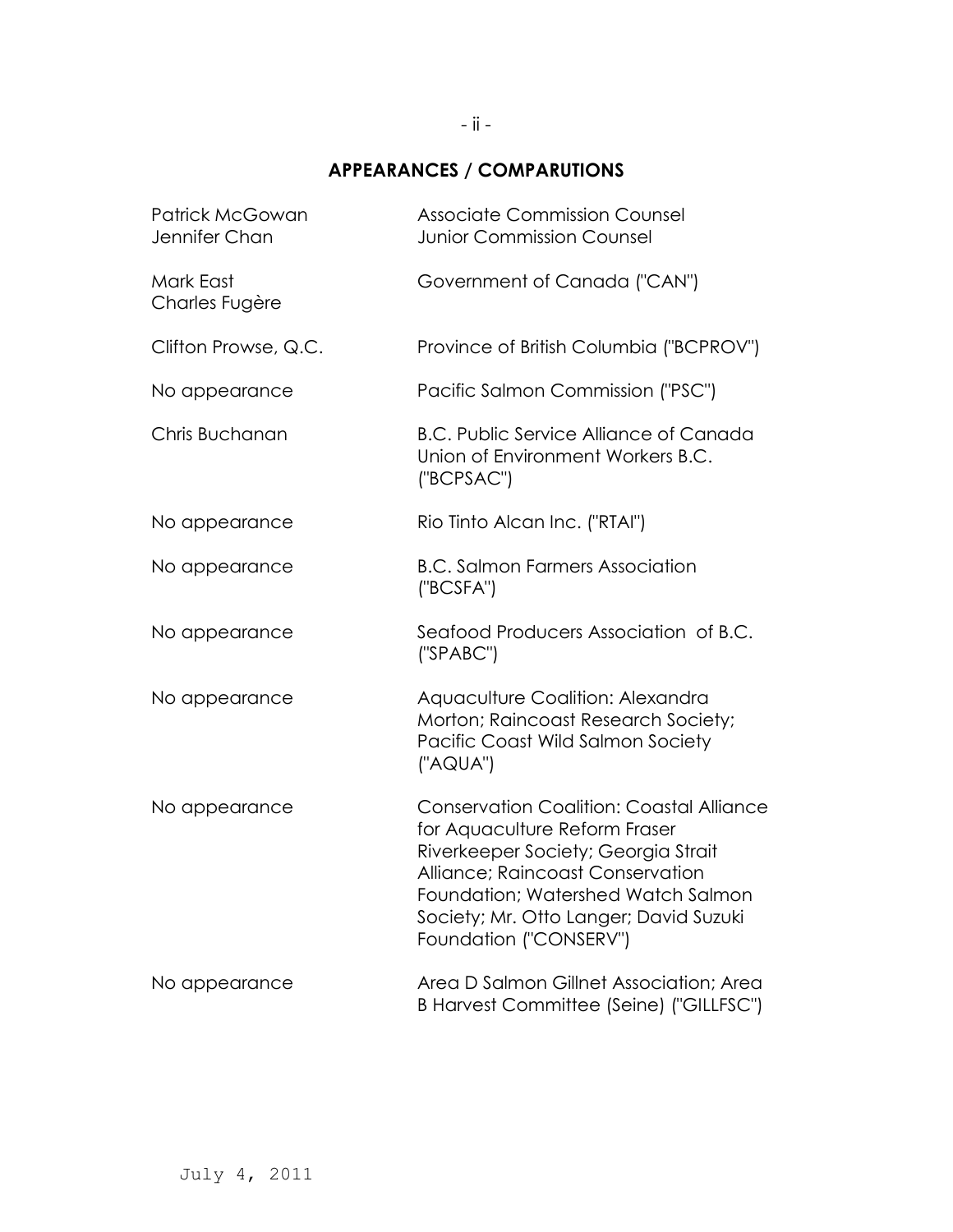## APPEARANCES / COMPARUTIONS

| | |
|---|---|
| Patrick McGowan<br>Jennifer Chan | Associate Commission Counsel<br>Junior Commission Counsel |
| Mark East<br>Charles Fugère | Government of Canada ("CAN") |
| Clifton Prowse, Q.C. | Province of British Columbia ("BCPROV") |
| No appearance | Pacific Salmon Commission ("PSC") |
| Chris Buchanan | B.C. Public Service Alliance of Canada Union of Environment Workers B.C. ("BCPSAC") |
| No appearance | Rio Tinto Alcan Inc. ("RTAI") |
| No appearance | B.C. Salmon Farmers Association ("BCSFA") |
| No appearance | Seafood Producers Association of B.C. ("SPABC") |
| No appearance | Aquaculture Coalition: Alexandra Morton; Raincoast Research Society; Pacific Coast Wild Salmon Society ("AQUA") |
| No appearance | Conservation Coalition: Coastal Alliance for Aquaculture Reform Fraser Riverkeeper Society; Georgia Strait Alliance; Raincoast Conservation Foundation; Watershed Watch Salmon Society; Mr. Otto Langer; David Suzuki Foundation ("CONSERV") |
| No appearance | Area D Salmon Gillnet Association; Area B Harvest Committee (Seine) ("GILLFSC") |

July 4, 2011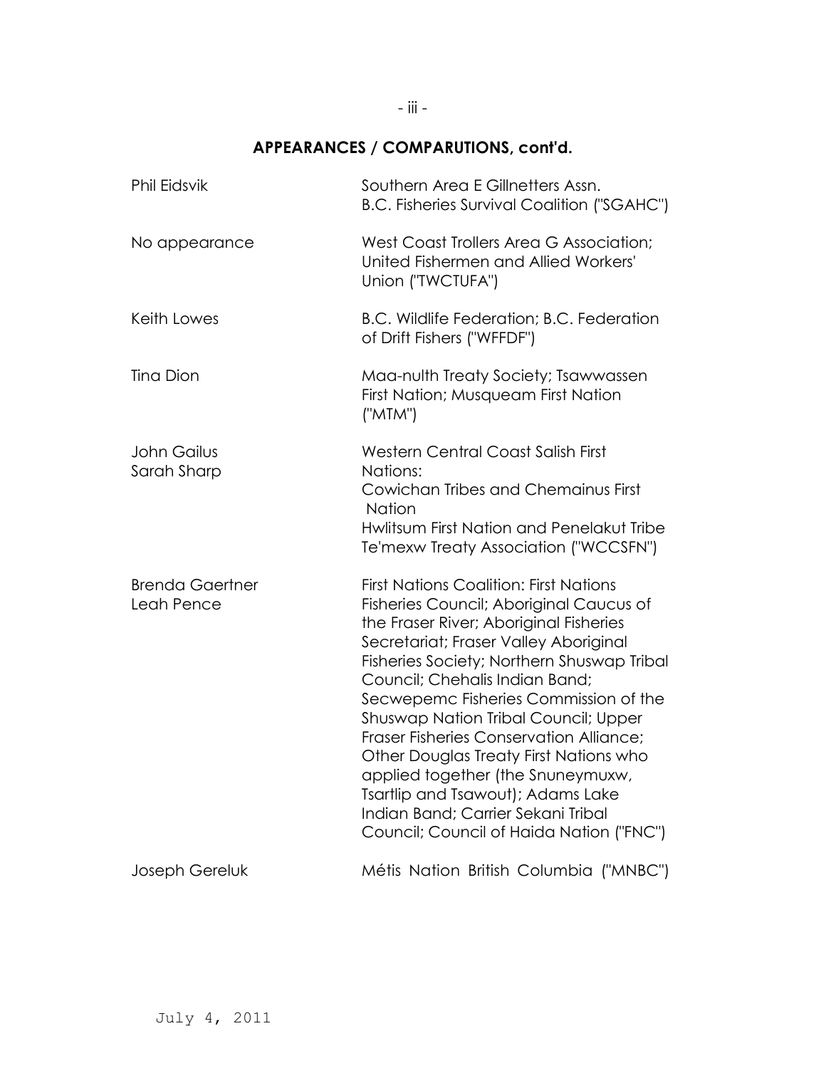## APPEARANCES / COMPARUTIONS, cont'd.

| | |
|---|---|
| Phil Eidsvik | Southern Area E Gillnetters Assn. B.C. Fisheries Survival Coalition ("SGAHC") |
| No appearance | West Coast Trollers Area G Association; United Fishermen and Allied Workers' Union ("TWCTUFA") |
| Keith Lowes | B.C. Wildlife Federation; B.C. Federation of Drift Fishers ("WFFDF") |
| Tina Dion | Maa-nulth Treaty Society; Tsawwassen First Nation; Musqueam First Nation ("MTM") |
| John Gailus<br>Sarah Sharp | Western Central Coast Salish First Nations:<br>Cowichan Tribes and Chemainus First Nation<br>Hwlitsum First Nation and Penelakut Tribe<br>Te'mexw Treaty Association ("WCCSFN") |
| Brenda Gaertner<br>Leah Pence | First Nations Coalition: First Nations Fisheries Council; Aboriginal Caucus of the Fraser River; Aboriginal Fisheries Secretariat; Fraser Valley Aboriginal Fisheries Society; Northern Shuswap Tribal Council; Chehalis Indian Band; Secwepemc Fisheries Commission of the Shuswap Nation Tribal Council; Upper Fraser Fisheries Conservation Alliance; Other Douglas Treaty First Nations who applied together (the Snuneymuxw, Tsartlip and Tsawout); Adams Lake Indian Band; Carrier Sekani Tribal Council; Council of Haida Nation ("FNC") |
| Joseph Gereluk | Métis Nation British Columbia ("MNBC") |

July 4, 2011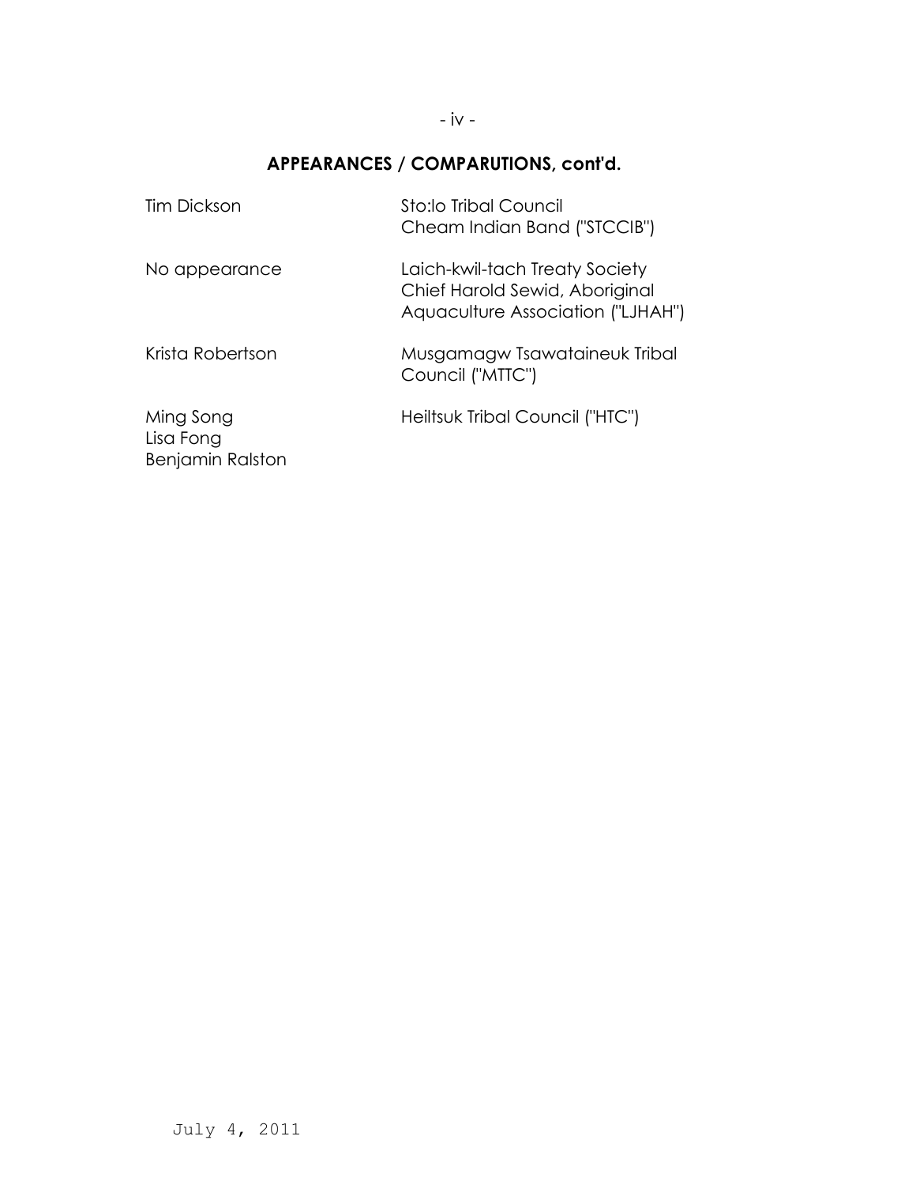## APPEARANCES / COMPARUTIONS, cont'd.

| | |
|---|---|
| Tim Dickson | Sto:lo Tribal Council<br>Cheam Indian Band ("STCCIB") |
| No appearance | Laich-kwil-tach Treaty Society<br>Chief Harold Sewid, Aboriginal Aquaculture Association ("LJHAH") |
| Krista Robertson | Musgamagw Tsawataineuk Tribal Council ("MTTC") |
| Ming Song<br>Lisa Fong<br>Benjamin Ralston | Heiltsuk Tribal Council ("HTC") |

July 4, 2011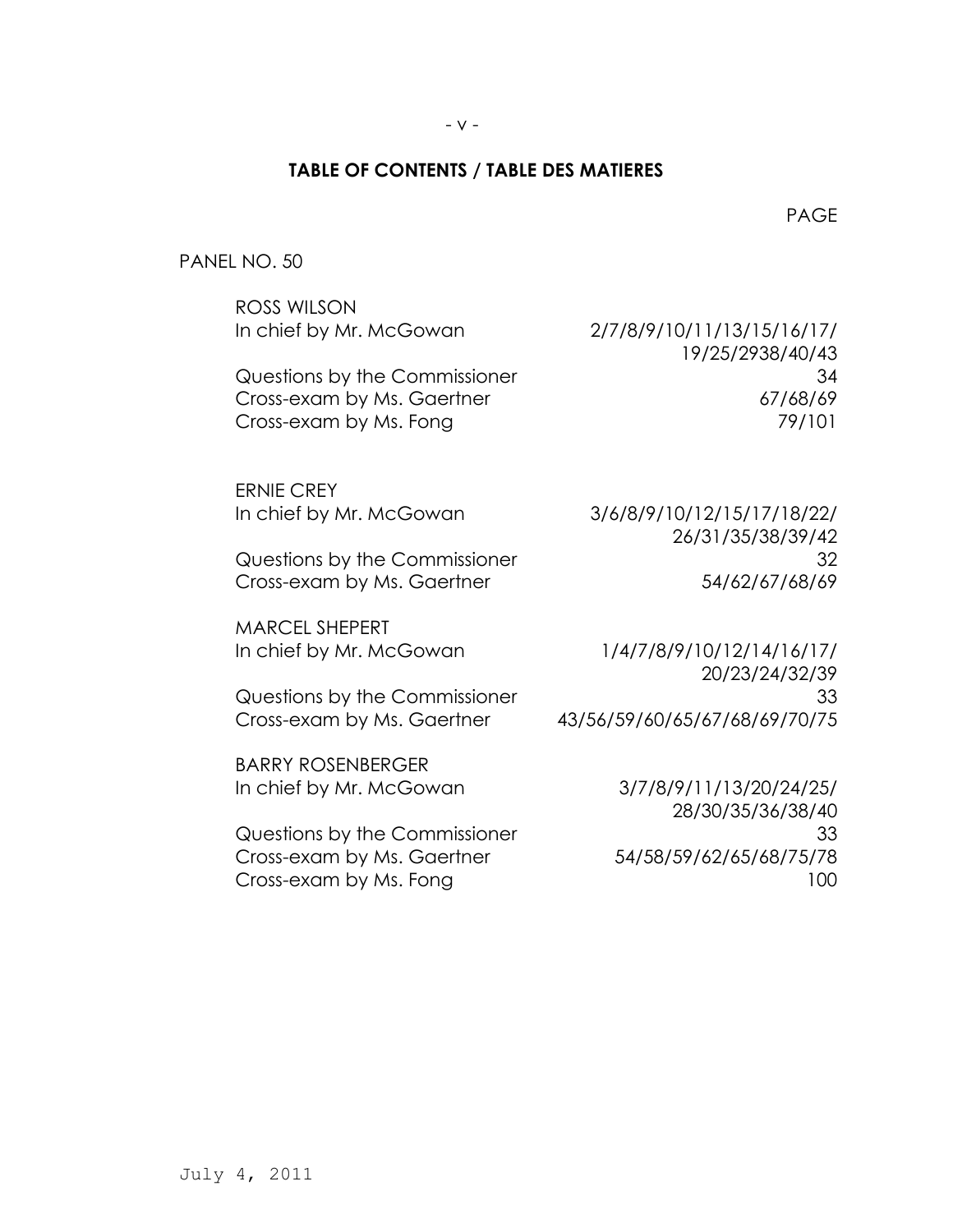## TABLE OF CONTENTS / TABLE DES MATIERES

| | PAGE |
|---|---|
| PANEL NO. 50 | |
| | |
| ROSS WILSON | |
| In chief by Mr. McGowan | 2/7/8/9/10/11/13/15/16/17/19/25/2938/40/43 |
| Questions by the Commissioner | 34 |
| Cross-exam by Ms. Gaertner | 67/68/69 |
| Cross-exam by Ms. Fong | 79/101 |
| | |
| ERNIE CREY | |
| In chief by Mr. McGowan | 3/6/8/9/10/12/15/17/18/22/26/31/35/38/39/42 |
| Questions by the Commissioner | 32 |
| Cross-exam by Ms. Gaertner | 54/62/67/68/69 |
| | |
| MARCEL SHEPERT | |
| In chief by Mr. McGowan | 1/4/7/8/9/10/12/14/16/17/20/23/24/32/39 |
| Questions by the Commissioner | 33 |
| Cross-exam by Ms. Gaertner | 43/56/59/60/65/67/68/69/70/75 |
| | |
| BARRY ROSENBERGER | |
| In chief by Mr. McGowan | 3/7/8/9/11/13/20/24/25/28/30/35/36/38/40 |
| Questions by the Commissioner | 33 |
| Cross-exam by Ms. Gaertner | 54/58/59/62/65/68/75/78 |
| Cross-exam by Ms. Fong | 100 |

July 4, 2011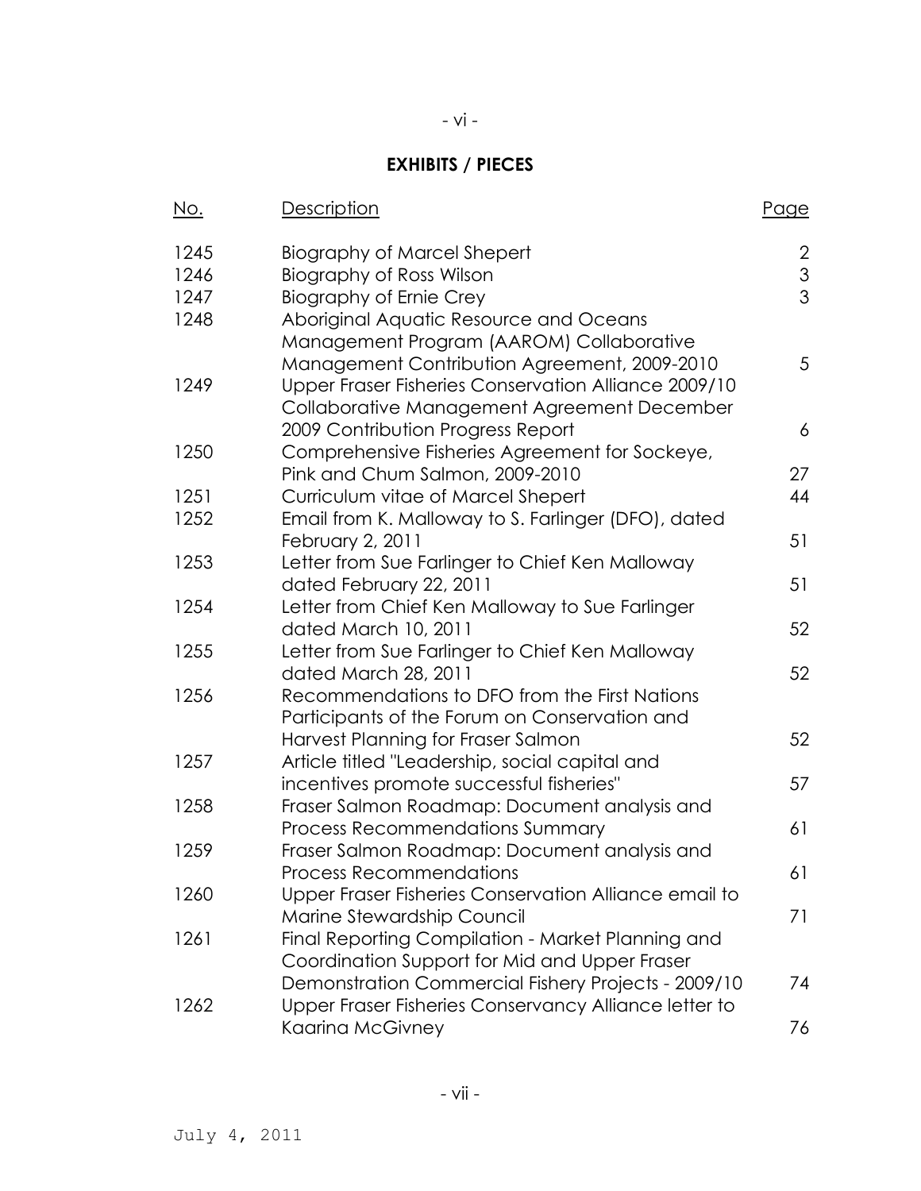## EXHIBITS / PIECES

| No. | Description | Page |
|---|---|---|
| 1245 | Biography of Marcel Shepert | 2 |
| 1246 | Biography of Ross Wilson | 3 |
| 1247 | Biography of Ernie Crey | 3 |
| 1248 | Aboriginal Aquatic Resource and Oceans Management Program (AAROM) Collaborative Management Contribution Agreement, 2009-2010 | 5 |
| 1249 | Upper Fraser Fisheries Conservation Alliance 2009/10 Collaborative Management Agreement December 2009 Contribution Progress Report | 6 |
| 1250 | Comprehensive Fisheries Agreement for Sockeye, Pink and Chum Salmon, 2009-2010 | 27 |
| 1251 | Curriculum vitae of Marcel Shepert | 44 |
| 1252 | Email from K. Malloway to S. Farlinger (DFO), dated February 2, 2011 | 51 |
| 1253 | Letter from Sue Farlinger to Chief Ken Malloway dated February 22, 2011 | 51 |
| 1254 | Letter from Chief Ken Malloway to Sue Farlinger dated March 10, 2011 | 52 |
| 1255 | Letter from Sue Farlinger to Chief Ken Malloway dated March 28, 2011 | 52 |
| 1256 | Recommendations to DFO from the First Nations Participants of the Forum on Conservation and Harvest Planning for Fraser Salmon | 52 |
| 1257 | Article titled "Leadership, social capital and incentives promote successful fisheries" | 57 |
| 1258 | Fraser Salmon Roadmap: Document analysis and Process Recommendations Summary | 61 |
| 1259 | Fraser Salmon Roadmap: Document analysis and Process Recommendations | 61 |
| 1260 | Upper Fraser Fisheries Conservation Alliance email to Marine Stewardship Council | 71 |
| 1261 | Final Reporting Compilation - Market Planning and Coordination Support for Mid and Upper Fraser Demonstration Commercial Fishery Projects - 2009/10 | 74 |
| 1262 | Upper Fraser Fisheries Conservancy Alliance letter to Kaarina McGivney | 76 |

July 4, 2011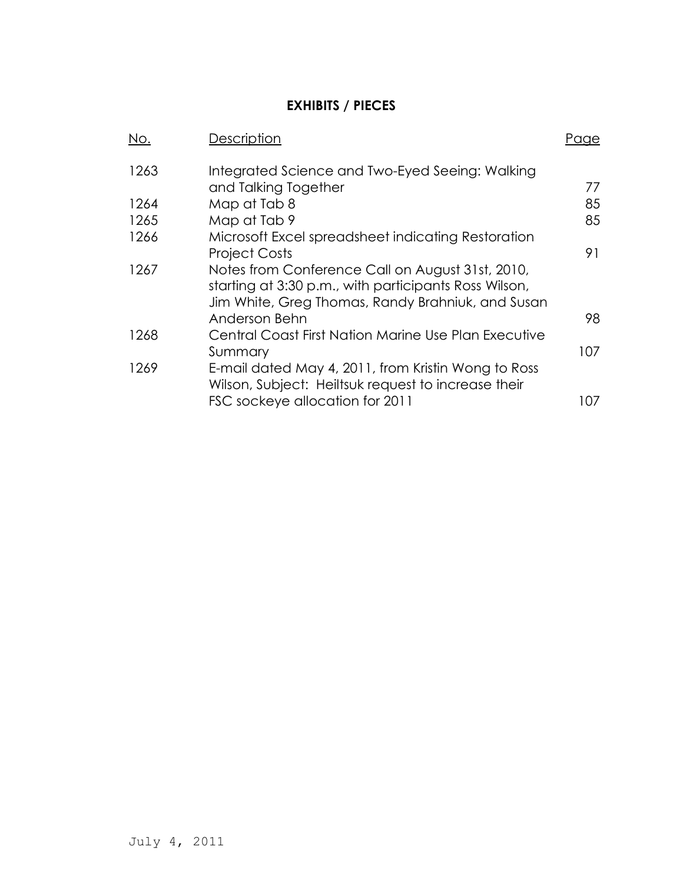## EXHIBITS / PIECES

| No. | Description | Page |
| --- | --- | --- |
| 1263 | Integrated Science and Two-Eyed Seeing: Walking and Talking Together | 77 |
| 1264 | Map at Tab 8 | 85 |
| 1265 | Map at Tab 9 | 85 |
| 1266 | Microsoft Excel spreadsheet indicating Restoration Project Costs | 91 |
| 1267 | Notes from Conference Call on August 31st, 2010, starting at 3:30 p.m., with participants Ross Wilson, Jim White, Greg Thomas, Randy Brahniuk, and Susan Anderson Behn | 98 |
| 1268 | Central Coast First Nation Marine Use Plan Executive Summary | 107 |
| 1269 | E-mail dated May 4, 2011, from Kristin Wong to Ross Wilson, Subject: Heiltsuk request to increase their FSC sockeye allocation for 2011 | 107 |

July 4, 2011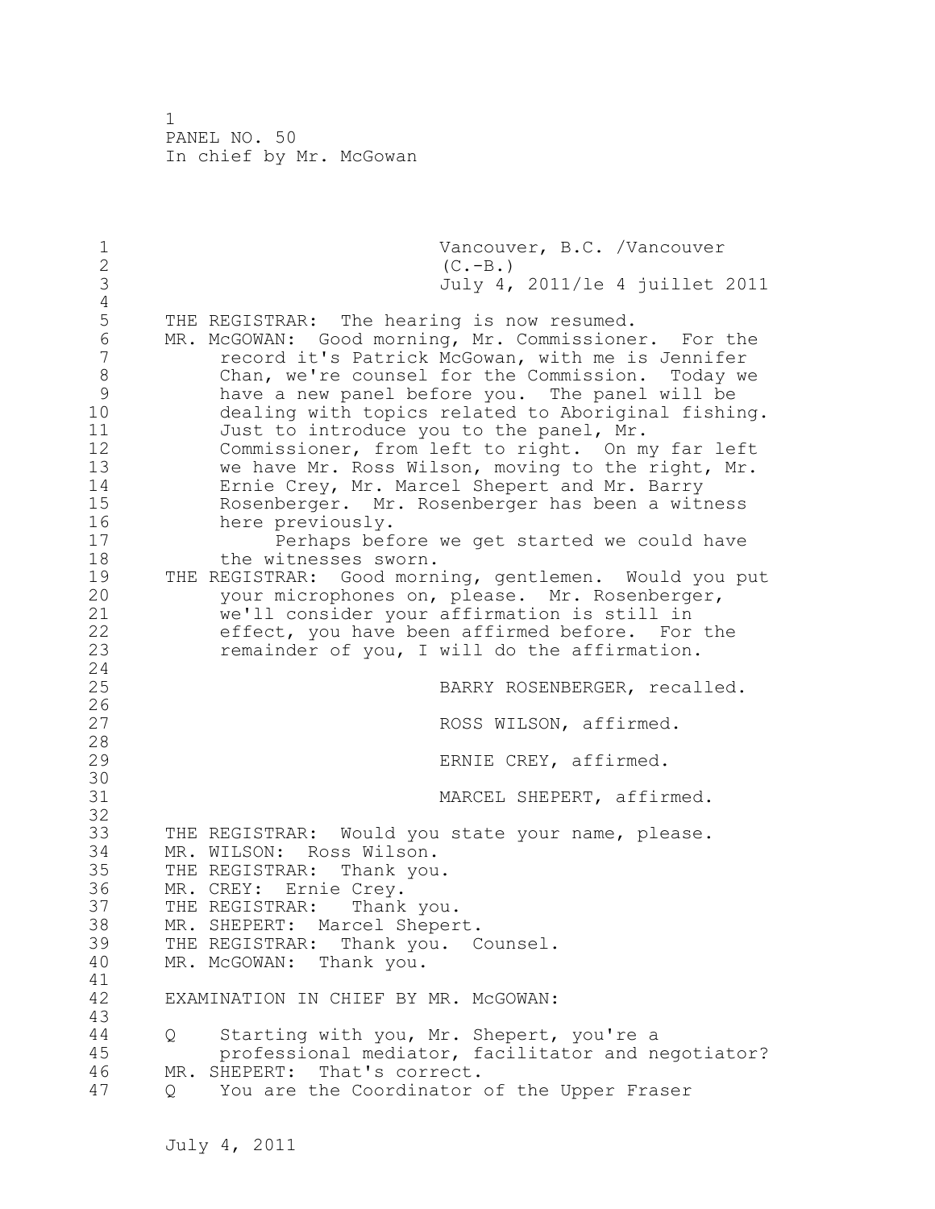Vancouver, B.C. /Vancouver (C.-B.)
July 4, 2011/le 4 juillet 2011

THE REGISTRAR: The hearing is now resumed.

MR. McGOWAN: Good morning, Mr. Commissioner. For the record it's Patrick McGowan, with me is Jennifer Chan, we're counsel for the Commission. Today we have a new panel before you. The panel will be dealing with topics related to Aboriginal fishing. Just to introduce you to the panel, Mr. Commissioner, from left to right. On my far left we have Mr. Ross Wilson, moving to the right, Mr. Ernie Crey, Mr. Marcel Shepert and Mr. Barry Rosenberger. Mr. Rosenberger has been a witness here previously.

Perhaps before we get started we could have the witnesses sworn.

THE REGISTRAR: Good morning, gentlemen. Would you put your microphones on, please. Mr. Rosenberger, we'll consider your affirmation is still in effect, you have been affirmed before. For the remainder of you, I will do the affirmation.

BARRY ROSENBERGER, recalled.

ROSS WILSON, affirmed.

ERNIE CREY, affirmed.

MARCEL SHEPERT, affirmed.

THE REGISTRAR: Would you state your name, please.

MR. WILSON: Ross Wilson.

THE REGISTRAR: Thank you.

MR. CREY: Ernie Crey.

THE REGISTRAR: Thank you.

MR. SHEPERT: Marcel Shepert.

THE REGISTRAR: Thank you. Counsel.

MR. McGOWAN: Thank you.

EXAMINATION IN CHIEF BY MR. McGOWAN:

Q Starting with you, Mr. Shepert, you're a professional mediator, facilitator and negotiator?

MR. SHEPERT: That's correct.

Q You are the Coordinator of the Upper Fraser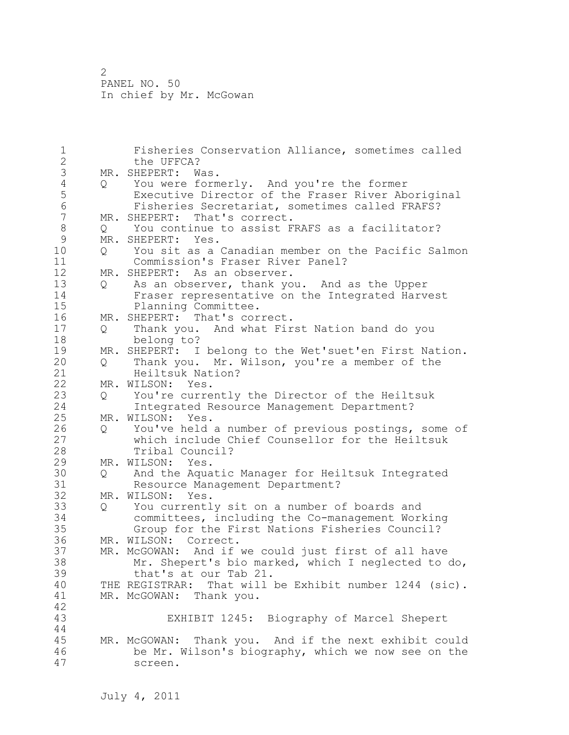Fisheries Conservation Alliance, sometimes called the UFFCA?

MR. SHEPERT: Was.

Q You were formerly. And you're the former Executive Director of the Fraser River Aboriginal Fisheries Secretariat, sometimes called FRAFS?

MR. SHEPERT: That's correct.

Q You continue to assist FRAFS as a facilitator?

MR. SHEPERT: Yes.

Q You sit as a Canadian member on the Pacific Salmon Commission's Fraser River Panel?

MR. SHEPERT: As an observer.

Q As an observer, thank you. And as the Upper Fraser representative on the Integrated Harvest Planning Committee.

MR. SHEPERT: That's correct.

Q Thank you. And what First Nation band do you belong to?

MR. SHEPERT: I belong to the Wet'suet'en First Nation.

Q Thank you. Mr. Wilson, you're a member of the Heiltsuk Nation?

MR. WILSON: Yes.

Q You're currently the Director of the Heiltsuk Integrated Resource Management Department?

MR. WILSON: Yes.

Q You've held a number of previous postings, some of which include Chief Counsellor for the Heiltsuk Tribal Council?

MR. WILSON: Yes.

Q And the Aquatic Manager for Heiltsuk Integrated Resource Management Department?

MR. WILSON: Yes.

Q You currently sit on a number of boards and committees, including the Co-management Working Group for the First Nations Fisheries Council?

MR. WILSON: Correct.

MR. McGOWAN: And if we could just first of all have Mr. Shepert's bio marked, which I neglected to do, that's at our Tab 21.

THE REGISTRAR: That will be Exhibit number 1244 (sic).

MR. McGOWAN: Thank you.

EXHIBIT 1245: Biography of Marcel Shepert

MR. McGOWAN: Thank you. And if the next exhibit could be Mr. Wilson's biography, which we now see on the screen.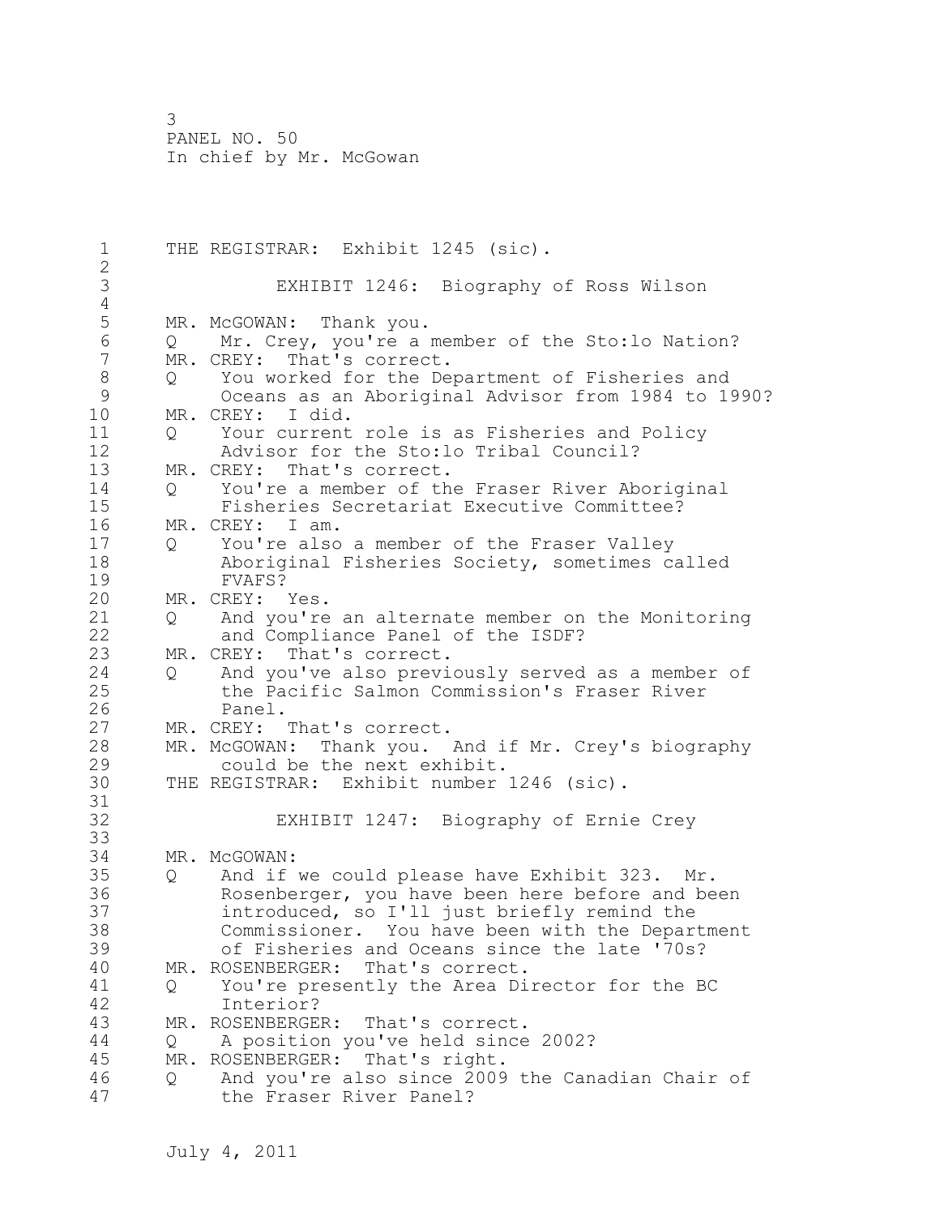THE REGISTRAR: Exhibit 1245 (sic).

EXHIBIT 1246: Biography of Ross Wilson

MR. McGOWAN: Thank you.

Q Mr. Crey, you're a member of the Sto:lo Nation?

MR. CREY: That's correct.

Q You worked for the Department of Fisheries and Oceans as an Aboriginal Advisor from 1984 to 1990?

MR. CREY: I did.

Q Your current role is as Fisheries and Policy Advisor for the Sto:lo Tribal Council?

MR. CREY: That's correct.

Q You're a member of the Fraser River Aboriginal Fisheries Secretariat Executive Committee?

MR. CREY: I am.

Q You're also a member of the Fraser Valley Aboriginal Fisheries Society, sometimes called FVAFS?

MR. CREY: Yes.

Q And you're an alternate member on the Monitoring and Compliance Panel of the ISDF?

MR. CREY: That's correct.

Q And you've also previously served as a member of the Pacific Salmon Commission's Fraser River Panel.

MR. CREY: That's correct.

MR. McGOWAN: Thank you. And if Mr. Crey's biography could be the next exhibit.

THE REGISTRAR: Exhibit number 1246 (sic).

EXHIBIT 1247: Biography of Ernie Crey

MR. McGOWAN:

Q And if we could please have Exhibit 323. Mr. Rosenberger, you have been here before and been introduced, so I'll just briefly remind the Commissioner. You have been with the Department of Fisheries and Oceans since the late '70s?

MR. ROSENBERGER: That's correct.

Q You're presently the Area Director for the BC Interior?

MR. ROSENBERGER: That's correct.

Q A position you've held since 2002?

MR. ROSENBERGER: That's right.

Q And you're also since 2009 the Canadian Chair of the Fraser River Panel?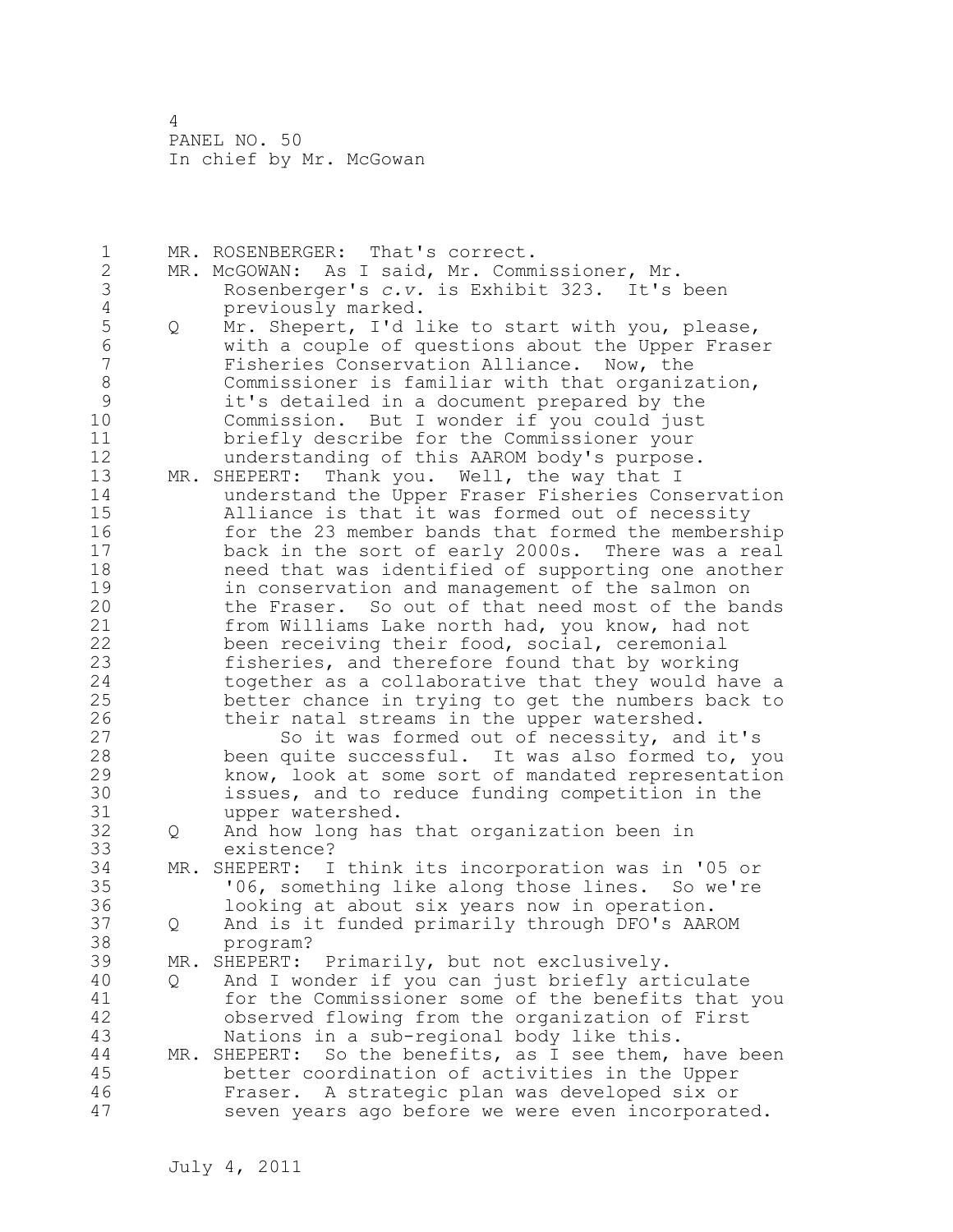MR. ROSENBERGER: That's correct.

MR. McGOWAN: As I said, Mr. Commissioner, Mr. Rosenberger's *c.v.* is Exhibit 323. It's been previously marked.

Q Mr. Shepert, I'd like to start with you, please, with a couple of questions about the Upper Fraser Fisheries Conservation Alliance. Now, the Commissioner is familiar with that organization, it's detailed in a document prepared by the Commission. But I wonder if you could just briefly describe for the Commissioner your understanding of this AAROM body's purpose.

MR. SHEPERT: Thank you. Well, the way that I understand the Upper Fraser Fisheries Conservation Alliance is that it was formed out of necessity for the 23 member bands that formed the membership back in the sort of early 2000s. There was a real need that was identified of supporting one another in conservation and management of the salmon on the Fraser. So out of that need most of the bands from Williams Lake north had, you know, had not been receiving their food, social, ceremonial fisheries, and therefore found that by working together as a collaborative that they would have a better chance in trying to get the numbers back to their natal streams in the upper watershed.

So it was formed out of necessity, and it's been quite successful. It was also formed to, you know, look at some sort of mandated representation issues, and to reduce funding competition in the upper watershed.

Q And how long has that organization been in existence?

MR. SHEPERT: I think its incorporation was in '05 or '06, something like along those lines. So we're looking at about six years now in operation.

Q And is it funded primarily through DFO's AAROM program?

MR. SHEPERT: Primarily, but not exclusively.

Q And I wonder if you can just briefly articulate for the Commissioner some of the benefits that you observed flowing from the organization of First Nations in a sub-regional body like this.

MR. SHEPERT: So the benefits, as I see them, have been better coordination of activities in the Upper Fraser. A strategic plan was developed six or seven years ago before we were even incorporated.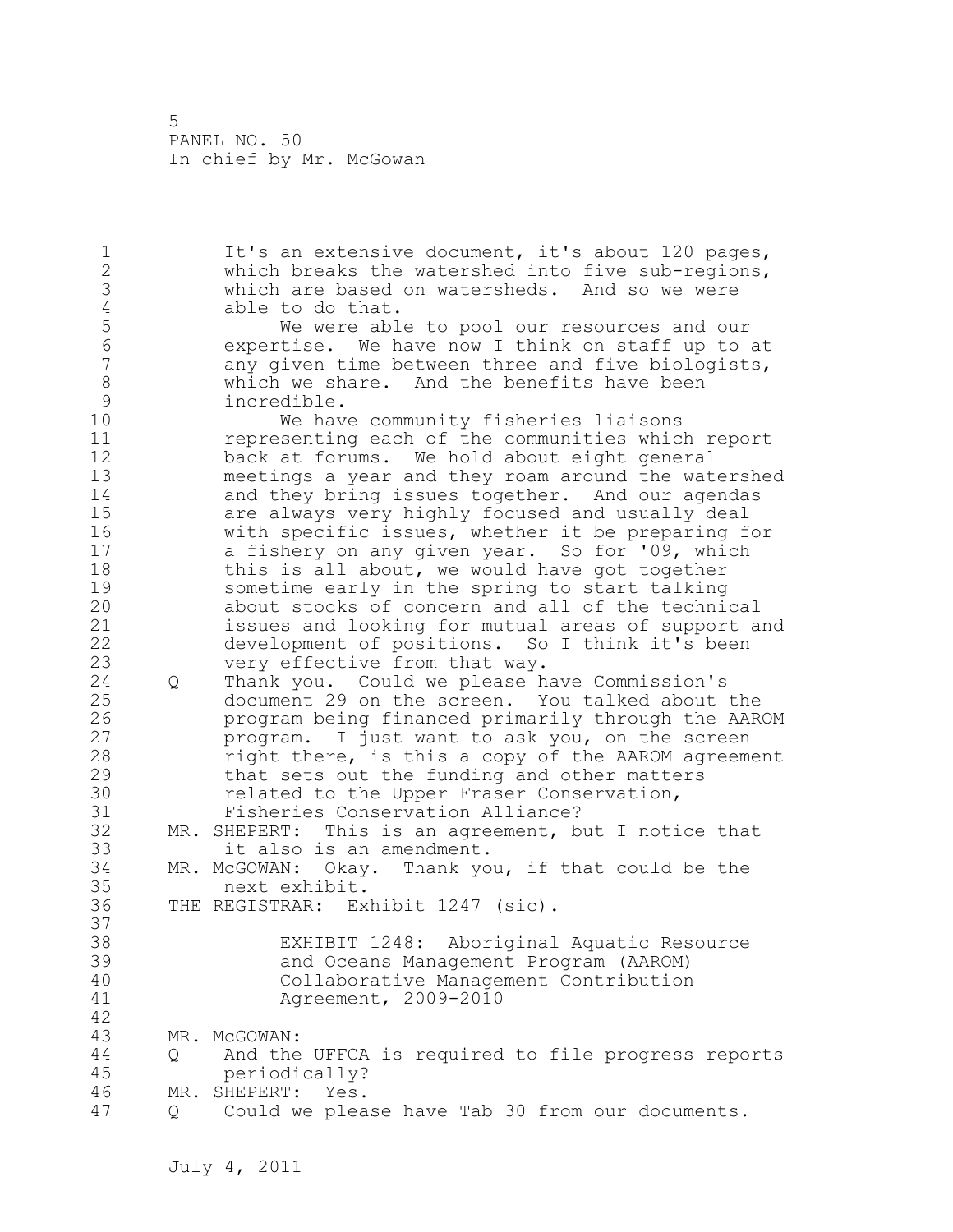It's an extensive document, it's about 120 pages, which breaks the watershed into five sub-regions, which are based on watersheds. And so we were able to do that.

We were able to pool our resources and our expertise. We have now I think on staff up to at any given time between three and five biologists, which we share. And the benefits have been incredible.

We have community fisheries liaisons representing each of the communities which report back at forums. We hold about eight general meetings a year and they roam around the watershed and they bring issues together. And our agendas are always very highly focused and usually deal with specific issues, whether it be preparing for a fishery on any given year. So for '09, which this is all about, we would have got together sometime early in the spring to start talking about stocks of concern and all of the technical issues and looking for mutual areas of support and development of positions. So I think it's been very effective from that way.

Q Thank you. Could we please have Commission's document 29 on the screen. You talked about the program being financed primarily through the AAROM program. I just want to ask you, on the screen right there, is this a copy of the AAROM agreement that sets out the funding and other matters related to the Upper Fraser Conservation, Fisheries Conservation Alliance?

MR. SHEPERT: This is an agreement, but I notice that it also is an amendment.

MR. McGOWAN: Okay. Thank you, if that could be the next exhibit.

THE REGISTRAR: Exhibit 1247 (sic).

EXHIBIT 1248: Aboriginal Aquatic Resource and Oceans Management Program (AAROM) Collaborative Management Contribution Agreement, 2009-2010

MR. McGOWAN:

Q And the UFFCA is required to file progress reports periodically?

MR. SHEPERT: Yes.

Q Could we please have Tab 30 from our documents.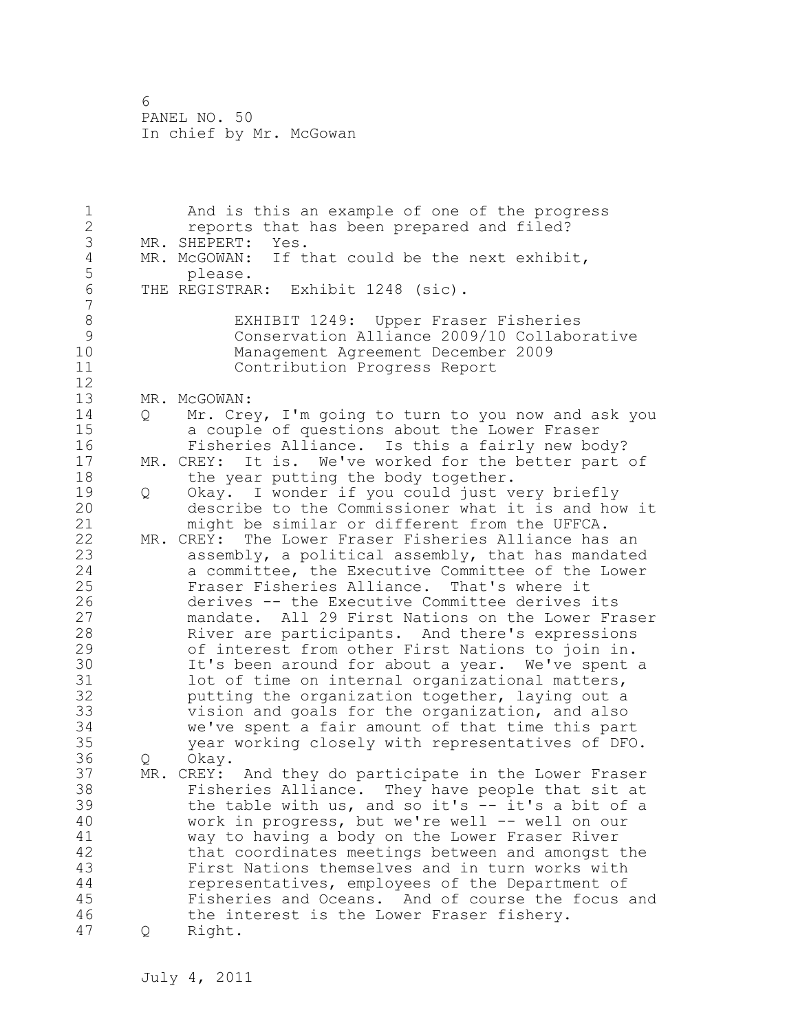And is this an example of one of the progress reports that has been prepared and filed?

MR. SHEPERT: Yes.

MR. McGOWAN: If that could be the next exhibit, please.

THE REGISTRAR: Exhibit 1248 (sic).

EXHIBIT 1249: Upper Fraser Fisheries Conservation Alliance 2009/10 Collaborative Management Agreement December 2009 Contribution Progress Report

MR. McGOWAN:

Q Mr. Crey, I'm going to turn to you now and ask you a couple of questions about the Lower Fraser Fisheries Alliance. Is this a fairly new body?

MR. CREY: It is. We've worked for the better part of the year putting the body together.

Q Okay. I wonder if you could just very briefly describe to the Commissioner what it is and how it might be similar or different from the UFFCA.

MR. CREY: The Lower Fraser Fisheries Alliance has an assembly, a political assembly, that has mandated a committee, the Executive Committee of the Lower Fraser Fisheries Alliance. That's where it derives -- the Executive Committee derives its mandate. All 29 First Nations on the Lower Fraser River are participants. And there's expressions of interest from other First Nations to join in. It's been around for about a year. We've spent a lot of time on internal organizational matters, putting the organization together, laying out a vision and goals for the organization, and also we've spent a fair amount of that time this part year working closely with representatives of DFO.

Q Okay.

MR. CREY: And they do participate in the Lower Fraser Fisheries Alliance. They have people that sit at the table with us, and so it's -- it's a bit of a work in progress, but we're well -- well on our way to having a body on the Lower Fraser River that coordinates meetings between and amongst the First Nations themselves and in turn works with representatives, employees of the Department of Fisheries and Oceans. And of course the focus and the interest is the Lower Fraser fishery.

Q Right.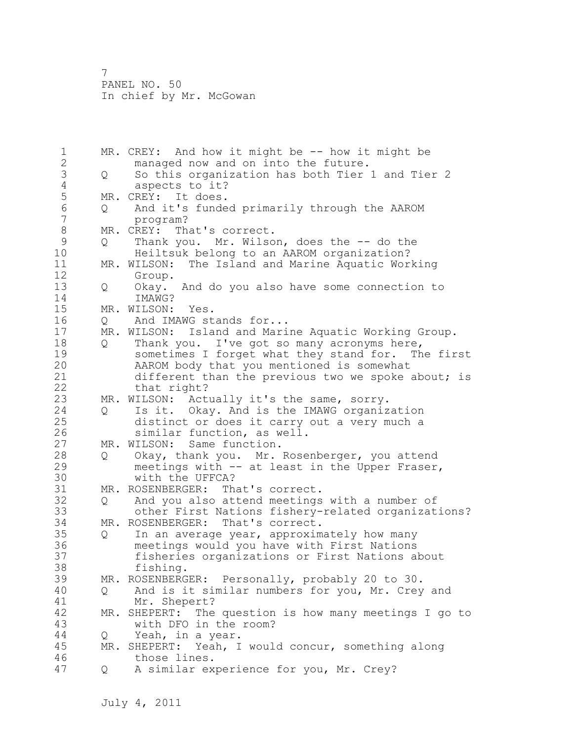MR. CREY: And how it might be -- how it might be managed now and on into the future.

Q So this organization has both Tier 1 and Tier 2 aspects to it?

MR. CREY: It does.

Q And it's funded primarily through the AAROM program?

MR. CREY: That's correct.

Q Thank you. Mr. Wilson, does the -- do the Heiltsuk belong to an AAROM organization?

MR. WILSON: The Island and Marine Aquatic Working Group.

Q Okay. And do you also have some connection to IMAWG?

MR. WILSON: Yes.

Q And IMAWG stands for...

MR. WILSON: Island and Marine Aquatic Working Group.

Q Thank you. I've got so many acronyms here, sometimes I forget what they stand for. The first AAROM body that you mentioned is somewhat different than the previous two we spoke about; is that right?

MR. WILSON: Actually it's the same, sorry.

Q Is it. Okay. And is the IMAWG organization distinct or does it carry out a very much a similar function, as well.

MR. WILSON: Same function.

Q Okay, thank you. Mr. Rosenberger, you attend meetings with -- at least in the Upper Fraser, with the UFFCA?

MR. ROSENBERGER: That's correct.

Q And you also attend meetings with a number of other First Nations fishery-related organizations?

MR. ROSENBERGER: That's correct.

Q In an average year, approximately how many meetings would you have with First Nations fisheries organizations or First Nations about fishing.

MR. ROSENBERGER: Personally, probably 20 to 30.

Q And is it similar numbers for you, Mr. Crey and Mr. Shepert?

MR. SHEPERT: The question is how many meetings I go to with DFO in the room?

Q Yeah, in a year.

MR. SHEPERT: Yeah, I would concur, something along those lines.

Q A similar experience for you, Mr. Crey?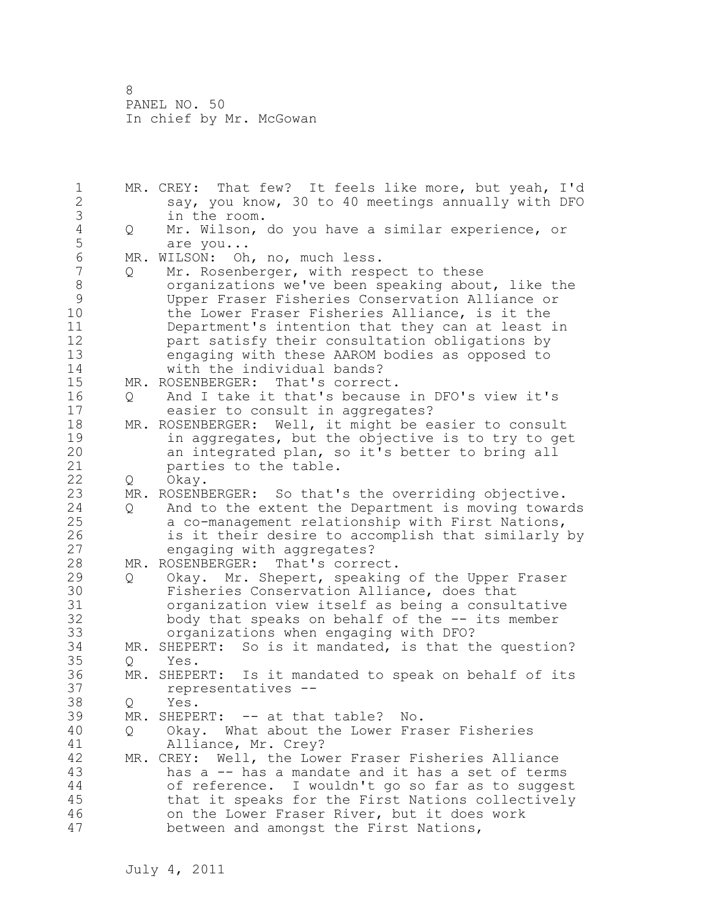MR. CREY: That few? It feels like more, but yeah, I'd say, you know, 30 to 40 meetings annually with DFO in the room.

Q Mr. Wilson, do you have a similar experience, or are you...

MR. WILSON: Oh, no, much less.

Q Mr. Rosenberger, with respect to these organizations we've been speaking about, like the Upper Fraser Fisheries Conservation Alliance or the Lower Fraser Fisheries Alliance, is it the Department's intention that they can at least in part satisfy their consultation obligations by engaging with these AAROM bodies as opposed to with the individual bands?

MR. ROSENBERGER: That's correct.

Q And I take it that's because in DFO's view it's easier to consult in aggregates?

MR. ROSENBERGER: Well, it might be easier to consult in aggregates, but the objective is to try to get an integrated plan, so it's better to bring all parties to the table.

Q Okay.

MR. ROSENBERGER: So that's the overriding objective.

Q And to the extent the Department is moving towards a co-management relationship with First Nations, is it their desire to accomplish that similarly by engaging with aggregates?

MR. ROSENBERGER: That's correct.

Q Okay. Mr. Shepert, speaking of the Upper Fraser Fisheries Conservation Alliance, does that organization view itself as being a consultative body that speaks on behalf of the -- its member organizations when engaging with DFO?

MR. SHEPERT: So is it mandated, is that the question?

Q Yes.

MR. SHEPERT: Is it mandated to speak on behalf of its representatives --

Q Yes.

MR. SHEPERT: -- at that table? No.

Q Okay. What about the Lower Fraser Fisheries Alliance, Mr. Crey?

MR. CREY: Well, the Lower Fraser Fisheries Alliance has a -- has a mandate and it has a set of terms of reference. I wouldn't go so far as to suggest that it speaks for the First Nations collectively on the Lower Fraser River, but it does work between and amongst the First Nations,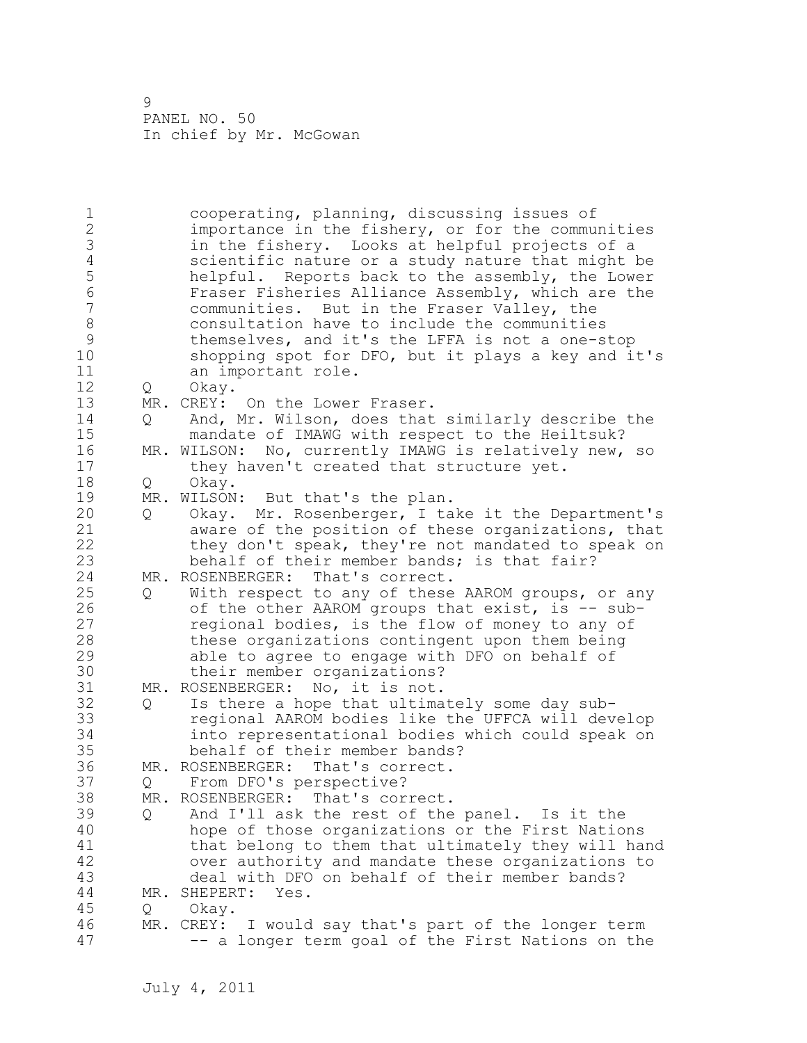cooperating, planning, discussing issues of importance in the fishery, or for the communities in the fishery. Looks at helpful projects of a scientific nature or a study nature that might be helpful. Reports back to the assembly, the Lower Fraser Fisheries Alliance Assembly, which are the communities. But in the Fraser Valley, the consultation have to include the communities themselves, and it's the LFFA is not a one-stop shopping spot for DFO, but it plays a key and it's an important role.

Q Okay.

MR. CREY: On the Lower Fraser.

Q And, Mr. Wilson, does that similarly describe the mandate of IMAWG with respect to the Heiltsuk?

MR. WILSON: No, currently IMAWG is relatively new, so they haven't created that structure yet.

Q Okay.

MR. WILSON: But that's the plan.

Q Okay. Mr. Rosenberger, I take it the Department's aware of the position of these organizations, that they don't speak, they're not mandated to speak on behalf of their member bands; is that fair?

MR. ROSENBERGER: That's correct.

Q With respect to any of these AAROM groups, or any of the other AAROM groups that exist, is -- sub-regional bodies, is the flow of money to any of these organizations contingent upon them being able to agree to engage with DFO on behalf of their member organizations?

MR. ROSENBERGER: No, it is not.

Q Is there a hope that ultimately some day sub-regional AAROM bodies like the UFFCA will develop into representational bodies which could speak on behalf of their member bands?

MR. ROSENBERGER: That's correct.

Q From DFO's perspective?

MR. ROSENBERGER: That's correct.

Q And I'll ask the rest of the panel. Is it the hope of those organizations or the First Nations that belong to them that ultimately they will hand over authority and mandate these organizations to deal with DFO on behalf of their member bands?

MR. SHEPERT: Yes.

Q Okay.

MR. CREY: I would say that's part of the longer term -- a longer term goal of the First Nations on the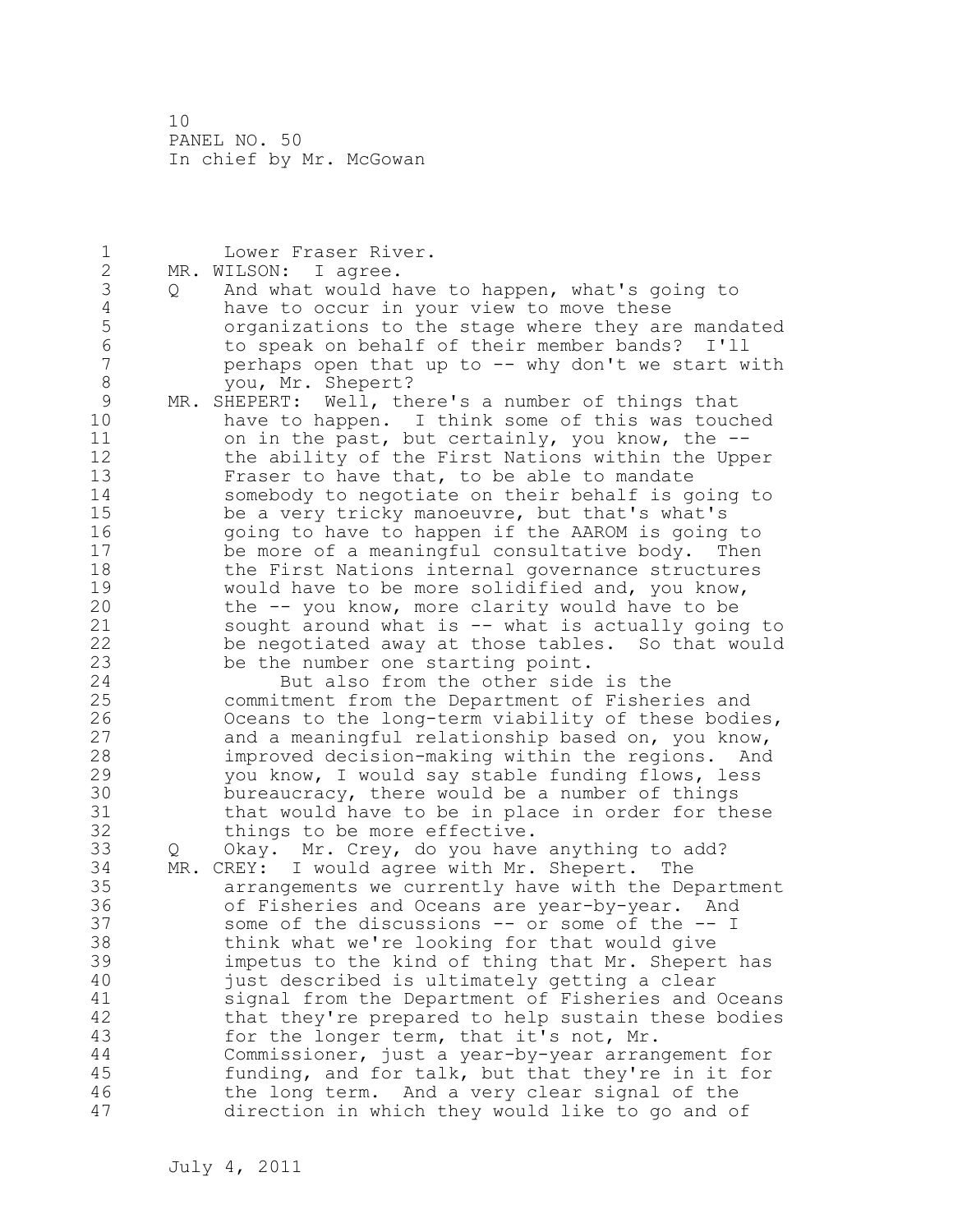Lower Fraser River.

MR. WILSON: I agree.

Q And what would have to happen, what's going to have to occur in your view to move these organizations to the stage where they are mandated to speak on behalf of their member bands? I'll perhaps open that up to -- why don't we start with you, Mr. Shepert?

MR. SHEPERT: Well, there's a number of things that have to happen. I think some of this was touched on in the past, but certainly, you know, the -- the ability of the First Nations within the Upper Fraser to have that, to be able to mandate somebody to negotiate on their behalf is going to be a very tricky manoeuvre, but that's what's going to have to happen if the AAROM is going to be more of a meaningful consultative body. Then the First Nations internal governance structures would have to be more solidified and, you know, the -- you know, more clarity would have to be sought around what is -- what is actually going to be negotiated away at those tables. So that would be the number one starting point.

But also from the other side is the commitment from the Department of Fisheries and Oceans to the long-term viability of these bodies, and a meaningful relationship based on, you know, improved decision-making within the regions. And you know, I would say stable funding flows, less bureaucracy, there would be a number of things that would have to be in place in order for these things to be more effective.

Q Okay. Mr. Crey, do you have anything to add?

MR. CREY: I would agree with Mr. Shepert. The arrangements we currently have with the Department of Fisheries and Oceans are year-by-year. And some of the discussions -- or some of the -- I think what we're looking for that would give impetus to the kind of thing that Mr. Shepert has just described is ultimately getting a clear signal from the Department of Fisheries and Oceans that they're prepared to help sustain these bodies for the longer term, that it's not, Mr. Commissioner, just a year-by-year arrangement for funding, and for talk, but that they're in it for the long term. And a very clear signal of the direction in which they would like to go and of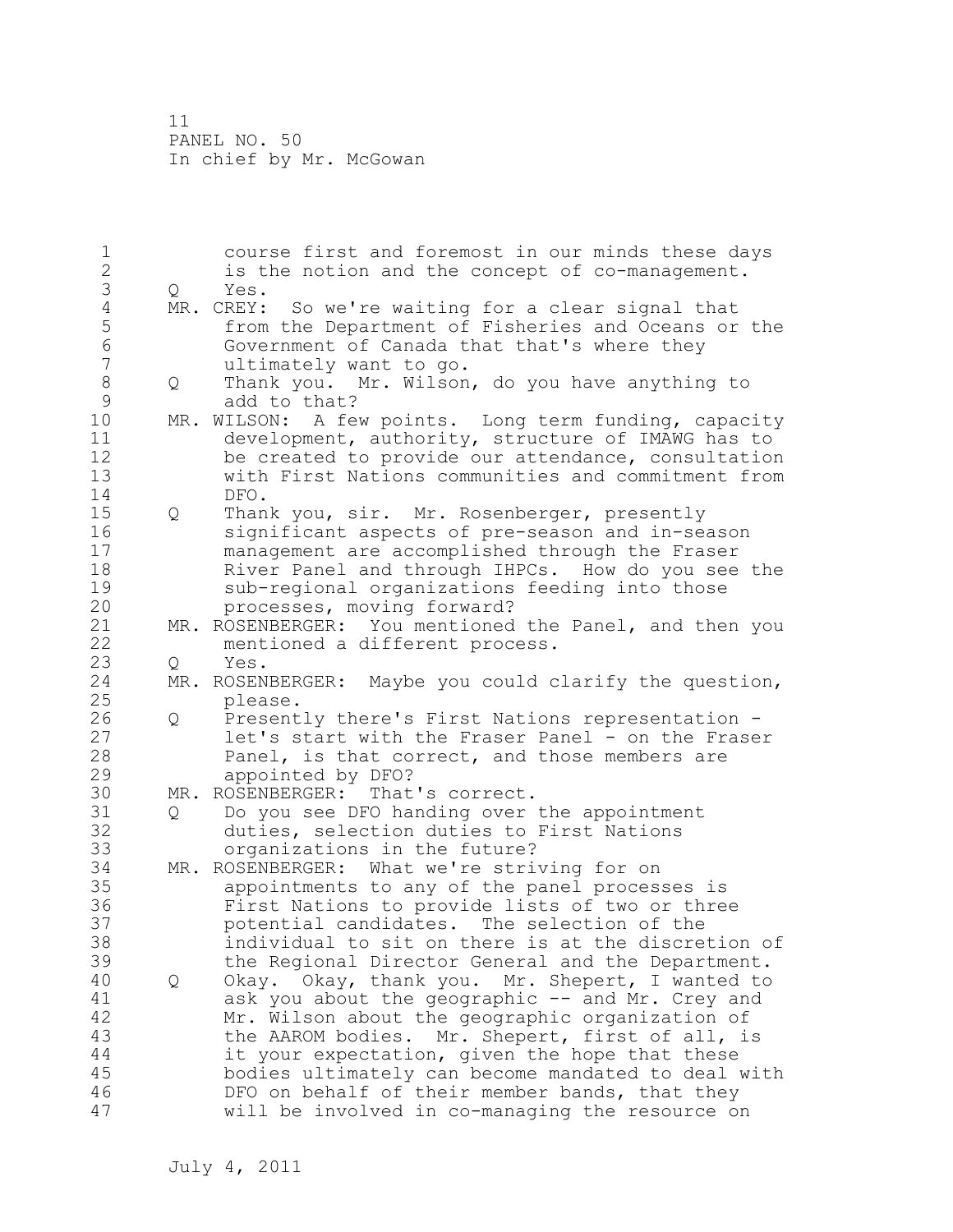course first and foremost in our minds these days is the notion and the concept of co-management.

Q Yes.

MR. CREY: So we're waiting for a clear signal that from the Department of Fisheries and Oceans or the Government of Canada that that's where they ultimately want to go.

Q Thank you. Mr. Wilson, do you have anything to add to that?

MR. WILSON: A few points. Long term funding, capacity development, authority, structure of IMAWG has to be created to provide our attendance, consultation with First Nations communities and commitment from DFO.

Q Thank you, sir. Mr. Rosenberger, presently significant aspects of pre-season and in-season management are accomplished through the Fraser River Panel and through IHPCs. How do you see the sub-regional organizations feeding into those processes, moving forward?

MR. ROSENBERGER: You mentioned the Panel, and then you mentioned a different process.

Q Yes.

MR. ROSENBERGER: Maybe you could clarify the question, please.

Q Presently there's First Nations representation - let's start with the Fraser Panel - on the Fraser Panel, is that correct, and those members are appointed by DFO?

MR. ROSENBERGER: That's correct.

Q Do you see DFO handing over the appointment duties, selection duties to First Nations organizations in the future?

MR. ROSENBERGER: What we're striving for on appointments to any of the panel processes is First Nations to provide lists of two or three potential candidates. The selection of the individual to sit on there is at the discretion of the Regional Director General and the Department.

Q Okay. Okay, thank you. Mr. Shepert, I wanted to ask you about the geographic -- and Mr. Crey and Mr. Wilson about the geographic organization of the AAROM bodies. Mr. Shepert, first of all, is it your expectation, given the hope that these bodies ultimately can become mandated to deal with DFO on behalf of their member bands, that they will be involved in co-managing the resource on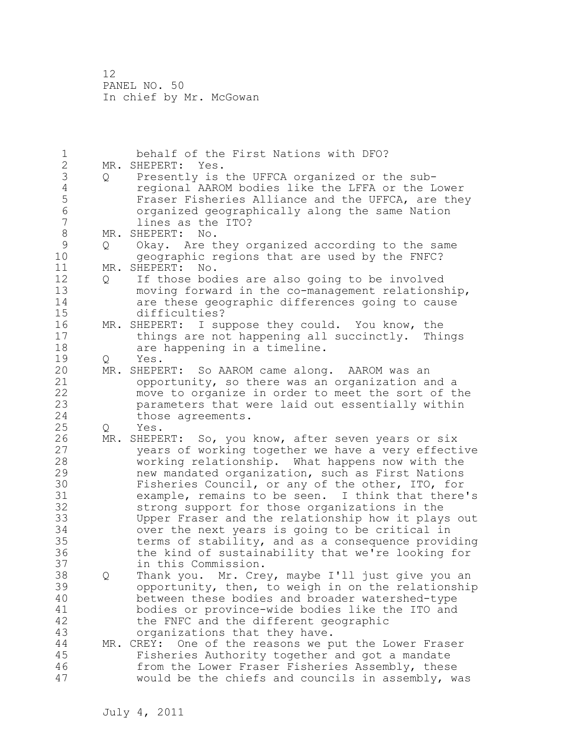PANEL NO. 50
In chief by Mr. McGowan

behalf of the First Nations with DFO?

MR. SHEPERT: Yes.

Q Presently is the UFFCA organized or the sub-regional AAROM bodies like the LFFA or the Lower Fraser Fisheries Alliance and the UFFCA, are they organized geographically along the same Nation lines as the ITO?

MR. SHEPERT: No.

Q Okay. Are they organized according to the same geographic regions that are used by the FNFC?

MR. SHEPERT: No.

Q If those bodies are also going to be involved moving forward in the co-management relationship, are these geographic differences going to cause difficulties?

MR. SHEPERT: I suppose they could. You know, the things are not happening all succinctly. Things are happening in a timeline.

Q Yes.

MR. SHEPERT: So AAROM came along. AAROM was an opportunity, so there was an organization and a move to organize in order to meet the sort of the parameters that were laid out essentially within those agreements.

Q Yes.

MR. SHEPERT: So, you know, after seven years or six years of working together we have a very effective working relationship. What happens now with the new mandated organization, such as First Nations Fisheries Council, or any of the other, ITO, for example, remains to be seen. I think that there's strong support for those organizations in the Upper Fraser and the relationship how it plays out over the next years is going to be critical in terms of stability, and as a consequence providing the kind of sustainability that we're looking for in this Commission.

Q Thank you. Mr. Crey, maybe I'll just give you an opportunity, then, to weigh in on the relationship between these bodies and broader watershed-type bodies or province-wide bodies like the ITO and the FNFC and the different geographic organizations that they have.

MR. CREY: One of the reasons we put the Lower Fraser Fisheries Authority together and got a mandate from the Lower Fraser Fisheries Assembly, these would be the chiefs and councils in assembly, was

July 4, 2011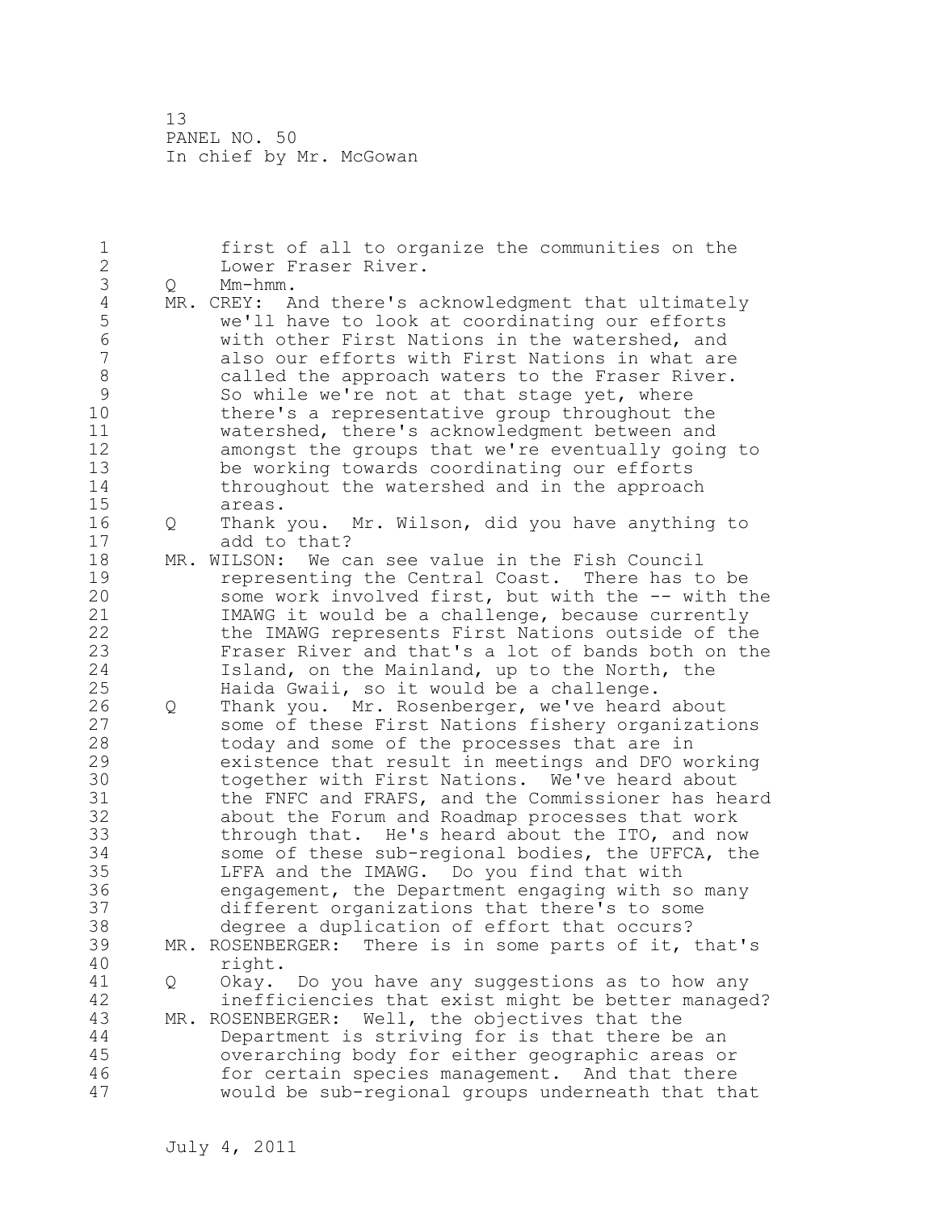first of all to organize the communities on the Lower Fraser River.

Q Mm-hmm.

MR. CREY: And there's acknowledgment that ultimately we'll have to look at coordinating our efforts with other First Nations in the watershed, and also our efforts with First Nations in what are called the approach waters to the Fraser River. So while we're not at that stage yet, where there's a representative group throughout the watershed, there's acknowledgment between and amongst the groups that we're eventually going to be working towards coordinating our efforts throughout the watershed and in the approach areas.

Q Thank you. Mr. Wilson, did you have anything to add to that?

MR. WILSON: We can see value in the Fish Council representing the Central Coast. There has to be some work involved first, but with the -- with the IMAWG it would be a challenge, because currently the IMAWG represents First Nations outside of the Fraser River and that's a lot of bands both on the Island, on the Mainland, up to the North, the Haida Gwaii, so it would be a challenge.

Q Thank you. Mr. Rosenberger, we've heard about some of these First Nations fishery organizations today and some of the processes that are in existence that result in meetings and DFO working together with First Nations. We've heard about the FNFC and FRAFS, and the Commissioner has heard about the Forum and Roadmap processes that work through that. He's heard about the ITO, and now some of these sub-regional bodies, the UFFCA, the LFFA and the IMAWG. Do you find that with engagement, the Department engaging with so many different organizations that there's to some degree a duplication of effort that occurs?

MR. ROSENBERGER: There is in some parts of it, that's right.

Q Okay. Do you have any suggestions as to how any inefficiencies that exist might be better managed?

MR. ROSENBERGER: Well, the objectives that the Department is striving for is that there be an overarching body for either geographic areas or for certain species management. And that there would be sub-regional groups underneath that that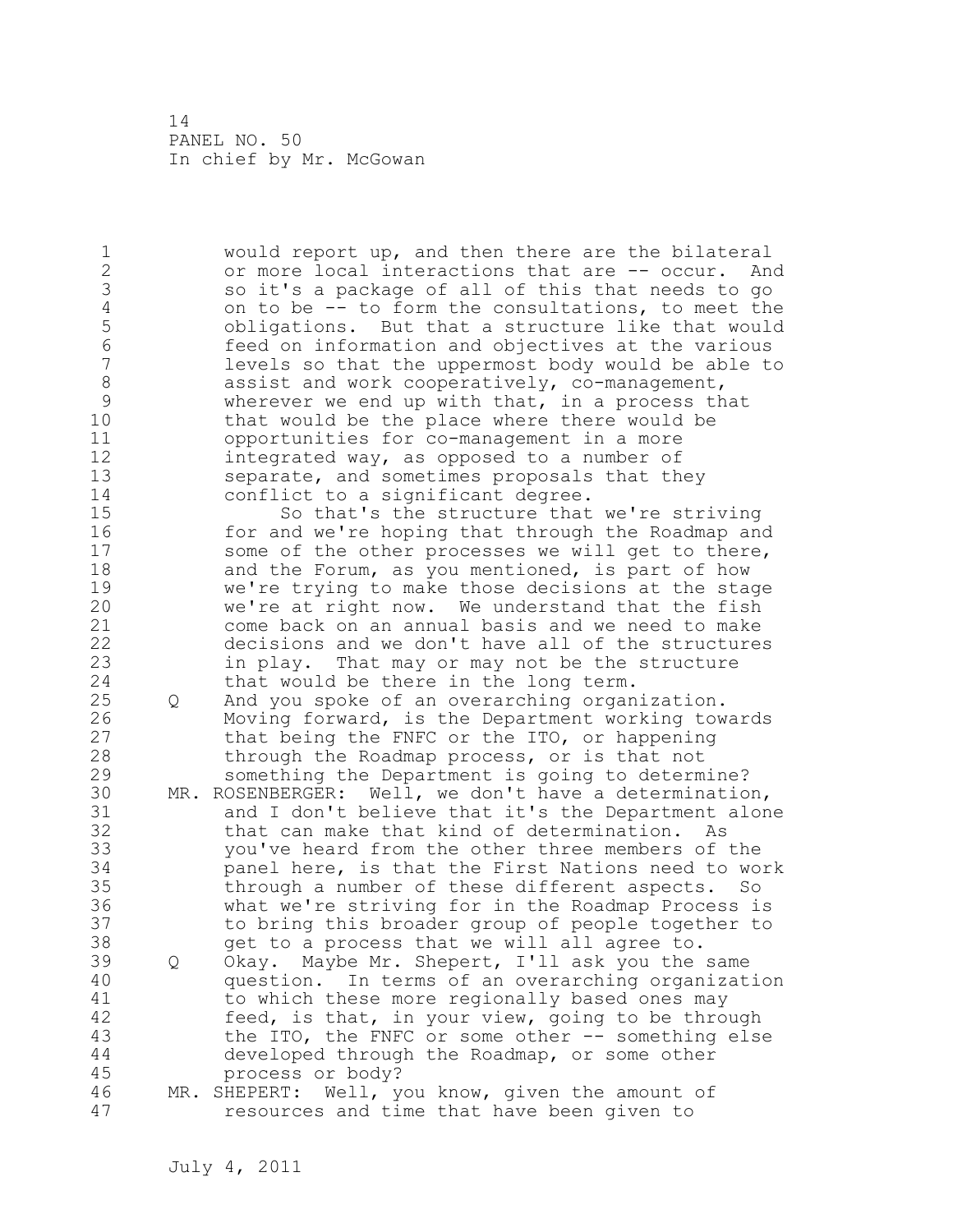would report up, and then there are the bilateral or more local interactions that are -- occur. And so it's a package of all of this that needs to go on to be -- to form the consultations, to meet the obligations. But that a structure like that would feed on information and objectives at the various levels so that the uppermost body would be able to assist and work cooperatively, co-management, wherever we end up with that, in a process that that would be the place where there would be opportunities for co-management in a more integrated way, as opposed to a number of separate, and sometimes proposals that they conflict to a significant degree.

So that's the structure that we're striving for and we're hoping that through the Roadmap and some of the other processes we will get to there, and the Forum, as you mentioned, is part of how we're trying to make those decisions at the stage we're at right now. We understand that the fish come back on an annual basis and we need to make decisions and we don't have all of the structures in play. That may or may not be the structure that would be there in the long term.

Q And you spoke of an overarching organization. Moving forward, is the Department working towards that being the FNFC or the ITO, or happening through the Roadmap process, or is that not something the Department is going to determine?

MR. ROSENBERGER: Well, we don't have a determination, and I don't believe that it's the Department alone that can make that kind of determination. As you've heard from the other three members of the panel here, is that the First Nations need to work through a number of these different aspects. So what we're striving for in the Roadmap Process is to bring this broader group of people together to get to a process that we will all agree to.

Q Okay. Maybe Mr. Shepert, I'll ask you the same question. In terms of an overarching organization to which these more regionally based ones may feed, is that, in your view, going to be through the ITO, the FNFC or some other -- something else developed through the Roadmap, or some other process or body?

MR. SHEPERT: Well, you know, given the amount of resources and time that have been given to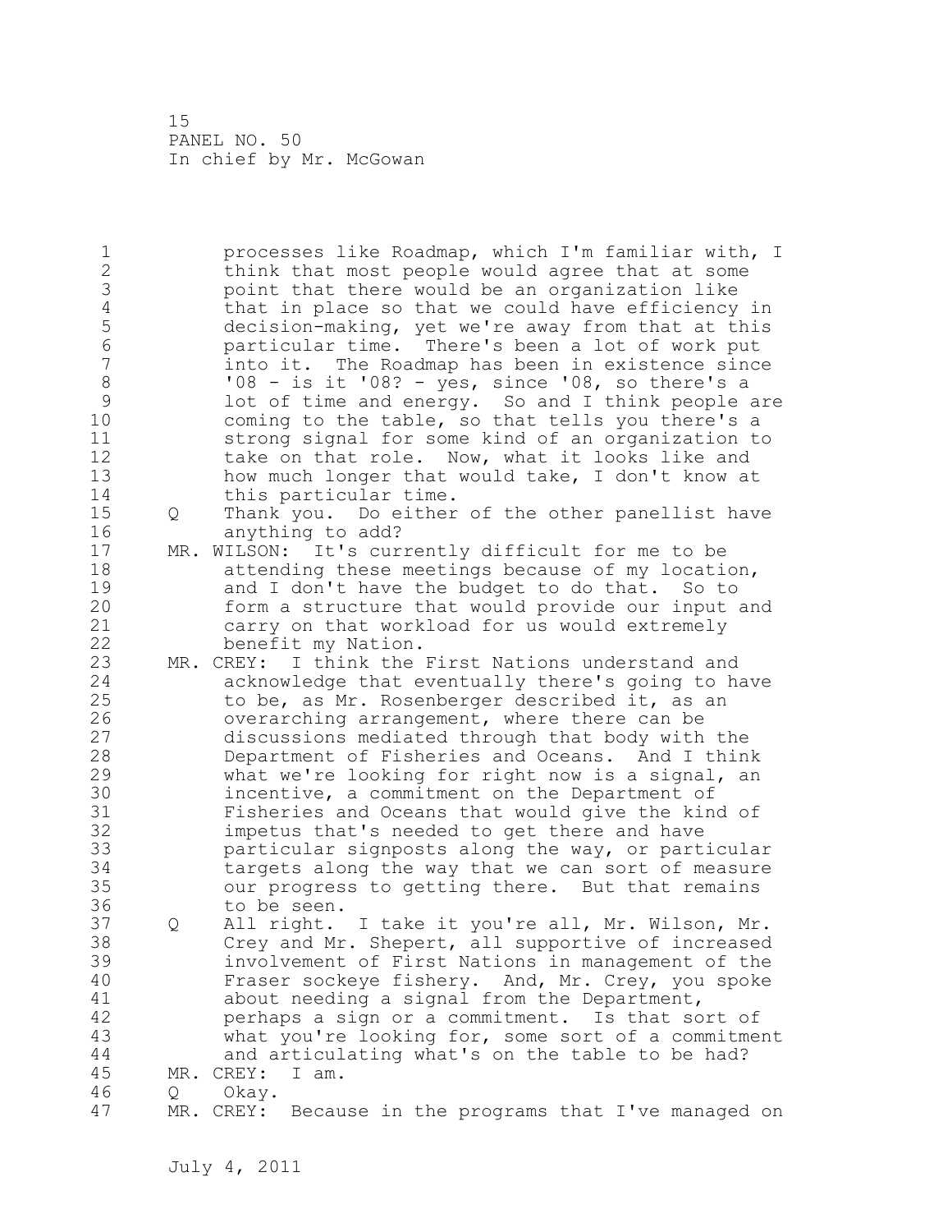processes like Roadmap, which I'm familiar with, I think that most people would agree that at some point that there would be an organization like that in place so that we could have efficiency in decision-making, yet we're away from that at this particular time. There's been a lot of work put into it. The Roadmap has been in existence since '08 - is it '08? - yes, since '08, so there's a lot of time and energy. So and I think people are coming to the table, so that tells you there's a strong signal for some kind of an organization to take on that role. Now, what it looks like and how much longer that would take, I don't know at this particular time.

Q Thank you. Do either of the other panellist have anything to add?

MR. WILSON: It's currently difficult for me to be attending these meetings because of my location, and I don't have the budget to do that. So to form a structure that would provide our input and carry on that workload for us would extremely benefit my Nation.

MR. CREY: I think the First Nations understand and acknowledge that eventually there's going to have to be, as Mr. Rosenberger described it, as an overarching arrangement, where there can be discussions mediated through that body with the Department of Fisheries and Oceans. And I think what we're looking for right now is a signal, an incentive, a commitment on the Department of Fisheries and Oceans that would give the kind of impetus that's needed to get there and have particular signposts along the way, or particular targets along the way that we can sort of measure our progress to getting there. But that remains to be seen.

Q All right. I take it you're all, Mr. Wilson, Mr. Crey and Mr. Shepert, all supportive of increased involvement of First Nations in management of the Fraser sockeye fishery. And, Mr. Crey, you spoke about needing a signal from the Department, perhaps a sign or a commitment. Is that sort of what you're looking for, some sort of a commitment and articulating what's on the table to be had?

MR. CREY: I am.

Q Okay.

MR. CREY: Because in the programs that I've managed on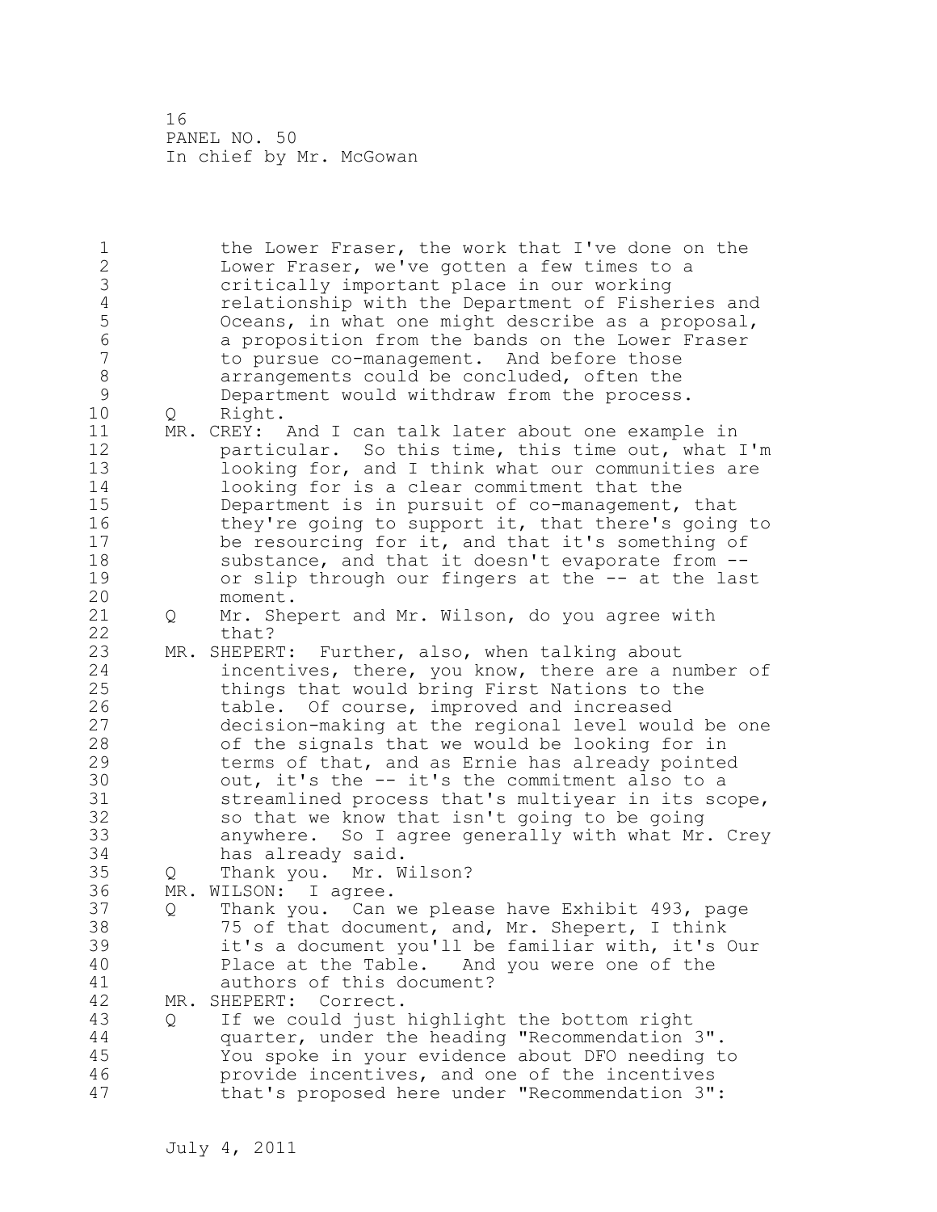the Lower Fraser, the work that I've done on the Lower Fraser, we've gotten a few times to a critically important place in our working relationship with the Department of Fisheries and Oceans, in what one might describe as a proposal, a proposition from the bands on the Lower Fraser to pursue co-management. And before those arrangements could be concluded, often the Department would withdraw from the process.

Q Right.

MR. CREY: And I can talk later about one example in particular. So this time, this time out, what I'm looking for, and I think what our communities are looking for is a clear commitment that the Department is in pursuit of co-management, that they're going to support it, that there's going to be resourcing for it, and that it's something of substance, and that it doesn't evaporate from -- or slip through our fingers at the -- at the last moment.

Q Mr. Shepert and Mr. Wilson, do you agree with that?

MR. SHEPERT: Further, also, when talking about incentives, there, you know, there are a number of things that would bring First Nations to the table. Of course, improved and increased decision-making at the regional level would be one of the signals that we would be looking for in terms of that, and as Ernie has already pointed out, it's the -- it's the commitment also to a streamlined process that's multiyear in its scope, so that we know that isn't going to be going anywhere. So I agree generally with what Mr. Crey has already said.

Q Thank you. Mr. Wilson?

MR. WILSON: I agree.

Q Thank you. Can we please have Exhibit 493, page 75 of that document, and, Mr. Shepert, I think it's a document you'll be familiar with, it's Our Place at the Table. And you were one of the authors of this document?

MR. SHEPERT: Correct.

Q If we could just highlight the bottom right quarter, under the heading "Recommendation 3". You spoke in your evidence about DFO needing to provide incentives, and one of the incentives that's proposed here under "Recommendation 3":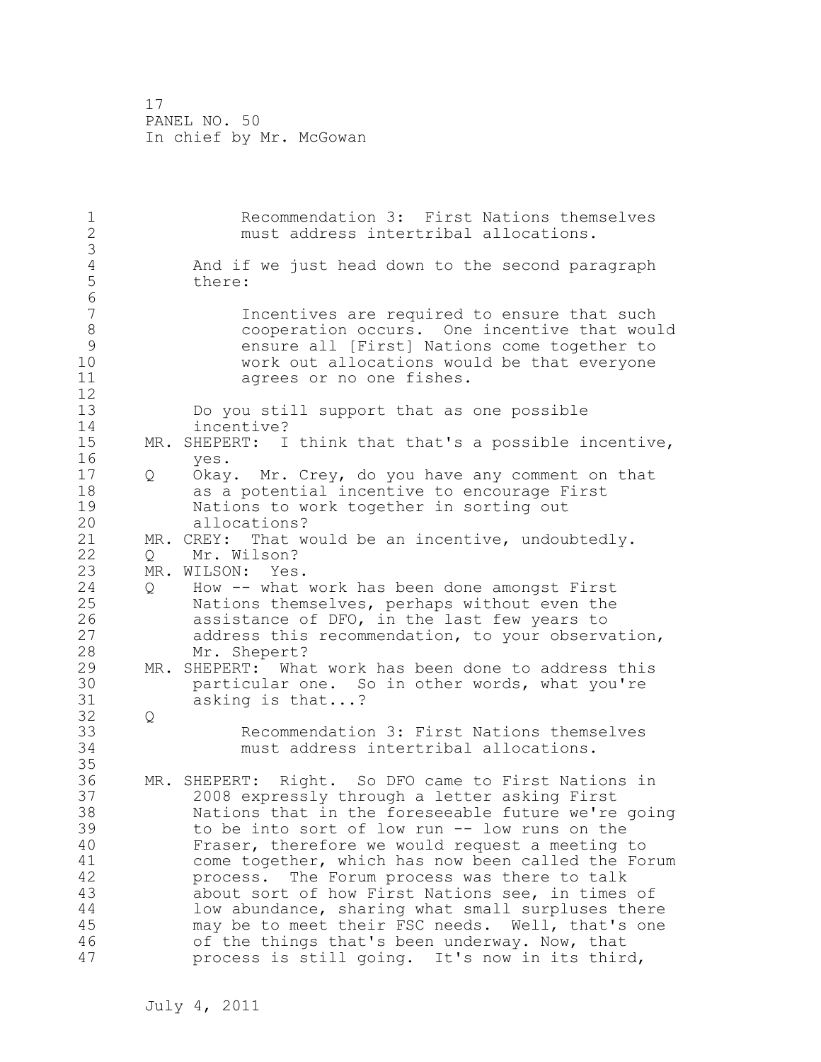> Recommendation 3: First Nations themselves must address intertribal allocations.

And if we just head down to the second paragraph there:

> Incentives are required to ensure that such cooperation occurs. One incentive that would ensure all [First] Nations come together to work out allocations would be that everyone agrees or no one fishes.

Do you still support that as one possible incentive?

MR. SHEPERT: I think that that's a possible incentive, yes.

Q Okay. Mr. Crey, do you have any comment on that as a potential incentive to encourage First Nations to work together in sorting out allocations?

MR. CREY: That would be an incentive, undoubtedly.

Q Mr. Wilson?

MR. WILSON: Yes.

Q How -- what work has been done amongst First Nations themselves, perhaps without even the assistance of DFO, in the last few years to address this recommendation, to your observation, Mr. Shepert?

MR. SHEPERT: What work has been done to address this particular one. So in other words, what you're asking is that...?

Q

> Recommendation 3: First Nations themselves must address intertribal allocations.

MR. SHEPERT: Right. So DFO came to First Nations in 2008 expressly through a letter asking First Nations that in the foreseeable future we're going to be into sort of low run -- low runs on the Fraser, therefore we would request a meeting to come together, which has now been called the Forum process. The Forum process was there to talk about sort of how First Nations see, in times of low abundance, sharing what small surpluses there may be to meet their FSC needs. Well, that's one of the things that's been underway. Now, that process is still going. It's now in its third,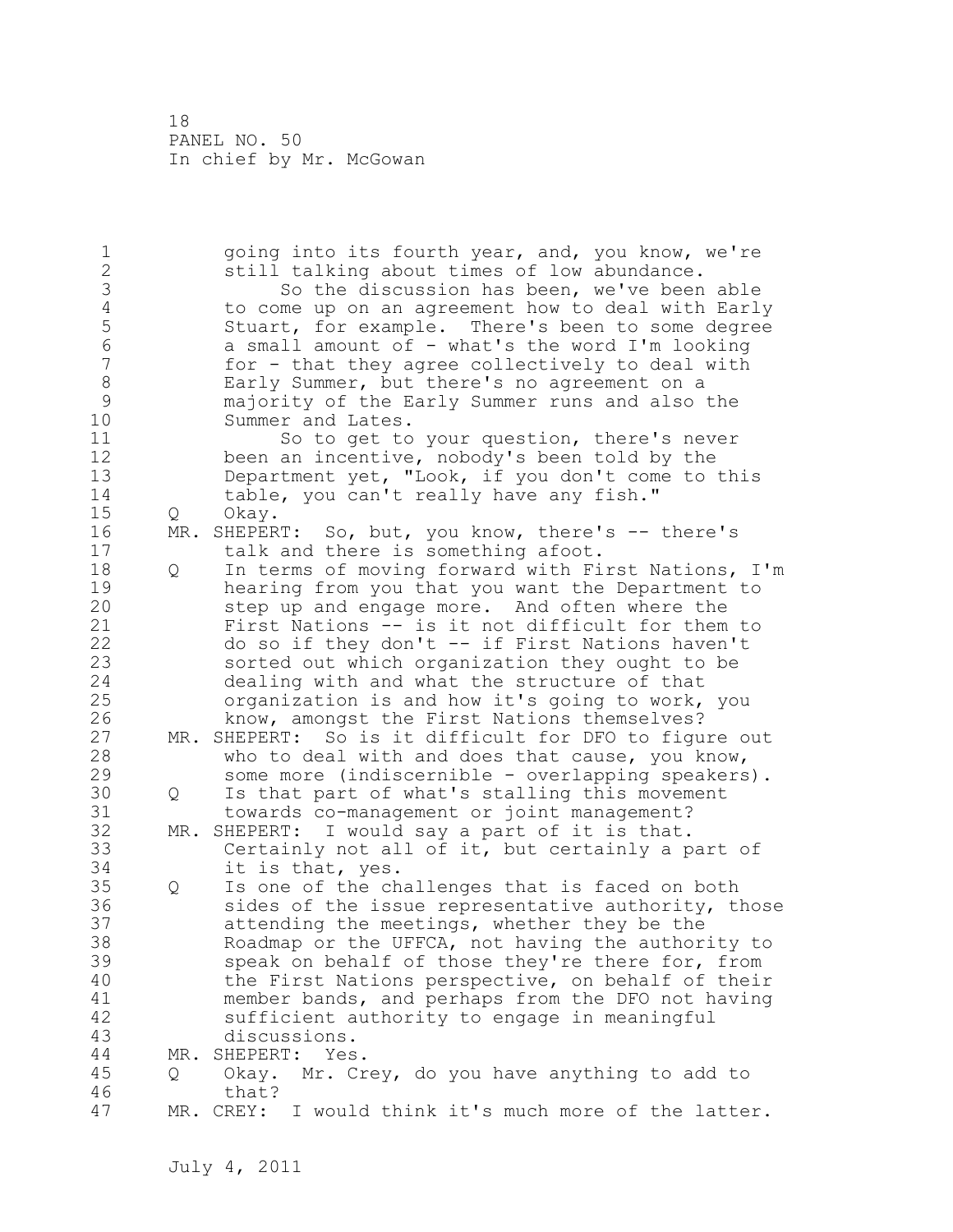going into its fourth year, and, you know, we're still talking about times of low abundance.

So the discussion has been, we've been able to come up on an agreement how to deal with Early Stuart, for example. There's been to some degree a small amount of - what's the word I'm looking for - that they agree collectively to deal with Early Summer, but there's no agreement on a majority of the Early Summer runs and also the Summer and Lates.

So to get to your question, there's never been an incentive, nobody's been told by the Department yet, "Look, if you don't come to this table, you can't really have any fish."

Q Okay.

MR. SHEPERT: So, but, you know, there's -- there's talk and there is something afoot.

Q In terms of moving forward with First Nations, I'm hearing from you that you want the Department to step up and engage more. And often where the First Nations -- is it not difficult for them to do so if they don't -- if First Nations haven't sorted out which organization they ought to be dealing with and what the structure of that organization is and how it's going to work, you know, amongst the First Nations themselves?

MR. SHEPERT: So is it difficult for DFO to figure out who to deal with and does that cause, you know, some more (indiscernible - overlapping speakers).

Q Is that part of what's stalling this movement towards co-management or joint management?

MR. SHEPERT: I would say a part of it is that. Certainly not all of it, but certainly a part of it is that, yes.

Q Is one of the challenges that is faced on both sides of the issue representative authority, those attending the meetings, whether they be the Roadmap or the UFFCA, not having the authority to speak on behalf of those they're there for, from the First Nations perspective, on behalf of their member bands, and perhaps from the DFO not having sufficient authority to engage in meaningful discussions.

MR. SHEPERT: Yes.

Q Okay. Mr. Crey, do you have anything to add to that?

MR. CREY: I would think it's much more of the latter.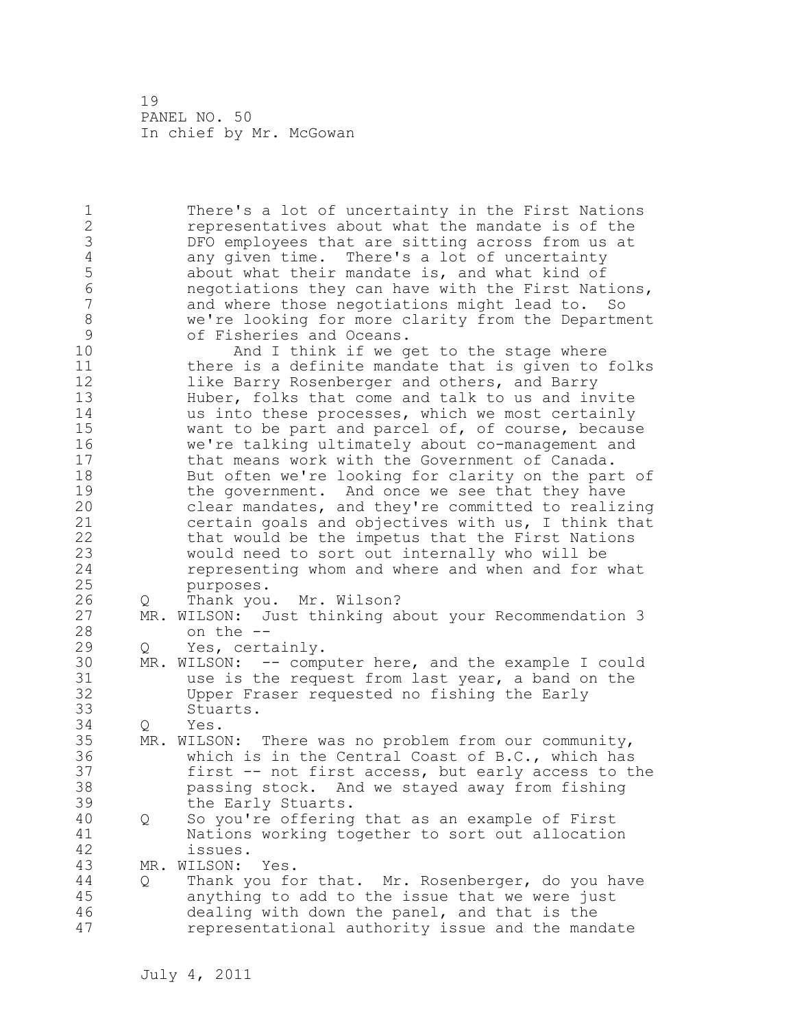There's a lot of uncertainty in the First Nations representatives about what the mandate is of the DFO employees that are sitting across from us at any given time. There's a lot of uncertainty about what their mandate is, and what kind of negotiations they can have with the First Nations, and where those negotiations might lead to. So we're looking for more clarity from the Department of Fisheries and Oceans.

And I think if we get to the stage where there is a definite mandate that is given to folks like Barry Rosenberger and others, and Barry Huber, folks that come and talk to us and invite us into these processes, which we most certainly want to be part and parcel of, of course, because we're talking ultimately about co-management and that means work with the Government of Canada. But often we're looking for clarity on the part of the government. And once we see that they have clear mandates, and they're committed to realizing certain goals and objectives with us, I think that that would be the impetus that the First Nations would need to sort out internally who will be representing whom and where and when and for what purposes.

Q Thank you. Mr. Wilson?

MR. WILSON: Just thinking about your Recommendation 3 on the --

Q Yes, certainly.

MR. WILSON: -- computer here, and the example I could use is the request from last year, a band on the Upper Fraser requested no fishing the Early Stuarts.

Q Yes.

MR. WILSON: There was no problem from our community, which is in the Central Coast of B.C., which has first -- not first access, but early access to the passing stock. And we stayed away from fishing the Early Stuarts.

Q So you're offering that as an example of First Nations working together to sort out allocation issues.

MR. WILSON: Yes.

Q Thank you for that. Mr. Rosenberger, do you have anything to add to the issue that we were just dealing with down the panel, and that is the representational authority issue and the mandate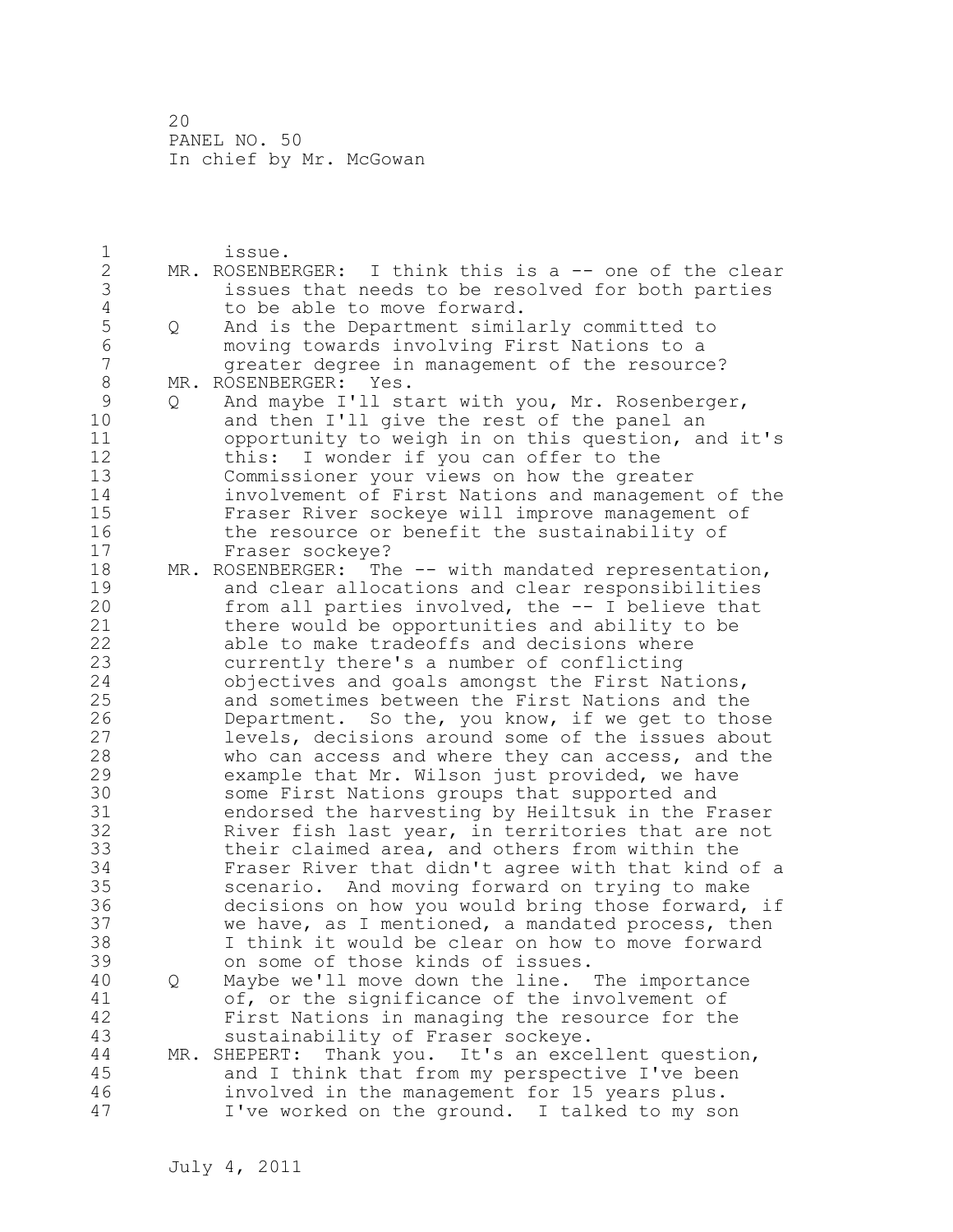issue.

MR. ROSENBERGER: I think this is a -- one of the clear issues that needs to be resolved for both parties to be able to move forward.

Q And is the Department similarly committed to moving towards involving First Nations to a greater degree in management of the resource?

MR. ROSENBERGER: Yes.

Q And maybe I'll start with you, Mr. Rosenberger, and then I'll give the rest of the panel an opportunity to weigh in on this question, and it's this: I wonder if you can offer to the Commissioner your views on how the greater involvement of First Nations and management of the Fraser River sockeye will improve management of the resource or benefit the sustainability of Fraser sockeye?

MR. ROSENBERGER: The -- with mandated representation, and clear allocations and clear responsibilities from all parties involved, the -- I believe that there would be opportunities and ability to be able to make tradeoffs and decisions where currently there's a number of conflicting objectives and goals amongst the First Nations, and sometimes between the First Nations and the Department. So the, you know, if we get to those levels, decisions around some of the issues about who can access and where they can access, and the example that Mr. Wilson just provided, we have some First Nations groups that supported and endorsed the harvesting by Heiltsuk in the Fraser River fish last year, in territories that are not their claimed area, and others from within the Fraser River that didn't agree with that kind of a scenario. And moving forward on trying to make decisions on how you would bring those forward, if we have, as I mentioned, a mandated process, then I think it would be clear on how to move forward on some of those kinds of issues.

Q Maybe we'll move down the line. The importance of, or the significance of the involvement of First Nations in managing the resource for the sustainability of Fraser sockeye.

MR. SHEPERT: Thank you. It's an excellent question, and I think that from my perspective I've been involved in the management for 15 years plus. I've worked on the ground. I talked to my son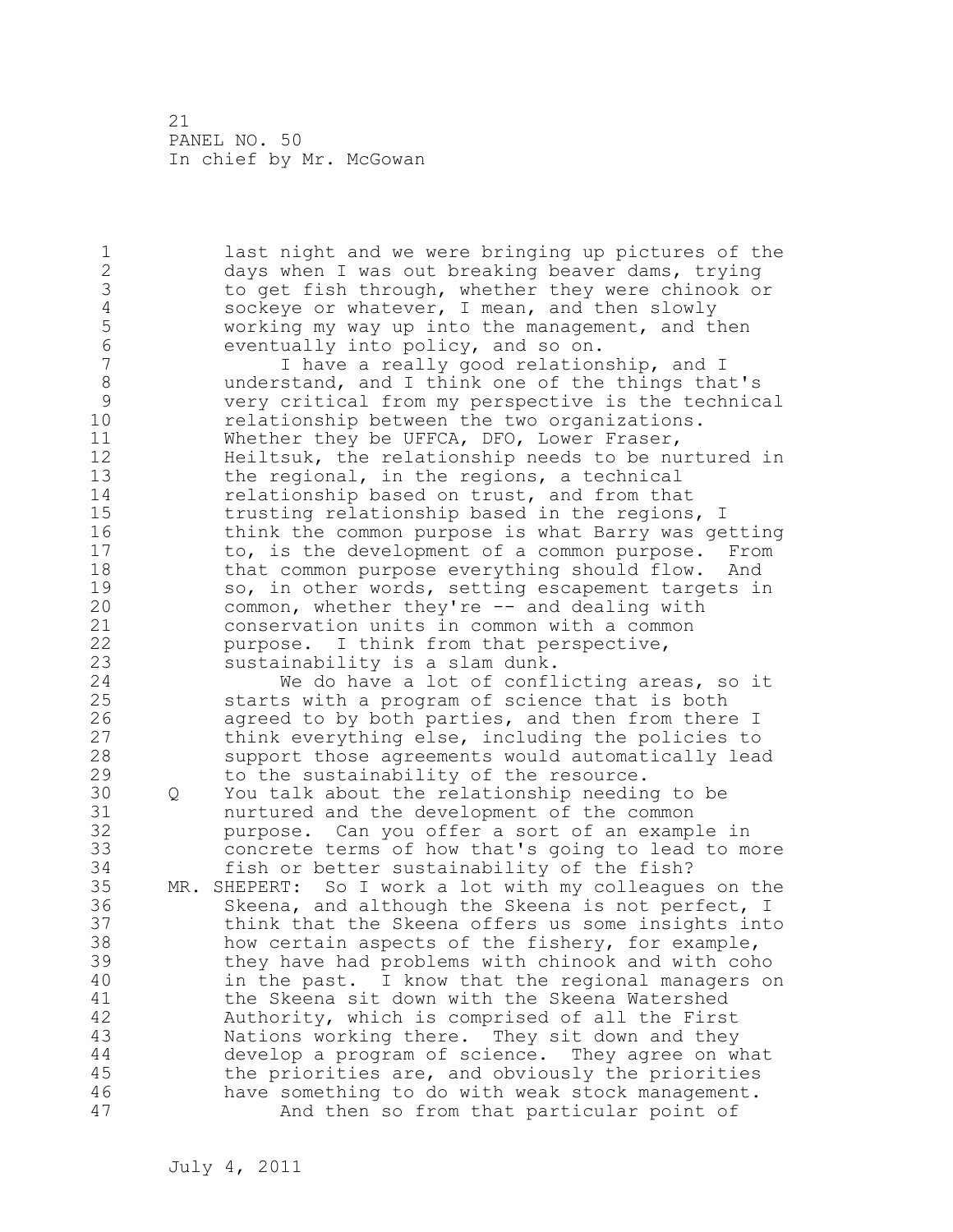last night and we were bringing up pictures of the days when I was out breaking beaver dams, trying to get fish through, whether they were chinook or sockeye or whatever, I mean, and then slowly working my way up into the management, and then eventually into policy, and so on.

I have a really good relationship, and I understand, and I think one of the things that's very critical from my perspective is the technical relationship between the two organizations. Whether they be UFFCA, DFO, Lower Fraser, Heiltsuk, the relationship needs to be nurtured in the regional, in the regions, a technical relationship based on trust, and from that trusting relationship based in the regions, I think the common purpose is what Barry was getting to, is the development of a common purpose. From that common purpose everything should flow. And so, in other words, setting escapement targets in common, whether they're -- and dealing with conservation units in common with a common purpose. I think from that perspective, sustainability is a slam dunk.

We do have a lot of conflicting areas, so it starts with a program of science that is both agreed to by both parties, and then from there I think everything else, including the policies to support those agreements would automatically lead to the sustainability of the resource.

Q You talk about the relationship needing to be nurtured and the development of the common purpose. Can you offer a sort of an example in concrete terms of how that's going to lead to more fish or better sustainability of the fish?

MR. SHEPERT: So I work a lot with my colleagues on the Skeena, and although the Skeena is not perfect, I think that the Skeena offers us some insights into how certain aspects of the fishery, for example, they have had problems with chinook and with coho in the past. I know that the regional managers on the Skeena sit down with the Skeena Watershed Authority, which is comprised of all the First Nations working there. They sit down and they develop a program of science. They agree on what the priorities are, and obviously the priorities have something to do with weak stock management.

And then so from that particular point of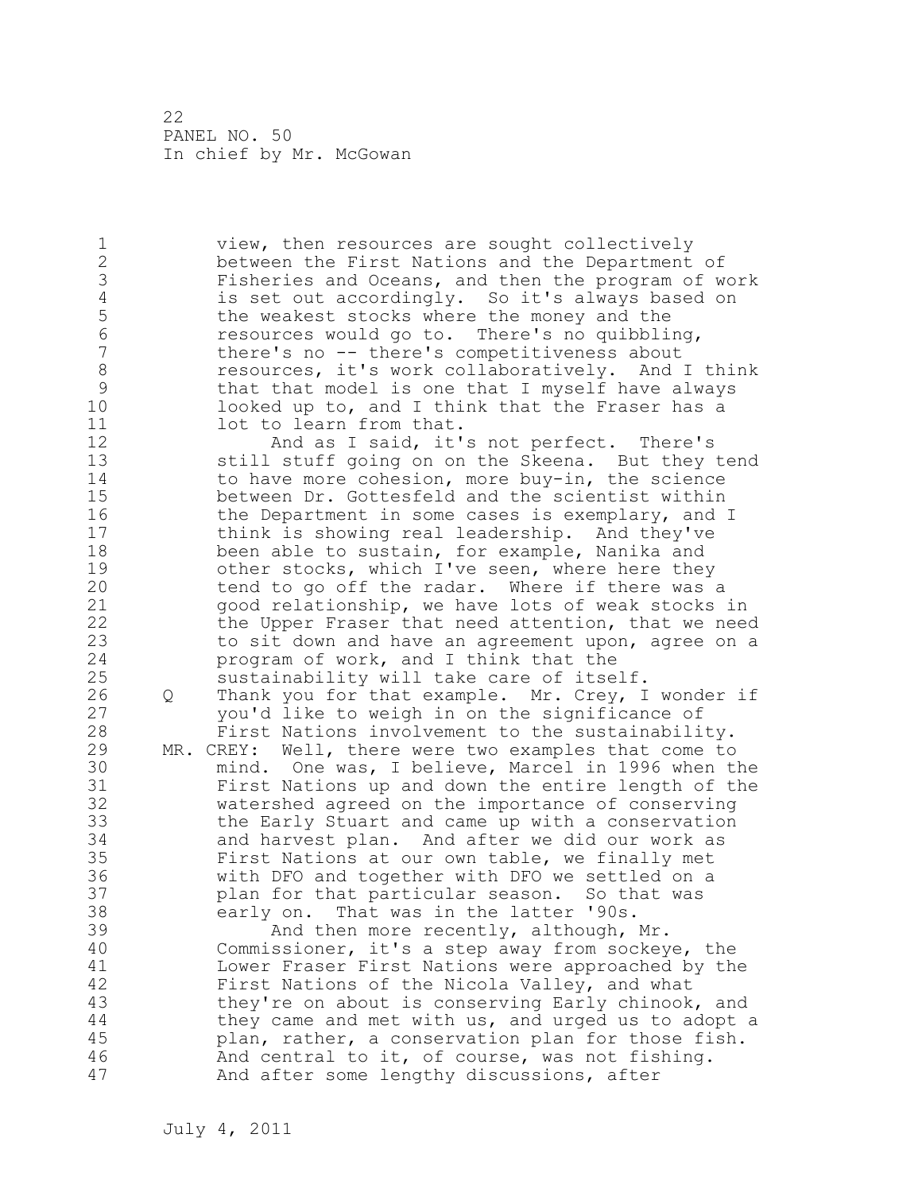view, then resources are sought collectively between the First Nations and the Department of Fisheries and Oceans, and then the program of work is set out accordingly. So it's always based on the weakest stocks where the money and the resources would go to. There's no quibbling, there's no -- there's competitiveness about resources, it's work collaboratively. And I think that that model is one that I myself have always looked up to, and I think that the Fraser has a lot to learn from that.

And as I said, it's not perfect. There's still stuff going on on the Skeena. But they tend to have more cohesion, more buy-in, the science between Dr. Gottesfeld and the scientist within the Department in some cases is exemplary, and I think is showing real leadership. And they've been able to sustain, for example, Nanika and other stocks, which I've seen, where here they tend to go off the radar. Where if there was a good relationship, we have lots of weak stocks in the Upper Fraser that need attention, that we need to sit down and have an agreement upon, agree on a program of work, and I think that the sustainability will take care of itself.

Q Thank you for that example. Mr. Crey, I wonder if you'd like to weigh in on the significance of First Nations involvement to the sustainability.

MR. CREY: Well, there were two examples that come to mind. One was, I believe, Marcel in 1996 when the First Nations up and down the entire length of the watershed agreed on the importance of conserving the Early Stuart and came up with a conservation and harvest plan. And after we did our work as First Nations at our own table, we finally met with DFO and together with DFO we settled on a plan for that particular season. So that was early on. That was in the latter '90s.

And then more recently, although, Mr. Commissioner, it's a step away from sockeye, the Lower Fraser First Nations were approached by the First Nations of the Nicola Valley, and what they're on about is conserving Early chinook, and they came and met with us, and urged us to adopt a plan, rather, a conservation plan for those fish. And central to it, of course, was not fishing. And after some lengthy discussions, after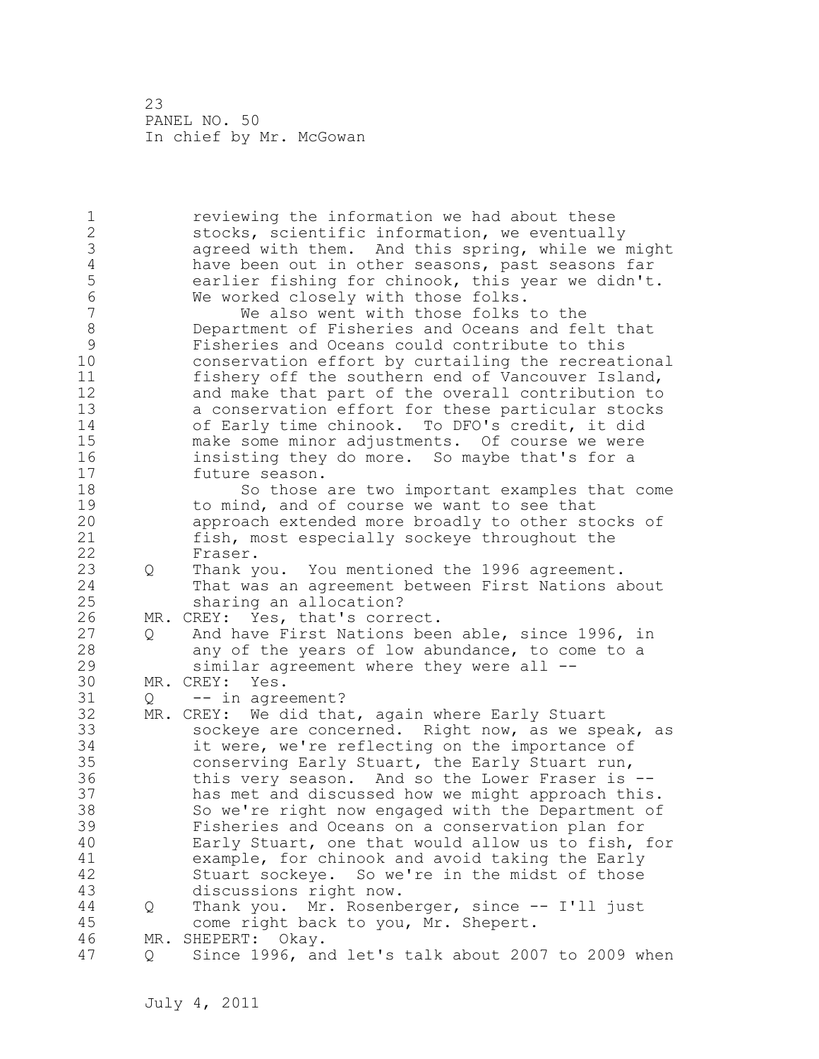reviewing the information we had about these stocks, scientific information, we eventually agreed with them. And this spring, while we might have been out in other seasons, past seasons far earlier fishing for chinook, this year we didn't. We worked closely with those folks.

We also went with those folks to the Department of Fisheries and Oceans and felt that Fisheries and Oceans could contribute to this conservation effort by curtailing the recreational fishery off the southern end of Vancouver Island, and make that part of the overall contribution to a conservation effort for these particular stocks of Early time chinook. To DFO's credit, it did make some minor adjustments. Of course we were insisting they do more. So maybe that's for a future season.

So those are two important examples that come to mind, and of course we want to see that approach extended more broadly to other stocks of fish, most especially sockeye throughout the Fraser.

Q Thank you. You mentioned the 1996 agreement. That was an agreement between First Nations about sharing an allocation?

MR. CREY: Yes, that's correct.

Q And have First Nations been able, since 1996, in any of the years of low abundance, to come to a similar agreement where they were all --

MR. CREY: Yes.

Q -- in agreement?

MR. CREY: We did that, again where Early Stuart sockeye are concerned. Right now, as we speak, as it were, we're reflecting on the importance of conserving Early Stuart, the Early Stuart run, this very season. And so the Lower Fraser is -- has met and discussed how we might approach this. So we're right now engaged with the Department of Fisheries and Oceans on a conservation plan for Early Stuart, one that would allow us to fish, for example, for chinook and avoid taking the Early Stuart sockeye. So we're in the midst of those discussions right now.

Q Thank you. Mr. Rosenberger, since -- I'll just come right back to you, Mr. Shepert.

MR. SHEPERT: Okay.

Q Since 1996, and let's talk about 2007 to 2009 when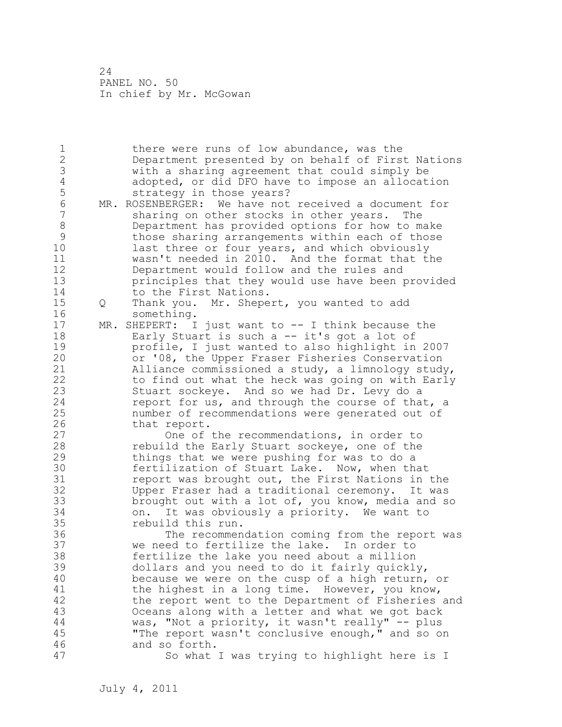there were runs of low abundance, was the Department presented by on behalf of First Nations with a sharing agreement that could simply be adopted, or did DFO have to impose an allocation strategy in those years?

MR. ROSENBERGER: We have not received a document for sharing on other stocks in other years. The Department has provided options for how to make those sharing arrangements within each of those last three or four years, and which obviously wasn't needed in 2010. And the format that the Department would follow and the rules and principles that they would use have been provided to the First Nations.

Q Thank you. Mr. Shepert, you wanted to add something.

MR. SHEPERT: I just want to -- I think because the Early Stuart is such a -- it's got a lot of profile, I just wanted to also highlight in 2007 or '08, the Upper Fraser Fisheries Conservation Alliance commissioned a study, a limnology study, to find out what the heck was going on with Early Stuart sockeye. And so we had Dr. Levy do a report for us, and through the course of that, a number of recommendations were generated out of that report.

One of the recommendations, in order to rebuild the Early Stuart sockeye, one of the things that we were pushing for was to do a fertilization of Stuart Lake. Now, when that report was brought out, the First Nations in the Upper Fraser had a traditional ceremony. It was brought out with a lot of, you know, media and so on. It was obviously a priority. We want to rebuild this run.

The recommendation coming from the report was we need to fertilize the lake. In order to fertilize the lake you need about a million dollars and you need to do it fairly quickly, because we were on the cusp of a high return, or the highest in a long time. However, you know, the report went to the Department of Fisheries and Oceans along with a letter and what we got back was, "Not a priority, it wasn't really" -- plus "The report wasn't conclusive enough," and so on and so forth.

So what I was trying to highlight here is I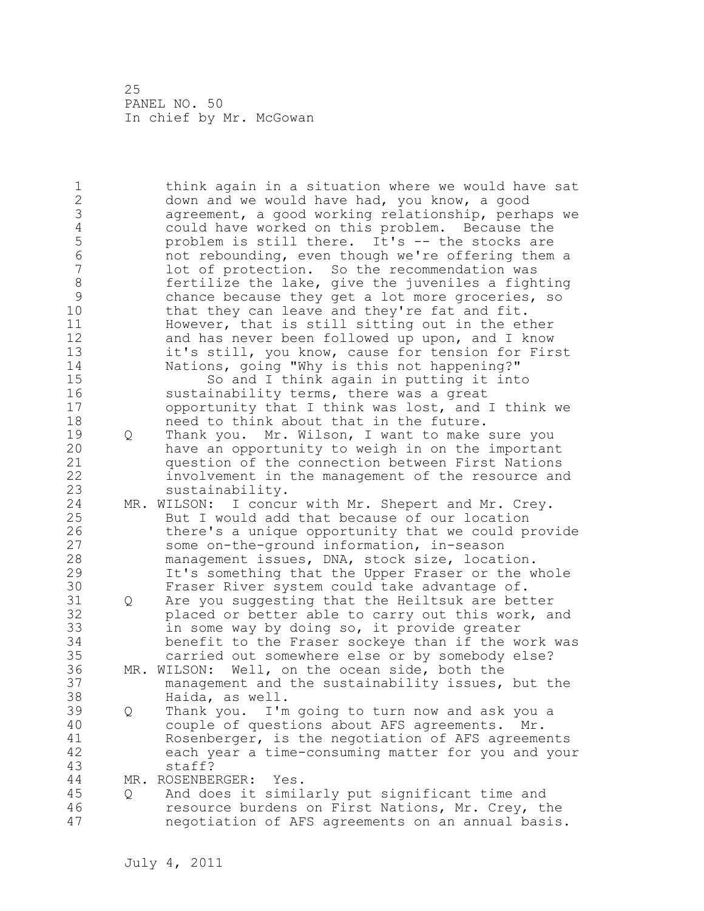think again in a situation where we would have sat down and we would have had, you know, a good agreement, a good working relationship, perhaps we could have worked on this problem. Because the problem is still there. It's -- the stocks are not rebounding, even though we're offering them a lot of protection. So the recommendation was fertilize the lake, give the juveniles a fighting chance because they get a lot more groceries, so that they can leave and they're fat and fit. However, that is still sitting out in the ether and has never been followed up upon, and I know it's still, you know, cause for tension for First Nations, going "Why is this not happening?"

So and I think again in putting it into sustainability terms, there was a great opportunity that I think was lost, and I think we need to think about that in the future.

Q Thank you. Mr. Wilson, I want to make sure you have an opportunity to weigh in on the important question of the connection between First Nations involvement in the management of the resource and sustainability.

MR. WILSON: I concur with Mr. Shepert and Mr. Crey. But I would add that because of our location there's a unique opportunity that we could provide some on-the-ground information, in-season management issues, DNA, stock size, location. It's something that the Upper Fraser or the whole Fraser River system could take advantage of.

Q Are you suggesting that the Heiltsuk are better placed or better able to carry out this work, and in some way by doing so, it provide greater benefit to the Fraser sockeye than if the work was carried out somewhere else or by somebody else?

MR. WILSON: Well, on the ocean side, both the management and the sustainability issues, but the Haida, as well.

Q Thank you. I'm going to turn now and ask you a couple of questions about AFS agreements. Mr. Rosenberger, is the negotiation of AFS agreements each year a time-consuming matter for you and your staff?

MR. ROSENBERGER: Yes.

Q And does it similarly put significant time and resource burdens on First Nations, Mr. Crey, the negotiation of AFS agreements on an annual basis.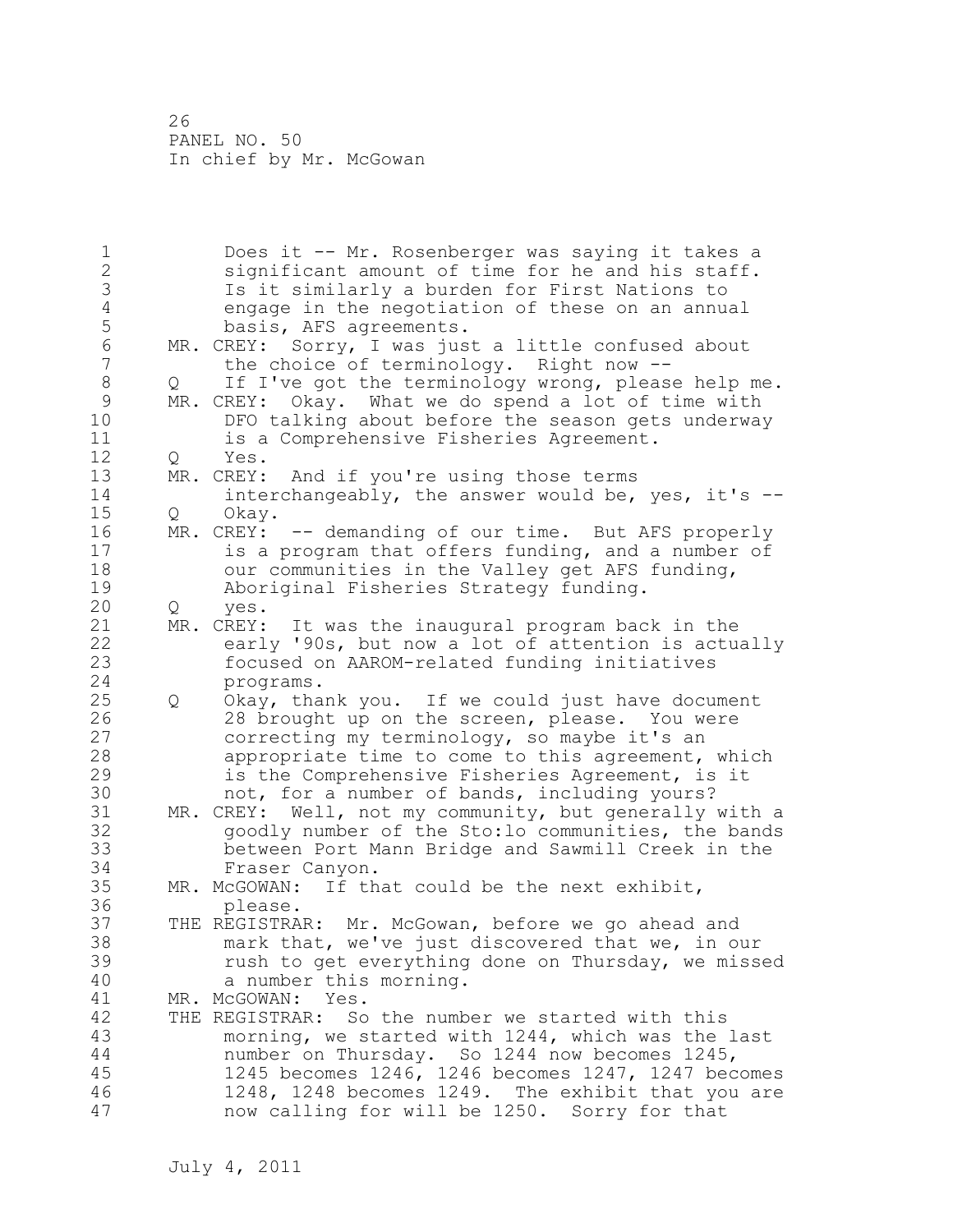Does it -- Mr. Rosenberger was saying it takes a significant amount of time for he and his staff. Is it similarly a burden for First Nations to engage in the negotiation of these on an annual basis, AFS agreements.

MR. CREY: Sorry, I was just a little confused about the choice of terminology. Right now --

Q If I've got the terminology wrong, please help me.

MR. CREY: Okay. What we do spend a lot of time with DFO talking about before the season gets underway is a Comprehensive Fisheries Agreement.

Q Yes.

MR. CREY: And if you're using those terms interchangeably, the answer would be, yes, it's --

Q Okay.

MR. CREY: -- demanding of our time. But AFS properly is a program that offers funding, and a number of our communities in the Valley get AFS funding, Aboriginal Fisheries Strategy funding.

Q yes.

MR. CREY: It was the inaugural program back in the early '90s, but now a lot of attention is actually focused on AAROM-related funding initiatives programs.

Q Okay, thank you. If we could just have document 28 brought up on the screen, please. You were correcting my terminology, so maybe it's an appropriate time to come to this agreement, which is the Comprehensive Fisheries Agreement, is it not, for a number of bands, including yours?

MR. CREY: Well, not my community, but generally with a goodly number of the Sto:lo communities, the bands between Port Mann Bridge and Sawmill Creek in the Fraser Canyon.

MR. McGOWAN: If that could be the next exhibit, please.

THE REGISTRAR: Mr. McGowan, before we go ahead and mark that, we've just discovered that we, in our rush to get everything done on Thursday, we missed a number this morning.

MR. McGOWAN: Yes.

THE REGISTRAR: So the number we started with this morning, we started with 1244, which was the last number on Thursday. So 1244 now becomes 1245, 1245 becomes 1246, 1246 becomes 1247, 1247 becomes 1248, 1248 becomes 1249. The exhibit that you are now calling for will be 1250. Sorry for that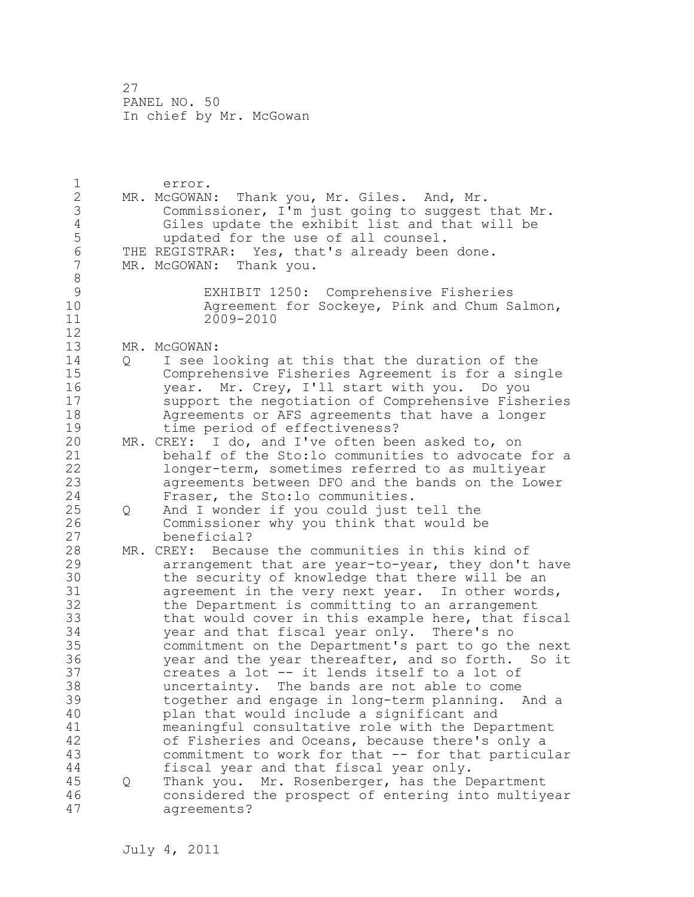error.

MR. McGOWAN: Thank you, Mr. Giles. And, Mr. Commissioner, I'm just going to suggest that Mr. Giles update the exhibit list and that will be updated for the use of all counsel.

THE REGISTRAR: Yes, that's already been done.

MR. McGOWAN: Thank you.

EXHIBIT 1250: Comprehensive Fisheries Agreement for Sockeye, Pink and Chum Salmon, 2009-2010

MR. McGOWAN:

Q I see looking at this that the duration of the Comprehensive Fisheries Agreement is for a single year. Mr. Crey, I'll start with you. Do you support the negotiation of Comprehensive Fisheries Agreements or AFS agreements that have a longer time period of effectiveness?

MR. CREY: I do, and I've often been asked to, on behalf of the Sto:lo communities to advocate for a longer-term, sometimes referred to as multiyear agreements between DFO and the bands on the Lower Fraser, the Sto:lo communities.

Q And I wonder if you could just tell the Commissioner why you think that would be beneficial?

MR. CREY: Because the communities in this kind of arrangement that are year-to-year, they don't have the security of knowledge that there will be an agreement in the very next year. In other words, the Department is committing to an arrangement that would cover in this example here, that fiscal year and that fiscal year only. There's no commitment on the Department's part to go the next year and the year thereafter, and so forth. So it creates a lot -- it lends itself to a lot of uncertainty. The bands are not able to come together and engage in long-term planning. And a plan that would include a significant and meaningful consultative role with the Department of Fisheries and Oceans, because there's only a commitment to work for that -- for that particular fiscal year and that fiscal year only.

Q Thank you. Mr. Rosenberger, has the Department considered the prospect of entering into multiyear agreements?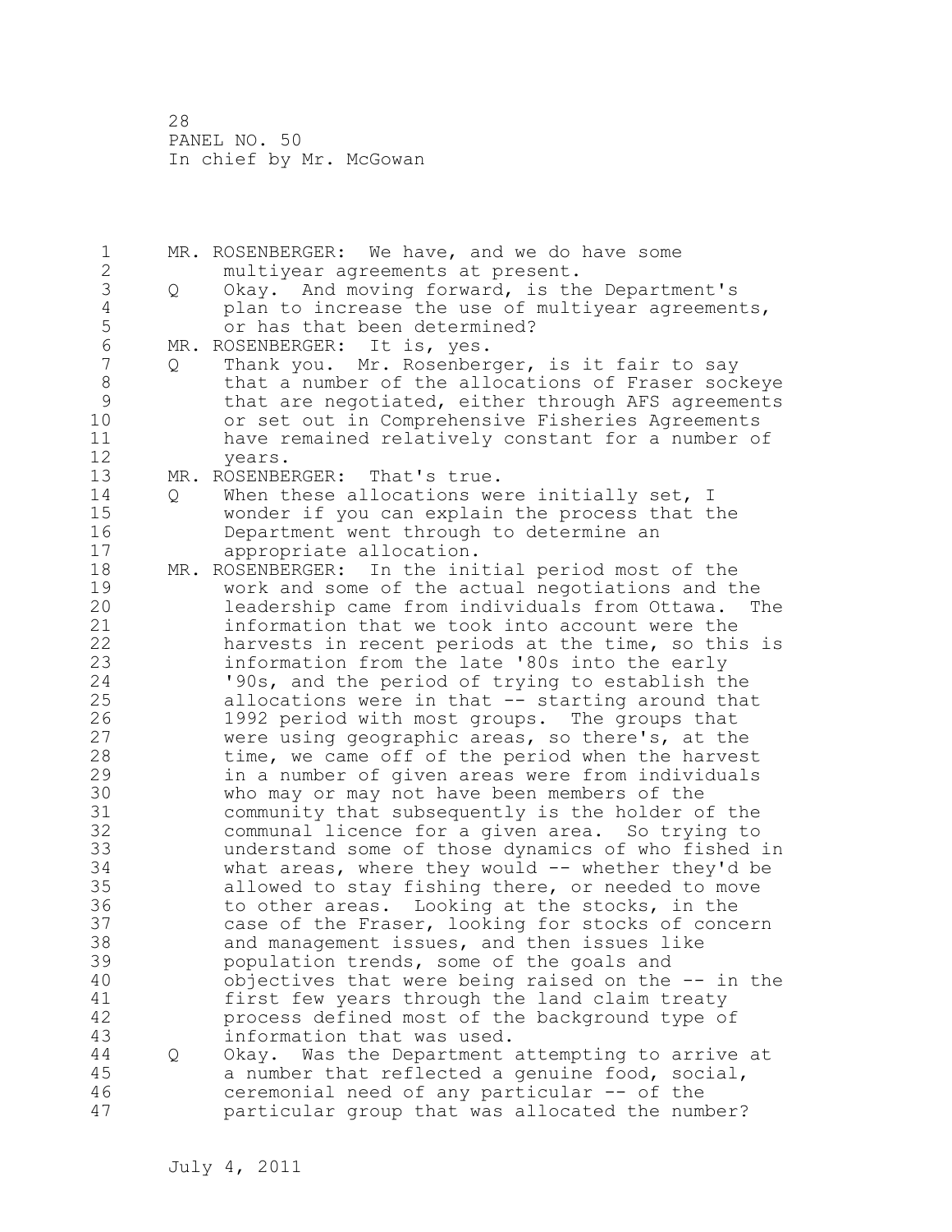MR. ROSENBERGER: We have, and we do have some multiyear agreements at present.

Q Okay. And moving forward, is the Department's plan to increase the use of multiyear agreements, or has that been determined?

MR. ROSENBERGER: It is, yes.

Q Thank you. Mr. Rosenberger, is it fair to say that a number of the allocations of Fraser sockeye that are negotiated, either through AFS agreements or set out in Comprehensive Fisheries Agreements have remained relatively constant for a number of years.

MR. ROSENBERGER: That's true.

Q When these allocations were initially set, I wonder if you can explain the process that the Department went through to determine an appropriate allocation.

MR. ROSENBERGER: In the initial period most of the work and some of the actual negotiations and the leadership came from individuals from Ottawa. The information that we took into account were the harvests in recent periods at the time, so this is information from the late '80s into the early '90s, and the period of trying to establish the allocations were in that -- starting around that 1992 period with most groups. The groups that were using geographic areas, so there's, at the time, we came off of the period when the harvest in a number of given areas were from individuals who may or may not have been members of the community that subsequently is the holder of the communal licence for a given area. So trying to understand some of those dynamics of who fished in what areas, where they would -- whether they'd be allowed to stay fishing there, or needed to move to other areas. Looking at the stocks, in the case of the Fraser, looking for stocks of concern and management issues, and then issues like population trends, some of the goals and objectives that were being raised on the -- in the first few years through the land claim treaty process defined most of the background type of information that was used.

Q Okay. Was the Department attempting to arrive at a number that reflected a genuine food, social, ceremonial need of any particular -- of the particular group that was allocated the number?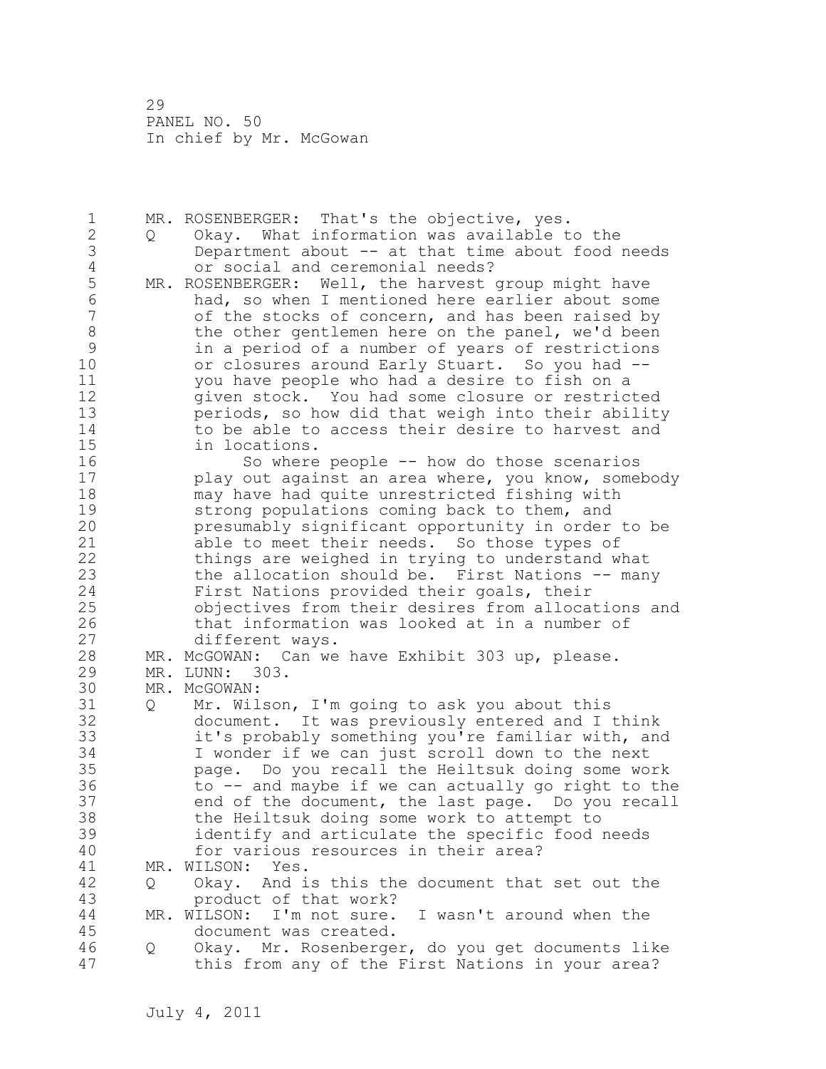MR. ROSENBERGER: That's the objective, yes.

Q Okay. What information was available to the Department about -- at that time about food needs or social and ceremonial needs?

MR. ROSENBERGER: Well, the harvest group might have had, so when I mentioned here earlier about some of the stocks of concern, and has been raised by the other gentlemen here on the panel, we'd been in a period of a number of years of restrictions or closures around Early Stuart. So you had -- you have people who had a desire to fish on a given stock. You had some closure or restricted periods, so how did that weigh into their ability to be able to access their desire to harvest and in locations.

So where people -- how do those scenarios play out against an area where, you know, somebody may have had quite unrestricted fishing with strong populations coming back to them, and presumably significant opportunity in order to be able to meet their needs. So those types of things are weighed in trying to understand what the allocation should be. First Nations -- many First Nations provided their goals, their objectives from their desires from allocations and that information was looked at in a number of different ways.

MR. McGOWAN: Can we have Exhibit 303 up, please.

MR. LUNN: 303.

MR. McGOWAN:

Q Mr. Wilson, I'm going to ask you about this document. It was previously entered and I think it's probably something you're familiar with, and I wonder if we can just scroll down to the next page. Do you recall the Heiltsuk doing some work to -- and maybe if we can actually go right to the end of the document, the last page. Do you recall the Heiltsuk doing some work to attempt to identify and articulate the specific food needs for various resources in their area?

MR. WILSON: Yes.

Q Okay. And is this the document that set out the product of that work?

MR. WILSON: I'm not sure. I wasn't around when the document was created.

Q Okay. Mr. Rosenberger, do you get documents like this from any of the First Nations in your area?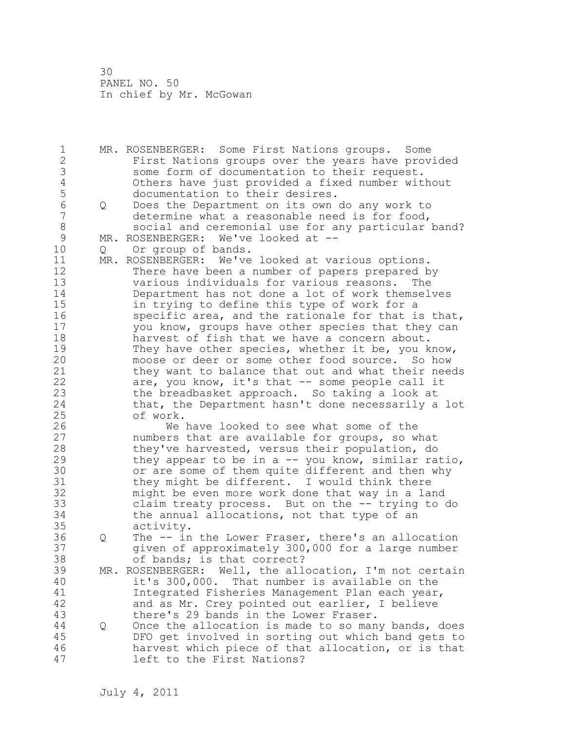MR. ROSENBERGER: Some First Nations groups. Some First Nations groups over the years have provided some form of documentation to their request. Others have just provided a fixed number without documentation to their desires.

Q Does the Department on its own do any work to determine what a reasonable need is for food, social and ceremonial use for any particular band?

MR. ROSENBERGER: We've looked at --

Q Or group of bands.

MR. ROSENBERGER: We've looked at various options. There have been a number of papers prepared by various individuals for various reasons. The Department has not done a lot of work themselves in trying to define this type of work for a specific area, and the rationale for that is that, you know, groups have other species that they can harvest of fish that we have a concern about. They have other species, whether it be, you know, moose or deer or some other food source. So how they want to balance that out and what their needs are, you know, it's that -- some people call it the breadbasket approach. So taking a look at that, the Department hasn't done necessarily a lot of work.

We have looked to see what some of the numbers that are available for groups, so what they've harvested, versus their population, do they appear to be in a -- you know, similar ratio, or are some of them quite different and then why they might be different. I would think there might be even more work done that way in a land claim treaty process. But on the -- trying to do the annual allocations, not that type of an activity.

Q The -- in the Lower Fraser, there's an allocation given of approximately 300,000 for a large number of bands; is that correct?

MR. ROSENBERGER: Well, the allocation, I'm not certain it's 300,000. That number is available on the Integrated Fisheries Management Plan each year, and as Mr. Crey pointed out earlier, I believe there's 29 bands in the Lower Fraser.

Q Once the allocation is made to so many bands, does DFO get involved in sorting out which band gets to harvest which piece of that allocation, or is that left to the First Nations?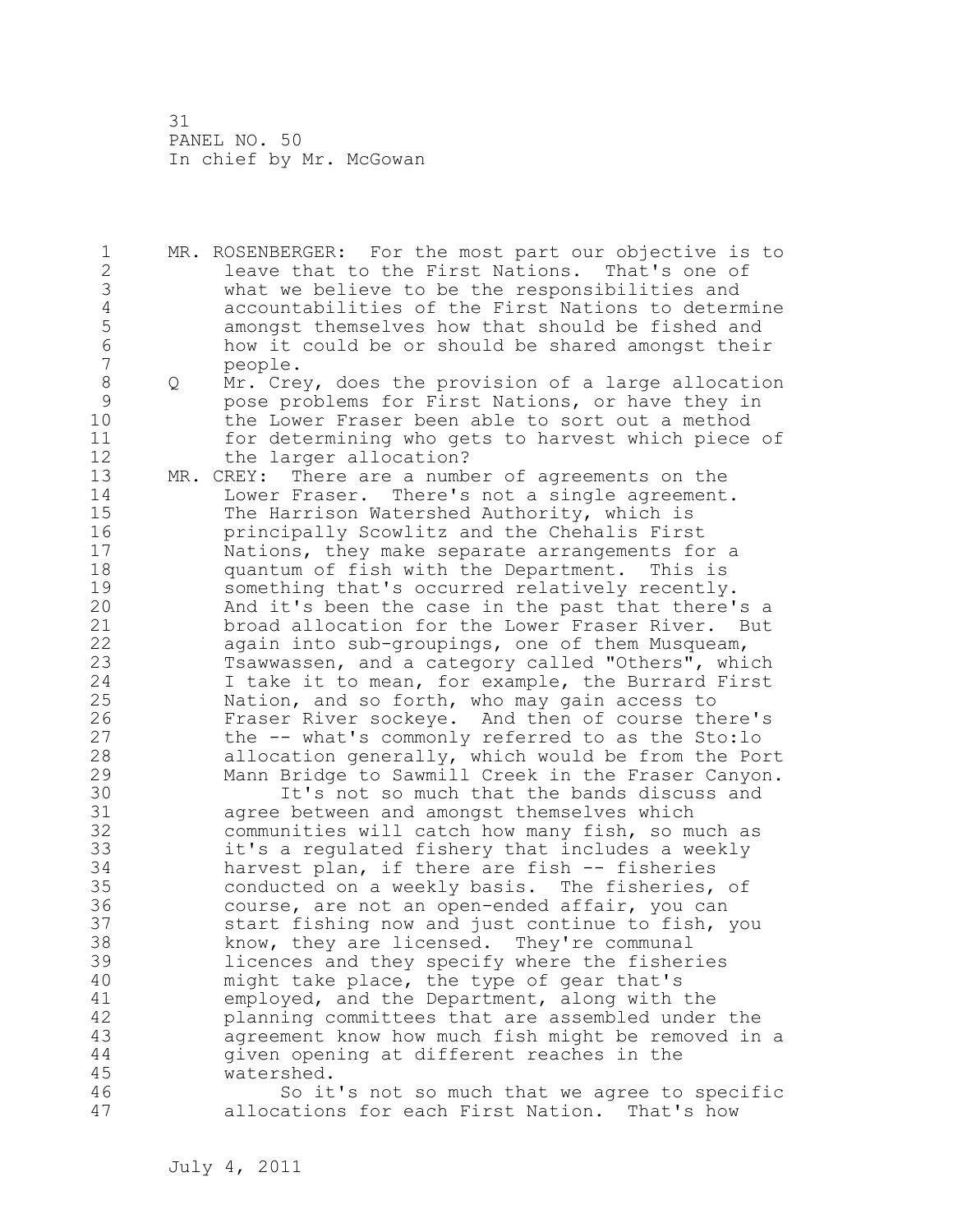MR. ROSENBERGER: For the most part our objective is to leave that to the First Nations. That's one of what we believe to be the responsibilities and accountabilities of the First Nations to determine amongst themselves how that should be fished and how it could be or should be shared amongst their people.

Q Mr. Crey, does the provision of a large allocation pose problems for First Nations, or have they in the Lower Fraser been able to sort out a method for determining who gets to harvest which piece of the larger allocation?

MR. CREY: There are a number of agreements on the Lower Fraser. There's not a single agreement. The Harrison Watershed Authority, which is principally Scowlitz and the Chehalis First Nations, they make separate arrangements for a quantum of fish with the Department. This is something that's occurred relatively recently. And it's been the case in the past that there's a broad allocation for the Lower Fraser River. But again into sub-groupings, one of them Musqueam, Tsawwassen, and a category called "Others", which I take it to mean, for example, the Burrard First Nation, and so forth, who may gain access to Fraser River sockeye. And then of course there's the -- what's commonly referred to as the Sto:lo allocation generally, which would be from the Port Mann Bridge to Sawmill Creek in the Fraser Canyon.

It's not so much that the bands discuss and agree between and amongst themselves which communities will catch how many fish, so much as it's a regulated fishery that includes a weekly harvest plan, if there are fish -- fisheries conducted on a weekly basis. The fisheries, of course, are not an open-ended affair, you can start fishing now and just continue to fish, you know, they are licensed. They're communal licences and they specify where the fisheries might take place, the type of gear that's employed, and the Department, along with the planning committees that are assembled under the agreement know how much fish might be removed in a given opening at different reaches in the watershed.

So it's not so much that we agree to specific allocations for each First Nation. That's how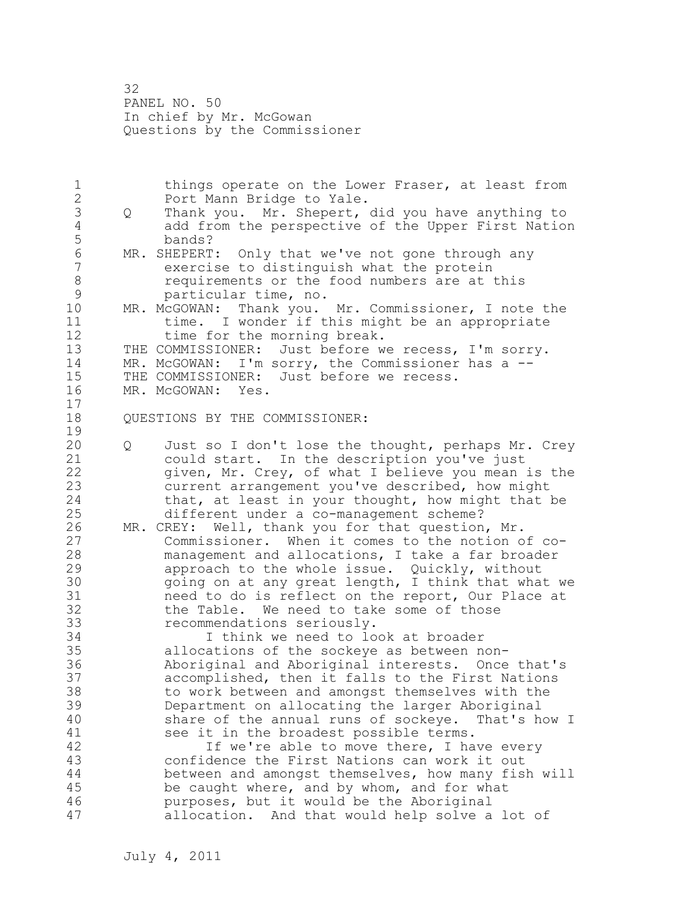things operate on the Lower Fraser, at least from Port Mann Bridge to Yale.

Q Thank you. Mr. Shepert, did you have anything to add from the perspective of the Upper First Nation bands?

MR. SHEPERT: Only that we've not gone through any exercise to distinguish what the protein requirements or the food numbers are at this particular time, no.

MR. McGOWAN: Thank you. Mr. Commissioner, I note the time. I wonder if this might be an appropriate time for the morning break.

THE COMMISSIONER: Just before we recess, I'm sorry.

MR. McGOWAN: I'm sorry, the Commissioner has a --

THE COMMISSIONER: Just before we recess.

MR. McGOWAN: Yes.

QUESTIONS BY THE COMMISSIONER:

Q Just so I don't lose the thought, perhaps Mr. Crey could start. In the description you've just given, Mr. Crey, of what I believe you mean is the current arrangement you've described, how might that, at least in your thought, how might that be different under a co-management scheme?

MR. CREY: Well, thank you for that question, Mr. Commissioner. When it comes to the notion of co-management and allocations, I take a far broader approach to the whole issue. Quickly, without going on at any great length, I think that what we need to do is reflect on the report, Our Place at the Table. We need to take some of those recommendations seriously.

I think we need to look at broader allocations of the sockeye as between non-Aboriginal and Aboriginal interests. Once that's accomplished, then it falls to the First Nations to work between and amongst themselves with the Department on allocating the larger Aboriginal share of the annual runs of sockeye. That's how I see it in the broadest possible terms.

If we're able to move there, I have every confidence the First Nations can work it out between and amongst themselves, how many fish will be caught where, and by whom, and for what purposes, but it would be the Aboriginal allocation. And that would help solve a lot of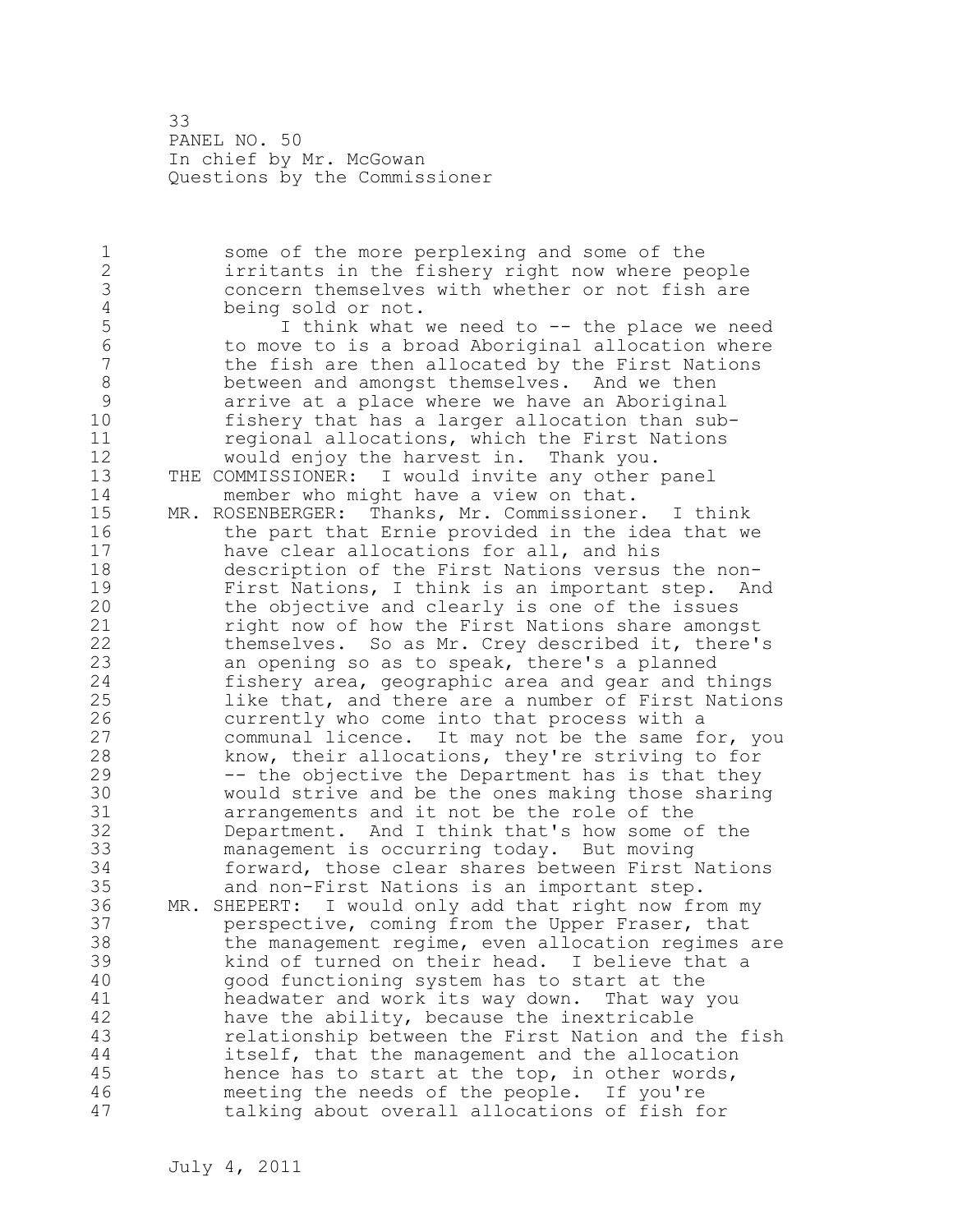some of the more perplexing and some of the irritants in the fishery right now where people concern themselves with whether or not fish are being sold or not.

I think what we need to -- the place we need to move to is a broad Aboriginal allocation where the fish are then allocated by the First Nations between and amongst themselves. And we then arrive at a place where we have an Aboriginal fishery that has a larger allocation than sub-regional allocations, which the First Nations would enjoy the harvest in. Thank you.

THE COMMISSIONER: I would invite any other panel member who might have a view on that.

MR. ROSENBERGER: Thanks, Mr. Commissioner. I think the part that Ernie provided in the idea that we have clear allocations for all, and his description of the First Nations versus the non-First Nations, I think is an important step. And the objective and clearly is one of the issues right now of how the First Nations share amongst themselves. So as Mr. Crey described it, there's an opening so as to speak, there's a planned fishery area, geographic area and gear and things like that, and there are a number of First Nations currently who come into that process with a communal licence. It may not be the same for, you know, their allocations, they're striving to for -- the objective the Department has is that they would strive and be the ones making those sharing arrangements and it not be the role of the Department. And I think that's how some of the management is occurring today. But moving forward, those clear shares between First Nations and non-First Nations is an important step.

MR. SHEPERT: I would only add that right now from my perspective, coming from the Upper Fraser, that the management regime, even allocation regimes are kind of turned on their head. I believe that a good functioning system has to start at the headwater and work its way down. That way you have the ability, because the inextricable relationship between the First Nation and the fish itself, that the management and the allocation hence has to start at the top, in other words, meeting the needs of the people. If you're talking about overall allocations of fish for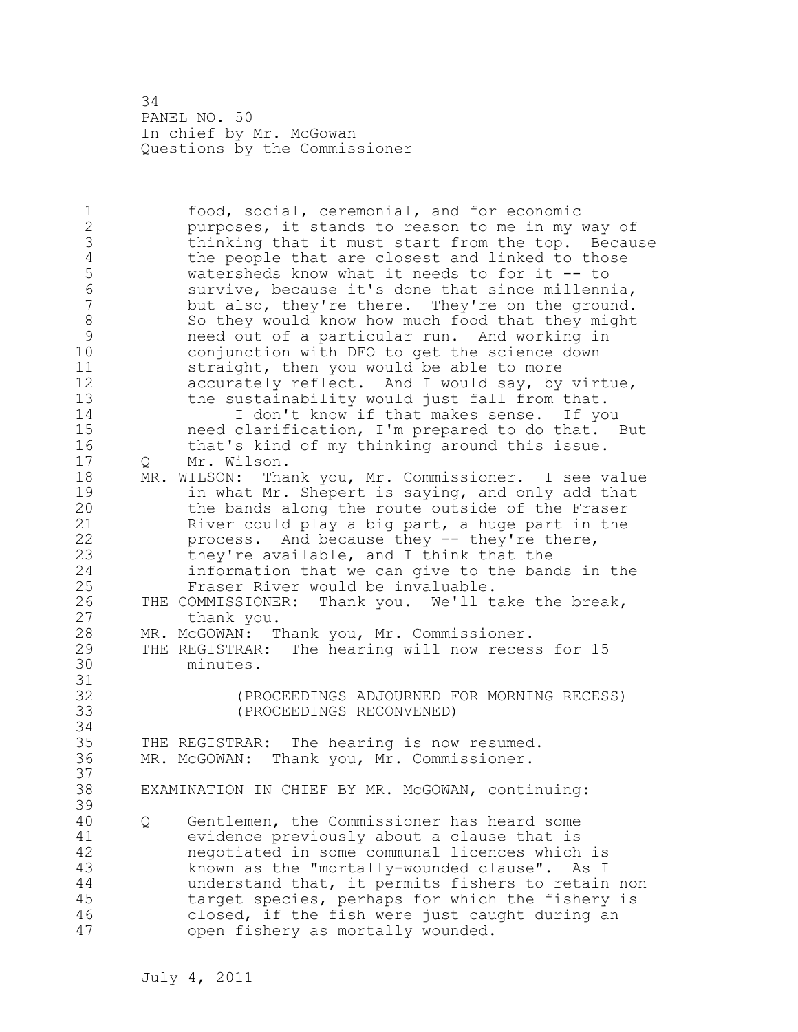food, social, ceremonial, and for economic purposes, it stands to reason to me in my way of thinking that it must start from the top. Because the people that are closest and linked to those watersheds know what it needs to for it -- to survive, because it's done that since millennia, but also, they're there. They're on the ground. So they would know how much food that they might need out of a particular run. And working in conjunction with DFO to get the science down straight, then you would be able to more accurately reflect. And I would say, by virtue, the sustainability would just fall from that.

I don't know if that makes sense. If you need clarification, I'm prepared to do that. But that's kind of my thinking around this issue.

Q Mr. Wilson.

MR. WILSON: Thank you, Mr. Commissioner. I see value in what Mr. Shepert is saying, and only add that the bands along the route outside of the Fraser River could play a big part, a huge part in the process. And because they -- they're there, they're available, and I think that the information that we can give to the bands in the Fraser River would be invaluable.

THE COMMISSIONER: Thank you. We'll take the break, thank you.

MR. McGOWAN: Thank you, Mr. Commissioner.

THE REGISTRAR: The hearing will now recess for 15 minutes.

(PROCEEDINGS ADJOURNED FOR MORNING RECESS)
(PROCEEDINGS RECONVENED)

THE REGISTRAR: The hearing is now resumed.

MR. McGOWAN: Thank you, Mr. Commissioner.

EXAMINATION IN CHIEF BY MR. McGOWAN, continuing:

Q Gentlemen, the Commissioner has heard some evidence previously about a clause that is negotiated in some communal licences which is known as the "mortally-wounded clause". As I understand that, it permits fishers to retain non target species, perhaps for which the fishery is closed, if the fish were just caught during an open fishery as mortally wounded.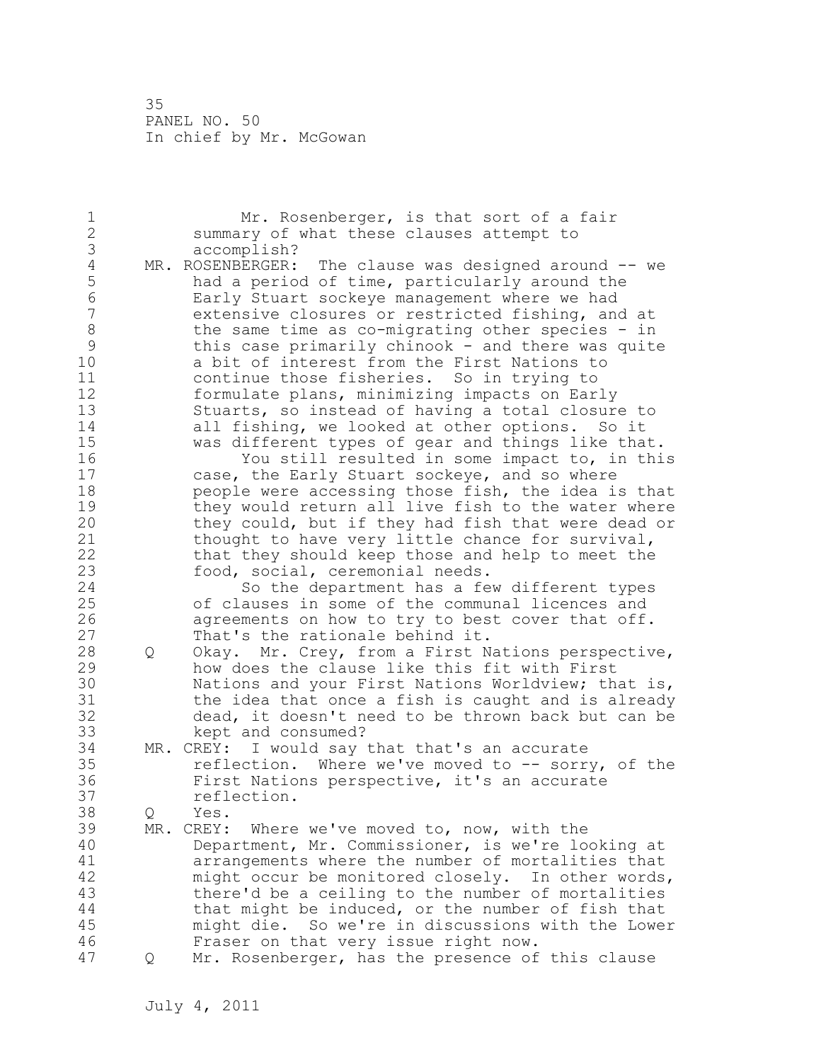Mr. Rosenberger, is that sort of a fair summary of what these clauses attempt to accomplish?

MR. ROSENBERGER: The clause was designed around -- we had a period of time, particularly around the Early Stuart sockeye management where we had extensive closures or restricted fishing, and at the same time as co-migrating other species - in this case primarily chinook - and there was quite a bit of interest from the First Nations to continue those fisheries. So in trying to formulate plans, minimizing impacts on Early Stuarts, so instead of having a total closure to all fishing, we looked at other options. So it was different types of gear and things like that.

You still resulted in some impact to, in this case, the Early Stuart sockeye, and so where people were accessing those fish, the idea is that they would return all live fish to the water where they could, but if they had fish that were dead or thought to have very little chance for survival, that they should keep those and help to meet the food, social, ceremonial needs.

So the department has a few different types of clauses in some of the communal licences and agreements on how to try to best cover that off. That's the rationale behind it.

Q Okay. Mr. Crey, from a First Nations perspective, how does the clause like this fit with First Nations and your First Nations Worldview; that is, the idea that once a fish is caught and is already dead, it doesn't need to be thrown back but can be kept and consumed?

MR. CREY: I would say that that's an accurate reflection. Where we've moved to -- sorry, of the First Nations perspective, it's an accurate reflection.

Q Yes.

MR. CREY: Where we've moved to, now, with the Department, Mr. Commissioner, is we're looking at arrangements where the number of mortalities that might occur be monitored closely. In other words, there'd be a ceiling to the number of mortalities that might be induced, or the number of fish that might die. So we're in discussions with the Lower Fraser on that very issue right now.

Q Mr. Rosenberger, has the presence of this clause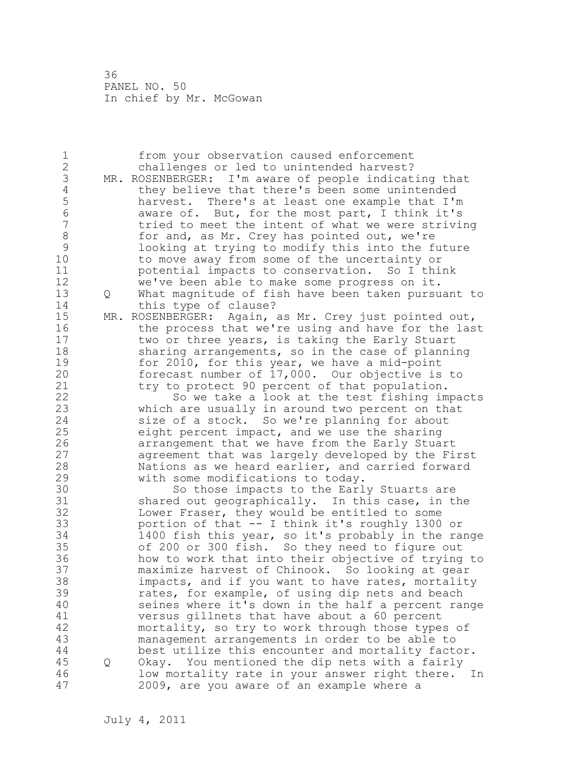from your observation caused enforcement challenges or led to unintended harvest?

MR. ROSENBERGER: I'm aware of people indicating that they believe that there's been some unintended harvest. There's at least one example that I'm aware of. But, for the most part, I think it's tried to meet the intent of what we were striving for and, as Mr. Crey has pointed out, we're looking at trying to modify this into the future to move away from some of the uncertainty or potential impacts to conservation. So I think we've been able to make some progress on it.

Q What magnitude of fish have been taken pursuant to this type of clause?

MR. ROSENBERGER: Again, as Mr. Crey just pointed out, the process that we're using and have for the last two or three years, is taking the Early Stuart sharing arrangements, so in the case of planning for 2010, for this year, we have a mid-point forecast number of 17,000. Our objective is to try to protect 90 percent of that population.

So we take a look at the test fishing impacts which are usually in around two percent on that size of a stock. So we're planning for about eight percent impact, and we use the sharing arrangement that we have from the Early Stuart agreement that was largely developed by the First Nations as we heard earlier, and carried forward with some modifications to today.

So those impacts to the Early Stuarts are shared out geographically. In this case, in the Lower Fraser, they would be entitled to some portion of that -- I think it's roughly 1300 or 1400 fish this year, so it's probably in the range of 200 or 300 fish. So they need to figure out how to work that into their objective of trying to maximize harvest of Chinook. So looking at gear impacts, and if you want to have rates, mortality rates, for example, of using dip nets and beach seines where it's down in the half a percent range versus gillnets that have about a 60 percent mortality, so try to work through those types of management arrangements in order to be able to best utilize this encounter and mortality factor.

Q Okay. You mentioned the dip nets with a fairly low mortality rate in your answer right there. In 2009, are you aware of an example where a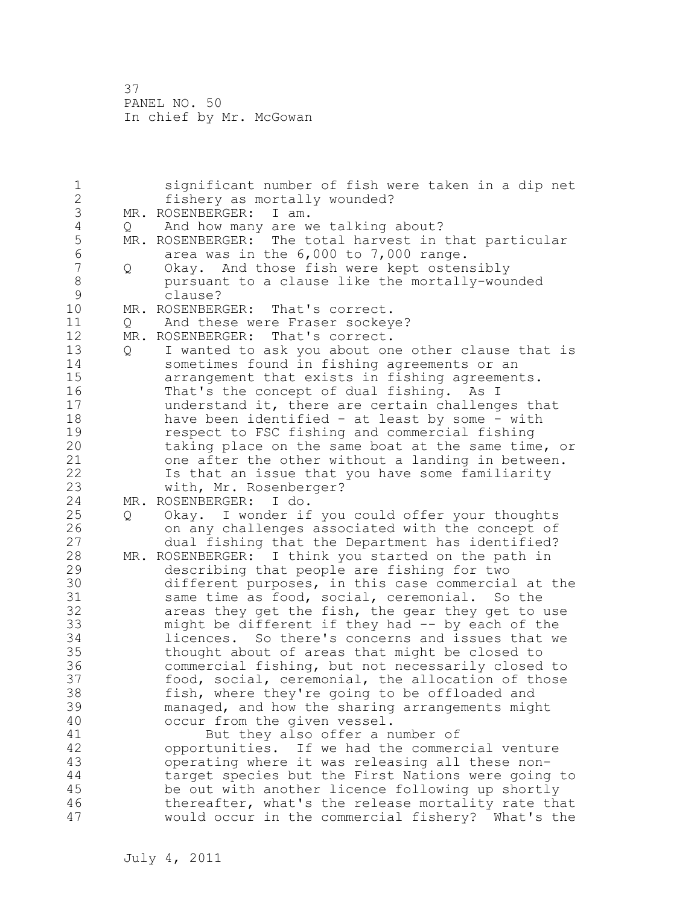significant number of fish were taken in a dip net fishery as mortally wounded?

MR. ROSENBERGER: I am.

Q And how many are we talking about?

MR. ROSENBERGER: The total harvest in that particular area was in the 6,000 to 7,000 range.

Q Okay. And those fish were kept ostensibly pursuant to a clause like the mortally-wounded clause?

MR. ROSENBERGER: That's correct.

Q And these were Fraser sockeye?

MR. ROSENBERGER: That's correct.

Q I wanted to ask you about one other clause that is sometimes found in fishing agreements or an arrangement that exists in fishing agreements. That's the concept of dual fishing. As I understand it, there are certain challenges that have been identified - at least by some - with respect to FSC fishing and commercial fishing taking place on the same boat at the same time, or one after the other without a landing in between. Is that an issue that you have some familiarity with, Mr. Rosenberger?

MR. ROSENBERGER: I do.

Q Okay. I wonder if you could offer your thoughts on any challenges associated with the concept of dual fishing that the Department has identified?

MR. ROSENBERGER: I think you started on the path in describing that people are fishing for two different purposes, in this case commercial at the same time as food, social, ceremonial. So the areas they get the fish, the gear they get to use might be different if they had -- by each of the licences. So there's concerns and issues that we thought about of areas that might be closed to commercial fishing, but not necessarily closed to food, social, ceremonial, the allocation of those fish, where they're going to be offloaded and managed, and how the sharing arrangements might occur from the given vessel.

But they also offer a number of opportunities. If we had the commercial venture operating where it was releasing all these non-target species but the First Nations were going to be out with another licence following up shortly thereafter, what's the release mortality rate that would occur in the commercial fishery? What's the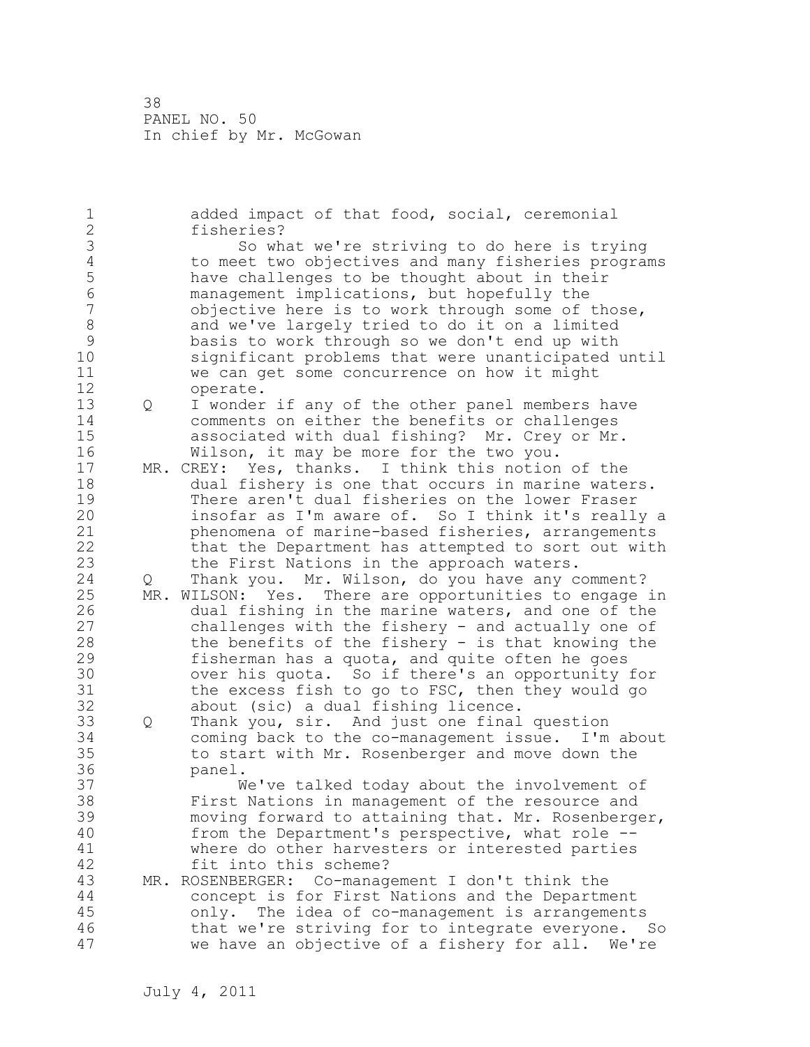added impact of that food, social, ceremonial fisheries?

So what we're striving to do here is trying to meet two objectives and many fisheries programs have challenges to be thought about in their management implications, but hopefully the objective here is to work through some of those, and we've largely tried to do it on a limited basis to work through so we don't end up with significant problems that were unanticipated until we can get some concurrence on how it might operate.

Q I wonder if any of the other panel members have comments on either the benefits or challenges associated with dual fishing? Mr. Crey or Mr. Wilson, it may be more for the two you.

MR. CREY: Yes, thanks. I think this notion of the dual fishery is one that occurs in marine waters. There aren't dual fisheries on the lower Fraser insofar as I'm aware of. So I think it's really a phenomena of marine-based fisheries, arrangements that the Department has attempted to sort out with the First Nations in the approach waters.

Q Thank you. Mr. Wilson, do you have any comment?

MR. WILSON: Yes. There are opportunities to engage in dual fishing in the marine waters, and one of the challenges with the fishery - and actually one of the benefits of the fishery - is that knowing the fisherman has a quota, and quite often he goes over his quota. So if there's an opportunity for the excess fish to go to FSC, then they would go about (sic) a dual fishing licence.

Q Thank you, sir. And just one final question coming back to the co-management issue. I'm about to start with Mr. Rosenberger and move down the panel.

We've talked today about the involvement of First Nations in management of the resource and moving forward to attaining that. Mr. Rosenberger, from the Department's perspective, what role -- where do other harvesters or interested parties fit into this scheme?

MR. ROSENBERGER: Co-management I don't think the concept is for First Nations and the Department only. The idea of co-management is arrangements that we're striving for to integrate everyone. So we have an objective of a fishery for all. We're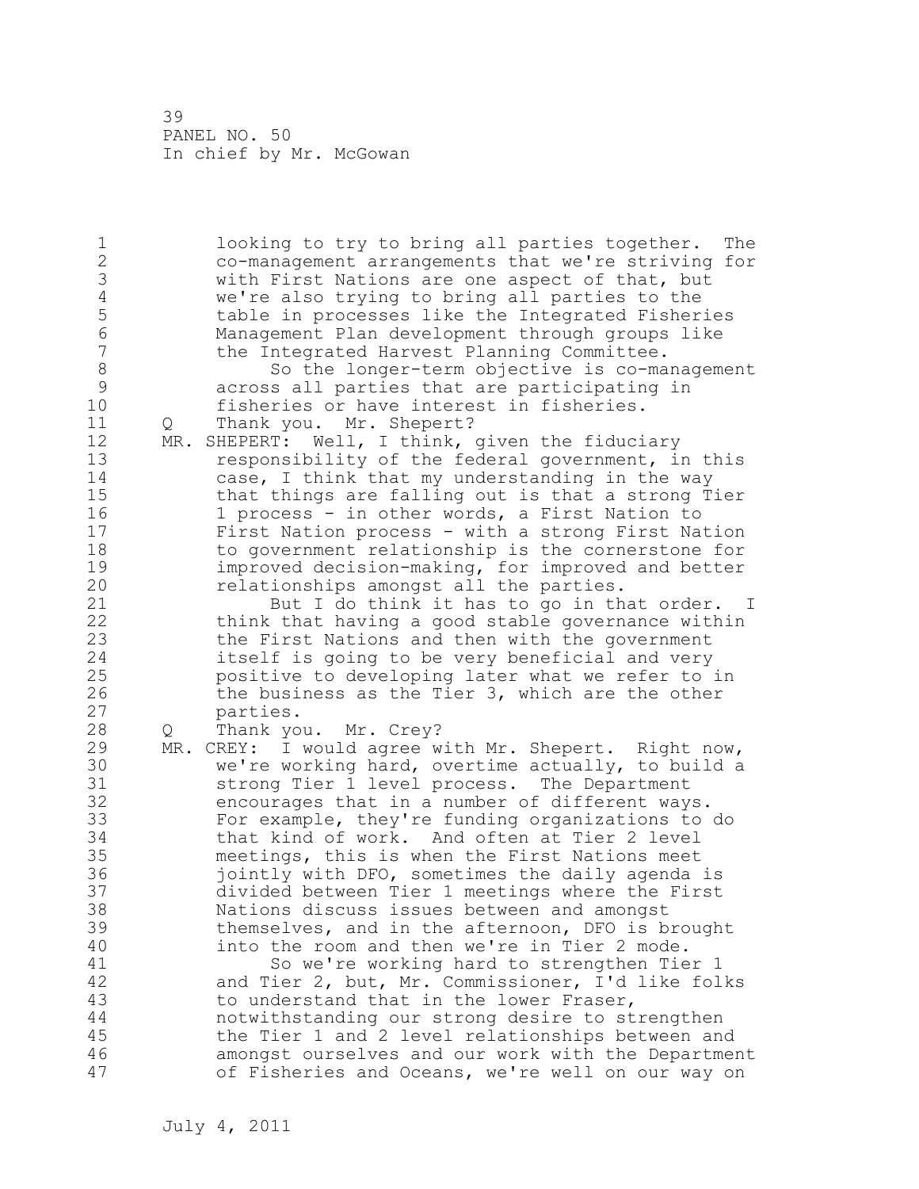looking to try to bring all parties together. The co-management arrangements that we're striving for with First Nations are one aspect of that, but we're also trying to bring all parties to the table in processes like the Integrated Fisheries Management Plan development through groups like the Integrated Harvest Planning Committee.

So the longer-term objective is co-management across all parties that are participating in fisheries or have interest in fisheries.

Q Thank you. Mr. Shepert?

MR. SHEPERT: Well, I think, given the fiduciary responsibility of the federal government, in this case, I think that my understanding in the way that things are falling out is that a strong Tier 1 process - in other words, a First Nation to First Nation process - with a strong First Nation to government relationship is the cornerstone for improved decision-making, for improved and better relationships amongst all the parties.

But I do think it has to go in that order. I think that having a good stable governance within the First Nations and then with the government itself is going to be very beneficial and very positive to developing later what we refer to in the business as the Tier 3, which are the other parties.

Q Thank you. Mr. Crey?

MR. CREY: I would agree with Mr. Shepert. Right now, we're working hard, overtime actually, to build a strong Tier 1 level process. The Department encourages that in a number of different ways. For example, they're funding organizations to do that kind of work. And often at Tier 2 level meetings, this is when the First Nations meet jointly with DFO, sometimes the daily agenda is divided between Tier 1 meetings where the First Nations discuss issues between and amongst themselves, and in the afternoon, DFO is brought into the room and then we're in Tier 2 mode.

So we're working hard to strengthen Tier 1 and Tier 2, but, Mr. Commissioner, I'd like folks to understand that in the lower Fraser, notwithstanding our strong desire to strengthen the Tier 1 and 2 level relationships between and amongst ourselves and our work with the Department of Fisheries and Oceans, we're well on our way on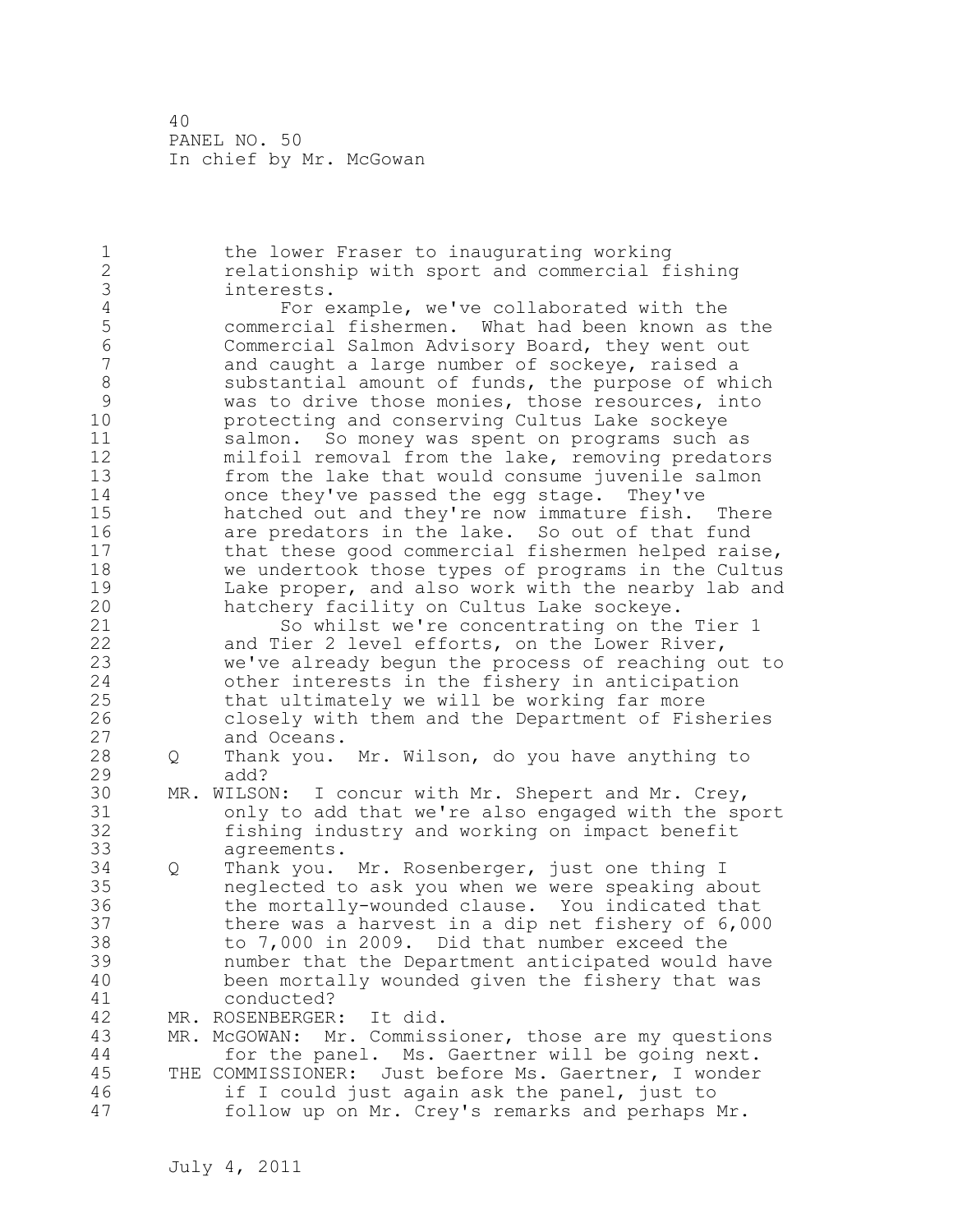the lower Fraser to inaugurating working relationship with sport and commercial fishing interests.

For example, we've collaborated with the commercial fishermen. What had been known as the Commercial Salmon Advisory Board, they went out and caught a large number of sockeye, raised a substantial amount of funds, the purpose of which was to drive those monies, those resources, into protecting and conserving Cultus Lake sockeye salmon. So money was spent on programs such as milfoil removal from the lake, removing predators from the lake that would consume juvenile salmon once they've passed the egg stage. They've hatched out and they're now immature fish. There are predators in the lake. So out of that fund that these good commercial fishermen helped raise, we undertook those types of programs in the Cultus Lake proper, and also work with the nearby lab and hatchery facility on Cultus Lake sockeye.

So whilst we're concentrating on the Tier 1 and Tier 2 level efforts, on the Lower River, we've already begun the process of reaching out to other interests in the fishery in anticipation that ultimately we will be working far more closely with them and the Department of Fisheries and Oceans.

Q Thank you. Mr. Wilson, do you have anything to add?

MR. WILSON: I concur with Mr. Shepert and Mr. Crey, only to add that we're also engaged with the sport fishing industry and working on impact benefit agreements.

Q Thank you. Mr. Rosenberger, just one thing I neglected to ask you when we were speaking about the mortally-wounded clause. You indicated that there was a harvest in a dip net fishery of 6,000 to 7,000 in 2009. Did that number exceed the number that the Department anticipated would have been mortally wounded given the fishery that was conducted?

MR. ROSENBERGER: It did.

MR. McGOWAN: Mr. Commissioner, those are my questions for the panel. Ms. Gaertner will be going next.

THE COMMISSIONER: Just before Ms. Gaertner, I wonder if I could just again ask the panel, just to follow up on Mr. Crey's remarks and perhaps Mr.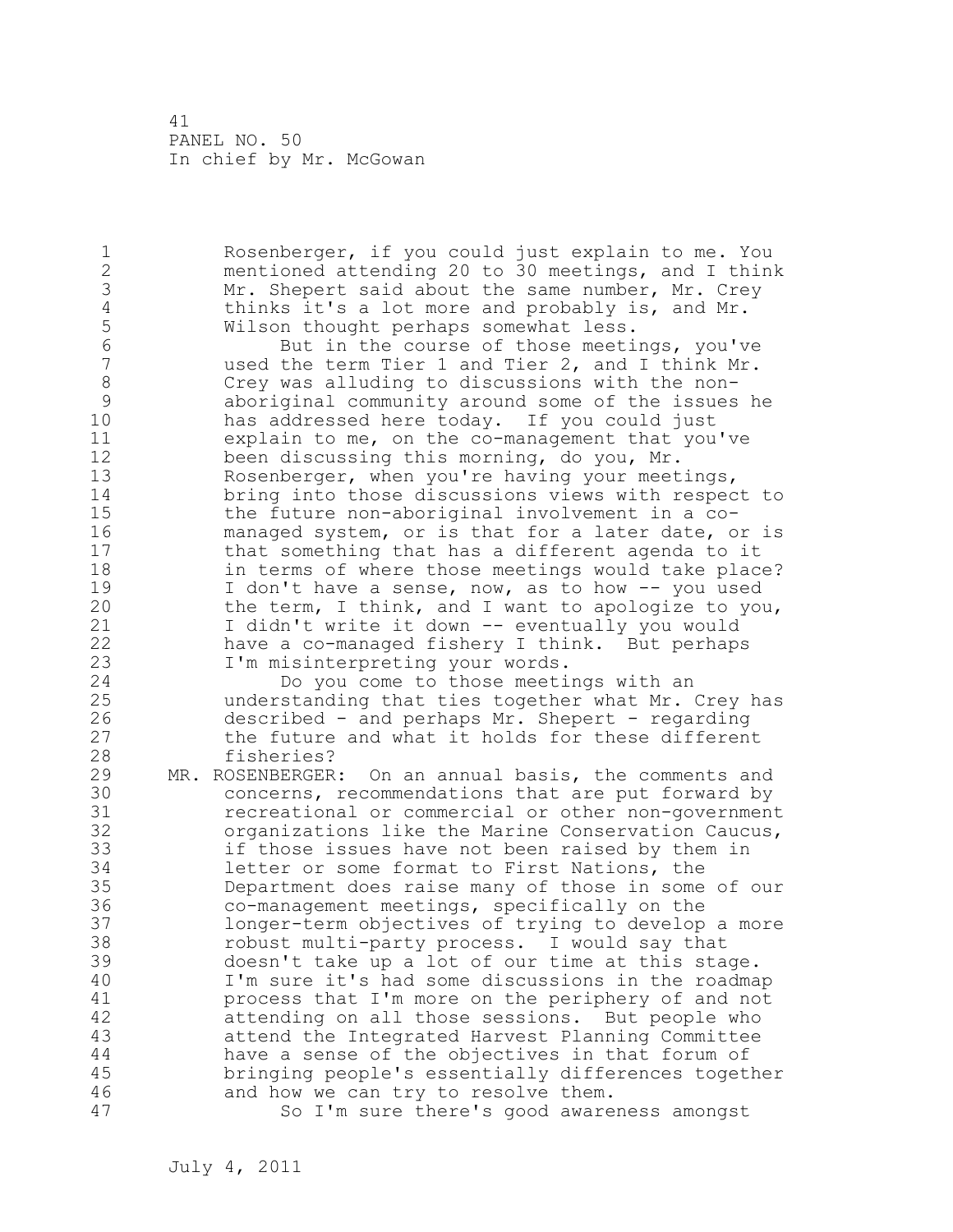Rosenberger, if you could just explain to me. You mentioned attending 20 to 30 meetings, and I think Mr. Shepert said about the same number, Mr. Crey thinks it's a lot more and probably is, and Mr. Wilson thought perhaps somewhat less.

But in the course of those meetings, you've used the term Tier 1 and Tier 2, and I think Mr. Crey was alluding to discussions with the non-aboriginal community around some of the issues he has addressed here today. If you could just explain to me, on the co-management that you've been discussing this morning, do you, Mr. Rosenberger, when you're having your meetings, bring into those discussions views with respect to the future non-aboriginal involvement in a co-managed system, or is that for a later date, or is that something that has a different agenda to it in terms of where those meetings would take place? I don't have a sense, now, as to how -- you used the term, I think, and I want to apologize to you, I didn't write it down -- eventually you would have a co-managed fishery I think. But perhaps I'm misinterpreting your words.

Do you come to those meetings with an understanding that ties together what Mr. Crey has described - and perhaps Mr. Shepert - regarding the future and what it holds for these different fisheries?

MR. ROSENBERGER: On an annual basis, the comments and concerns, recommendations that are put forward by recreational or commercial or other non-government organizations like the Marine Conservation Caucus, if those issues have not been raised by them in letter or some format to First Nations, the Department does raise many of those in some of our co-management meetings, specifically on the longer-term objectives of trying to develop a more robust multi-party process. I would say that doesn't take up a lot of our time at this stage. I'm sure it's had some discussions in the roadmap process that I'm more on the periphery of and not attending on all those sessions. But people who attend the Integrated Harvest Planning Committee have a sense of the objectives in that forum of bringing people's essentially differences together and how we can try to resolve them.

So I'm sure there's good awareness amongst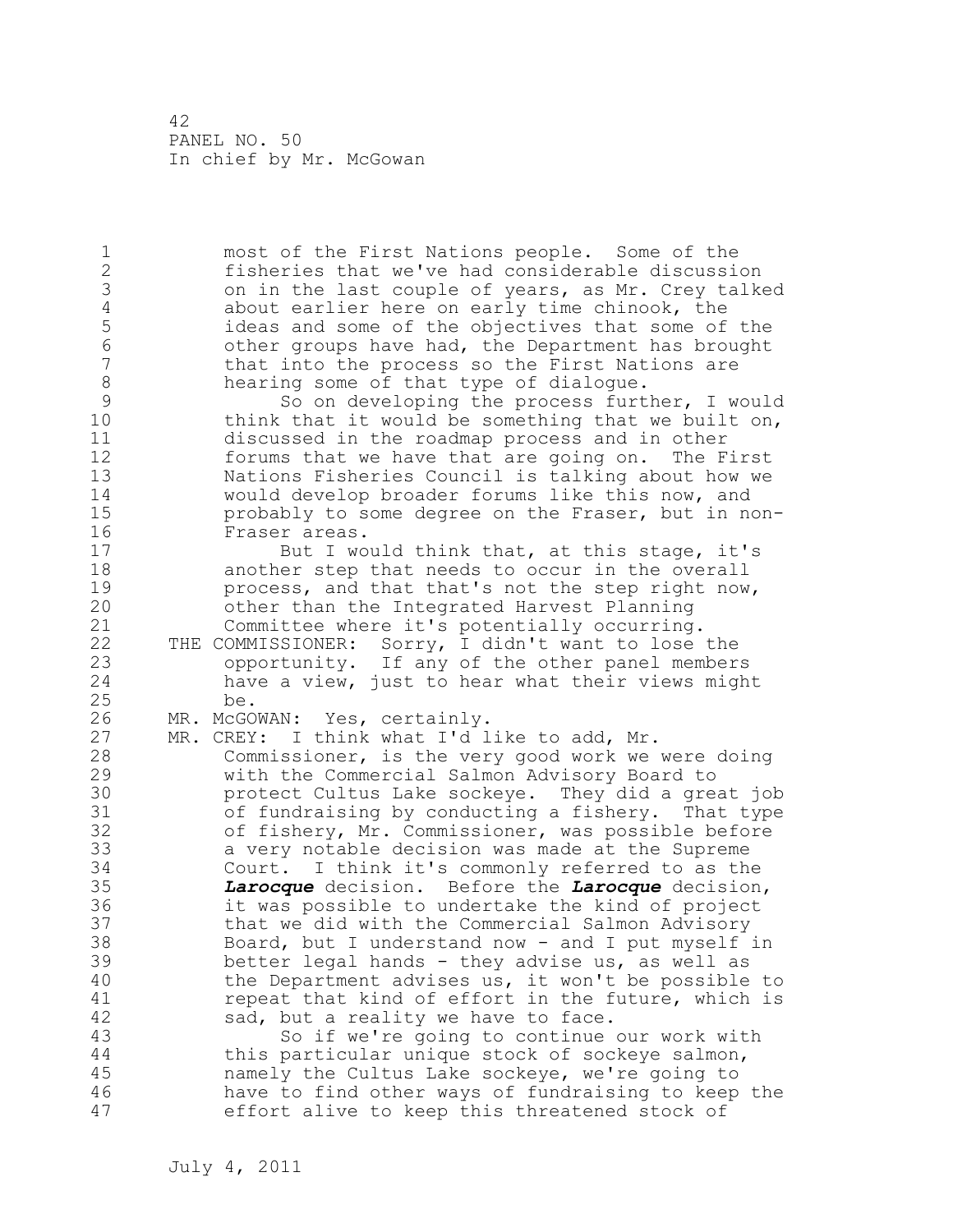most of the First Nations people. Some of the fisheries that we've had considerable discussion on in the last couple of years, as Mr. Crey talked about earlier here on early time chinook, the ideas and some of the objectives that some of the other groups have had, the Department has brought that into the process so the First Nations are hearing some of that type of dialogue.

So on developing the process further, I would think that it would be something that we built on, discussed in the roadmap process and in other forums that we have that are going on. The First Nations Fisheries Council is talking about how we would develop broader forums like this now, and probably to some degree on the Fraser, but in non-Fraser areas.

But I would think that, at this stage, it's another step that needs to occur in the overall process, and that that's not the step right now, other than the Integrated Harvest Planning Committee where it's potentially occurring.

THE COMMISSIONER: Sorry, I didn't want to lose the opportunity. If any of the other panel members have a view, just to hear what their views might be.

MR. McGOWAN: Yes, certainly.

MR. CREY: I think what I'd like to add, Mr. Commissioner, is the very good work we were doing with the Commercial Salmon Advisory Board to protect Cultus Lake sockeye. They did a great job of fundraising by conducting a fishery. That type of fishery, Mr. Commissioner, was possible before a very notable decision was made at the Supreme Court. I think it's commonly referred to as the ***Larocque*** decision. Before the ***Larocque*** decision, it was possible to undertake the kind of project that we did with the Commercial Salmon Advisory Board, but I understand now - and I put myself in better legal hands - they advise us, as well as the Department advises us, it won't be possible to repeat that kind of effort in the future, which is sad, but a reality we have to face.

So if we're going to continue our work with this particular unique stock of sockeye salmon, namely the Cultus Lake sockeye, we're going to have to find other ways of fundraising to keep the effort alive to keep this threatened stock of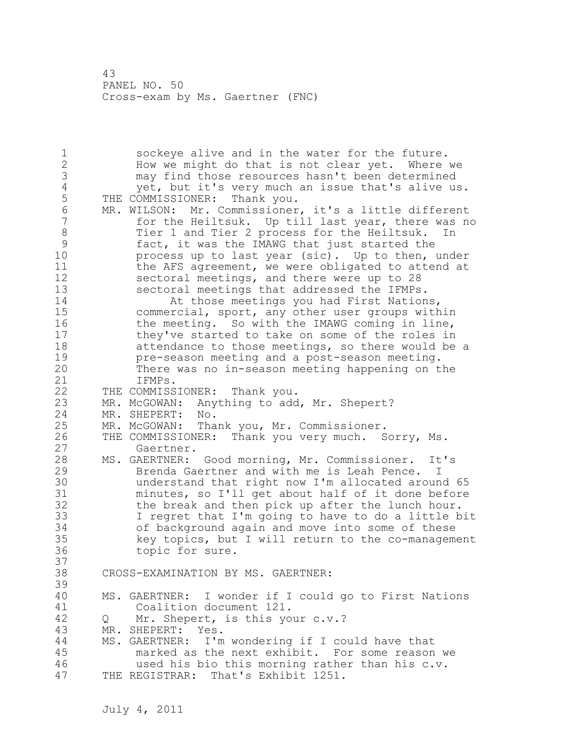sockeye alive and in the water for the future. How we might do that is not clear yet. Where we may find those resources hasn't been determined yet, but it's very much an issue that's alive us.

THE COMMISSIONER: Thank you.

MR. WILSON: Mr. Commissioner, it's a little different for the Heiltsuk. Up till last year, there was no Tier 1 and Tier 2 process for the Heiltsuk. In fact, it was the IMAWG that just started the process up to last year (sic). Up to then, under the AFS agreement, we were obligated to attend at sectoral meetings, and there were up to 28 sectoral meetings that addressed the IFMPs.

At those meetings you had First Nations, commercial, sport, any other user groups within the meeting. So with the IMAWG coming in line, they've started to take on some of the roles in attendance to those meetings, so there would be a pre-season meeting and a post-season meeting. There was no in-season meeting happening on the IFMPs.

THE COMMISSIONER: Thank you.

MR. McGOWAN: Anything to add, Mr. Shepert?

MR. SHEPERT: No.

MR. McGOWAN: Thank you, Mr. Commissioner.

THE COMMISSIONER: Thank you very much. Sorry, Ms. Gaertner.

MS. GAERTNER: Good morning, Mr. Commissioner. It's Brenda Gaertner and with me is Leah Pence. I understand that right now I'm allocated around 65 minutes, so I'll get about half of it done before the break and then pick up after the lunch hour. I regret that I'm going to have to do a little bit of background again and move into some of these key topics, but I will return to the co-management topic for sure.

CROSS-EXAMINATION BY MS. GAERTNER:

MS. GAERTNER: I wonder if I could go to First Nations Coalition document 121.

Q Mr. Shepert, is this your c.v.?

MR. SHEPERT: Yes.

MS. GAERTNER: I'm wondering if I could have that marked as the next exhibit. For some reason we used his bio this morning rather than his c.v.

THE REGISTRAR: That's Exhibit 1251.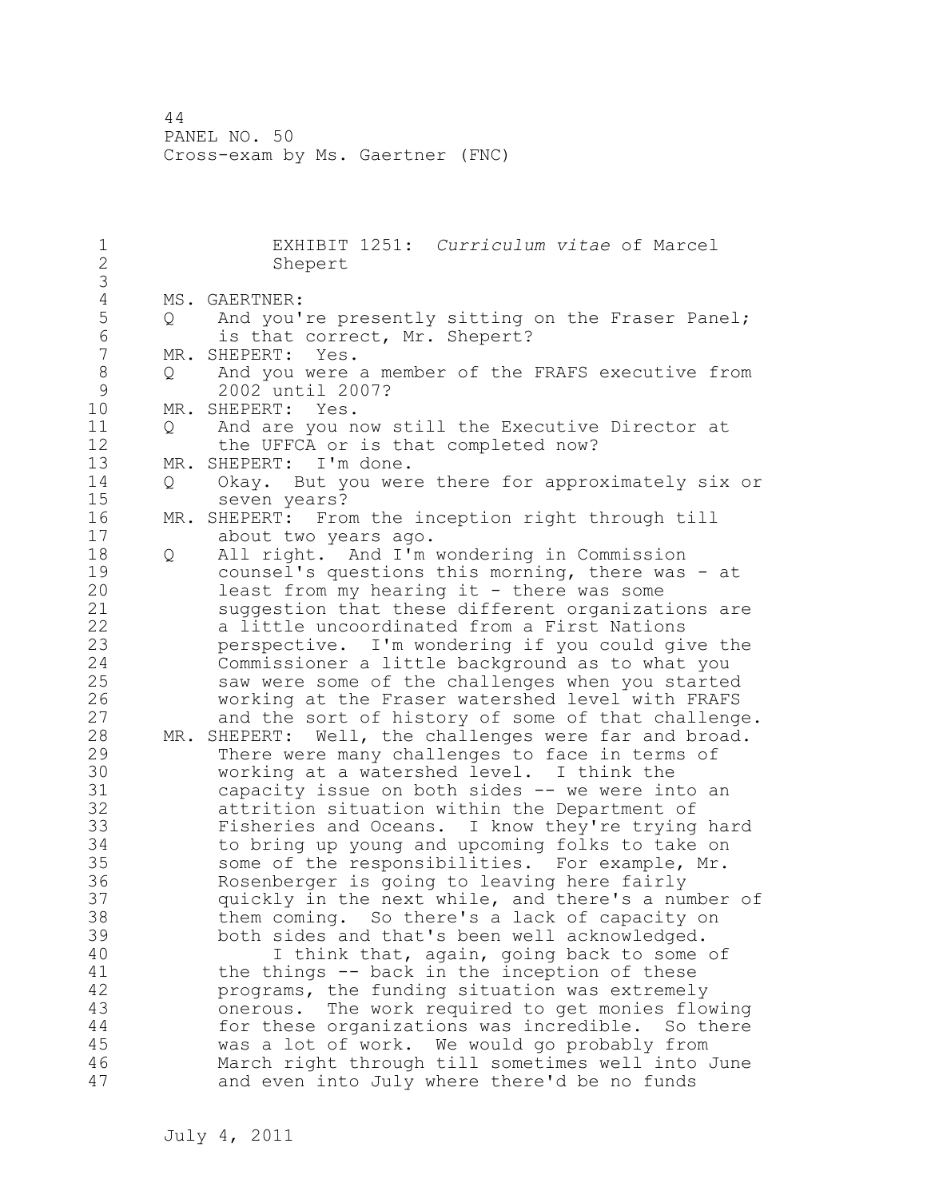EXHIBIT 1251: *Curriculum vitae* of Marcel Shepert

MS. GAERTNER:

Q And you're presently sitting on the Fraser Panel; is that correct, Mr. Shepert?

MR. SHEPERT: Yes.

Q And you were a member of the FRAFS executive from 2002 until 2007?

MR. SHEPERT: Yes.

Q And are you now still the Executive Director at the UFFCA or is that completed now?

MR. SHEPERT: I'm done.

Q Okay. But you were there for approximately six or seven years?

MR. SHEPERT: From the inception right through till about two years ago.

Q All right. And I'm wondering in Commission counsel's questions this morning, there was - at least from my hearing it - there was some suggestion that these different organizations are a little uncoordinated from a First Nations perspective. I'm wondering if you could give the Commissioner a little background as to what you saw were some of the challenges when you started working at the Fraser watershed level with FRAFS and the sort of history of some of that challenge.

MR. SHEPERT: Well, the challenges were far and broad. There were many challenges to face in terms of working at a watershed level. I think the capacity issue on both sides -- we were into an attrition situation within the Department of Fisheries and Oceans. I know they're trying hard to bring up young and upcoming folks to take on some of the responsibilities. For example, Mr. Rosenberger is going to leaving here fairly quickly in the next while, and there's a number of them coming. So there's a lack of capacity on both sides and that's been well acknowledged.

I think that, again, going back to some of the things -- back in the inception of these programs, the funding situation was extremely onerous. The work required to get monies flowing for these organizations was incredible. So there was a lot of work. We would go probably from March right through till sometimes well into June and even into July where there'd be no funds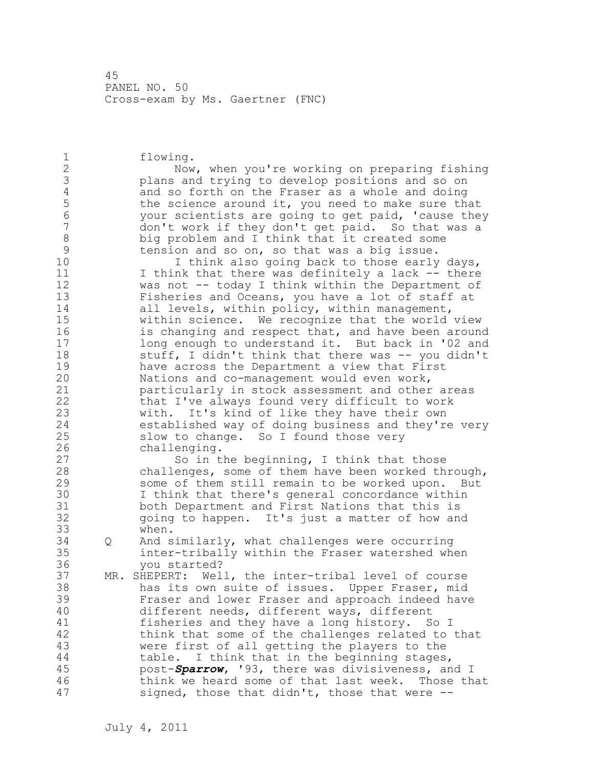flowing.

Now, when you're working on preparing fishing plans and trying to develop positions and so on and so forth on the Fraser as a whole and doing the science around it, you need to make sure that your scientists are going to get paid, 'cause they don't work if they don't get paid. So that was a big problem and I think that it created some tension and so on, so that was a big issue.

I think also going back to those early days, I think that there was definitely a lack -- there was not -- today I think within the Department of Fisheries and Oceans, you have a lot of staff at all levels, within policy, within management, within science. We recognize that the world view is changing and respect that, and have been around long enough to understand it. But back in '02 and stuff, I didn't think that there was -- you didn't have across the Department a view that First Nations and co-management would even work, particularly in stock assessment and other areas that I've always found very difficult to work with. It's kind of like they have their own established way of doing business and they're very slow to change. So I found those very challenging.

So in the beginning, I think that those challenges, some of them have been worked through, some of them still remain to be worked upon. But I think that there's general concordance within both Department and First Nations that this is going to happen. It's just a matter of how and when.

Q And similarly, what challenges were occurring inter-tribally within the Fraser watershed when you started?

MR. SHEPERT: Well, the inter-tribal level of course has its own suite of issues. Upper Fraser, mid Fraser and lower Fraser and approach indeed have different needs, different ways, different fisheries and they have a long history. So I think that some of the challenges related to that were first of all getting the players to the table. I think that in the beginning stages, post-***Sparrow***, '93, there was divisiveness, and I think we heard some of that last week. Those that signed, those that didn't, those that were --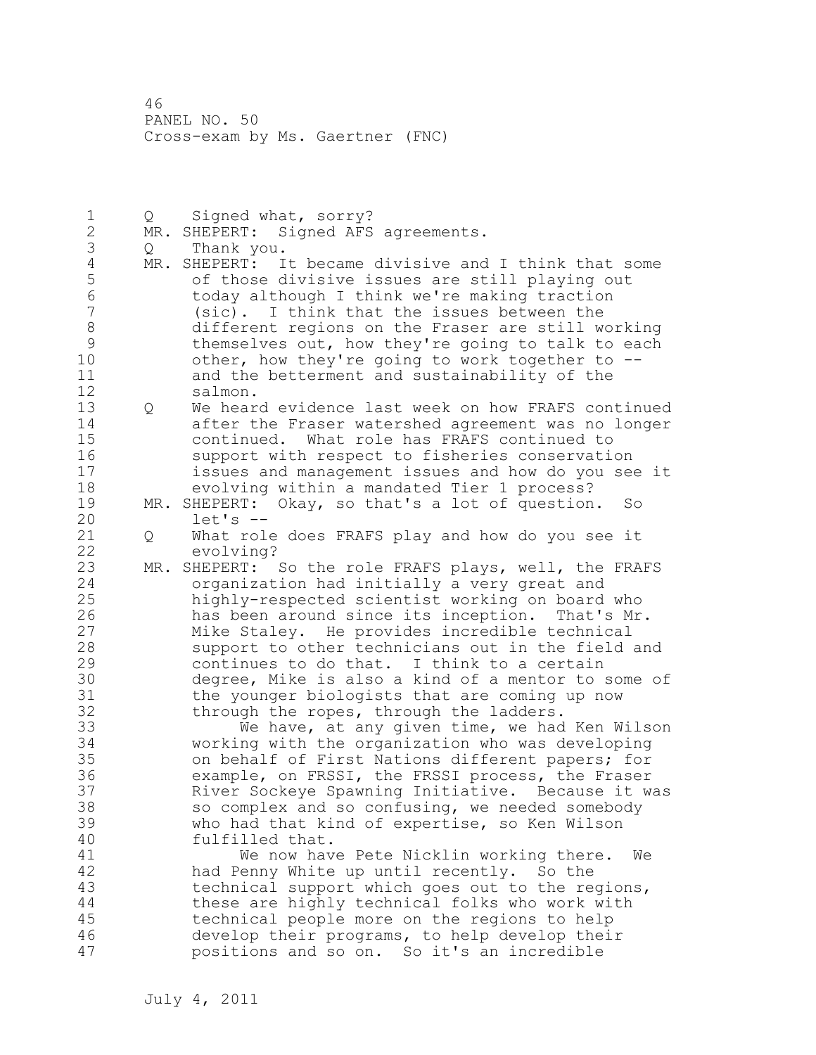Q Signed what, sorry?

MR. SHEPERT: Signed AFS agreements.

Q Thank you.

MR. SHEPERT: It became divisive and I think that some of those divisive issues are still playing out today although I think we're making traction (sic). I think that the issues between the different regions on the Fraser are still working themselves out, how they're going to talk to each other, how they're going to work together to -- and the betterment and sustainability of the salmon.

Q We heard evidence last week on how FRAFS continued after the Fraser watershed agreement was no longer continued. What role has FRAFS continued to support with respect to fisheries conservation issues and management issues and how do you see it evolving within a mandated Tier 1 process?

MR. SHEPERT: Okay, so that's a lot of question. So let's --

Q What role does FRAFS play and how do you see it evolving?

MR. SHEPERT: So the role FRAFS plays, well, the FRAFS organization had initially a very great and highly-respected scientist working on board who has been around since its inception. That's Mr. Mike Staley. He provides incredible technical support to other technicians out in the field and continues to do that. I think to a certain degree, Mike is also a kind of a mentor to some of the younger biologists that are coming up now through the ropes, through the ladders.

We have, at any given time, we had Ken Wilson working with the organization who was developing on behalf of First Nations different papers; for example, on FRSSI, the FRSSI process, the Fraser River Sockeye Spawning Initiative. Because it was so complex and so confusing, we needed somebody who had that kind of expertise, so Ken Wilson fulfilled that.

We now have Pete Nicklin working there. We had Penny White up until recently. So the technical support which goes out to the regions, these are highly technical folks who work with technical people more on the regions to help develop their programs, to help develop their positions and so on. So it's an incredible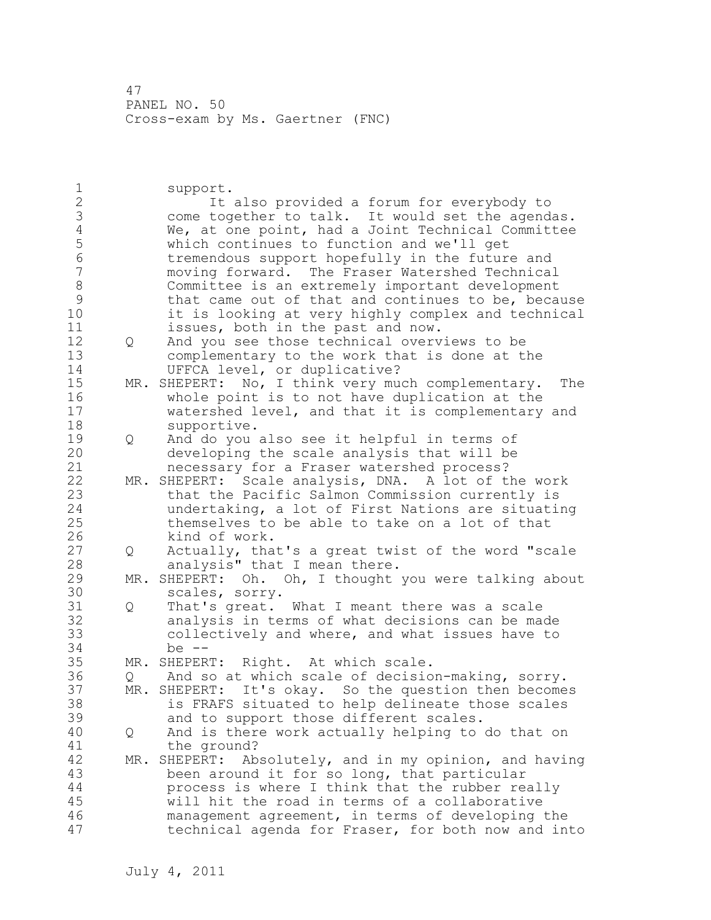support.

It also provided a forum for everybody to come together to talk. It would set the agendas. We, at one point, had a Joint Technical Committee which continues to function and we'll get tremendous support hopefully in the future and moving forward. The Fraser Watershed Technical Committee is an extremely important development that came out of that and continues to be, because it is looking at very highly complex and technical issues, both in the past and now.

Q And you see those technical overviews to be complementary to the work that is done at the UFFCA level, or duplicative?

MR. SHEPERT: No, I think very much complementary. The whole point is to not have duplication at the watershed level, and that it is complementary and supportive.

Q And do you also see it helpful in terms of developing the scale analysis that will be necessary for a Fraser watershed process?

MR. SHEPERT: Scale analysis, DNA. A lot of the work that the Pacific Salmon Commission currently is undertaking, a lot of First Nations are situating themselves to be able to take on a lot of that kind of work.

Q Actually, that's a great twist of the word "scale analysis" that I mean there.

MR. SHEPERT: Oh. Oh, I thought you were talking about scales, sorry.

Q That's great. What I meant there was a scale analysis in terms of what decisions can be made collectively and where, and what issues have to be --

MR. SHEPERT: Right. At which scale.

Q And so at which scale of decision-making, sorry.

MR. SHEPERT: It's okay. So the question then becomes is FRAFS situated to help delineate those scales and to support those different scales.

Q And is there work actually helping to do that on the ground?

MR. SHEPERT: Absolutely, and in my opinion, and having been around it for so long, that particular process is where I think that the rubber really will hit the road in terms of a collaborative management agreement, in terms of developing the technical agenda for Fraser, for both now and into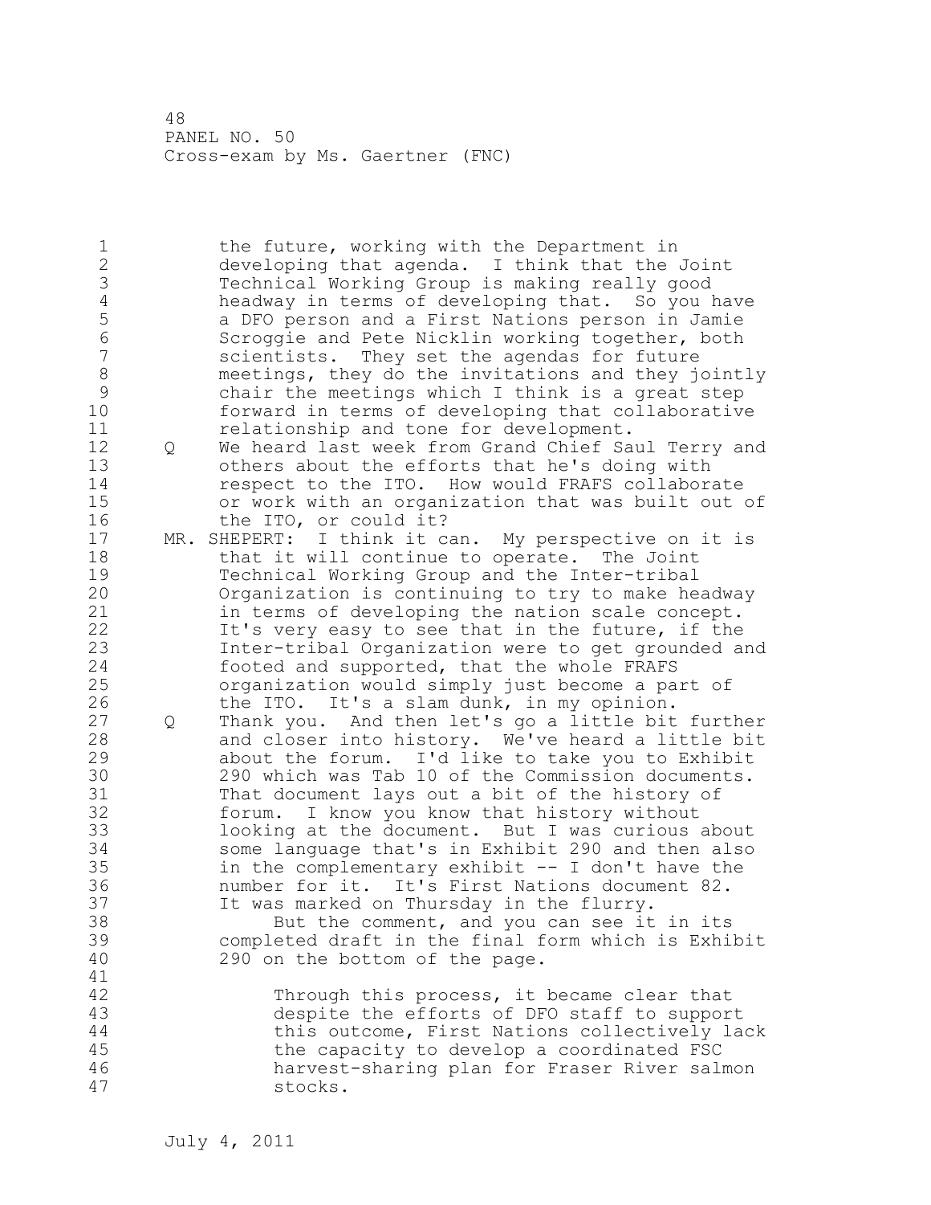the future, working with the Department in developing that agenda. I think that the Joint Technical Working Group is making really good headway in terms of developing that. So you have a DFO person and a First Nations person in Jamie Scroggie and Pete Nicklin working together, both scientists. They set the agendas for future meetings, they do the invitations and they jointly chair the meetings which I think is a great step forward in terms of developing that collaborative relationship and tone for development.

Q We heard last week from Grand Chief Saul Terry and others about the efforts that he's doing with respect to the ITO. How would FRAFS collaborate or work with an organization that was built out of the ITO, or could it?

MR. SHEPERT: I think it can. My perspective on it is that it will continue to operate. The Joint Technical Working Group and the Inter-tribal Organization is continuing to try to make headway in terms of developing the nation scale concept. It's very easy to see that in the future, if the Inter-tribal Organization were to get grounded and footed and supported, that the whole FRAFS organization would simply just become a part of the ITO. It's a slam dunk, in my opinion.

Q Thank you. And then let's go a little bit further and closer into history. We've heard a little bit about the forum. I'd like to take you to Exhibit 290 which was Tab 10 of the Commission documents. That document lays out a bit of the history of forum. I know you know that history without looking at the document. But I was curious about some language that's in Exhibit 290 and then also in the complementary exhibit -- I don't have the number for it. It's First Nations document 82. It was marked on Thursday in the flurry.

But the comment, and you can see it in its completed draft in the final form which is Exhibit 290 on the bottom of the page.

> Through this process, it became clear that despite the efforts of DFO staff to support this outcome, First Nations collectively lack the capacity to develop a coordinated FSC harvest-sharing plan for Fraser River salmon stocks.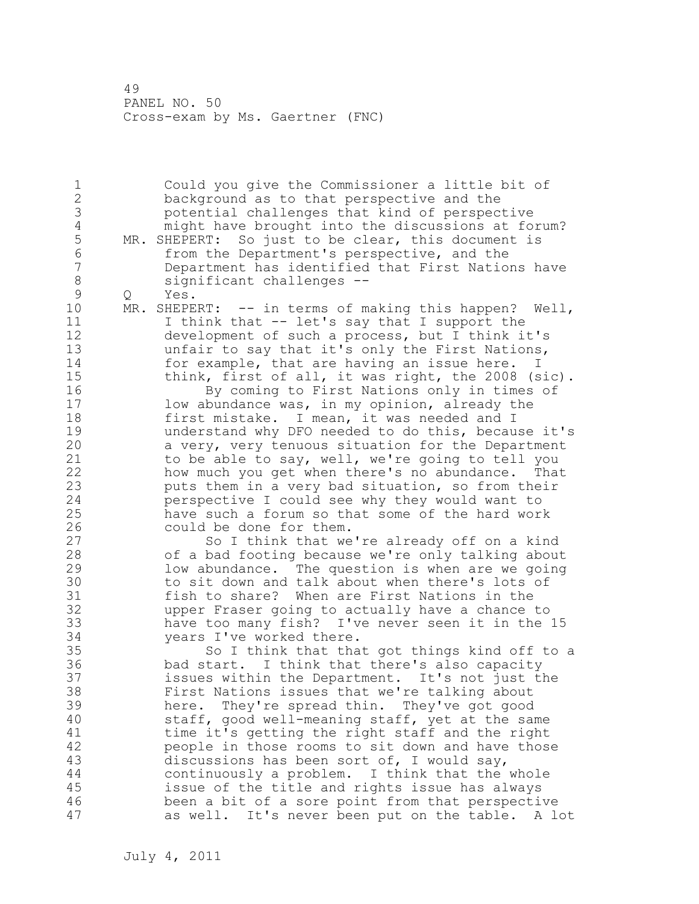Could you give the Commissioner a little bit of background as to that perspective and the potential challenges that kind of perspective might have brought into the discussions at forum?

MR. SHEPERT: So just to be clear, this document is from the Department's perspective, and the Department has identified that First Nations have significant challenges --

Q Yes.

MR. SHEPERT: -- in terms of making this happen? Well, I think that -- let's say that I support the development of such a process, but I think it's unfair to say that it's only the First Nations, for example, that are having an issue here. I think, first of all, it was right, the 2008 (sic).

By coming to First Nations only in times of low abundance was, in my opinion, already the first mistake. I mean, it was needed and I understand why DFO needed to do this, because it's a very, very tenuous situation for the Department to be able to say, well, we're going to tell you how much you get when there's no abundance. That puts them in a very bad situation, so from their perspective I could see why they would want to have such a forum so that some of the hard work could be done for them.

So I think that we're already off on a kind of a bad footing because we're only talking about low abundance. The question is when are we going to sit down and talk about when there's lots of fish to share? When are First Nations in the upper Fraser going to actually have a chance to have too many fish? I've never seen it in the 15 years I've worked there.

So I think that that got things kind off to a bad start. I think that there's also capacity issues within the Department. It's not just the First Nations issues that we're talking about here. They're spread thin. They've got good staff, good well-meaning staff, yet at the same time it's getting the right staff and the right people in those rooms to sit down and have those discussions has been sort of, I would say, continuously a problem. I think that the whole issue of the title and rights issue has always been a bit of a sore point from that perspective as well. It's never been put on the table. A lot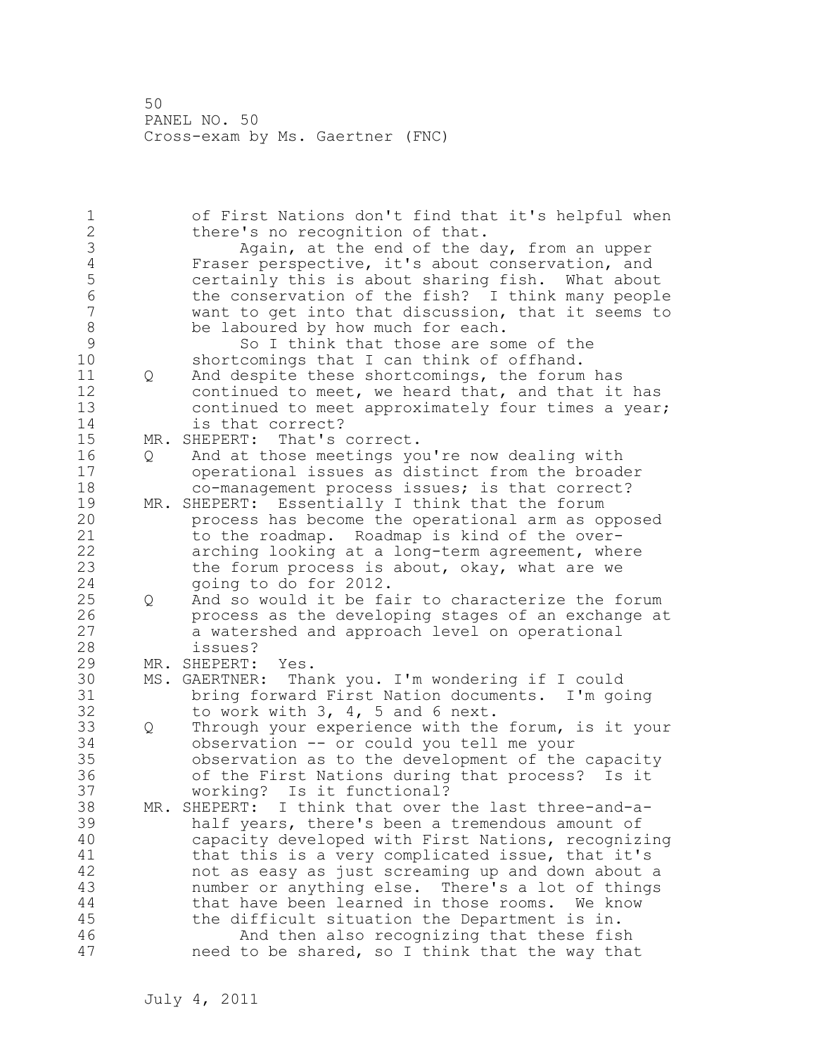of First Nations don't find that it's helpful when there's no recognition of that.

Again, at the end of the day, from an upper Fraser perspective, it's about conservation, and certainly this is about sharing fish. What about the conservation of the fish? I think many people want to get into that discussion, that it seems to be laboured by how much for each.

So I think that those are some of the shortcomings that I can think of offhand.

Q And despite these shortcomings, the forum has continued to meet, we heard that, and that it has continued to meet approximately four times a year; is that correct?

MR. SHEPERT: That's correct.

Q And at those meetings you're now dealing with operational issues as distinct from the broader co-management process issues; is that correct?

MR. SHEPERT: Essentially I think that the forum process has become the operational arm as opposed to the roadmap. Roadmap is kind of the over-arching looking at a long-term agreement, where the forum process is about, okay, what are we going to do for 2012.

Q And so would it be fair to characterize the forum process as the developing stages of an exchange at a watershed and approach level on operational issues?

MR. SHEPERT: Yes.

MS. GAERTNER: Thank you. I'm wondering if I could bring forward First Nation documents. I'm going to work with 3, 4, 5 and 6 next.

Q Through your experience with the forum, is it your observation -- or could you tell me your observation as to the development of the capacity of the First Nations during that process? Is it working? Is it functional?

MR. SHEPERT: I think that over the last three-and-a-half years, there's been a tremendous amount of capacity developed with First Nations, recognizing that this is a very complicated issue, that it's not as easy as just screaming up and down about a number or anything else. There's a lot of things that have been learned in those rooms. We know the difficult situation the Department is in.

And then also recognizing that these fish need to be shared, so I think that the way that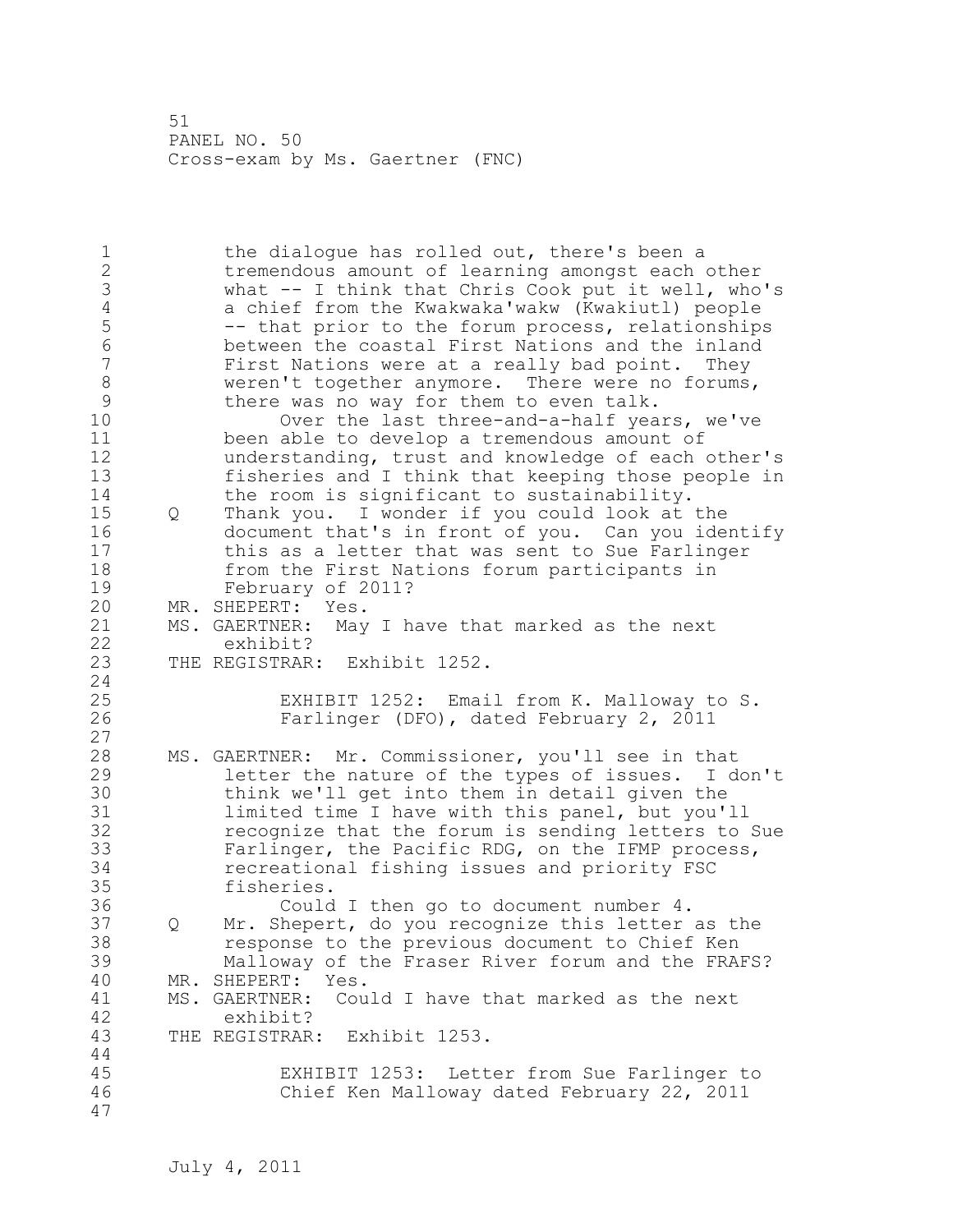the dialogue has rolled out, there's been a tremendous amount of learning amongst each other what -- I think that Chris Cook put it well, who's a chief from the Kwakwaka'wakw (Kwakiutl) people -- that prior to the forum process, relationships between the coastal First Nations and the inland First Nations were at a really bad point. They weren't together anymore. There were no forums, there was no way for them to even talk.

Over the last three-and-a-half years, we've been able to develop a tremendous amount of understanding, trust and knowledge of each other's fisheries and I think that keeping those people in the room is significant to sustainability.

Q Thank you. I wonder if you could look at the document that's in front of you. Can you identify this as a letter that was sent to Sue Farlinger from the First Nations forum participants in February of 2011?

MR. SHEPERT: Yes.

MS. GAERTNER: May I have that marked as the next exhibit?

THE REGISTRAR: Exhibit 1252.

EXHIBIT 1252: Email from K. Malloway to S. Farlinger (DFO), dated February 2, 2011

MS. GAERTNER: Mr. Commissioner, you'll see in that letter the nature of the types of issues. I don't think we'll get into them in detail given the limited time I have with this panel, but you'll recognize that the forum is sending letters to Sue Farlinger, the Pacific RDG, on the IFMP process, recreational fishing issues and priority FSC fisheries.

Could I then go to document number 4.

Q Mr. Shepert, do you recognize this letter as the response to the previous document to Chief Ken Malloway of the Fraser River forum and the FRAFS?

MR. SHEPERT: Yes.

MS. GAERTNER: Could I have that marked as the next exhibit?

THE REGISTRAR: Exhibit 1253.

EXHIBIT 1253: Letter from Sue Farlinger to Chief Ken Malloway dated February 22, 2011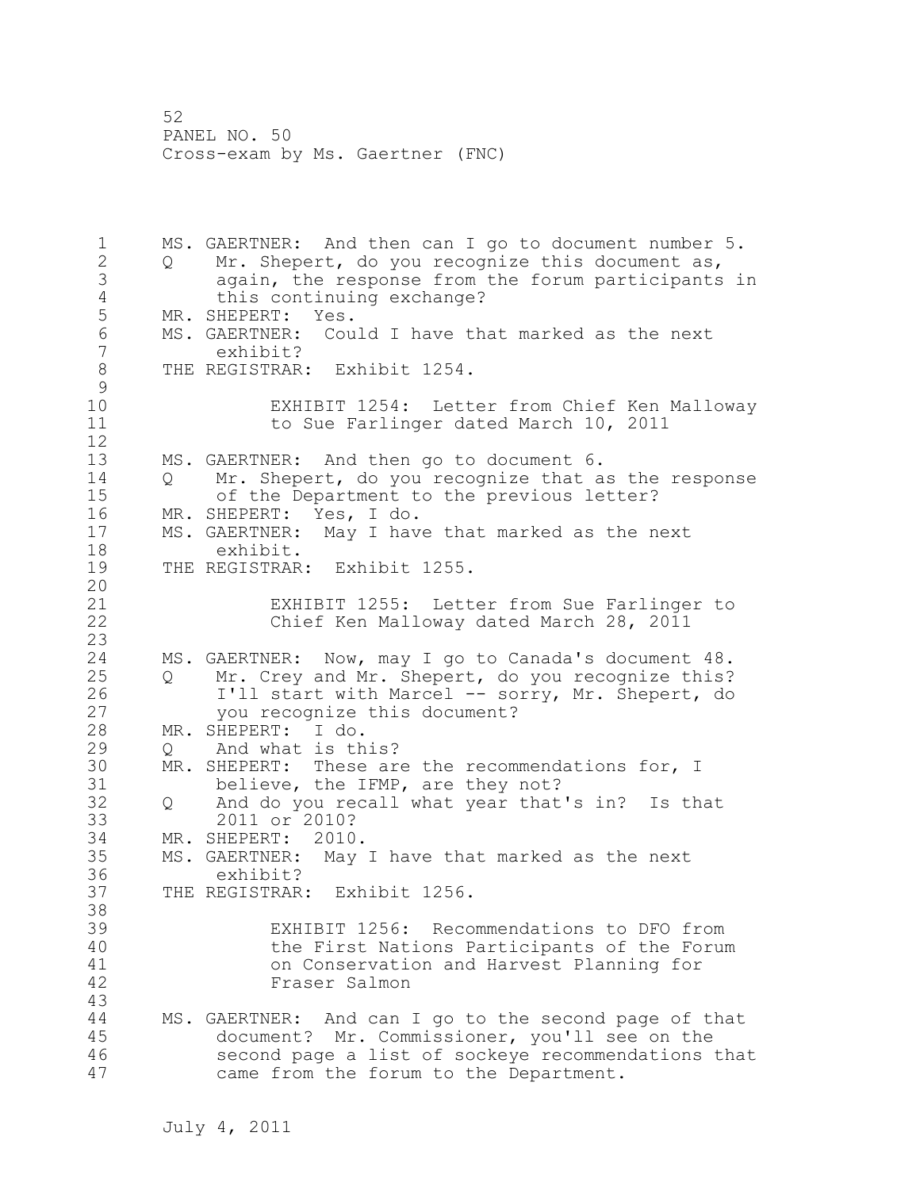MS. GAERTNER: And then can I go to document number 5.

Q Mr. Shepert, do you recognize this document as, again, the response from the forum participants in this continuing exchange?

MR. SHEPERT: Yes.

MS. GAERTNER: Could I have that marked as the next exhibit?

THE REGISTRAR: Exhibit 1254.

EXHIBIT 1254: Letter from Chief Ken Malloway to Sue Farlinger dated March 10, 2011

MS. GAERTNER: And then go to document 6.

Q Mr. Shepert, do you recognize that as the response of the Department to the previous letter?

MR. SHEPERT: Yes, I do.

MS. GAERTNER: May I have that marked as the next exhibit.

THE REGISTRAR: Exhibit 1255.

EXHIBIT 1255: Letter from Sue Farlinger to Chief Ken Malloway dated March 28, 2011

MS. GAERTNER: Now, may I go to Canada's document 48.

Q Mr. Crey and Mr. Shepert, do you recognize this? I'll start with Marcel -- sorry, Mr. Shepert, do you recognize this document?

MR. SHEPERT: I do.

Q And what is this?

MR. SHEPERT: These are the recommendations for, I believe, the IFMP, are they not?

Q And do you recall what year that's in? Is that 2011 or 2010?

MR. SHEPERT: 2010.

MS. GAERTNER: May I have that marked as the next exhibit?

THE REGISTRAR: Exhibit 1256.

EXHIBIT 1256: Recommendations to DFO from the First Nations Participants of the Forum on Conservation and Harvest Planning for Fraser Salmon

MS. GAERTNER: And can I go to the second page of that document? Mr. Commissioner, you'll see on the second page a list of sockeye recommendations that came from the forum to the Department.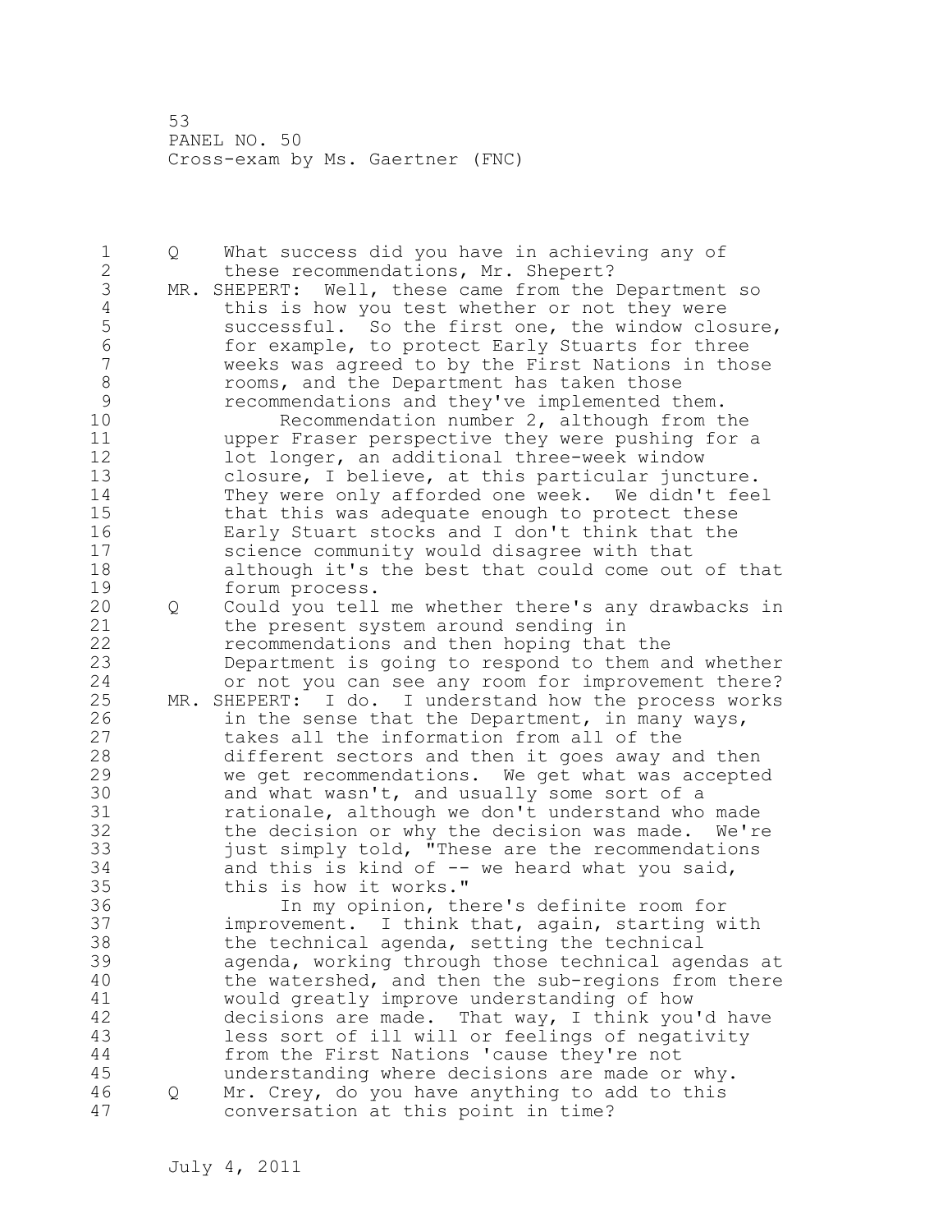Q What success did you have in achieving any of these recommendations, Mr. Shepert?

MR. SHEPERT: Well, these came from the Department so this is how you test whether or not they were successful. So the first one, the window closure, for example, to protect Early Stuarts for three weeks was agreed to by the First Nations in those rooms, and the Department has taken those recommendations and they've implemented them.

Recommendation number 2, although from the upper Fraser perspective they were pushing for a lot longer, an additional three-week window closure, I believe, at this particular juncture. They were only afforded one week. We didn't feel that this was adequate enough to protect these Early Stuart stocks and I don't think that the science community would disagree with that although it's the best that could come out of that forum process.

Q Could you tell me whether there's any drawbacks in the present system around sending in recommendations and then hoping that the Department is going to respond to them and whether or not you can see any room for improvement there?

MR. SHEPERT: I do. I understand how the process works in the sense that the Department, in many ways, takes all the information from all of the different sectors and then it goes away and then we get recommendations. We get what was accepted and what wasn't, and usually some sort of a rationale, although we don't understand who made the decision or why the decision was made. We're just simply told, "These are the recommendations and this is kind of -- we heard what you said, this is how it works."

In my opinion, there's definite room for improvement. I think that, again, starting with the technical agenda, setting the technical agenda, working through those technical agendas at the watershed, and then the sub-regions from there would greatly improve understanding of how decisions are made. That way, I think you'd have less sort of ill will or feelings of negativity from the First Nations 'cause they're not understanding where decisions are made or why.

Q Mr. Crey, do you have anything to add to this conversation at this point in time?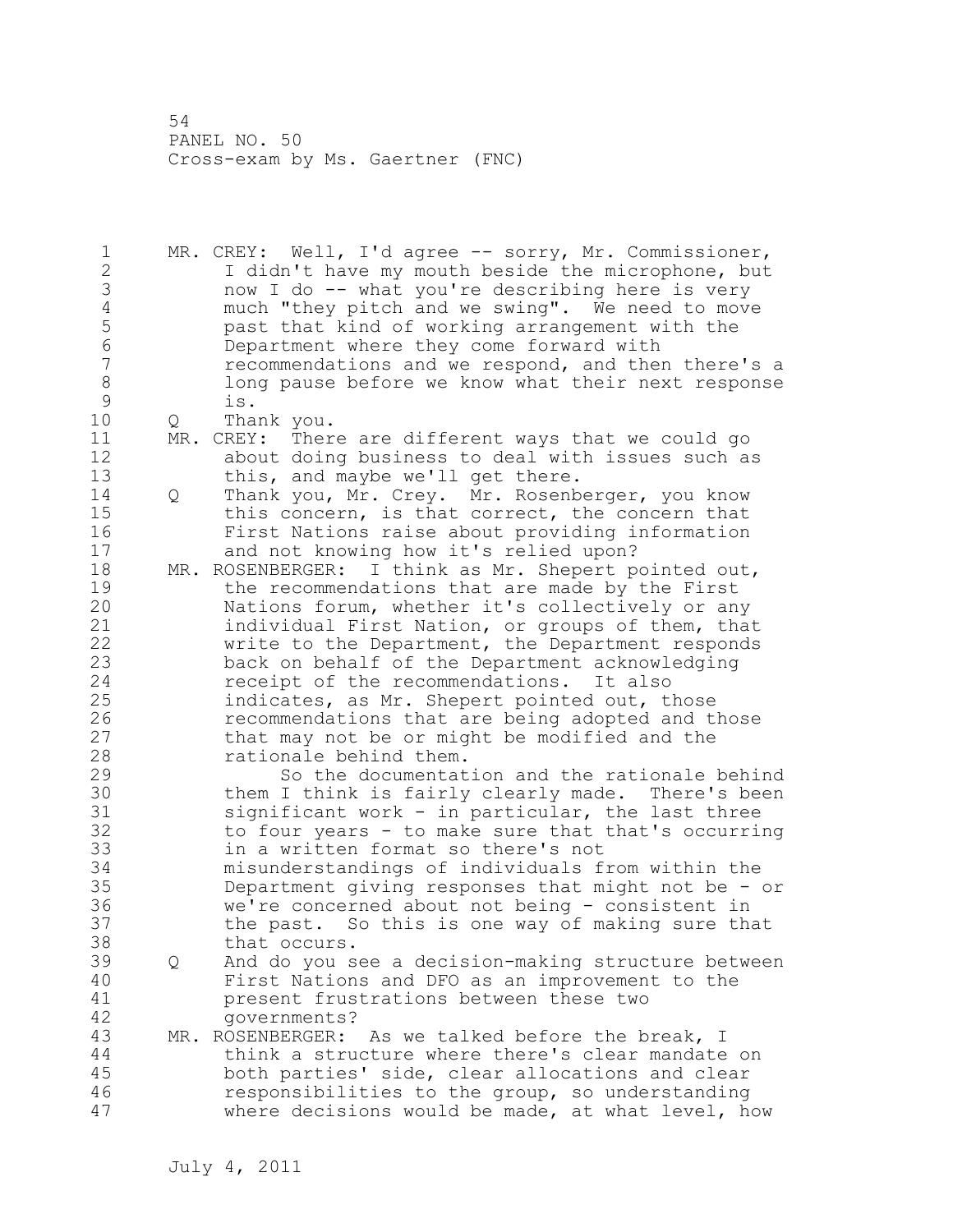MR. CREY: Well, I'd agree -- sorry, Mr. Commissioner, I didn't have my mouth beside the microphone, but now I do -- what you're describing here is very much "they pitch and we swing". We need to move past that kind of working arrangement with the Department where they come forward with recommendations and we respond, and then there's a long pause before we know what their next response is.

Q Thank you.

MR. CREY: There are different ways that we could go about doing business to deal with issues such as this, and maybe we'll get there.

Q Thank you, Mr. Crey. Mr. Rosenberger, you know this concern, is that correct, the concern that First Nations raise about providing information and not knowing how it's relied upon?

MR. ROSENBERGER: I think as Mr. Shepert pointed out, the recommendations that are made by the First Nations forum, whether it's collectively or any individual First Nation, or groups of them, that write to the Department, the Department responds back on behalf of the Department acknowledging receipt of the recommendations. It also indicates, as Mr. Shepert pointed out, those recommendations that are being adopted and those that may not be or might be modified and the rationale behind them.

So the documentation and the rationale behind them I think is fairly clearly made. There's been significant work - in particular, the last three to four years - to make sure that that's occurring in a written format so there's not misunderstandings of individuals from within the Department giving responses that might not be - or we're concerned about not being - consistent in the past. So this is one way of making sure that that occurs.

Q And do you see a decision-making structure between First Nations and DFO as an improvement to the present frustrations between these two governments?

MR. ROSENBERGER: As we talked before the break, I think a structure where there's clear mandate on both parties' side, clear allocations and clear responsibilities to the group, so understanding where decisions would be made, at what level, how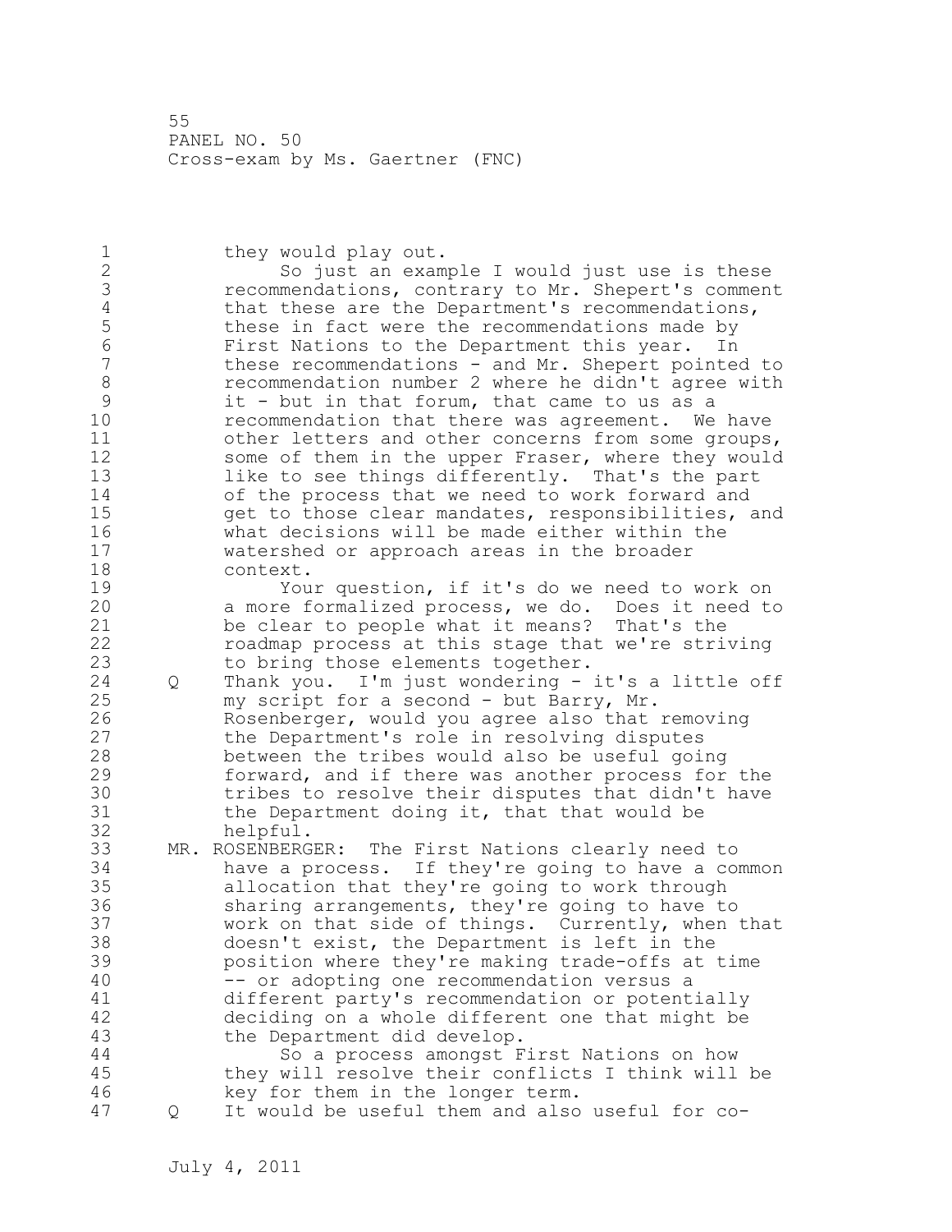they would play out.

So just an example I would just use is these recommendations, contrary to Mr. Shepert's comment that these are the Department's recommendations, these in fact were the recommendations made by First Nations to the Department this year. In these recommendations - and Mr. Shepert pointed to recommendation number 2 where he didn't agree with it - but in that forum, that came to us as a recommendation that there was agreement. We have other letters and other concerns from some groups, some of them in the upper Fraser, where they would like to see things differently. That's the part of the process that we need to work forward and get to those clear mandates, responsibilities, and what decisions will be made either within the watershed or approach areas in the broader context.

Your question, if it's do we need to work on a more formalized process, we do. Does it need to be clear to people what it means? That's the roadmap process at this stage that we're striving to bring those elements together.

Q Thank you. I'm just wondering - it's a little off my script for a second - but Barry, Mr. Rosenberger, would you agree also that removing the Department's role in resolving disputes between the tribes would also be useful going forward, and if there was another process for the tribes to resolve their disputes that didn't have the Department doing it, that that would be helpful.

MR. ROSENBERGER: The First Nations clearly need to have a process. If they're going to have a common allocation that they're going to work through sharing arrangements, they're going to have to work on that side of things. Currently, when that doesn't exist, the Department is left in the position where they're making trade-offs at time -- or adopting one recommendation versus a different party's recommendation or potentially deciding on a whole different one that might be the Department did develop.

So a process amongst First Nations on how they will resolve their conflicts I think will be key for them in the longer term.

Q It would be useful them and also useful for co-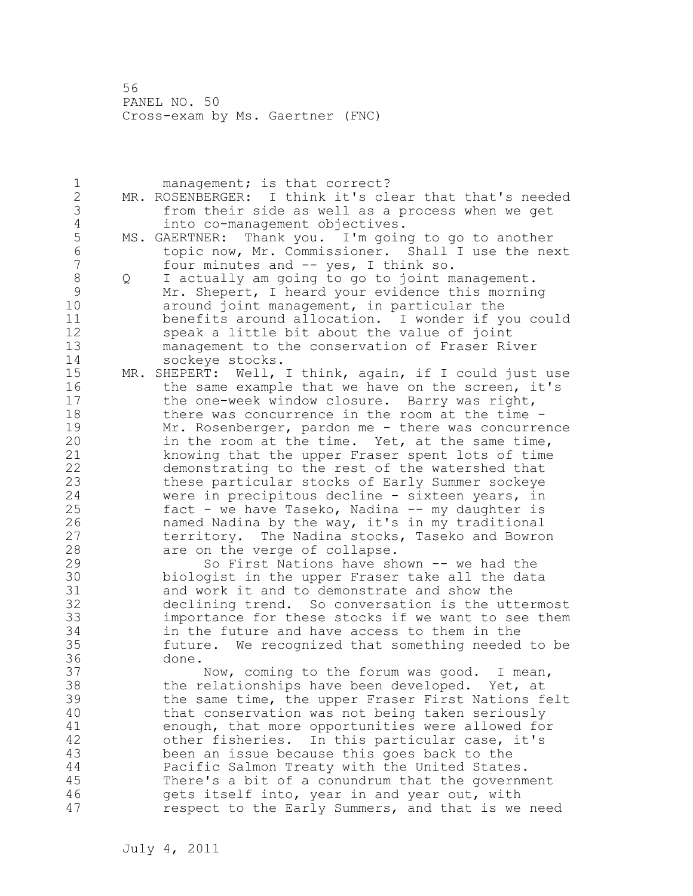management; is that correct?

MR. ROSENBERGER: I think it's clear that that's needed from their side as well as a process when we get into co-management objectives.

MS. GAERTNER: Thank you. I'm going to go to another topic now, Mr. Commissioner. Shall I use the next four minutes and -- yes, I think so.

Q I actually am going to go to joint management. Mr. Shepert, I heard your evidence this morning around joint management, in particular the benefits around allocation. I wonder if you could speak a little bit about the value of joint management to the conservation of Fraser River sockeye stocks.

MR. SHEPERT: Well, I think, again, if I could just use the same example that we have on the screen, it's the one-week window closure. Barry was right, there was concurrence in the room at the time - Mr. Rosenberger, pardon me - there was concurrence in the room at the time. Yet, at the same time, knowing that the upper Fraser spent lots of time demonstrating to the rest of the watershed that these particular stocks of Early Summer sockeye were in precipitous decline - sixteen years, in fact - we have Taseko, Nadina -- my daughter is named Nadina by the way, it's in my traditional territory. The Nadina stocks, Taseko and Bowron are on the verge of collapse.

So First Nations have shown -- we had the biologist in the upper Fraser take all the data and work it and to demonstrate and show the declining trend. So conversation is the uttermost importance for these stocks if we want to see them in the future and have access to them in the future. We recognized that something needed to be done.

Now, coming to the forum was good. I mean, the relationships have been developed. Yet, at the same time, the upper Fraser First Nations felt that conservation was not being taken seriously enough, that more opportunities were allowed for other fisheries. In this particular case, it's been an issue because this goes back to the Pacific Salmon Treaty with the United States. There's a bit of a conundrum that the government gets itself into, year in and year out, with respect to the Early Summers, and that is we need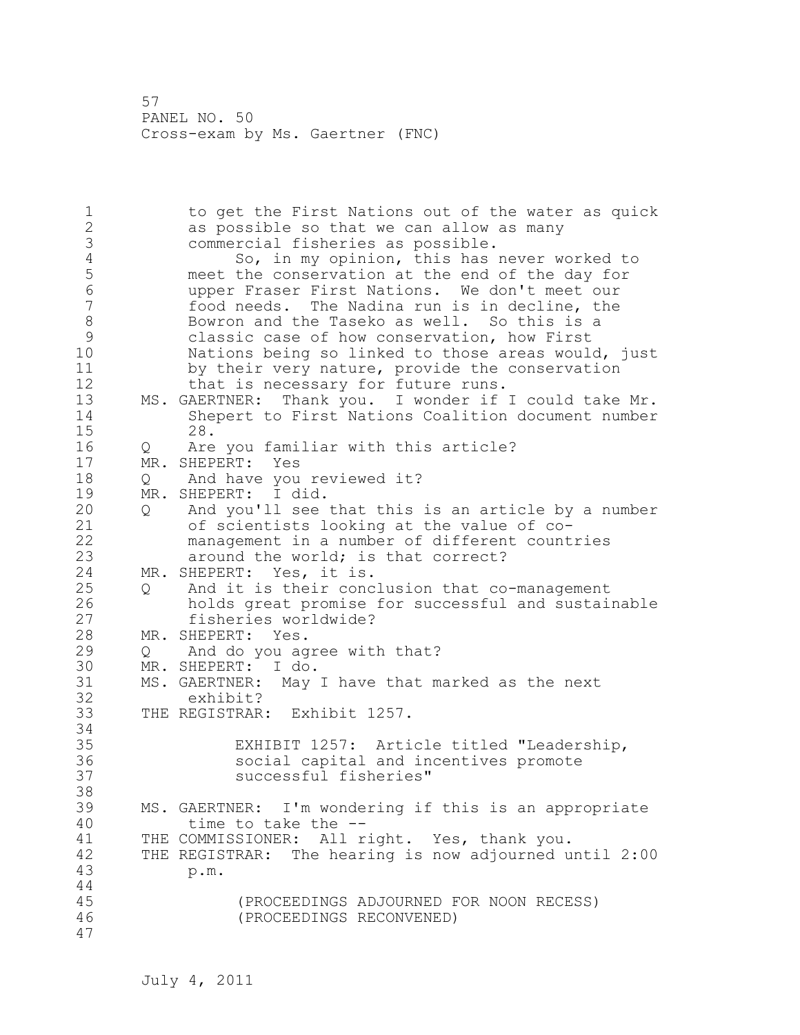to get the First Nations out of the water as quick as possible so that we can allow as many commercial fisheries as possible.

So, in my opinion, this has never worked to meet the conservation at the end of the day for upper Fraser First Nations. We don't meet our food needs. The Nadina run is in decline, the Bowron and the Taseko as well. So this is a classic case of how conservation, how First Nations being so linked to those areas would, just by their very nature, provide the conservation that is necessary for future runs.

MS. GAERTNER: Thank you. I wonder if I could take Mr. Shepert to First Nations Coalition document number 28.

Q Are you familiar with this article?

MR. SHEPERT: Yes

Q And have you reviewed it?

MR. SHEPERT: I did.

Q And you'll see that this is an article by a number of scientists looking at the value of co-management in a number of different countries around the world; is that correct?

MR. SHEPERT: Yes, it is.

Q And it is their conclusion that co-management holds great promise for successful and sustainable fisheries worldwide?

MR. SHEPERT: Yes.

Q And do you agree with that?

MR. SHEPERT: I do.

MS. GAERTNER: May I have that marked as the next exhibit?

THE REGISTRAR: Exhibit 1257.

EXHIBIT 1257: Article titled "Leadership, social capital and incentives promote successful fisheries"

MS. GAERTNER: I'm wondering if this is an appropriate time to take the --

THE COMMISSIONER: All right. Yes, thank you.

THE REGISTRAR: The hearing is now adjourned until 2:00 p.m.

(PROCEEDINGS ADJOURNED FOR NOON RECESS)
(PROCEEDINGS RECONVENED)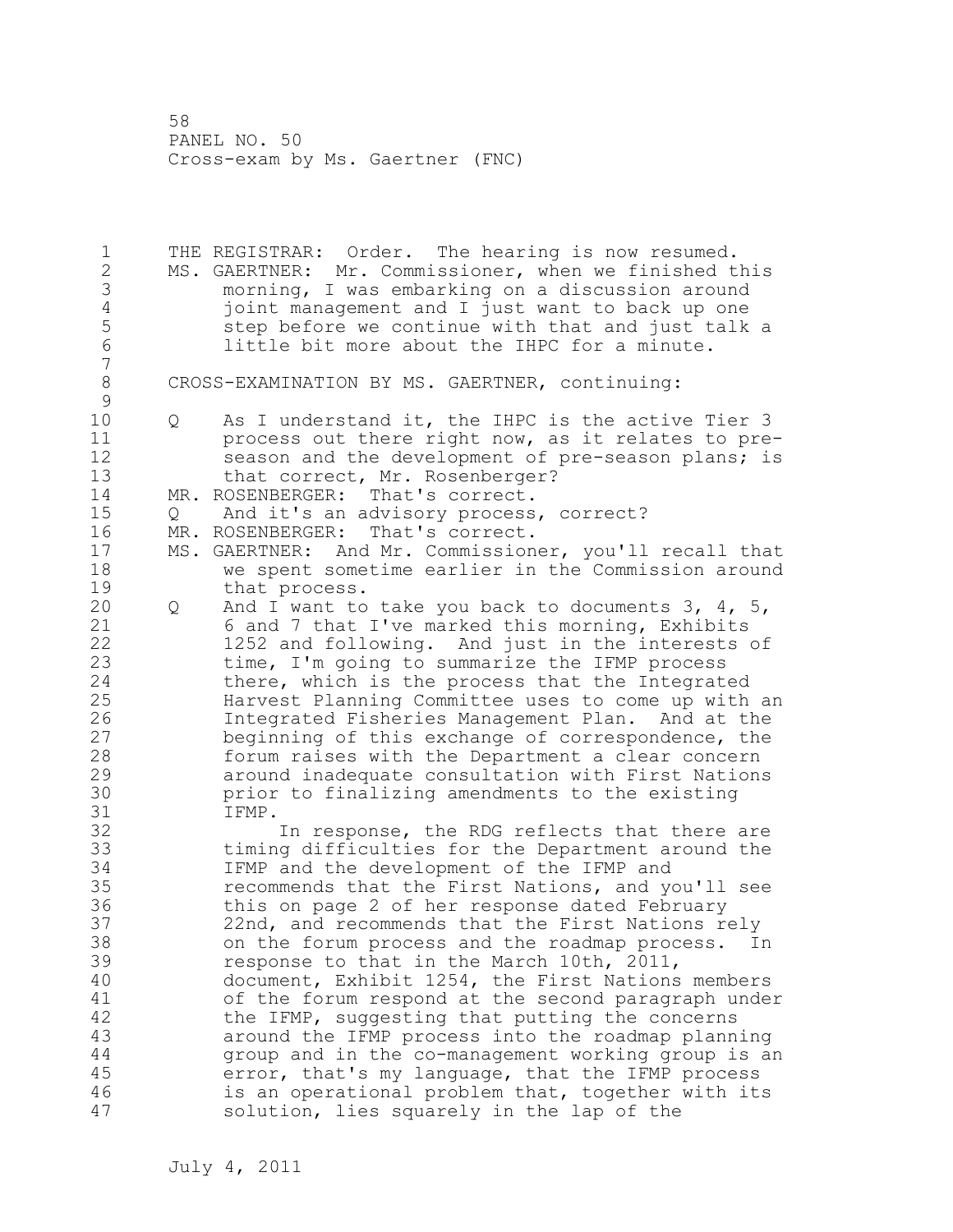THE REGISTRAR: Order. The hearing is now resumed.

MS. GAERTNER: Mr. Commissioner, when we finished this morning, I was embarking on a discussion around joint management and I just want to back up one step before we continue with that and just talk a little bit more about the IHPC for a minute.

CROSS-EXAMINATION BY MS. GAERTNER, continuing:

Q As I understand it, the IHPC is the active Tier 3 process out there right now, as it relates to pre-season and the development of pre-season plans; is that correct, Mr. Rosenberger?

MR. ROSENBERGER: That's correct.

Q And it's an advisory process, correct?

MR. ROSENBERGER: That's correct.

MS. GAERTNER: And Mr. Commissioner, you'll recall that we spent sometime earlier in the Commission around that process.

Q And I want to take you back to documents 3, 4, 5, 6 and 7 that I've marked this morning, Exhibits 1252 and following. And just in the interests of time, I'm going to summarize the IFMP process there, which is the process that the Integrated Harvest Planning Committee uses to come up with an Integrated Fisheries Management Plan. And at the beginning of this exchange of correspondence, the forum raises with the Department a clear concern around inadequate consultation with First Nations prior to finalizing amendments to the existing IFMP.

In response, the RDG reflects that there are timing difficulties for the Department around the IFMP and the development of the IFMP and recommends that the First Nations, and you'll see this on page 2 of her response dated February 22nd, and recommends that the First Nations rely on the forum process and the roadmap process. In response to that in the March 10th, 2011, document, Exhibit 1254, the First Nations members of the forum respond at the second paragraph under the IFMP, suggesting that putting the concerns around the IFMP process into the roadmap planning group and in the co-management working group is an error, that's my language, that the IFMP process is an operational problem that, together with its solution, lies squarely in the lap of the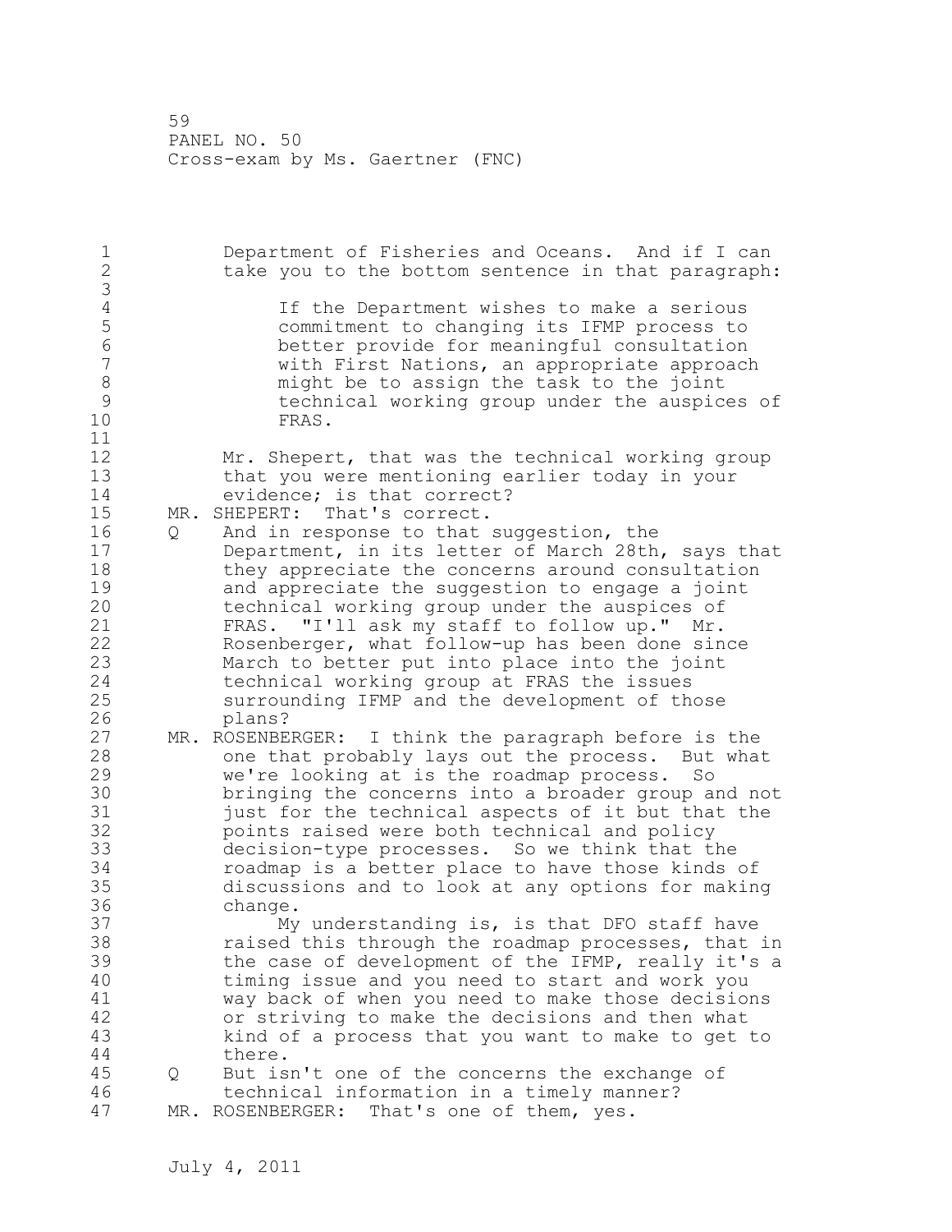Department of Fisheries and Oceans. And if I can take you to the bottom sentence in that paragraph:

> If the Department wishes to make a serious commitment to changing its IFMP process to better provide for meaningful consultation with First Nations, an appropriate approach might be to assign the task to the joint technical working group under the auspices of FRAS.

Mr. Shepert, that was the technical working group that you were mentioning earlier today in your evidence; is that correct?

MR. SHEPERT: That's correct.

Q And in response to that suggestion, the Department, in its letter of March 28th, says that they appreciate the concerns around consultation and appreciate the suggestion to engage a joint technical working group under the auspices of FRAS. "I'll ask my staff to follow up." Mr. Rosenberger, what follow-up has been done since March to better put into place into the joint technical working group at FRAS the issues surrounding IFMP and the development of those plans?

MR. ROSENBERGER: I think the paragraph before is the one that probably lays out the process. But what we're looking at is the roadmap process. So bringing the concerns into a broader group and not just for the technical aspects of it but that the points raised were both technical and policy decision-type processes. So we think that the roadmap is a better place to have those kinds of discussions and to look at any options for making change.

My understanding is, is that DFO staff have raised this through the roadmap processes, that in the case of development of the IFMP, really it's a timing issue and you need to start and work you way back of when you need to make those decisions or striving to make the decisions and then what kind of a process that you want to make to get to there.

Q But isn't one of the concerns the exchange of technical information in a timely manner?

MR. ROSENBERGER: That's one of them, yes.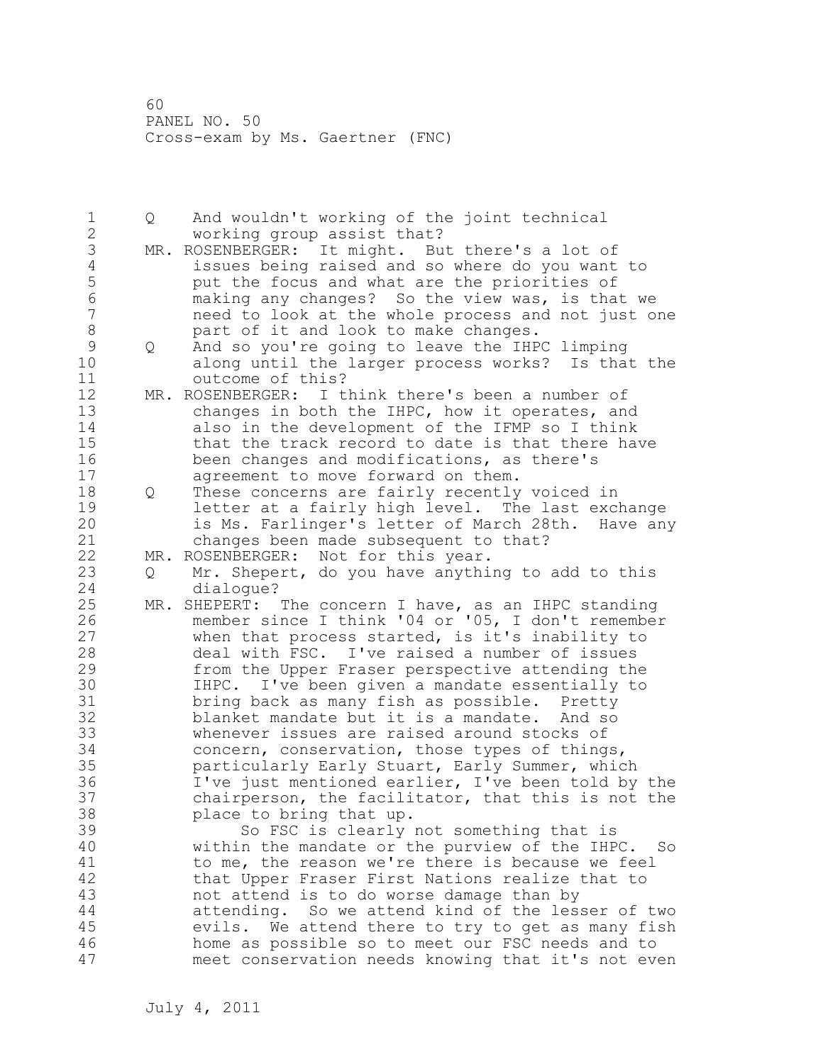Q And wouldn't working of the joint technical working group assist that?

MR. ROSENBERGER: It might. But there's a lot of issues being raised and so where do you want to put the focus and what are the priorities of making any changes? So the view was, is that we need to look at the whole process and not just one part of it and look to make changes.

Q And so you're going to leave the IHPC limping along until the larger process works? Is that the outcome of this?

MR. ROSENBERGER: I think there's been a number of changes in both the IHPC, how it operates, and also in the development of the IFMP so I think that the track record to date is that there have been changes and modifications, as there's agreement to move forward on them.

Q These concerns are fairly recently voiced in letter at a fairly high level. The last exchange is Ms. Farlinger's letter of March 28th. Have any changes been made subsequent to that?

MR. ROSENBERGER: Not for this year.

Q Mr. Shepert, do you have anything to add to this dialogue?

MR. SHEPERT: The concern I have, as an IHPC standing member since I think '04 or '05, I don't remember when that process started, is it's inability to deal with FSC. I've raised a number of issues from the Upper Fraser perspective attending the IHPC. I've been given a mandate essentially to bring back as many fish as possible. Pretty blanket mandate but it is a mandate. And so whenever issues are raised around stocks of concern, conservation, those types of things, particularly Early Stuart, Early Summer, which I've just mentioned earlier, I've been told by the chairperson, the facilitator, that this is not the place to bring that up.

So FSC is clearly not something that is within the mandate or the purview of the IHPC. So to me, the reason we're there is because we feel that Upper Fraser First Nations realize that to not attend is to do worse damage than by attending. So we attend kind of the lesser of two evils. We attend there to try to get as many fish home as possible so to meet our FSC needs and to meet conservation needs knowing that it's not even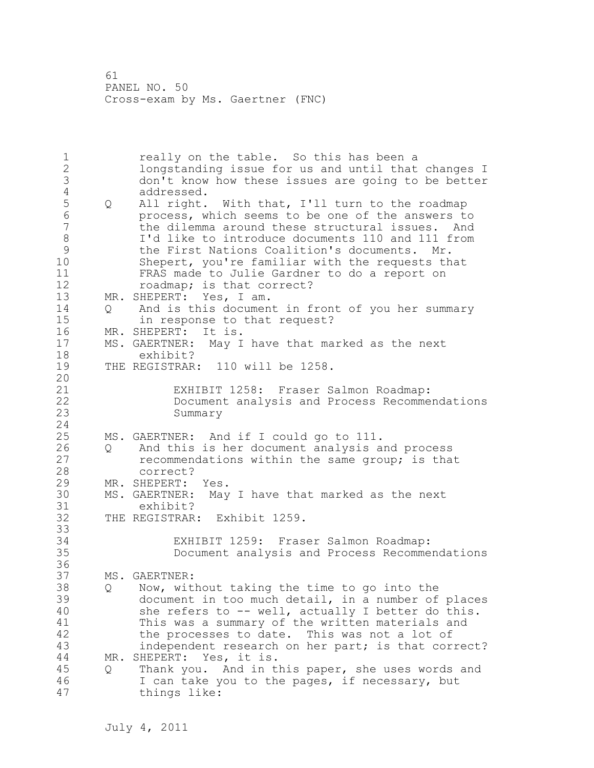really on the table. So this has been a longstanding issue for us and until that changes I don't know how these issues are going to be better addressed.

Q All right. With that, I'll turn to the roadmap process, which seems to be one of the answers to the dilemma around these structural issues. And I'd like to introduce documents 110 and 111 from the First Nations Coalition's documents. Mr. Shepert, you're familiar with the requests that FRAS made to Julie Gardner to do a report on roadmap; is that correct?

MR. SHEPERT: Yes, I am.

Q And is this document in front of you her summary in response to that request?

MR. SHEPERT: It is.

MS. GAERTNER: May I have that marked as the next exhibit?

THE REGISTRAR: 110 will be 1258.

EXHIBIT 1258: Fraser Salmon Roadmap: Document analysis and Process Recommendations Summary

MS. GAERTNER: And if I could go to 111.

Q And this is her document analysis and process recommendations within the same group; is that correct?

MR. SHEPERT: Yes.

MS. GAERTNER: May I have that marked as the next exhibit?

THE REGISTRAR: Exhibit 1259.

EXHIBIT 1259: Fraser Salmon Roadmap: Document analysis and Process Recommendations

MS. GAERTNER:

Q Now, without taking the time to go into the document in too much detail, in a number of places she refers to -- well, actually I better do this. This was a summary of the written materials and the processes to date. This was not a lot of independent research on her part; is that correct?

MR. SHEPERT: Yes, it is.

Q Thank you. And in this paper, she uses words and I can take you to the pages, if necessary, but things like: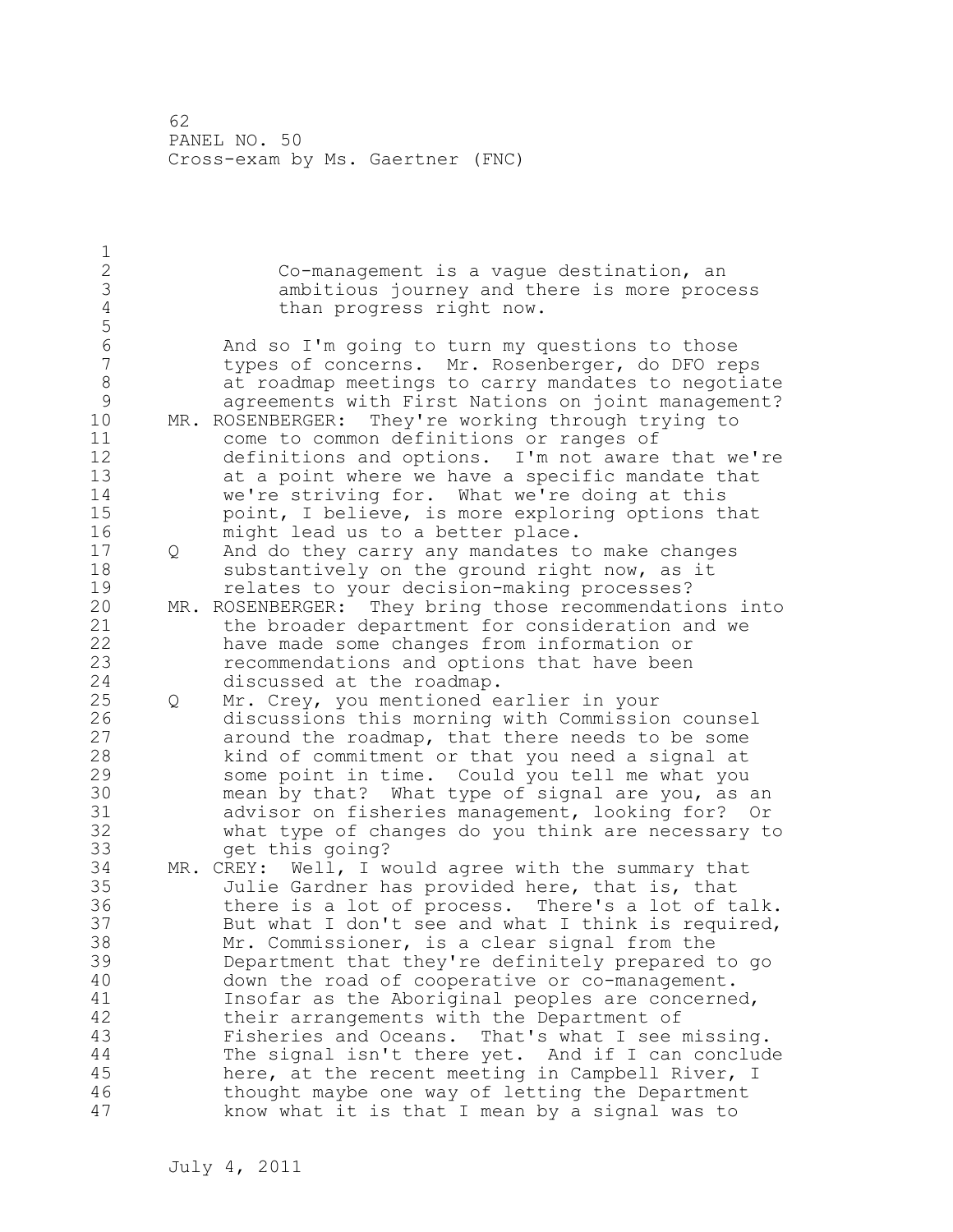> Co-management is a vague destination, an ambitious journey and there is more process than progress right now.

And so I'm going to turn my questions to those types of concerns. Mr. Rosenberger, do DFO reps at roadmap meetings to carry mandates to negotiate agreements with First Nations on joint management?

MR. ROSENBERGER: They're working through trying to come to common definitions or ranges of definitions and options. I'm not aware that we're at a point where we have a specific mandate that we're striving for. What we're doing at this point, I believe, is more exploring options that might lead us to a better place.

Q And do they carry any mandates to make changes substantively on the ground right now, as it relates to your decision-making processes?

MR. ROSENBERGER: They bring those recommendations into the broader department for consideration and we have made some changes from information or recommendations and options that have been discussed at the roadmap.

Q Mr. Crey, you mentioned earlier in your discussions this morning with Commission counsel around the roadmap, that there needs to be some kind of commitment or that you need a signal at some point in time. Could you tell me what you mean by that? What type of signal are you, as an advisor on fisheries management, looking for? Or what type of changes do you think are necessary to get this going?

MR. CREY: Well, I would agree with the summary that Julie Gardner has provided here, that is, that there is a lot of process. There's a lot of talk. But what I don't see and what I think is required, Mr. Commissioner, is a clear signal from the Department that they're definitely prepared to go down the road of cooperative or co-management. Insofar as the Aboriginal peoples are concerned, their arrangements with the Department of Fisheries and Oceans. That's what I see missing. The signal isn't there yet. And if I can conclude here, at the recent meeting in Campbell River, I thought maybe one way of letting the Department know what it is that I mean by a signal was to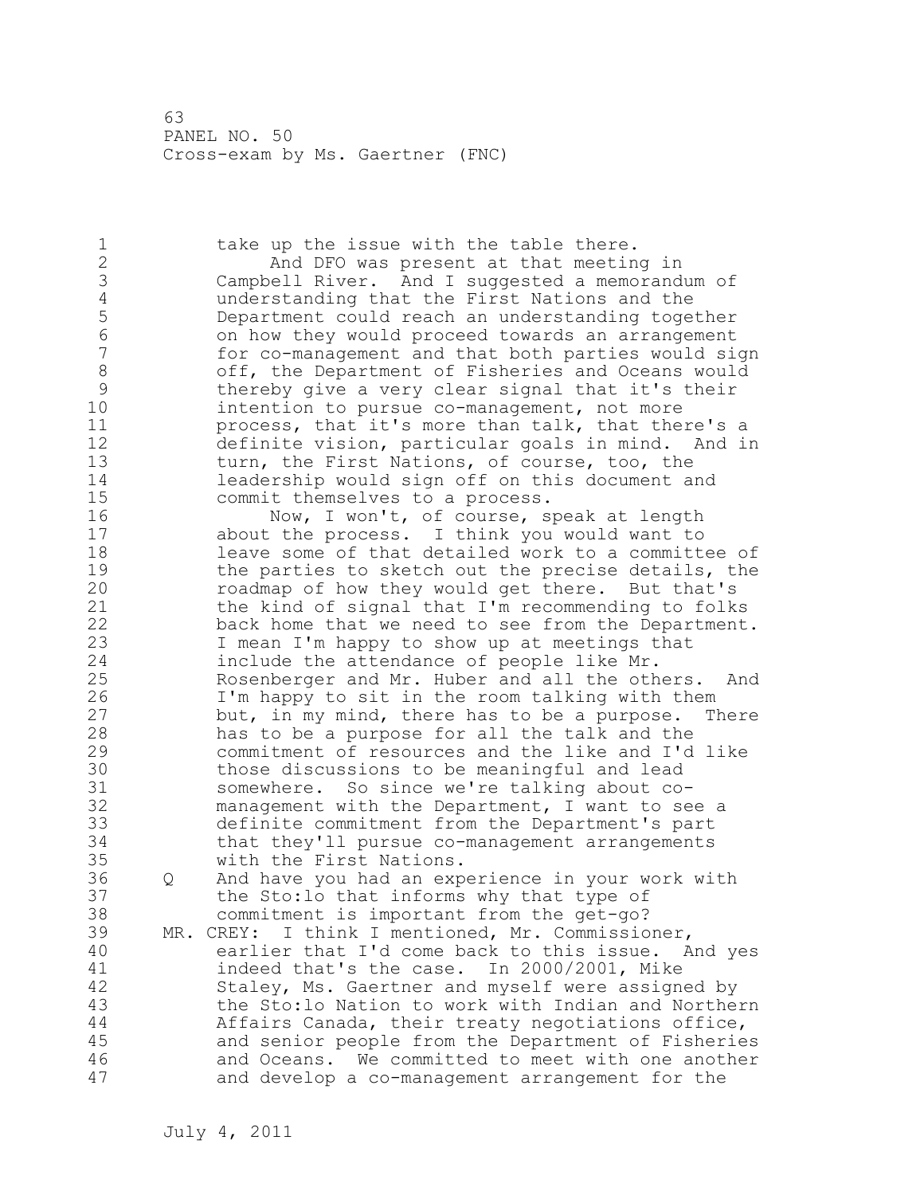take up the issue with the table there.

And DFO was present at that meeting in Campbell River. And I suggested a memorandum of understanding that the First Nations and the Department could reach an understanding together on how they would proceed towards an arrangement for co-management and that both parties would sign off, the Department of Fisheries and Oceans would thereby give a very clear signal that it's their intention to pursue co-management, not more process, that it's more than talk, that there's a definite vision, particular goals in mind. And in turn, the First Nations, of course, too, the leadership would sign off on this document and commit themselves to a process.

Now, I won't, of course, speak at length about the process. I think you would want to leave some of that detailed work to a committee of the parties to sketch out the precise details, the roadmap of how they would get there. But that's the kind of signal that I'm recommending to folks back home that we need to see from the Department. I mean I'm happy to show up at meetings that include the attendance of people like Mr. Rosenberger and Mr. Huber and all the others. And I'm happy to sit in the room talking with them but, in my mind, there has to be a purpose. There has to be a purpose for all the talk and the commitment of resources and the like and I'd like those discussions to be meaningful and lead somewhere. So since we're talking about co-management with the Department, I want to see a definite commitment from the Department's part that they'll pursue co-management arrangements with the First Nations.

Q And have you had an experience in your work with the Sto:lo that informs why that type of commitment is important from the get-go?

MR. CREY: I think I mentioned, Mr. Commissioner, earlier that I'd come back to this issue. And yes indeed that's the case. In 2000/2001, Mike Staley, Ms. Gaertner and myself were assigned by the Sto:lo Nation to work with Indian and Northern Affairs Canada, their treaty negotiations office, and senior people from the Department of Fisheries and Oceans. We committed to meet with one another and develop a co-management arrangement for the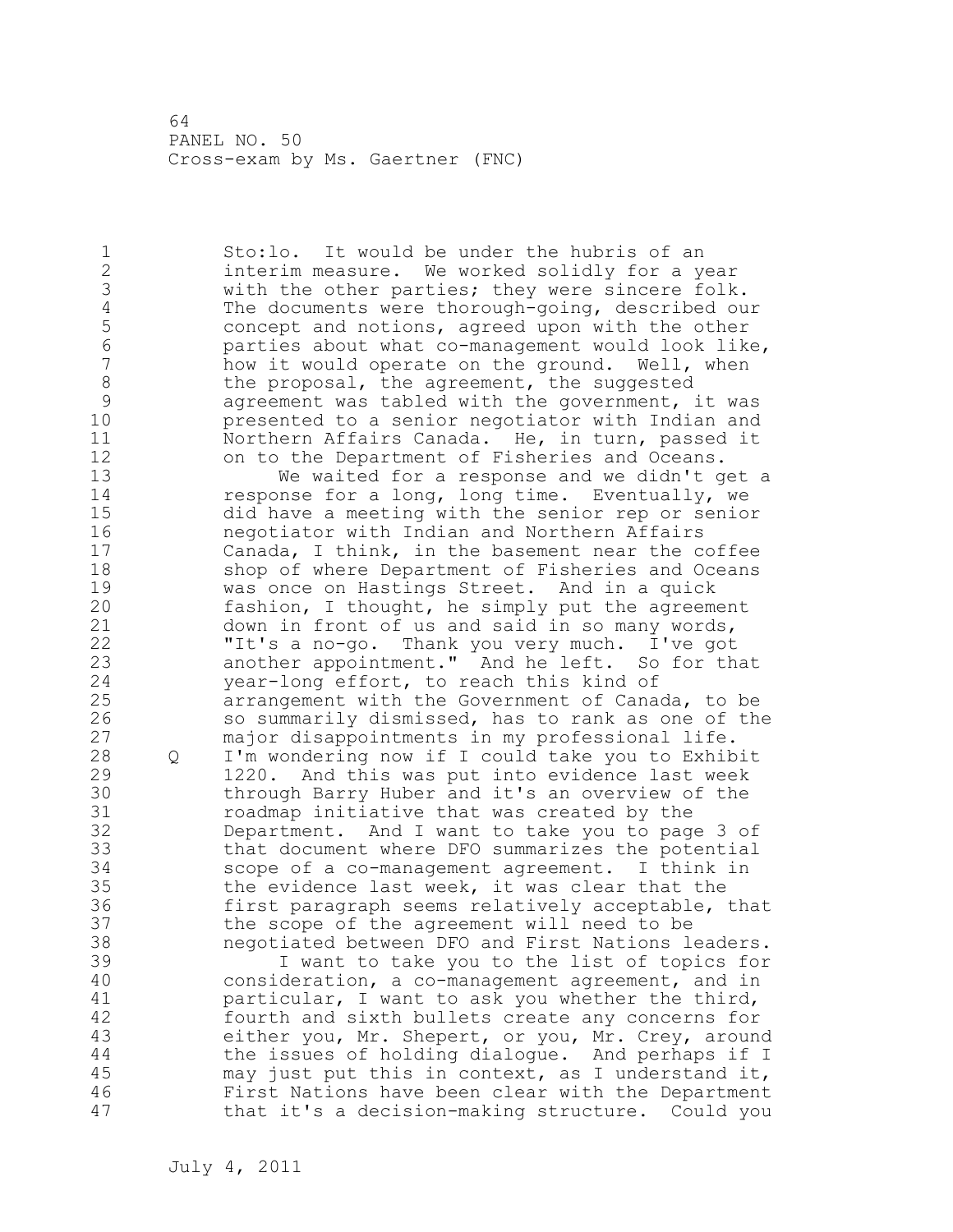Sto:lo. It would be under the hubris of an interim measure. We worked solidly for a year with the other parties; they were sincere folk. The documents were thorough-going, described our concept and notions, agreed upon with the other parties about what co-management would look like, how it would operate on the ground. Well, when the proposal, the agreement, the suggested agreement was tabled with the government, it was presented to a senior negotiator with Indian and Northern Affairs Canada. He, in turn, passed it on to the Department of Fisheries and Oceans.

We waited for a response and we didn't get a response for a long, long time. Eventually, we did have a meeting with the senior rep or senior negotiator with Indian and Northern Affairs Canada, I think, in the basement near the coffee shop of where Department of Fisheries and Oceans was once on Hastings Street. And in a quick fashion, I thought, he simply put the agreement down in front of us and said in so many words, "It's a no-go. Thank you very much. I've got another appointment." And he left. So for that year-long effort, to reach this kind of arrangement with the Government of Canada, to be so summarily dismissed, has to rank as one of the major disappointments in my professional life.

Q I'm wondering now if I could take you to Exhibit 1220. And this was put into evidence last week through Barry Huber and it's an overview of the roadmap initiative that was created by the Department. And I want to take you to page 3 of that document where DFO summarizes the potential scope of a co-management agreement. I think in the evidence last week, it was clear that the first paragraph seems relatively acceptable, that the scope of the agreement will need to be negotiated between DFO and First Nations leaders.

I want to take you to the list of topics for consideration, a co-management agreement, and in particular, I want to ask you whether the third, fourth and sixth bullets create any concerns for either you, Mr. Shepert, or you, Mr. Crey, around the issues of holding dialogue. And perhaps if I may just put this in context, as I understand it, First Nations have been clear with the Department that it's a decision-making structure. Could you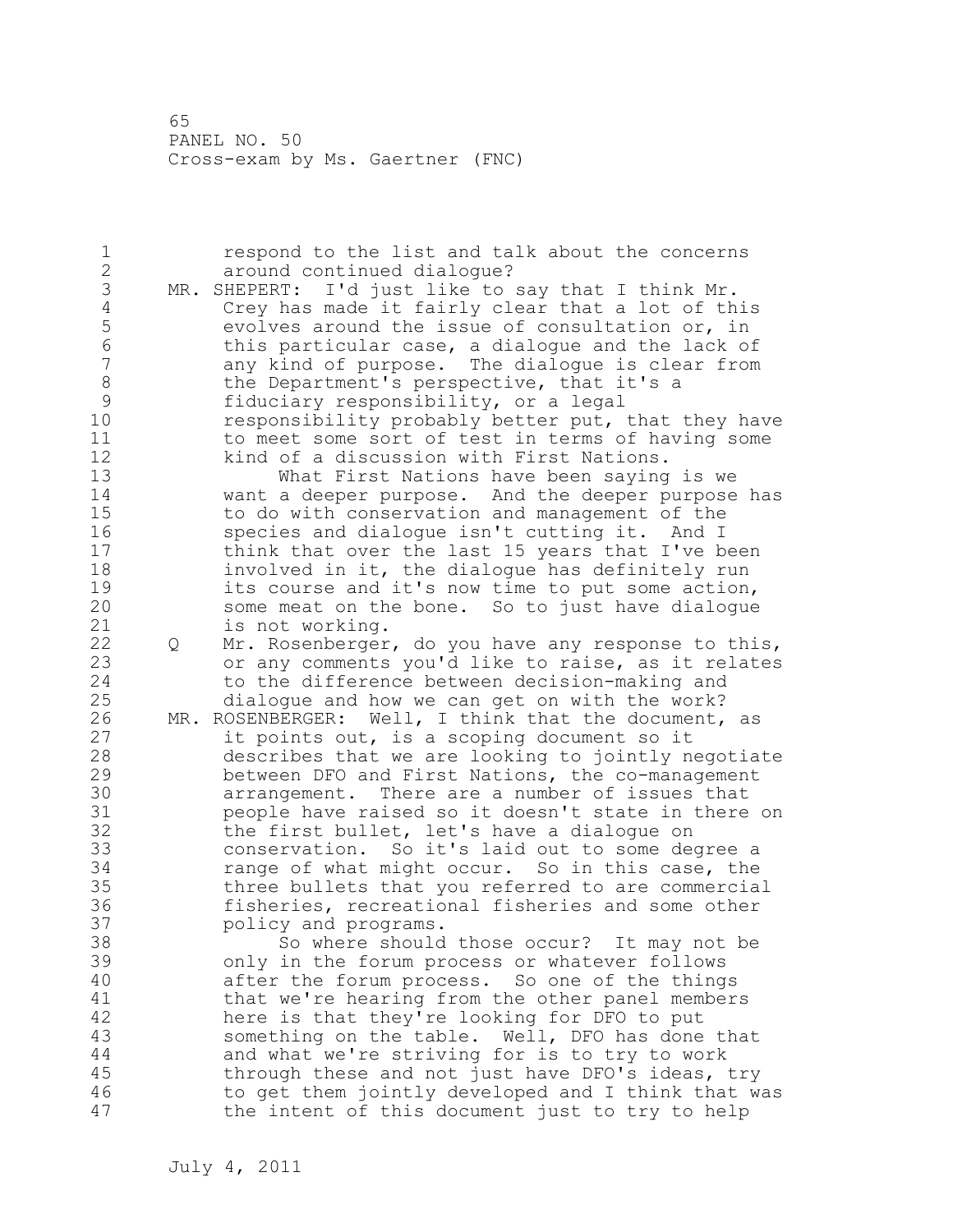respond to the list and talk about the concerns around continued dialogue?

MR. SHEPERT: I'd just like to say that I think Mr. Crey has made it fairly clear that a lot of this evolves around the issue of consultation or, in this particular case, a dialogue and the lack of any kind of purpose. The dialogue is clear from the Department's perspective, that it's a fiduciary responsibility, or a legal responsibility probably better put, that they have to meet some sort of test in terms of having some kind of a discussion with First Nations.

What First Nations have been saying is we want a deeper purpose. And the deeper purpose has to do with conservation and management of the species and dialogue isn't cutting it. And I think that over the last 15 years that I've been involved in it, the dialogue has definitely run its course and it's now time to put some action, some meat on the bone. So to just have dialogue is not working.

Q Mr. Rosenberger, do you have any response to this, or any comments you'd like to raise, as it relates to the difference between decision-making and dialogue and how we can get on with the work?

MR. ROSENBERGER: Well, I think that the document, as it points out, is a scoping document so it describes that we are looking to jointly negotiate between DFO and First Nations, the co-management arrangement. There are a number of issues that people have raised so it doesn't state in there on the first bullet, let's have a dialogue on conservation. So it's laid out to some degree a range of what might occur. So in this case, the three bullets that you referred to are commercial fisheries, recreational fisheries and some other policy and programs.

So where should those occur? It may not be only in the forum process or whatever follows after the forum process. So one of the things that we're hearing from the other panel members here is that they're looking for DFO to put something on the table. Well, DFO has done that and what we're striving for is to try to work through these and not just have DFO's ideas, try to get them jointly developed and I think that was the intent of this document just to try to help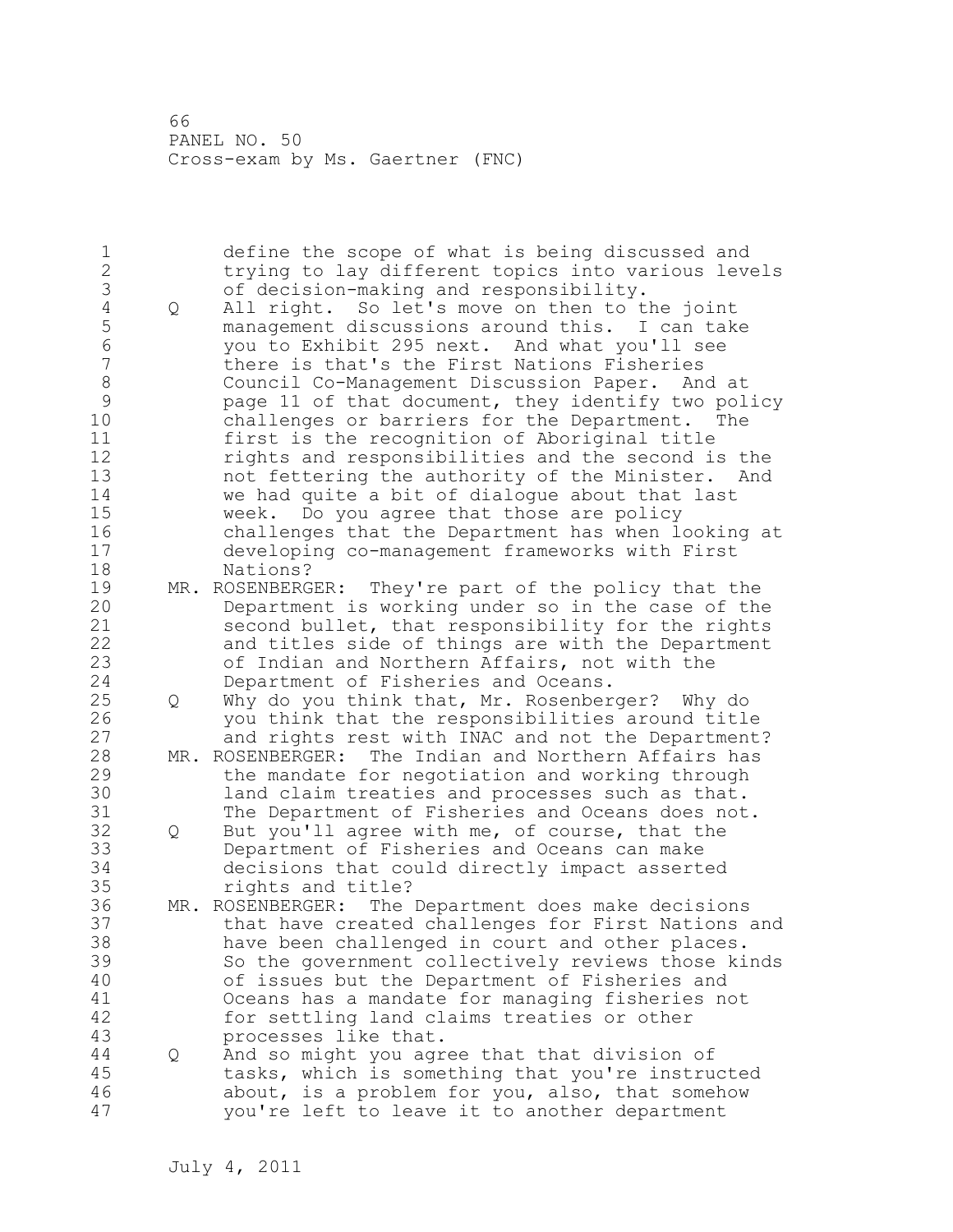define the scope of what is being discussed and trying to lay different topics into various levels of decision-making and responsibility.

Q All right. So let's move on then to the joint management discussions around this. I can take you to Exhibit 295 next. And what you'll see there is that's the First Nations Fisheries Council Co-Management Discussion Paper. And at page 11 of that document, they identify two policy challenges or barriers for the Department. The first is the recognition of Aboriginal title rights and responsibilities and the second is the not fettering the authority of the Minister. And we had quite a bit of dialogue about that last week. Do you agree that those are policy challenges that the Department has when looking at developing co-management frameworks with First Nations?

MR. ROSENBERGER: They're part of the policy that the Department is working under so in the case of the second bullet, that responsibility for the rights and titles side of things are with the Department of Indian and Northern Affairs, not with the Department of Fisheries and Oceans.

Q Why do you think that, Mr. Rosenberger? Why do you think that the responsibilities around title and rights rest with INAC and not the Department?

MR. ROSENBERGER: The Indian and Northern Affairs has the mandate for negotiation and working through land claim treaties and processes such as that. The Department of Fisheries and Oceans does not.

Q But you'll agree with me, of course, that the Department of Fisheries and Oceans can make decisions that could directly impact asserted rights and title?

MR. ROSENBERGER: The Department does make decisions that have created challenges for First Nations and have been challenged in court and other places. So the government collectively reviews those kinds of issues but the Department of Fisheries and Oceans has a mandate for managing fisheries not for settling land claims treaties or other processes like that.

Q And so might you agree that that division of tasks, which is something that you're instructed about, is a problem for you, also, that somehow you're left to leave it to another department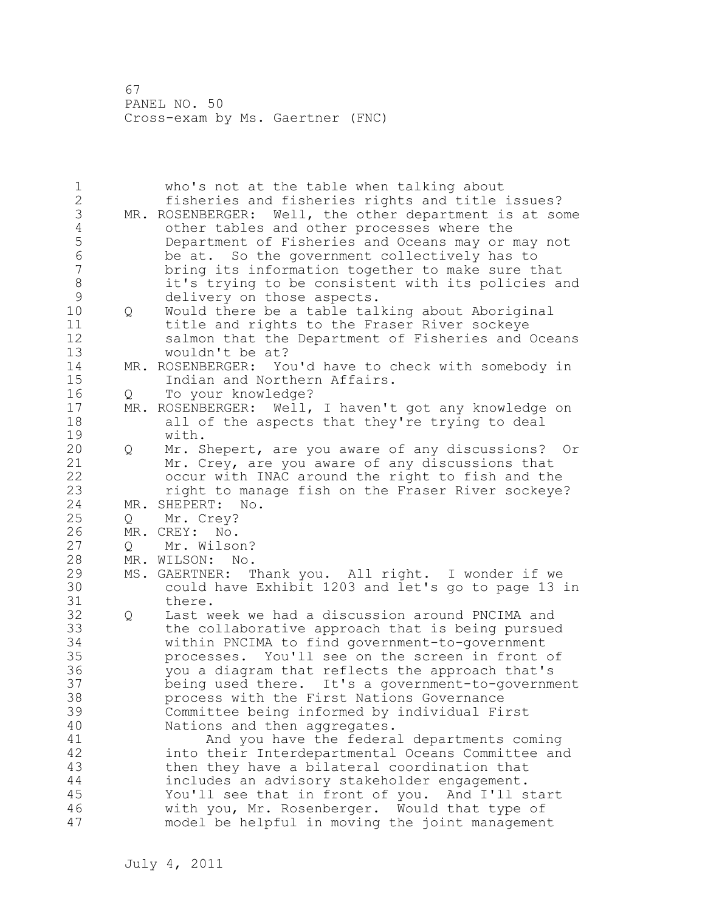who's not at the table when talking about fisheries and fisheries rights and title issues?

MR. ROSENBERGER: Well, the other department is at some other tables and other processes where the Department of Fisheries and Oceans may or may not be at. So the government collectively has to bring its information together to make sure that it's trying to be consistent with its policies and delivery on those aspects.

Q Would there be a table talking about Aboriginal title and rights to the Fraser River sockeye salmon that the Department of Fisheries and Oceans wouldn't be at?

MR. ROSENBERGER: You'd have to check with somebody in Indian and Northern Affairs.

Q To your knowledge?

MR. ROSENBERGER: Well, I haven't got any knowledge on all of the aspects that they're trying to deal with.

Q Mr. Shepert, are you aware of any discussions? Or Mr. Crey, are you aware of any discussions that occur with INAC around the right to fish and the right to manage fish on the Fraser River sockeye?

MR. SHEPERT: No.

Q Mr. Crey?

MR. CREY: No.

Q Mr. Wilson?

MR. WILSON: No.

MS. GAERTNER: Thank you. All right. I wonder if we could have Exhibit 1203 and let's go to page 13 in there.

Q Last week we had a discussion around PNCIMA and the collaborative approach that is being pursued within PNCIMA to find government-to-government processes. You'll see on the screen in front of you a diagram that reflects the approach that's being used there. It's a government-to-government process with the First Nations Governance Committee being informed by individual First Nations and then aggregates.

And you have the federal departments coming into their Interdepartmental Oceans Committee and then they have a bilateral coordination that includes an advisory stakeholder engagement. You'll see that in front of you. And I'll start with you, Mr. Rosenberger. Would that type of model be helpful in moving the joint management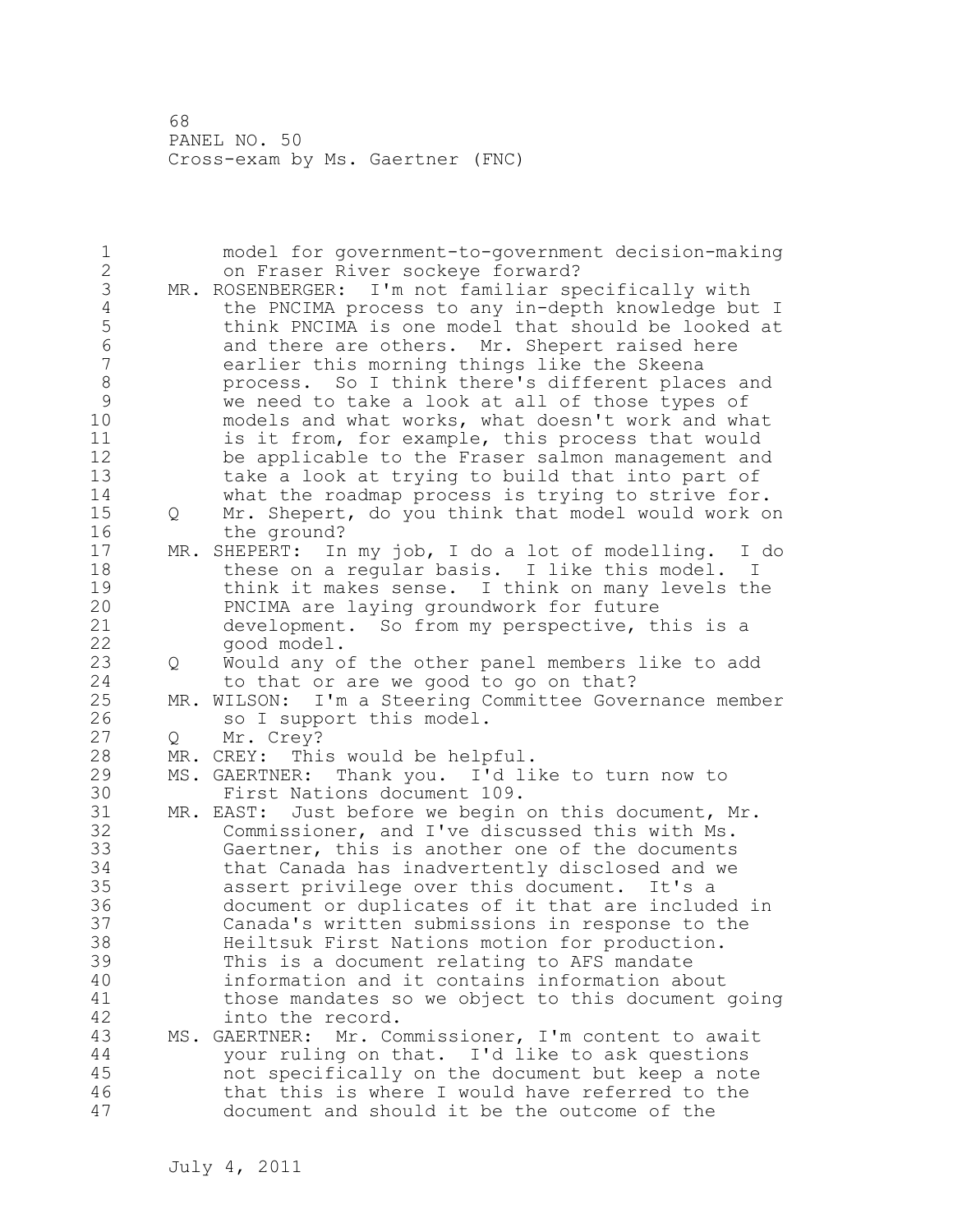model for government-to-government decision-making on Fraser River sockeye forward?

MR. ROSENBERGER: I'm not familiar specifically with the PNCIMA process to any in-depth knowledge but I think PNCIMA is one model that should be looked at and there are others. Mr. Shepert raised here earlier this morning things like the Skeena process. So I think there's different places and we need to take a look at all of those types of models and what works, what doesn't work and what is it from, for example, this process that would be applicable to the Fraser salmon management and take a look at trying to build that into part of what the roadmap process is trying to strive for.

Q Mr. Shepert, do you think that model would work on the ground?

MR. SHEPERT: In my job, I do a lot of modelling. I do these on a regular basis. I like this model. I think it makes sense. I think on many levels the PNCIMA are laying groundwork for future development. So from my perspective, this is a good model.

Q Would any of the other panel members like to add to that or are we good to go on that?

MR. WILSON: I'm a Steering Committee Governance member so I support this model.

Q Mr. Crey?

MR. CREY: This would be helpful.

MS. GAERTNER: Thank you. I'd like to turn now to First Nations document 109.

MR. EAST: Just before we begin on this document, Mr. Commissioner, and I've discussed this with Ms. Gaertner, this is another one of the documents that Canada has inadvertently disclosed and we assert privilege over this document. It's a document or duplicates of it that are included in Canada's written submissions in response to the Heiltsuk First Nations motion for production. This is a document relating to AFS mandate information and it contains information about those mandates so we object to this document going into the record.

MS. GAERTNER: Mr. Commissioner, I'm content to await your ruling on that. I'd like to ask questions not specifically on the document but keep a note that this is where I would have referred to the document and should it be the outcome of the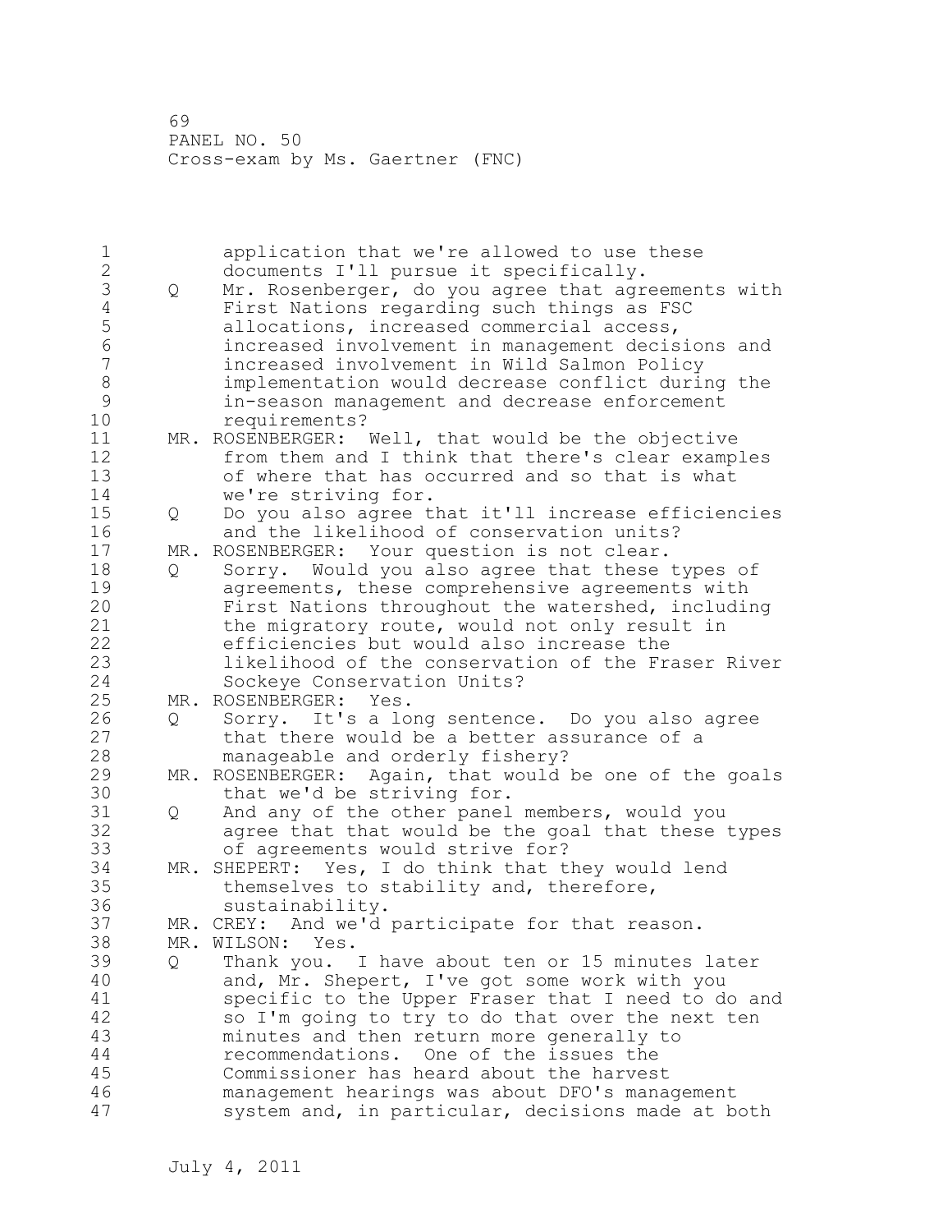application that we're allowed to use these documents I'll pursue it specifically.

Q Mr. Rosenberger, do you agree that agreements with First Nations regarding such things as FSC allocations, increased commercial access, increased involvement in management decisions and increased involvement in Wild Salmon Policy implementation would decrease conflict during the in-season management and decrease enforcement requirements?

MR. ROSENBERGER: Well, that would be the objective from them and I think that there's clear examples of where that has occurred and so that is what we're striving for.

Q Do you also agree that it'll increase efficiencies and the likelihood of conservation units?

MR. ROSENBERGER: Your question is not clear.

Q Sorry. Would you also agree that these types of agreements, these comprehensive agreements with First Nations throughout the watershed, including the migratory route, would not only result in efficiencies but would also increase the likelihood of the conservation of the Fraser River Sockeye Conservation Units?

MR. ROSENBERGER: Yes.

Q Sorry. It's a long sentence. Do you also agree that there would be a better assurance of a manageable and orderly fishery?

MR. ROSENBERGER: Again, that would be one of the goals that we'd be striving for.

Q And any of the other panel members, would you agree that that would be the goal that these types of agreements would strive for?

MR. SHEPERT: Yes, I do think that they would lend themselves to stability and, therefore, sustainability.

MR. CREY: And we'd participate for that reason.

MR. WILSON: Yes.

Q Thank you. I have about ten or 15 minutes later and, Mr. Shepert, I've got some work with you specific to the Upper Fraser that I need to do and so I'm going to try to do that over the next ten minutes and then return more generally to recommendations. One of the issues the Commissioner has heard about the harvest management hearings was about DFO's management system and, in particular, decisions made at both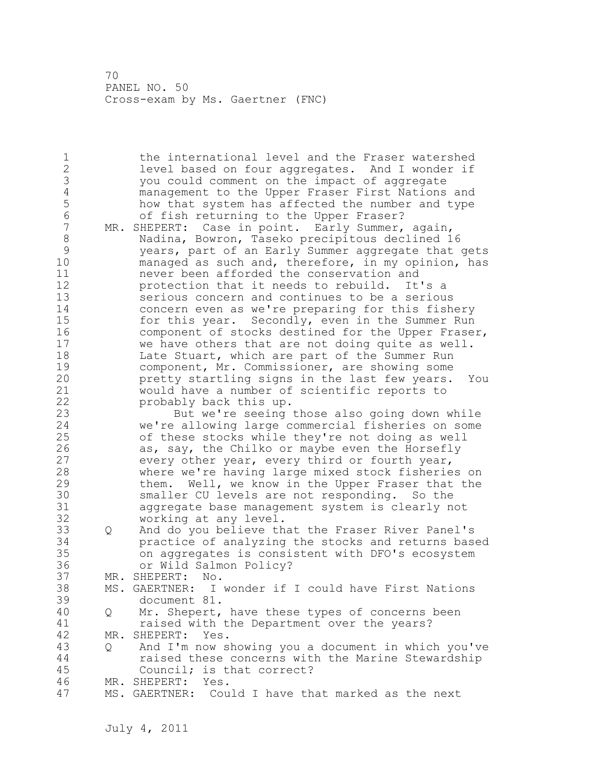the international level and the Fraser watershed level based on four aggregates. And I wonder if you could comment on the impact of aggregate management to the Upper Fraser First Nations and how that system has affected the number and type of fish returning to the Upper Fraser?

MR. SHEPERT: Case in point. Early Summer, again, Nadina, Bowron, Taseko precipitous declined 16 years, part of an Early Summer aggregate that gets managed as such and, therefore, in my opinion, has never been afforded the conservation and protection that it needs to rebuild. It's a serious concern and continues to be a serious concern even as we're preparing for this fishery for this year. Secondly, even in the Summer Run component of stocks destined for the Upper Fraser, we have others that are not doing quite as well. Late Stuart, which are part of the Summer Run component, Mr. Commissioner, are showing some pretty startling signs in the last few years. You would have a number of scientific reports to probably back this up.

But we're seeing those also going down while we're allowing large commercial fisheries on some of these stocks while they're not doing as well as, say, the Chilko or maybe even the Horsefly every other year, every third or fourth year, where we're having large mixed stock fisheries on them. Well, we know in the Upper Fraser that the smaller CU levels are not responding. So the aggregate base management system is clearly not working at any level.

Q And do you believe that the Fraser River Panel's practice of analyzing the stocks and returns based on aggregates is consistent with DFO's ecosystem or Wild Salmon Policy?

MR. SHEPERT: No.

MS. GAERTNER: I wonder if I could have First Nations document 81.

Q Mr. Shepert, have these types of concerns been raised with the Department over the years?

MR. SHEPERT: Yes.

Q And I'm now showing you a document in which you've raised these concerns with the Marine Stewardship Council; is that correct?

MR. SHEPERT: Yes.

MS. GAERTNER: Could I have that marked as the next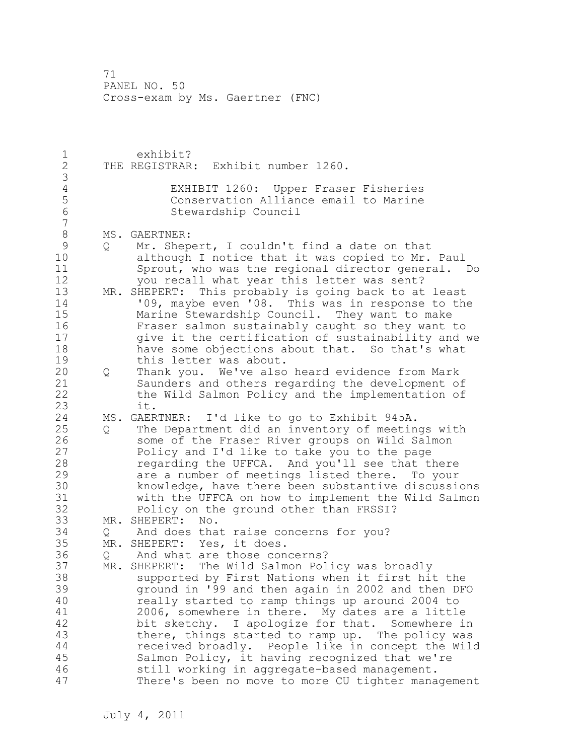exhibit?

THE REGISTRAR: Exhibit number 1260.

EXHIBIT 1260: Upper Fraser Fisheries Conservation Alliance email to Marine Stewardship Council

MS. GAERTNER:

Q Mr. Shepert, I couldn't find a date on that although I notice that it was copied to Mr. Paul Sprout, who was the regional director general. Do you recall what year this letter was sent?

MR. SHEPERT: This probably is going back to at least '09, maybe even '08. This was in response to the Marine Stewardship Council. They want to make Fraser salmon sustainably caught so they want to give it the certification of sustainability and we have some objections about that. So that's what this letter was about.

Q Thank you. We've also heard evidence from Mark Saunders and others regarding the development of the Wild Salmon Policy and the implementation of it.

MS. GAERTNER: I'd like to go to Exhibit 945A.

Q The Department did an inventory of meetings with some of the Fraser River groups on Wild Salmon Policy and I'd like to take you to the page regarding the UFFCA. And you'll see that there are a number of meetings listed there. To your knowledge, have there been substantive discussions with the UFFCA on how to implement the Wild Salmon Policy on the ground other than FRSSI?

MR. SHEPERT: No.

Q And does that raise concerns for you?

MR. SHEPERT: Yes, it does.

Q And what are those concerns?

MR. SHEPERT: The Wild Salmon Policy was broadly supported by First Nations when it first hit the ground in '99 and then again in 2002 and then DFO really started to ramp things up around 2004 to 2006, somewhere in there. My dates are a little bit sketchy. I apologize for that. Somewhere in there, things started to ramp up. The policy was received broadly. People like in concept the Wild Salmon Policy, it having recognized that we're still working in aggregate-based management. There's been no move to more CU tighter management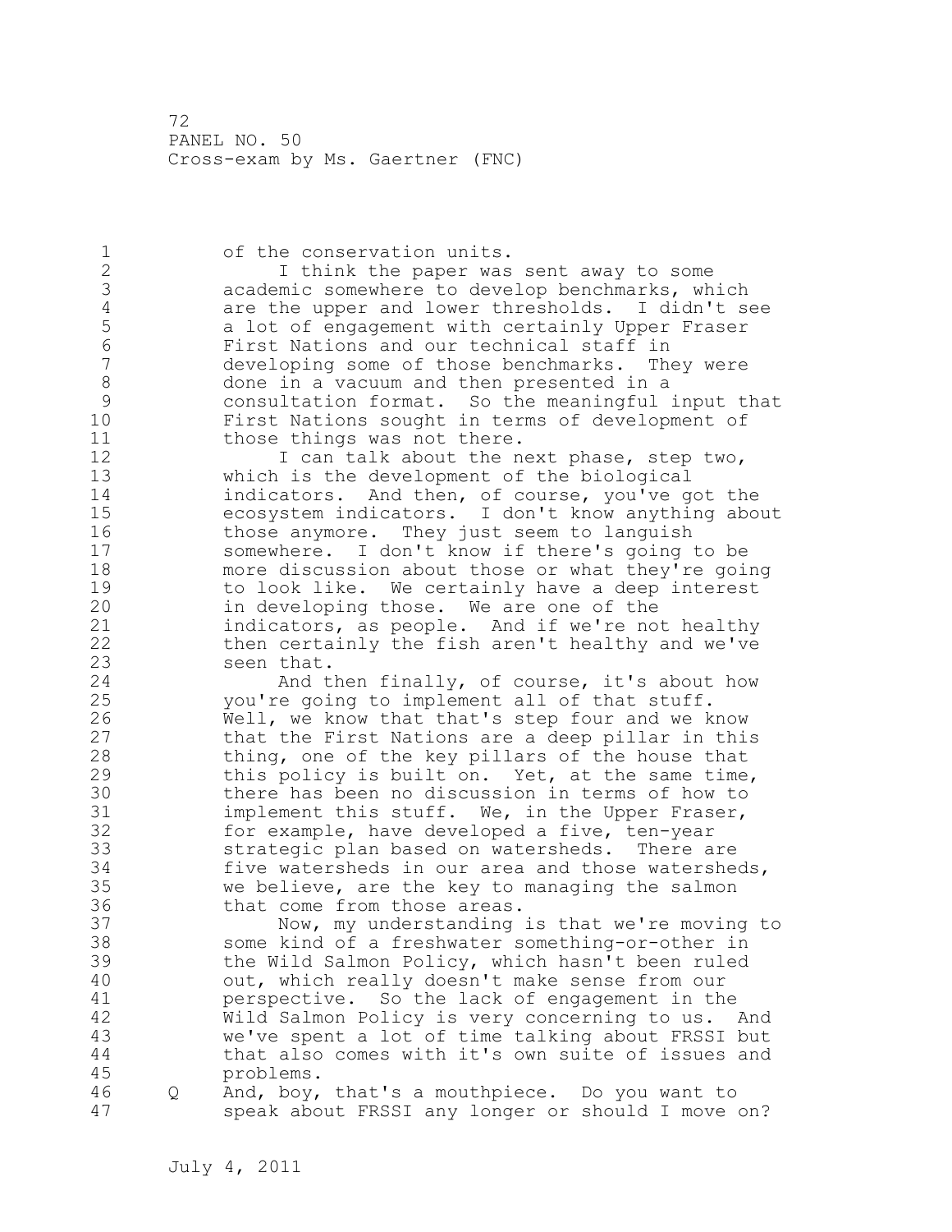of the conservation units.

I think the paper was sent away to some academic somewhere to develop benchmarks, which are the upper and lower thresholds. I didn't see a lot of engagement with certainly Upper Fraser First Nations and our technical staff in developing some of those benchmarks. They were done in a vacuum and then presented in a consultation format. So the meaningful input that First Nations sought in terms of development of those things was not there.

I can talk about the next phase, step two, which is the development of the biological indicators. And then, of course, you've got the ecosystem indicators. I don't know anything about those anymore. They just seem to languish somewhere. I don't know if there's going to be more discussion about those or what they're going to look like. We certainly have a deep interest in developing those. We are one of the indicators, as people. And if we're not healthy then certainly the fish aren't healthy and we've seen that.

And then finally, of course, it's about how you're going to implement all of that stuff. Well, we know that that's step four and we know that the First Nations are a deep pillar in this thing, one of the key pillars of the house that this policy is built on. Yet, at the same time, there has been no discussion in terms of how to implement this stuff. We, in the Upper Fraser, for example, have developed a five, ten-year strategic plan based on watersheds. There are five watersheds in our area and those watersheds, we believe, are the key to managing the salmon that come from those areas.

Now, my understanding is that we're moving to some kind of a freshwater something-or-other in the Wild Salmon Policy, which hasn't been ruled out, which really doesn't make sense from our perspective. So the lack of engagement in the Wild Salmon Policy is very concerning to us. And we've spent a lot of time talking about FRSSI but that also comes with it's own suite of issues and problems.

Q And, boy, that's a mouthpiece. Do you want to speak about FRSSI any longer or should I move on?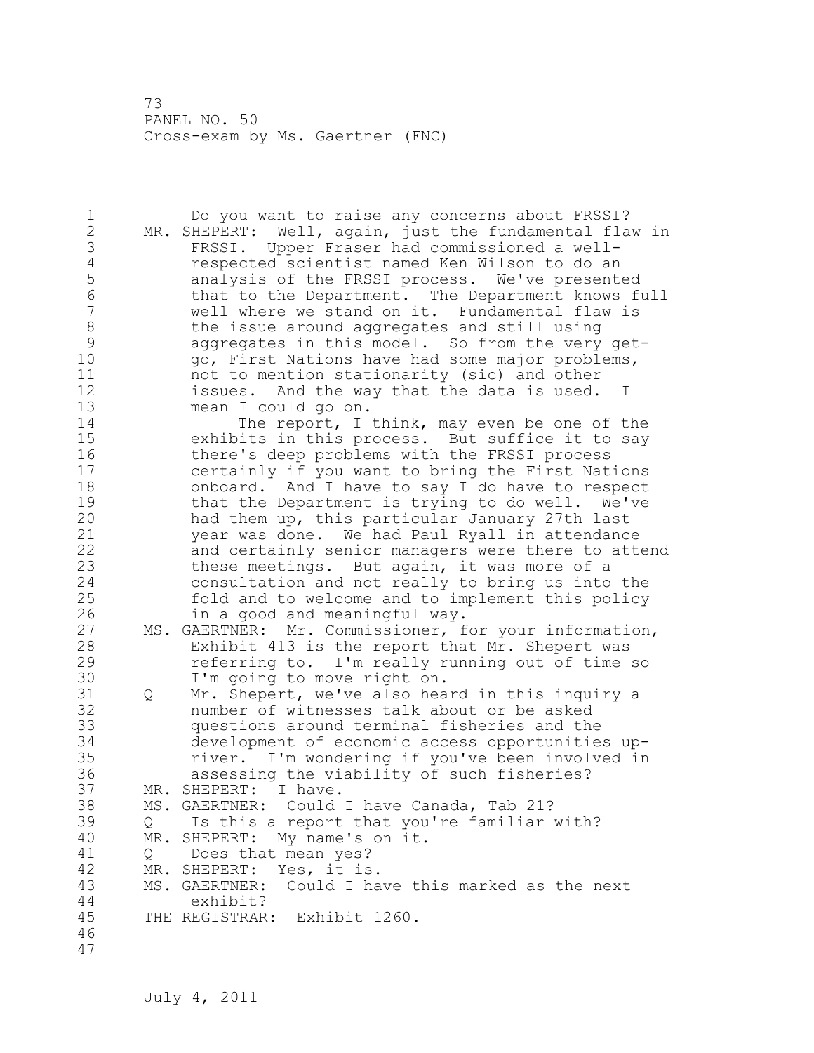Do you want to raise any concerns about FRSSI?

MR. SHEPERT: Well, again, just the fundamental flaw in FRSSI. Upper Fraser had commissioned a well-respected scientist named Ken Wilson to do an analysis of the FRSSI process. We've presented that to the Department. The Department knows full well where we stand on it. Fundamental flaw is the issue around aggregates and still using aggregates in this model. So from the very get-go, First Nations have had some major problems, not to mention stationarity (sic) and other issues. And the way that the data is used. I mean I could go on.

The report, I think, may even be one of the exhibits in this process. But suffice it to say there's deep problems with the FRSSI process certainly if you want to bring the First Nations onboard. And I have to say I do have to respect that the Department is trying to do well. We've had them up, this particular January 27th last year was done. We had Paul Ryall in attendance and certainly senior managers were there to attend these meetings. But again, it was more of a consultation and not really to bring us into the fold and to welcome and to implement this policy in a good and meaningful way.

MS. GAERTNER: Mr. Commissioner, for your information, Exhibit 413 is the report that Mr. Shepert was referring to. I'm really running out of time so I'm going to move right on.

Q Mr. Shepert, we've also heard in this inquiry a number of witnesses talk about or be asked questions around terminal fisheries and the development of economic access opportunities up-river. I'm wondering if you've been involved in assessing the viability of such fisheries?

MR. SHEPERT: I have.

MS. GAERTNER: Could I have Canada, Tab 21?

Q Is this a report that you're familiar with?

MR. SHEPERT: My name's on it.

Q Does that mean yes?

MR. SHEPERT: Yes, it is.

MS. GAERTNER: Could I have this marked as the next exhibit?

THE REGISTRAR: Exhibit 1260.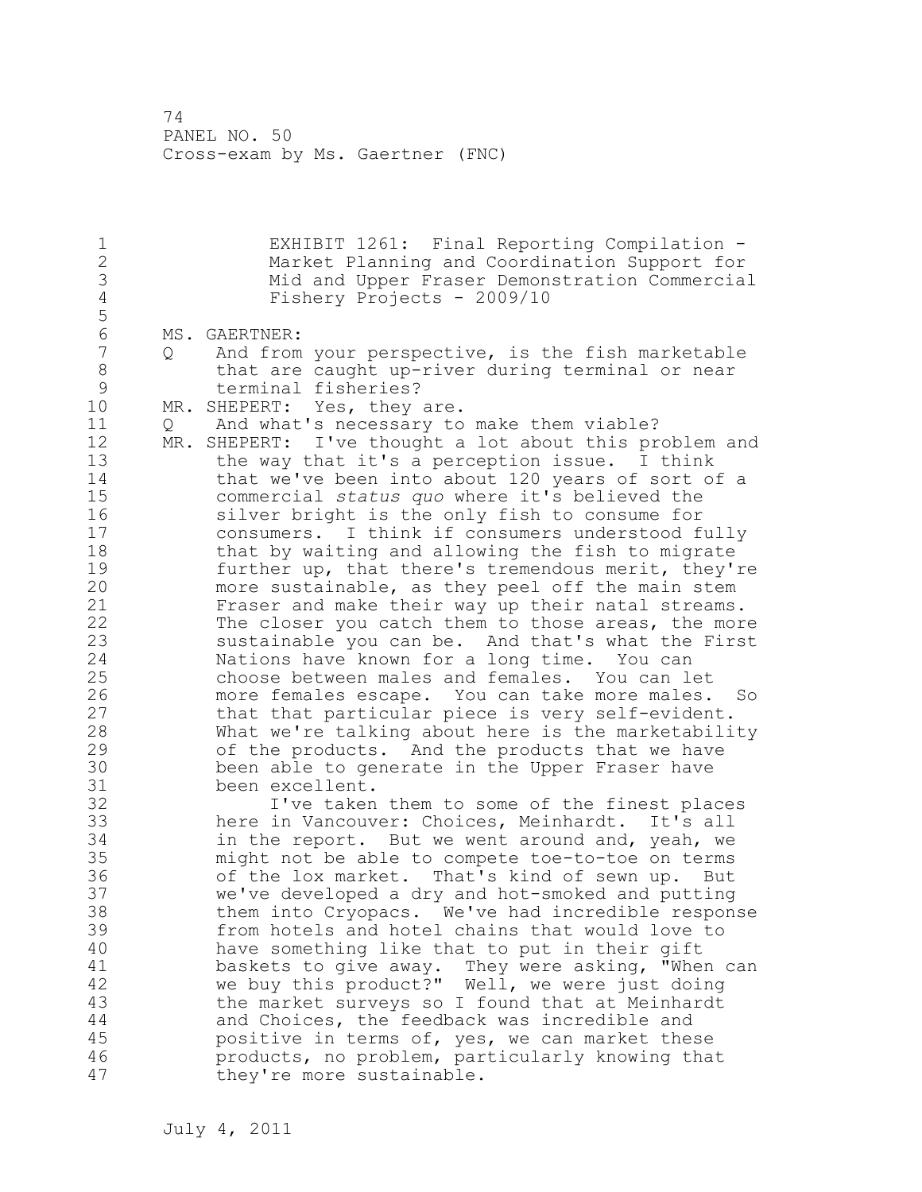EXHIBIT 1261: Final Reporting Compilation - Market Planning and Coordination Support for Mid and Upper Fraser Demonstration Commercial Fishery Projects - 2009/10

MS. GAERTNER:

Q And from your perspective, is the fish marketable that are caught up-river during terminal or near terminal fisheries?

MR. SHEPERT: Yes, they are.

Q And what's necessary to make them viable?

MR. SHEPERT: I've thought a lot about this problem and the way that it's a perception issue. I think that we've been into about 120 years of sort of a commercial *status quo* where it's believed the silver bright is the only fish to consume for consumers. I think if consumers understood fully that by waiting and allowing the fish to migrate further up, that there's tremendous merit, they're more sustainable, as they peel off the main stem Fraser and make their way up their natal streams. The closer you catch them to those areas, the more sustainable you can be. And that's what the First Nations have known for a long time. You can choose between males and females. You can let more females escape. You can take more males. So that that particular piece is very self-evident. What we're talking about here is the marketability of the products. And the products that we have been able to generate in the Upper Fraser have been excellent.

I've taken them to some of the finest places here in Vancouver: Choices, Meinhardt. It's all in the report. But we went around and, yeah, we might not be able to compete toe-to-toe on terms of the lox market. That's kind of sewn up. But we've developed a dry and hot-smoked and putting them into Cryopacs. We've had incredible response from hotels and hotel chains that would love to have something like that to put in their gift baskets to give away. They were asking, "When can we buy this product?" Well, we were just doing the market surveys so I found that at Meinhardt and Choices, the feedback was incredible and positive in terms of, yes, we can market these products, no problem, particularly knowing that they're more sustainable.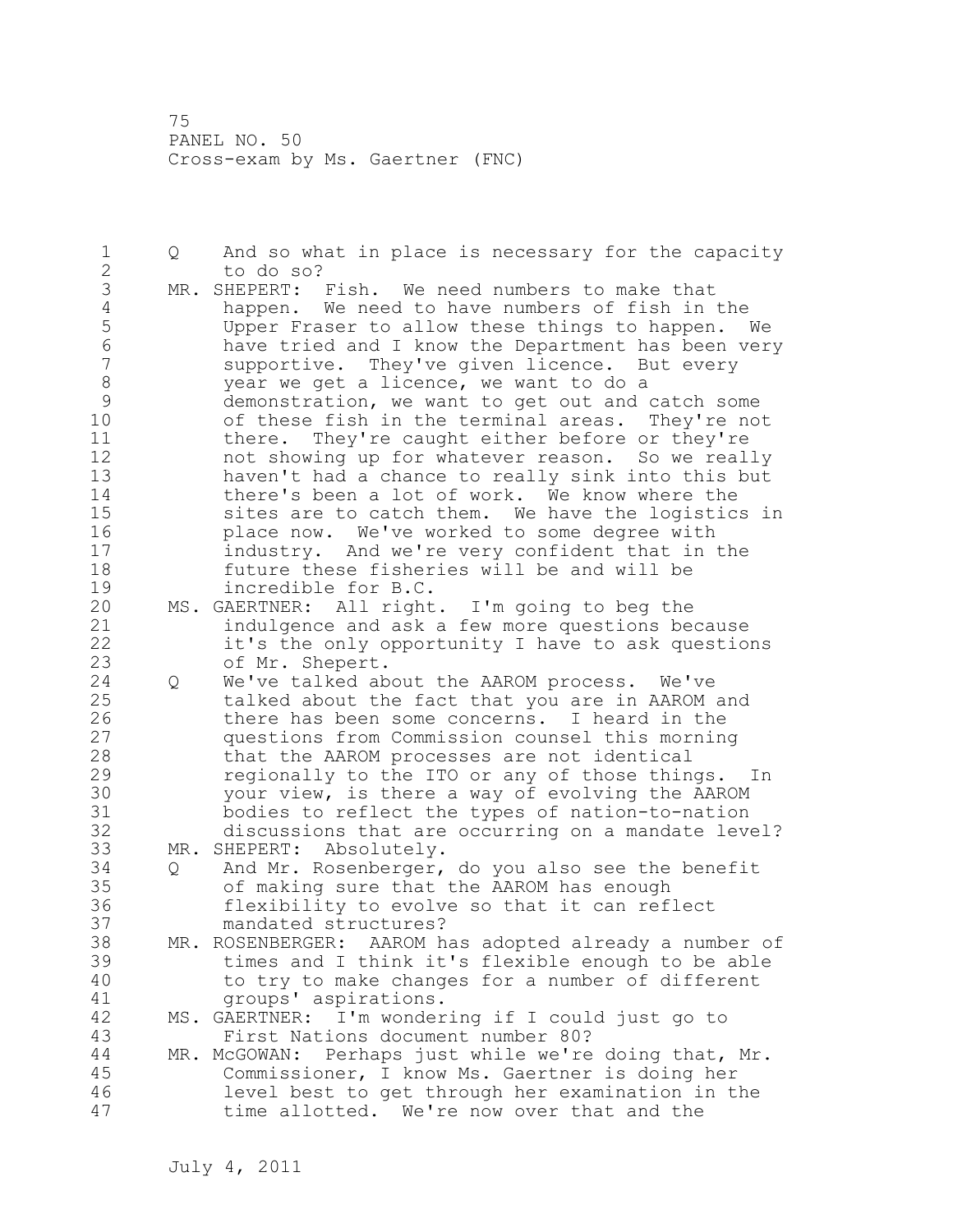Q And so what in place is necessary for the capacity to do so?

MR. SHEPERT: Fish. We need numbers to make that happen. We need to have numbers of fish in the Upper Fraser to allow these things to happen. We have tried and I know the Department has been very supportive. They've given licence. But every year we get a licence, we want to do a demonstration, we want to get out and catch some of these fish in the terminal areas. They're not there. They're caught either before or they're not showing up for whatever reason. So we really haven't had a chance to really sink into this but there's been a lot of work. We know where the sites are to catch them. We have the logistics in place now. We've worked to some degree with industry. And we're very confident that in the future these fisheries will be and will be incredible for B.C.

MS. GAERTNER: All right. I'm going to beg the indulgence and ask a few more questions because it's the only opportunity I have to ask questions of Mr. Shepert.

Q We've talked about the AAROM process. We've talked about the fact that you are in AAROM and there has been some concerns. I heard in the questions from Commission counsel this morning that the AAROM processes are not identical regionally to the ITO or any of those things. In your view, is there a way of evolving the AAROM bodies to reflect the types of nation-to-nation discussions that are occurring on a mandate level?

MR. SHEPERT: Absolutely.

Q And Mr. Rosenberger, do you also see the benefit of making sure that the AAROM has enough flexibility to evolve so that it can reflect mandated structures?

MR. ROSENBERGER: AAROM has adopted already a number of times and I think it's flexible enough to be able to try to make changes for a number of different groups' aspirations.

MS. GAERTNER: I'm wondering if I could just go to First Nations document number 80?

MR. McGOWAN: Perhaps just while we're doing that, Mr. Commissioner, I know Ms. Gaertner is doing her level best to get through her examination in the time allotted. We're now over that and the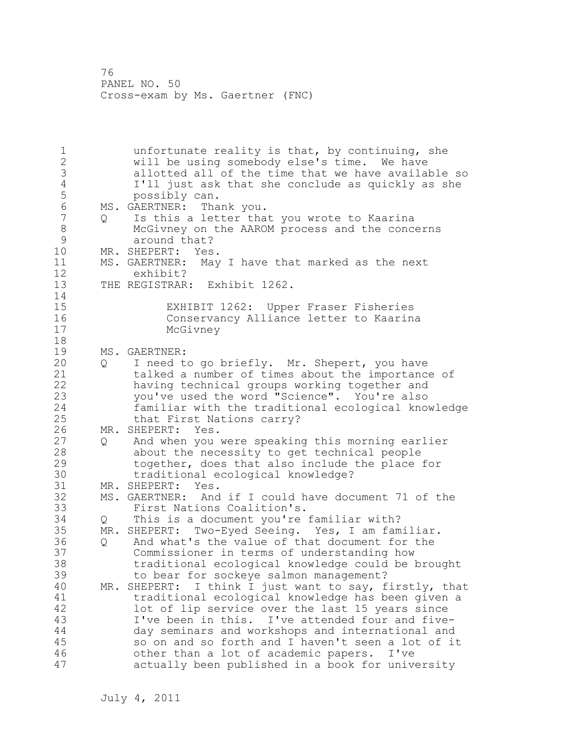unfortunate reality is that, by continuing, she will be using somebody else's time. We have allotted all of the time that we have available so I'll just ask that she conclude as quickly as she possibly can.

MS. GAERTNER: Thank you.

Q Is this a letter that you wrote to Kaarina McGivney on the AAROM process and the concerns around that?

MR. SHEPERT: Yes.

MS. GAERTNER: May I have that marked as the next exhibit?

THE REGISTRAR: Exhibit 1262.

EXHIBIT 1262: Upper Fraser Fisheries Conservancy Alliance letter to Kaarina McGivney

MS. GAERTNER:

Q I need to go briefly. Mr. Shepert, you have talked a number of times about the importance of having technical groups working together and you've used the word "Science". You're also familiar with the traditional ecological knowledge that First Nations carry?

MR. SHEPERT: Yes.

Q And when you were speaking this morning earlier about the necessity to get technical people together, does that also include the place for traditional ecological knowledge?

MR. SHEPERT: Yes.

MS. GAERTNER: And if I could have document 71 of the First Nations Coalition's.

Q This is a document you're familiar with?

MR. SHEPERT: Two-Eyed Seeing. Yes, I am familiar.

Q And what's the value of that document for the Commissioner in terms of understanding how traditional ecological knowledge could be brought to bear for sockeye salmon management?

MR. SHEPERT: I think I just want to say, firstly, that traditional ecological knowledge has been given a lot of lip service over the last 15 years since I've been in this. I've attended four and five-day seminars and workshops and international and so on and so forth and I haven't seen a lot of it other than a lot of academic papers. I've actually been published in a book for university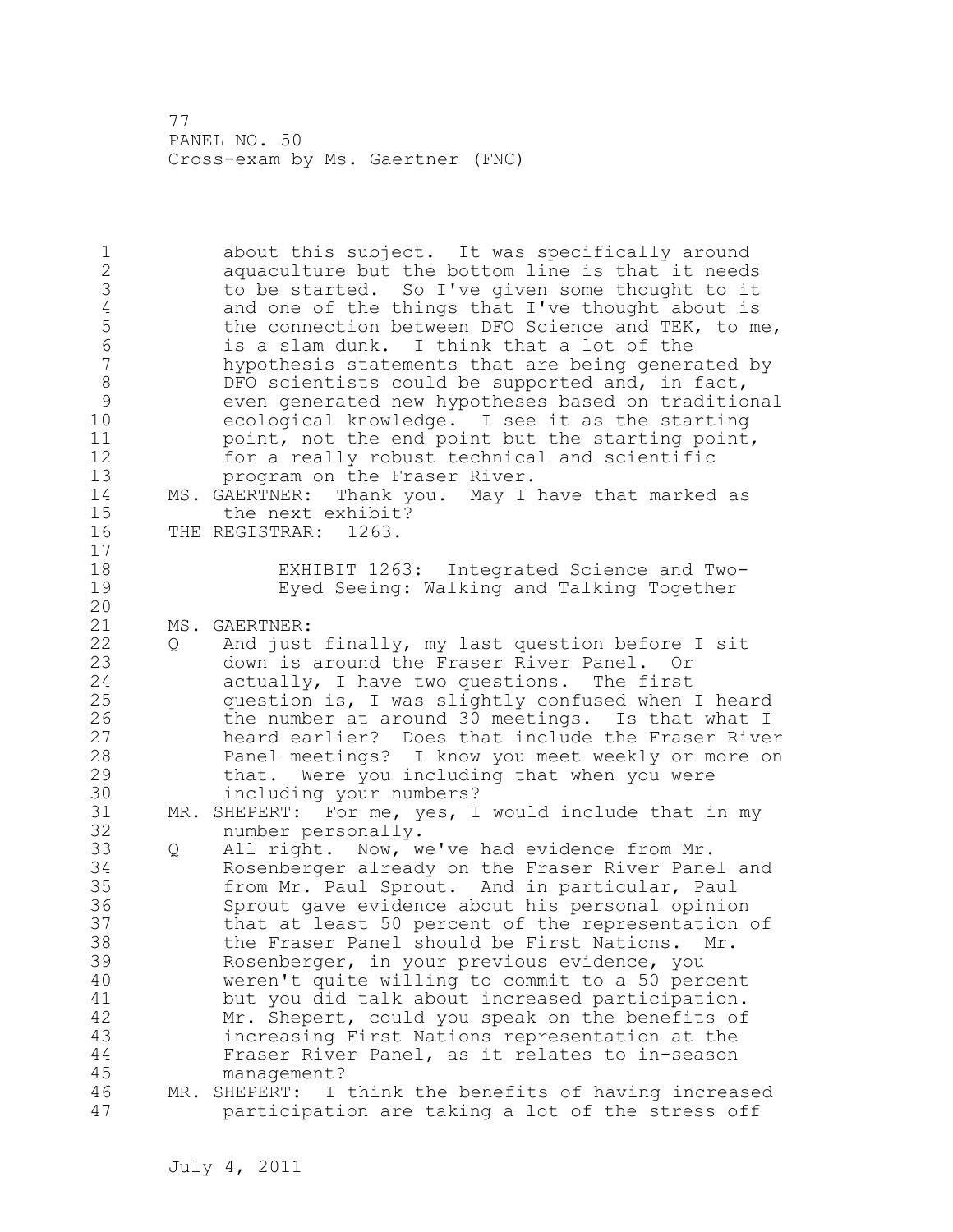about this subject. It was specifically around aquaculture but the bottom line is that it needs to be started. So I've given some thought to it and one of the things that I've thought about is the connection between DFO Science and TEK, to me, is a slam dunk. I think that a lot of the hypothesis statements that are being generated by DFO scientists could be supported and, in fact, even generated new hypotheses based on traditional ecological knowledge. I see it as the starting point, not the end point but the starting point, for a really robust technical and scientific program on the Fraser River.

MS. GAERTNER: Thank you. May I have that marked as the next exhibit?

THE REGISTRAR: 1263.

EXHIBIT 1263: Integrated Science and Two-Eyed Seeing: Walking and Talking Together

MS. GAERTNER:

Q And just finally, my last question before I sit down is around the Fraser River Panel. Or actually, I have two questions. The first question is, I was slightly confused when I heard the number at around 30 meetings. Is that what I heard earlier? Does that include the Fraser River Panel meetings? I know you meet weekly or more on that. Were you including that when you were including your numbers?

MR. SHEPERT: For me, yes, I would include that in my number personally.

Q All right. Now, we've had evidence from Mr. Rosenberger already on the Fraser River Panel and from Mr. Paul Sprout. And in particular, Paul Sprout gave evidence about his personal opinion that at least 50 percent of the representation of the Fraser Panel should be First Nations. Mr. Rosenberger, in your previous evidence, you weren't quite willing to commit to a 50 percent but you did talk about increased participation. Mr. Shepert, could you speak on the benefits of increasing First Nations representation at the Fraser River Panel, as it relates to in-season management?

MR. SHEPERT: I think the benefits of having increased participation are taking a lot of the stress off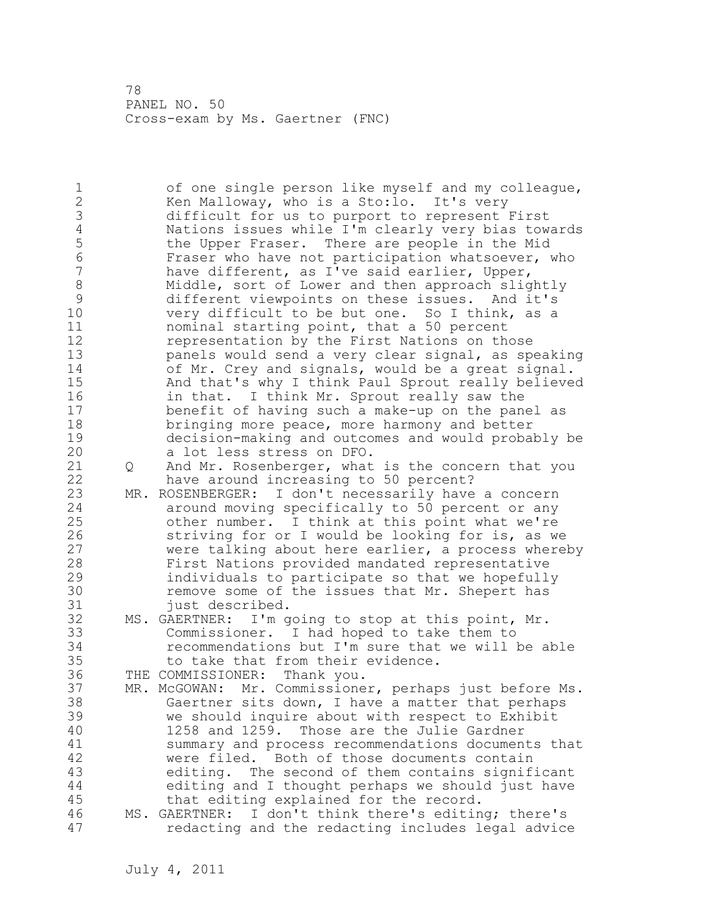of one single person like myself and my colleague, Ken Malloway, who is a Sto:lo. It's very difficult for us to purport to represent First Nations issues while I'm clearly very bias towards the Upper Fraser. There are people in the Mid Fraser who have not participation whatsoever, who have different, as I've said earlier, Upper, Middle, sort of Lower and then approach slightly different viewpoints on these issues. And it's very difficult to be but one. So I think, as a nominal starting point, that a 50 percent representation by the First Nations on those panels would send a very clear signal, as speaking of Mr. Crey and signals, would be a great signal. And that's why I think Paul Sprout really believed in that. I think Mr. Sprout really saw the benefit of having such a make-up on the panel as bringing more peace, more harmony and better decision-making and outcomes and would probably be a lot less stress on DFO.

Q And Mr. Rosenberger, what is the concern that you have around increasing to 50 percent?

MR. ROSENBERGER: I don't necessarily have a concern around moving specifically to 50 percent or any other number. I think at this point what we're striving for or I would be looking for is, as we were talking about here earlier, a process whereby First Nations provided mandated representative individuals to participate so that we hopefully remove some of the issues that Mr. Shepert has just described.

MS. GAERTNER: I'm going to stop at this point, Mr. Commissioner. I had hoped to take them to recommendations but I'm sure that we will be able to take that from their evidence.

THE COMMISSIONER: Thank you.

MR. McGOWAN: Mr. Commissioner, perhaps just before Ms. Gaertner sits down, I have a matter that perhaps we should inquire about with respect to Exhibit 1258 and 1259. Those are the Julie Gardner summary and process recommendations documents that were filed. Both of those documents contain editing. The second of them contains significant editing and I thought perhaps we should just have that editing explained for the record.

MS. GAERTNER: I don't think there's editing; there's redacting and the redacting includes legal advice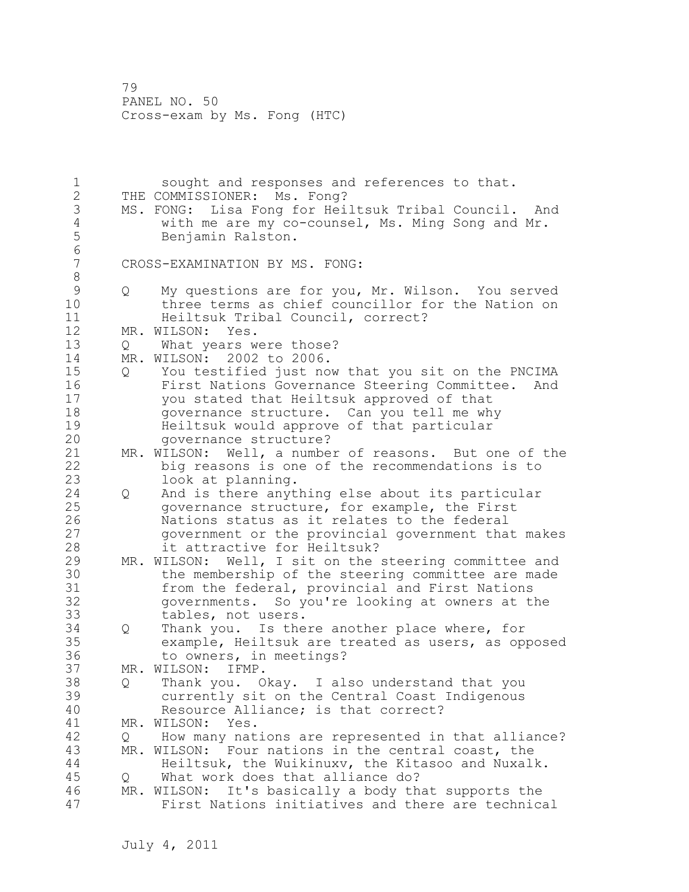sought and responses and references to that.

THE COMMISSIONER: Ms. Fong?

MS. FONG: Lisa Fong for Heiltsuk Tribal Council. And with me are my co-counsel, Ms. Ming Song and Mr. Benjamin Ralston.

CROSS-EXAMINATION BY MS. FONG:

Q My questions are for you, Mr. Wilson. You served three terms as chief councillor for the Nation on Heiltsuk Tribal Council, correct?

MR. WILSON: Yes.

Q What years were those?

MR. WILSON: 2002 to 2006.

Q You testified just now that you sit on the PNCIMA First Nations Governance Steering Committee. And you stated that Heiltsuk approved of that governance structure. Can you tell me why Heiltsuk would approve of that particular governance structure?

MR. WILSON: Well, a number of reasons. But one of the big reasons is one of the recommendations is to look at planning.

Q And is there anything else about its particular governance structure, for example, the First Nations status as it relates to the federal government or the provincial government that makes it attractive for Heiltsuk?

MR. WILSON: Well, I sit on the steering committee and the membership of the steering committee are made from the federal, provincial and First Nations governments. So you're looking at owners at the tables, not users.

Q Thank you. Is there another place where, for example, Heiltsuk are treated as users, as opposed to owners, in meetings?

MR. WILSON: IFMP.

Q Thank you. Okay. I also understand that you currently sit on the Central Coast Indigenous Resource Alliance; is that correct?

MR. WILSON: Yes.

Q How many nations are represented in that alliance?

MR. WILSON: Four nations in the central coast, the Heiltsuk, the Wuikinuxv, the Kitasoo and Nuxalk.

Q What work does that alliance do?

MR. WILSON: It's basically a body that supports the First Nations initiatives and there are technical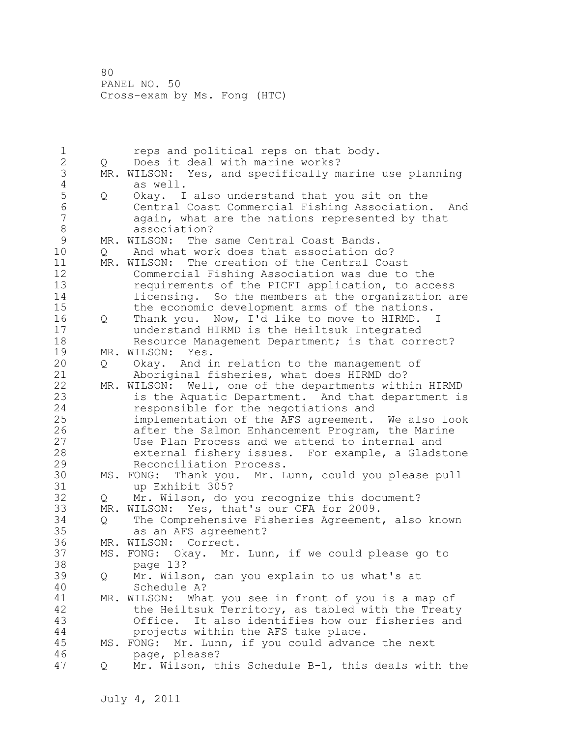reps and political reps on that body.

Q Does it deal with marine works?

MR. WILSON: Yes, and specifically marine use planning as well.

Q Okay. I also understand that you sit on the Central Coast Commercial Fishing Association. And again, what are the nations represented by that association?

MR. WILSON: The same Central Coast Bands.

Q And what work does that association do?

MR. WILSON: The creation of the Central Coast Commercial Fishing Association was due to the requirements of the PICFI application, to access licensing. So the members at the organization are the economic development arms of the nations.

Q Thank you. Now, I'd like to move to HIRMD. I understand HIRMD is the Heiltsuk Integrated Resource Management Department; is that correct?

MR. WILSON: Yes.

Q Okay. And in relation to the management of Aboriginal fisheries, what does HIRMD do?

MR. WILSON: Well, one of the departments within HIRMD is the Aquatic Department. And that department is responsible for the negotiations and implementation of the AFS agreement. We also look after the Salmon Enhancement Program, the Marine Use Plan Process and we attend to internal and external fishery issues. For example, a Gladstone Reconciliation Process.

MS. FONG: Thank you. Mr. Lunn, could you please pull up Exhibit 305?

Q Mr. Wilson, do you recognize this document?

MR. WILSON: Yes, that's our CFA for 2009.

Q The Comprehensive Fisheries Agreement, also known as an AFS agreement?

MR. WILSON: Correct.

MS. FONG: Okay. Mr. Lunn, if we could please go to page 13?

Q Mr. Wilson, can you explain to us what's at Schedule A?

MR. WILSON: What you see in front of you is a map of the Heiltsuk Territory, as tabled with the Treaty Office. It also identifies how our fisheries and projects within the AFS take place.

MS. FONG: Mr. Lunn, if you could advance the next page, please?

Q Mr. Wilson, this Schedule B-1, this deals with the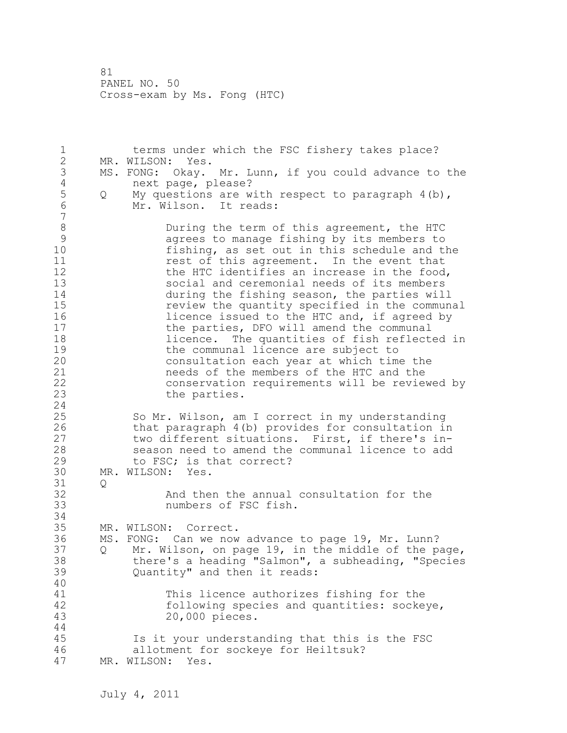terms under which the FSC fishery takes place?

MR. WILSON: Yes.

MS. FONG: Okay. Mr. Lunn, if you could advance to the next page, please?

Q My questions are with respect to paragraph 4(b), Mr. Wilson. It reads:

> During the term of this agreement, the HTC agrees to manage fishing by its members to fishing, as set out in this schedule and the rest of this agreement. In the event that the HTC identifies an increase in the food, social and ceremonial needs of its members during the fishing season, the parties will review the quantity specified in the communal licence issued to the HTC and, if agreed by the parties, DFO will amend the communal licence. The quantities of fish reflected in the communal licence are subject to consultation each year at which time the needs of the members of the HTC and the conservation requirements will be reviewed by the parties.

So Mr. Wilson, am I correct in my understanding that paragraph 4(b) provides for consultation in two different situations. First, if there's in-season need to amend the communal licence to add to FSC; is that correct?

MR. WILSON: Yes.

Q

> And then the annual consultation for the numbers of FSC fish.

MR. WILSON: Correct.

MS. FONG: Can we now advance to page 19, Mr. Lunn?

Q Mr. Wilson, on page 19, in the middle of the page, there's a heading "Salmon", a subheading, "Species Quantity" and then it reads:

> This licence authorizes fishing for the following species and quantities: sockeye, 20,000 pieces.

Is it your understanding that this is the FSC allotment for sockeye for Heiltsuk?

MR. WILSON: Yes.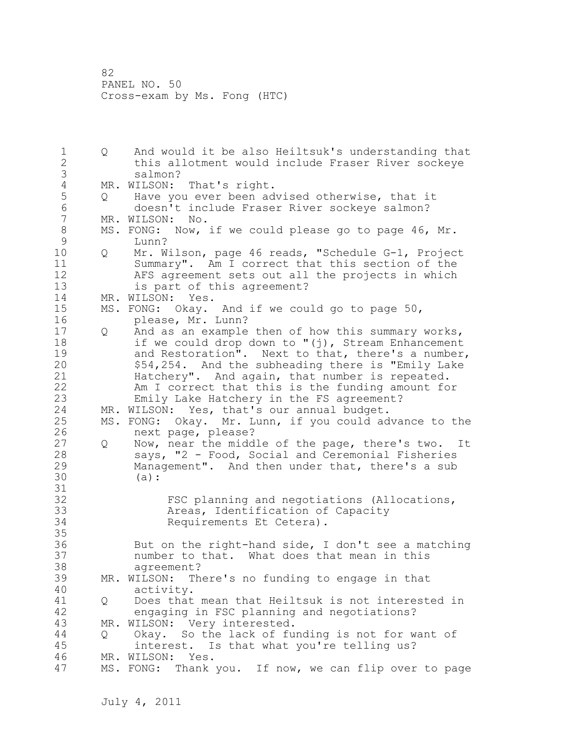Q And would it be also Heiltsuk's understanding that this allotment would include Fraser River sockeye salmon?

MR. WILSON: That's right.

Q Have you ever been advised otherwise, that it doesn't include Fraser River sockeye salmon?

MR. WILSON: No.

MS. FONG: Now, if we could please go to page 46, Mr. Lunn?

Q Mr. Wilson, page 46 reads, "Schedule G-1, Project Summary". Am I correct that this section of the AFS agreement sets out all the projects in which is part of this agreement?

MR. WILSON: Yes.

MS. FONG: Okay. And if we could go to page 50, please, Mr. Lunn?

Q And as an example then of how this summary works, if we could drop down to "(j), Stream Enhancement and Restoration". Next to that, there's a number, $54,254. And the subheading there is "Emily Lake Hatchery". And again, that number is repeated. Am I correct that this is the funding amount for Emily Lake Hatchery in the FS agreement?

MR. WILSON: Yes, that's our annual budget.

MS. FONG: Okay. Mr. Lunn, if you could advance to the next page, please?

Q Now, near the middle of the page, there's two. It says, "2 - Food, Social and Ceremonial Fisheries Management". And then under that, there's a sub (a):

> FSC planning and negotiations (Allocations, Areas, Identification of Capacity Requirements Et Cetera).

But on the right-hand side, I don't see a matching number to that. What does that mean in this agreement?

MR. WILSON: There's no funding to engage in that activity.

Q Does that mean that Heiltsuk is not interested in engaging in FSC planning and negotiations?

MR. WILSON: Very interested.

Q Okay. So the lack of funding is not for want of interest. Is that what you're telling us?

MR. WILSON: Yes.

MS. FONG: Thank you. If now, we can flip over to page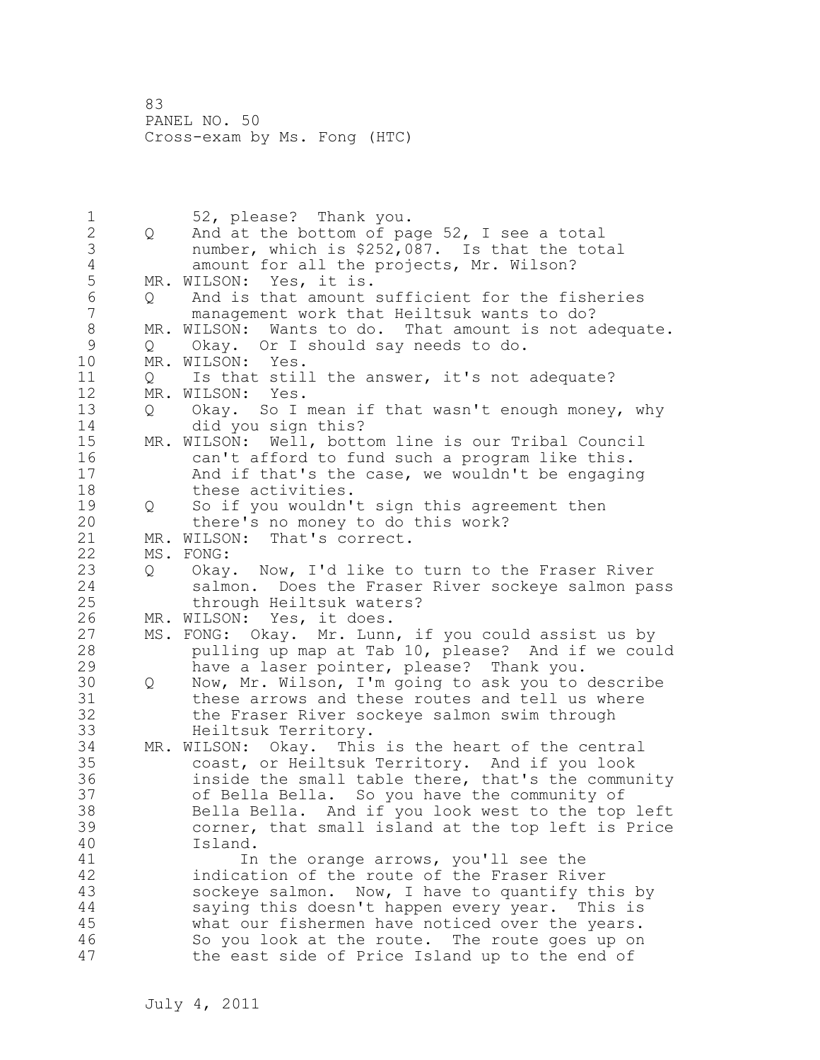52, please? Thank you.

Q And at the bottom of page 52, I see a total number, which is $252,087. Is that the total amount for all the projects, Mr. Wilson?

MR. WILSON: Yes, it is.

Q And is that amount sufficient for the fisheries management work that Heiltsuk wants to do?

MR. WILSON: Wants to do. That amount is not adequate.

Q Okay. Or I should say needs to do.

MR. WILSON: Yes.

Q Is that still the answer, it's not adequate?

MR. WILSON: Yes.

Q Okay. So I mean if that wasn't enough money, why did you sign this?

MR. WILSON: Well, bottom line is our Tribal Council can't afford to fund such a program like this. And if that's the case, we wouldn't be engaging these activities.

Q So if you wouldn't sign this agreement then there's no money to do this work?

MR. WILSON: That's correct.

MS. FONG:

Q Okay. Now, I'd like to turn to the Fraser River salmon. Does the Fraser River sockeye salmon pass through Heiltsuk waters?

MR. WILSON: Yes, it does.

MS. FONG: Okay. Mr. Lunn, if you could assist us by pulling up map at Tab 10, please? And if we could have a laser pointer, please? Thank you.

Q Now, Mr. Wilson, I'm going to ask you to describe these arrows and these routes and tell us where the Fraser River sockeye salmon swim through Heiltsuk Territory.

MR. WILSON: Okay. This is the heart of the central coast, or Heiltsuk Territory. And if you look inside the small table there, that's the community of Bella Bella. So you have the community of Bella Bella. And if you look west to the top left corner, that small island at the top left is Price Island.

In the orange arrows, you'll see the indication of the route of the Fraser River sockeye salmon. Now, I have to quantify this by saying this doesn't happen every year. This is what our fishermen have noticed over the years. So you look at the route. The route goes up on the east side of Price Island up to the end of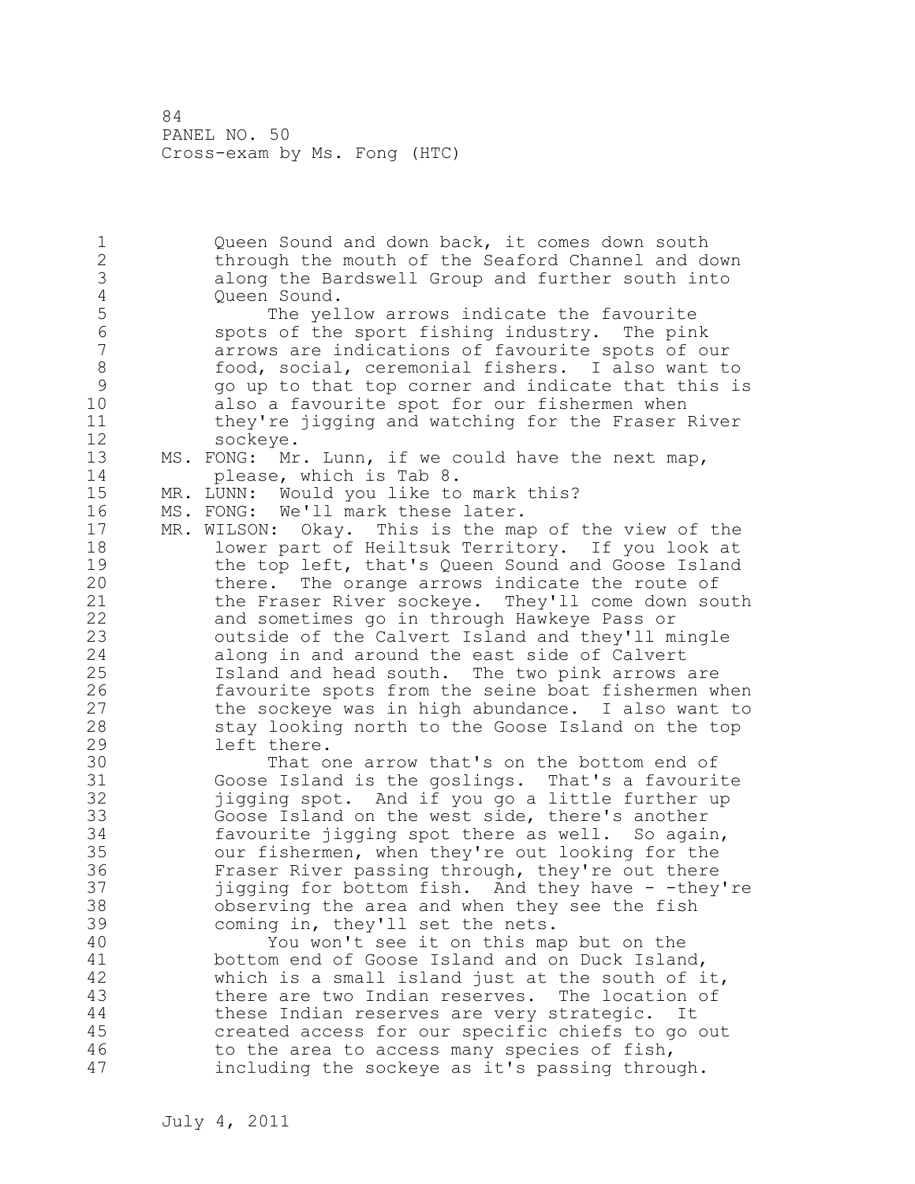Queen Sound and down back, it comes down south through the mouth of the Seaford Channel and down along the Bardswell Group and further south into Queen Sound.

The yellow arrows indicate the favourite spots of the sport fishing industry. The pink arrows are indications of favourite spots of our food, social, ceremonial fishers. I also want to go up to that top corner and indicate that this is also a favourite spot for our fishermen when they're jigging and watching for the Fraser River sockeye.

MS. FONG: Mr. Lunn, if we could have the next map, please, which is Tab 8.

MR. LUNN: Would you like to mark this?

MS. FONG: We'll mark these later.

MR. WILSON: Okay. This is the map of the view of the lower part of Heiltsuk Territory. If you look at the top left, that's Queen Sound and Goose Island there. The orange arrows indicate the route of the Fraser River sockeye. They'll come down south and sometimes go in through Hawkeye Pass or outside of the Calvert Island and they'll mingle along in and around the east side of Calvert Island and head south. The two pink arrows are favourite spots from the seine boat fishermen when the sockeye was in high abundance. I also want to stay looking north to the Goose Island on the top left there.

That one arrow that's on the bottom end of Goose Island is the goslings. That's a favourite jigging spot. And if you go a little further up Goose Island on the west side, there's another favourite jigging spot there as well. So again, our fishermen, when they're out looking for the Fraser River passing through, they're out there jigging for bottom fish. And they have - -they're observing the area and when they see the fish coming in, they'll set the nets.

You won't see it on this map but on the bottom end of Goose Island and on Duck Island, which is a small island just at the south of it, there are two Indian reserves. The location of these Indian reserves are very strategic. It created access for our specific chiefs to go out to the area to access many species of fish, including the sockeye as it's passing through.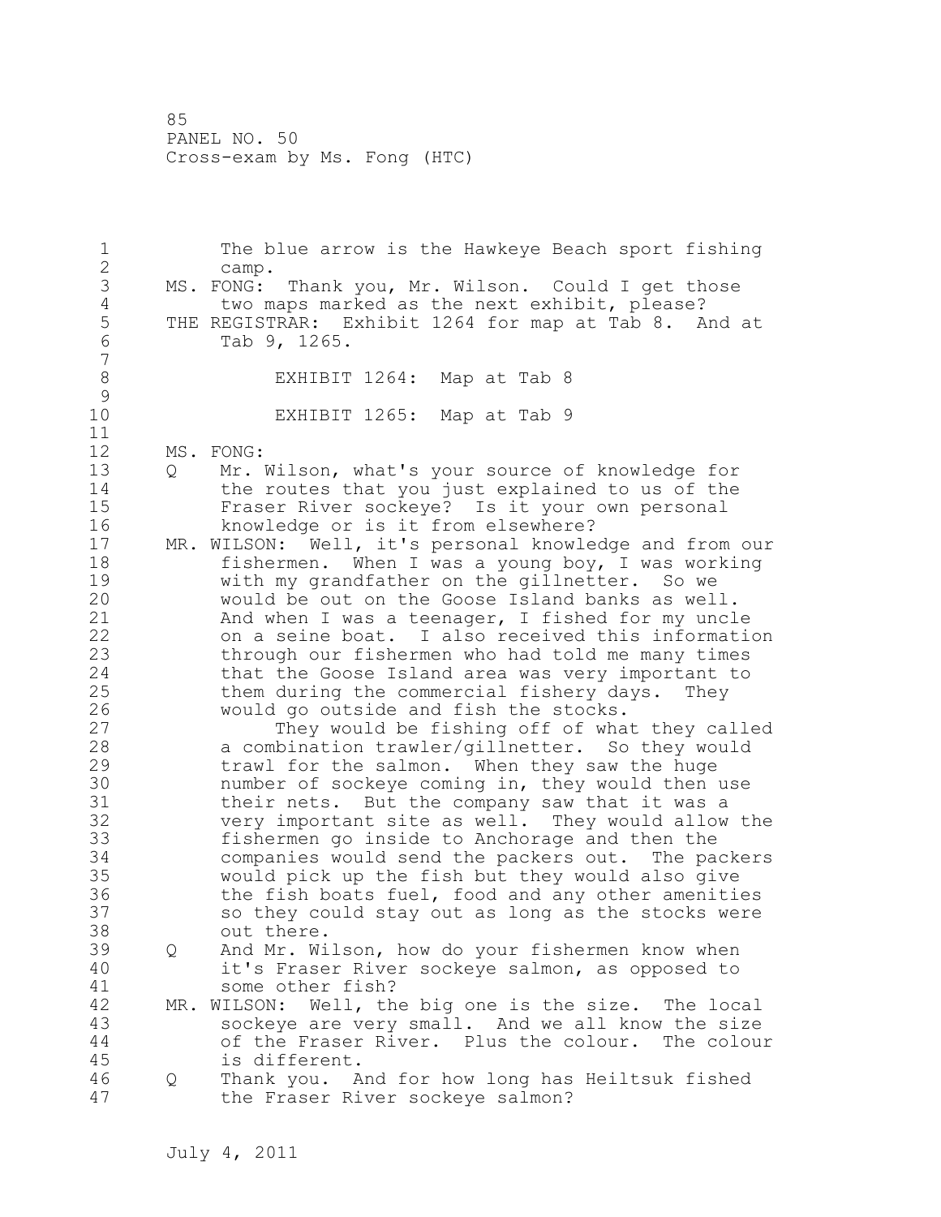The blue arrow is the Hawkeye Beach sport fishing camp.

MS. FONG: Thank you, Mr. Wilson. Could I get those two maps marked as the next exhibit, please?

THE REGISTRAR: Exhibit 1264 for map at Tab 8. And at Tab 9, 1265.

EXHIBIT 1264: Map at Tab 8

EXHIBIT 1265: Map at Tab 9

MS. FONG:

Q Mr. Wilson, what's your source of knowledge for the routes that you just explained to us of the Fraser River sockeye? Is it your own personal knowledge or is it from elsewhere?

MR. WILSON: Well, it's personal knowledge and from our fishermen. When I was a young boy, I was working with my grandfather on the gillnetter. So we would be out on the Goose Island banks as well. And when I was a teenager, I fished for my uncle on a seine boat. I also received this information through our fishermen who had told me many times that the Goose Island area was very important to them during the commercial fishery days. They would go outside and fish the stocks.

They would be fishing off of what they called a combination trawler/gillnetter. So they would trawl for the salmon. When they saw the huge number of sockeye coming in, they would then use their nets. But the company saw that it was a very important site as well. They would allow the fishermen go inside to Anchorage and then the companies would send the packers out. The packers would pick up the fish but they would also give the fish boats fuel, food and any other amenities so they could stay out as long as the stocks were out there.

Q And Mr. Wilson, how do your fishermen know when it's Fraser River sockeye salmon, as opposed to some other fish?

MR. WILSON: Well, the big one is the size. The local sockeye are very small. And we all know the size of the Fraser River. Plus the colour. The colour is different.

Q Thank you. And for how long has Heiltsuk fished the Fraser River sockeye salmon?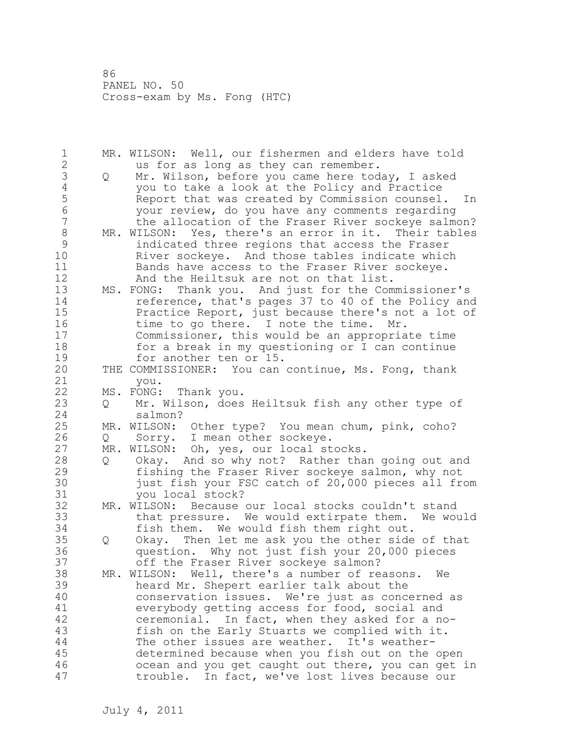MR. WILSON: Well, our fishermen and elders have told us for as long as they can remember.

Q Mr. Wilson, before you came here today, I asked you to take a look at the Policy and Practice Report that was created by Commission counsel. In your review, do you have any comments regarding the allocation of the Fraser River sockeye salmon?

MR. WILSON: Yes, there's an error in it. Their tables indicated three regions that access the Fraser River sockeye. And those tables indicate which Bands have access to the Fraser River sockeye. And the Heiltsuk are not on that list.

MS. FONG: Thank you. And just for the Commissioner's reference, that's pages 37 to 40 of the Policy and Practice Report, just because there's not a lot of time to go there. I note the time. Mr. Commissioner, this would be an appropriate time for a break in my questioning or I can continue for another ten or 15.

THE COMMISSIONER: You can continue, Ms. Fong, thank you.

MS. FONG: Thank you.

Q Mr. Wilson, does Heiltsuk fish any other type of salmon?

MR. WILSON: Other type? You mean chum, pink, coho?

Q Sorry. I mean other sockeye.

MR. WILSON: Oh, yes, our local stocks.

Q Okay. And so why not? Rather than going out and fishing the Fraser River sockeye salmon, why not just fish your FSC catch of 20,000 pieces all from you local stock?

MR. WILSON: Because our local stocks couldn't stand that pressure. We would extirpate them. We would fish them. We would fish them right out.

Q Okay. Then let me ask you the other side of that question. Why not just fish your 20,000 pieces off the Fraser River sockeye salmon?

MR. WILSON: Well, there's a number of reasons. We heard Mr. Shepert earlier talk about the conservation issues. We're just as concerned as everybody getting access for food, social and ceremonial. In fact, when they asked for a no-fish on the Early Stuarts we complied with it. The other issues are weather. It's weather-determined because when you fish out on the open ocean and you get caught out there, you can get in trouble. In fact, we've lost lives because our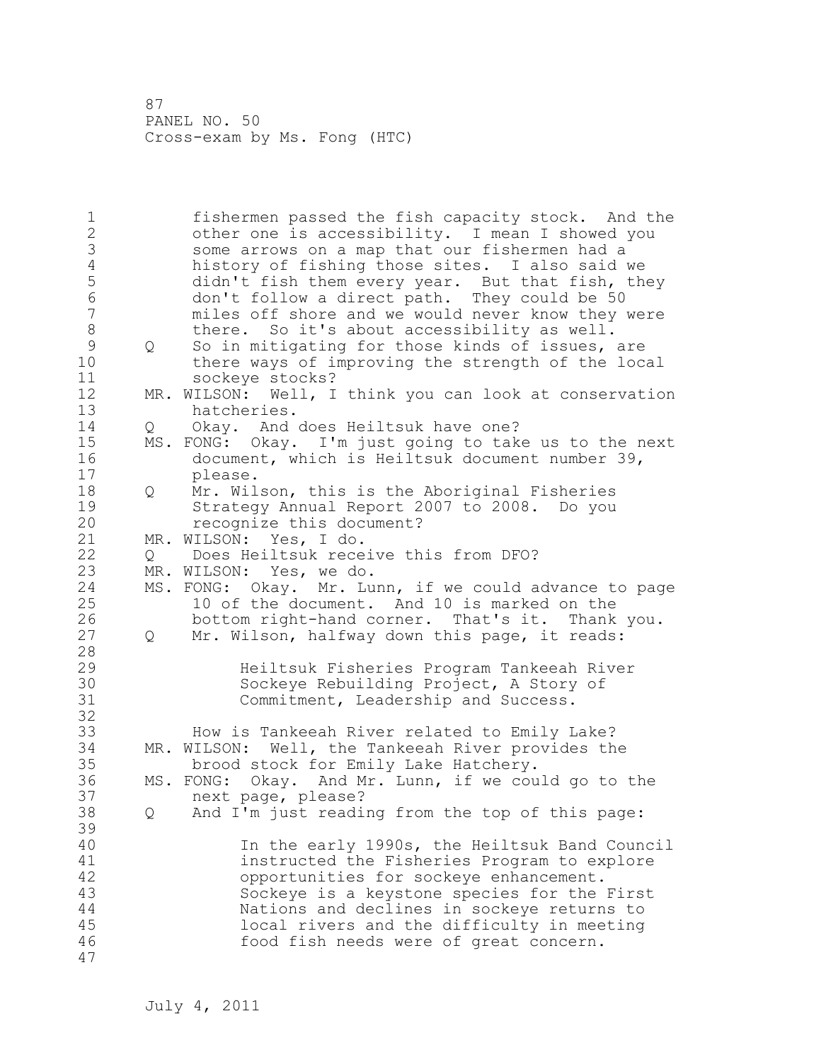fishermen passed the fish capacity stock. And the other one is accessibility. I mean I showed you some arrows on a map that our fishermen had a history of fishing those sites. I also said we didn't fish them every year. But that fish, they don't follow a direct path. They could be 50 miles off shore and we would never know they were there. So it's about accessibility as well.

Q So in mitigating for those kinds of issues, are there ways of improving the strength of the local sockeye stocks?

MR. WILSON: Well, I think you can look at conservation hatcheries.

Q Okay. And does Heiltsuk have one?

MS. FONG: Okay. I'm just going to take us to the next document, which is Heiltsuk document number 39, please.

Q Mr. Wilson, this is the Aboriginal Fisheries Strategy Annual Report 2007 to 2008. Do you recognize this document?

MR. WILSON: Yes, I do.

Q Does Heiltsuk receive this from DFO?

MR. WILSON: Yes, we do.

MS. FONG: Okay. Mr. Lunn, if we could advance to page 10 of the document. And 10 is marked on the bottom right-hand corner. That's it. Thank you.

Q Mr. Wilson, halfway down this page, it reads:

> Heiltsuk Fisheries Program Tankeeah River Sockeye Rebuilding Project, A Story of Commitment, Leadership and Success.

How is Tankeeah River related to Emily Lake?

MR. WILSON: Well, the Tankeeah River provides the brood stock for Emily Lake Hatchery.

MS. FONG: Okay. And Mr. Lunn, if we could go to the next page, please?

Q And I'm just reading from the top of this page:

> In the early 1990s, the Heiltsuk Band Council instructed the Fisheries Program to explore opportunities for sockeye enhancement. Sockeye is a keystone species for the First Nations and declines in sockeye returns to local rivers and the difficulty in meeting food fish needs were of great concern.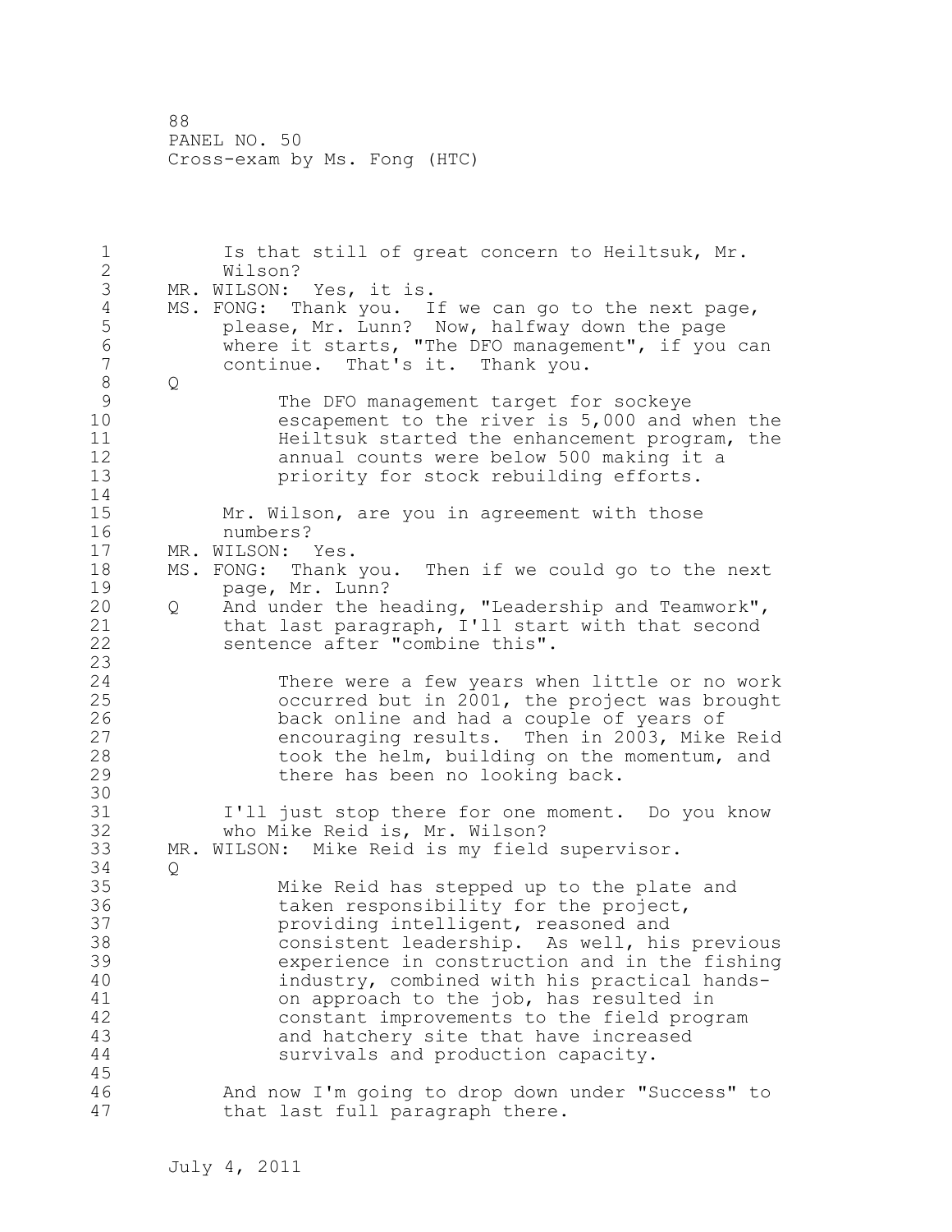Is that still of great concern to Heiltsuk, Mr. Wilson?

MR. WILSON: Yes, it is.

MS. FONG: Thank you. If we can go to the next page, please, Mr. Lunn? Now, halfway down the page where it starts, "The DFO management", if you can continue. That's it. Thank you.

Q

> The DFO management target for sockeye escapement to the river is 5,000 and when the Heiltsuk started the enhancement program, the annual counts were below 500 making it a priority for stock rebuilding efforts.

Mr. Wilson, are you in agreement with those numbers?

MR. WILSON: Yes.

MS. FONG: Thank you. Then if we could go to the next page, Mr. Lunn?

Q And under the heading, "Leadership and Teamwork", that last paragraph, I'll start with that second sentence after "combine this".

> There were a few years when little or no work occurred but in 2001, the project was brought back online and had a couple of years of encouraging results. Then in 2003, Mike Reid took the helm, building on the momentum, and there has been no looking back.

I'll just stop there for one moment. Do you know who Mike Reid is, Mr. Wilson?

MR. WILSON: Mike Reid is my field supervisor.

Q

> Mike Reid has stepped up to the plate and taken responsibility for the project, providing intelligent, reasoned and consistent leadership. As well, his previous experience in construction and in the fishing industry, combined with his practical hands-on approach to the job, has resulted in constant improvements to the field program and hatchery site that have increased survivals and production capacity.

And now I'm going to drop down under "Success" to that last full paragraph there.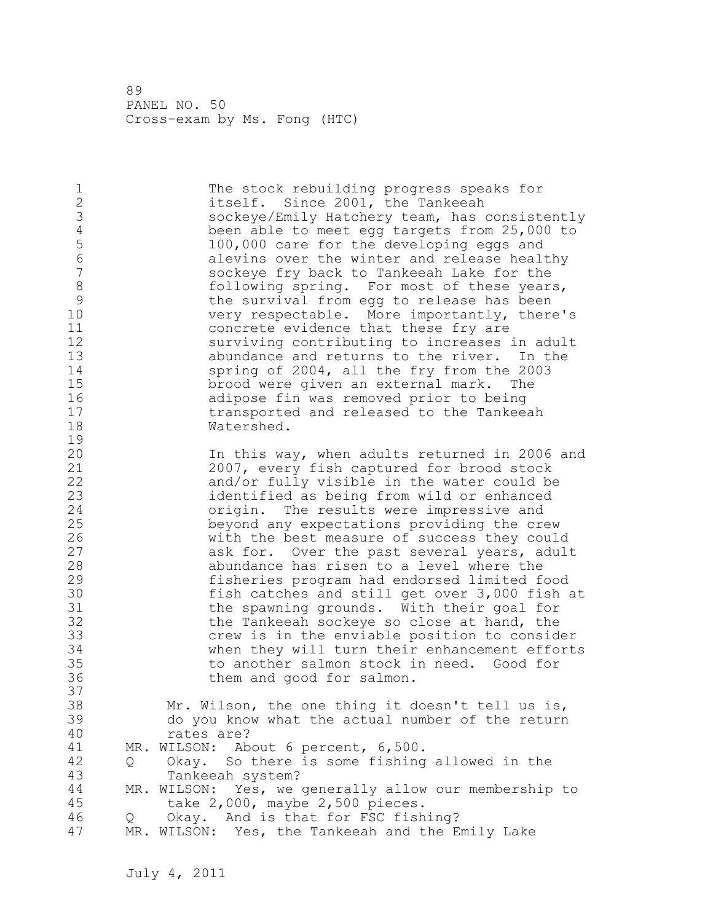The stock rebuilding progress speaks for itself. Since 2001, the Tankeeah sockeye/Emily Hatchery team, has consistently been able to meet egg targets from 25,000 to 100,000 care for the developing eggs and alevins over the winter and release healthy sockeye fry back to Tankeeah Lake for the following spring. For most of these years, the survival from egg to release has been very respectable. More importantly, there's concrete evidence that these fry are surviving contributing to increases in adult abundance and returns to the river. In the spring of 2004, all the fry from the 2003 brood were given an external mark. The adipose fin was removed prior to being transported and released to the Tankeeah Watershed.

In this way, when adults returned in 2006 and 2007, every fish captured for brood stock and/or fully visible in the water could be identified as being from wild or enhanced origin. The results were impressive and beyond any expectations providing the crew with the best measure of success they could ask for. Over the past several years, adult abundance has risen to a level where the fisheries program had endorsed limited food fish catches and still get over 3,000 fish at the spawning grounds. With their goal for the Tankeeah sockeye so close at hand, the crew is in the enviable position to consider when they will turn their enhancement efforts to another salmon stock in need. Good for them and good for salmon.

Mr. Wilson, the one thing it doesn't tell us is, do you know what the actual number of the return rates are?

MR. WILSON: About 6 percent, 6,500.

Q Okay. So there is some fishing allowed in the Tankeeah system?

MR. WILSON: Yes, we generally allow our membership to take 2,000, maybe 2,500 pieces.

Q Okay. And is that for FSC fishing?

MR. WILSON: Yes, the Tankeeah and the Emily Lake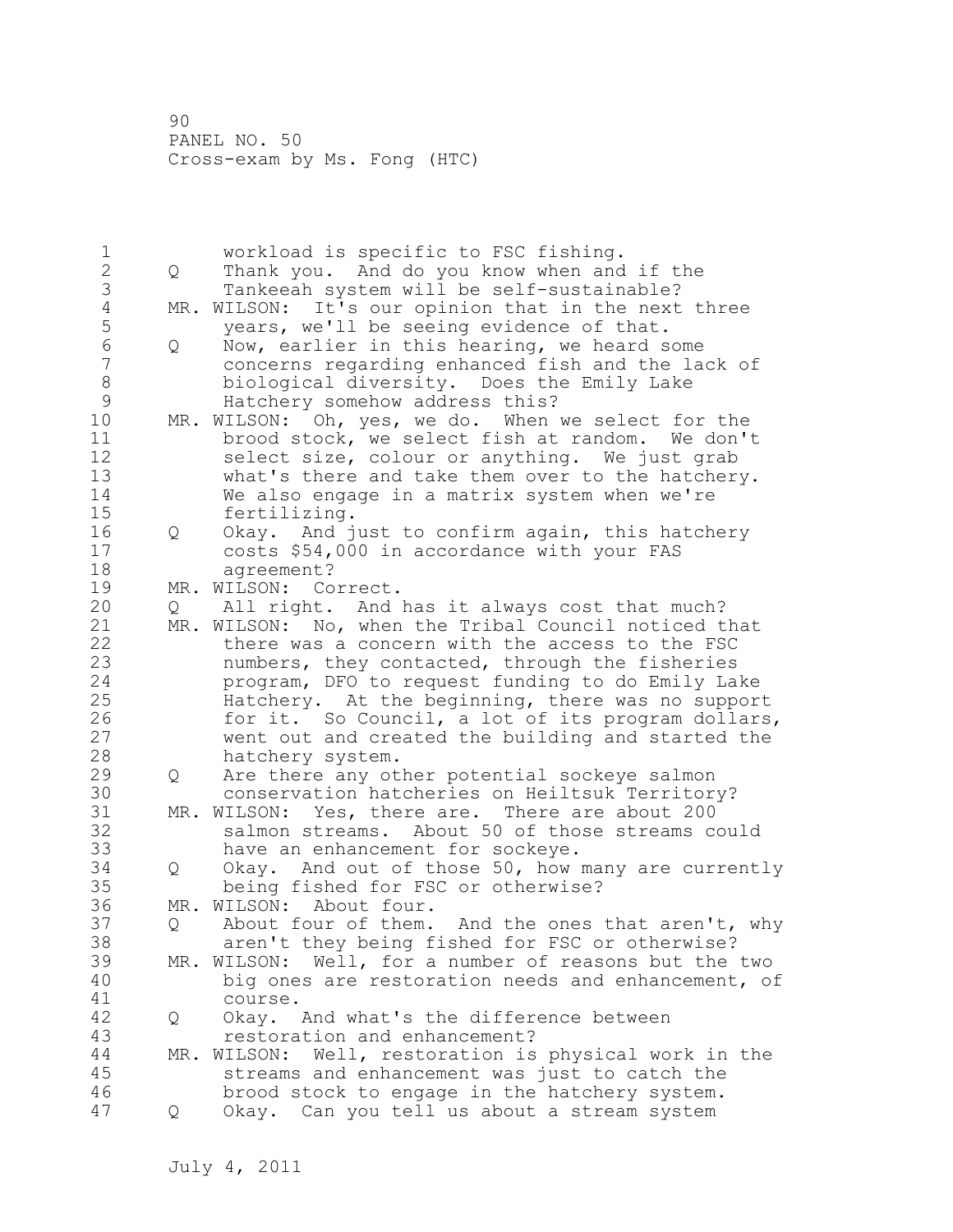workload is specific to FSC fishing.

Q Thank you. And do you know when and if the Tankeeah system will be self-sustainable?

MR. WILSON: It's our opinion that in the next three years, we'll be seeing evidence of that.

Q Now, earlier in this hearing, we heard some concerns regarding enhanced fish and the lack of biological diversity. Does the Emily Lake Hatchery somehow address this?

MR. WILSON: Oh, yes, we do. When we select for the brood stock, we select fish at random. We don't select size, colour or anything. We just grab what's there and take them over to the hatchery. We also engage in a matrix system when we're fertilizing.

Q Okay. And just to confirm again, this hatchery costs $54,000 in accordance with your FAS agreement?

MR. WILSON: Correct.

Q All right. And has it always cost that much?

MR. WILSON: No, when the Tribal Council noticed that there was a concern with the access to the FSC numbers, they contacted, through the fisheries program, DFO to request funding to do Emily Lake Hatchery. At the beginning, there was no support for it. So Council, a lot of its program dollars, went out and created the building and started the hatchery system.

Q Are there any other potential sockeye salmon conservation hatcheries on Heiltsuk Territory?

MR. WILSON: Yes, there are. There are about 200 salmon streams. About 50 of those streams could have an enhancement for sockeye.

Q Okay. And out of those 50, how many are currently being fished for FSC or otherwise?

MR. WILSON: About four.

Q About four of them. And the ones that aren't, why aren't they being fished for FSC or otherwise?

MR. WILSON: Well, for a number of reasons but the two big ones are restoration needs and enhancement, of course.

Q Okay. And what's the difference between restoration and enhancement?

MR. WILSON: Well, restoration is physical work in the streams and enhancement was just to catch the brood stock to engage in the hatchery system.

Q Okay. Can you tell us about a stream system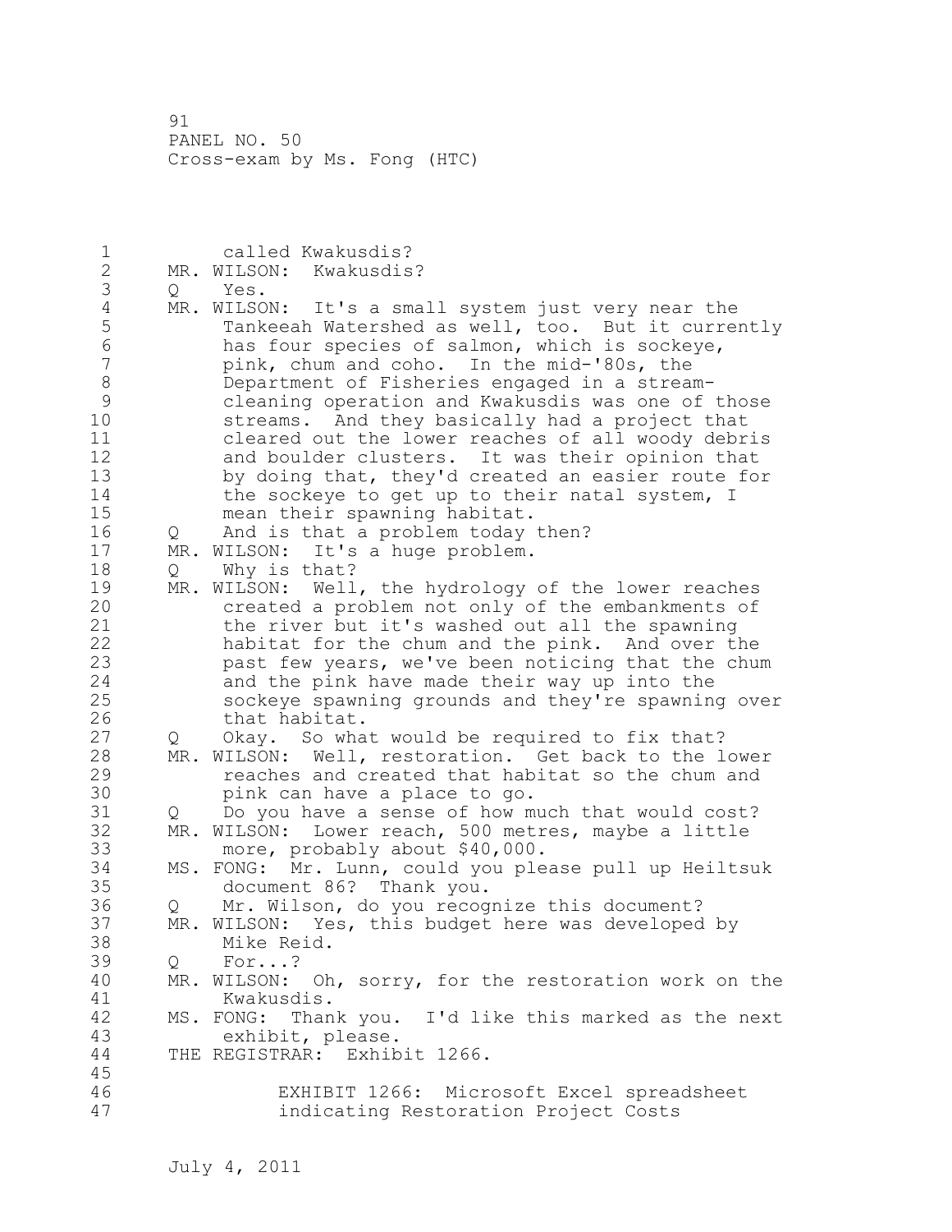called Kwakusdis?

MR. WILSON: Kwakusdis?

Q Yes.

MR. WILSON: It's a small system just very near the Tankeeah Watershed as well, too. But it currently has four species of salmon, which is sockeye, pink, chum and coho. In the mid-'80s, the Department of Fisheries engaged in a stream-cleaning operation and Kwakusdis was one of those streams. And they basically had a project that cleared out the lower reaches of all woody debris and boulder clusters. It was their opinion that by doing that, they'd created an easier route for the sockeye to get up to their natal system, I mean their spawning habitat.

Q And is that a problem today then?

MR. WILSON: It's a huge problem.

Q Why is that?

MR. WILSON: Well, the hydrology of the lower reaches created a problem not only of the embankments of the river but it's washed out all the spawning habitat for the chum and the pink. And over the past few years, we've been noticing that the chum and the pink have made their way up into the sockeye spawning grounds and they're spawning over that habitat.

Q Okay. So what would be required to fix that?

MR. WILSON: Well, restoration. Get back to the lower reaches and created that habitat so the chum and pink can have a place to go.

Q Do you have a sense of how much that would cost?

MR. WILSON: Lower reach, 500 metres, maybe a little more, probably about $40,000.

MS. FONG: Mr. Lunn, could you please pull up Heiltsuk document 86? Thank you.

Q Mr. Wilson, do you recognize this document?

MR. WILSON: Yes, this budget here was developed by Mike Reid.

Q For...?

MR. WILSON: Oh, sorry, for the restoration work on the Kwakusdis.

MS. FONG: Thank you. I'd like this marked as the next exhibit, please.

THE REGISTRAR: Exhibit 1266.

EXHIBIT 1266: Microsoft Excel spreadsheet indicating Restoration Project Costs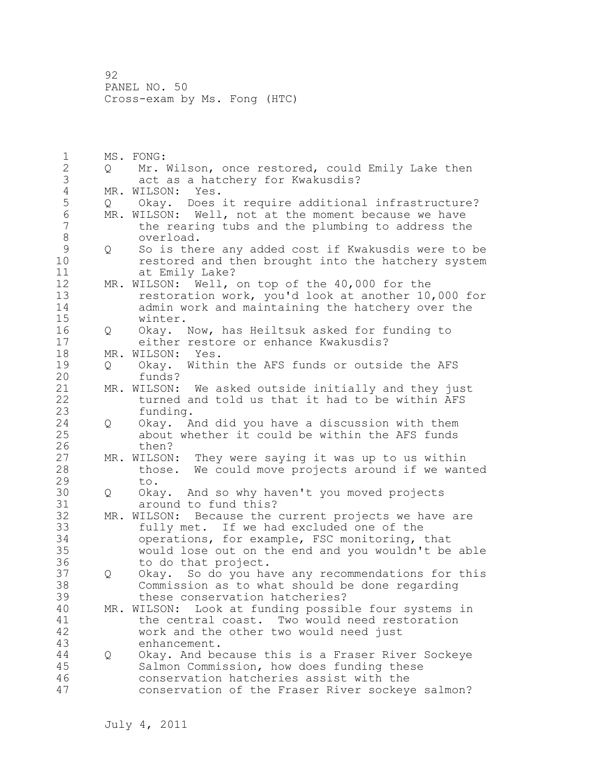MS. FONG:

Q Mr. Wilson, once restored, could Emily Lake then act as a hatchery for Kwakusdis?

MR. WILSON: Yes.

Q Okay. Does it require additional infrastructure?

MR. WILSON: Well, not at the moment because we have the rearing tubs and the plumbing to address the overload.

Q So is there any added cost if Kwakusdis were to be restored and then brought into the hatchery system at Emily Lake?

MR. WILSON: Well, on top of the 40,000 for the restoration work, you'd look at another 10,000 for admin work and maintaining the hatchery over the winter.

Q Okay. Now, has Heiltsuk asked for funding to either restore or enhance Kwakusdis?

MR. WILSON: Yes.

Q Okay. Within the AFS funds or outside the AFS funds?

MR. WILSON: We asked outside initially and they just turned and told us that it had to be within AFS funding.

Q Okay. And did you have a discussion with them about whether it could be within the AFS funds then?

MR. WILSON: They were saying it was up to us within those. We could move projects around if we wanted to.

Q Okay. And so why haven't you moved projects around to fund this?

MR. WILSON: Because the current projects we have are fully met. If we had excluded one of the operations, for example, FSC monitoring, that would lose out on the end and you wouldn't be able to do that project.

Q Okay. So do you have any recommendations for this Commission as to what should be done regarding these conservation hatcheries?

MR. WILSON: Look at funding possible four systems in the central coast. Two would need restoration work and the other two would need just enhancement.

Q Okay. And because this is a Fraser River Sockeye Salmon Commission, how does funding these conservation hatcheries assist with the conservation of the Fraser River sockeye salmon?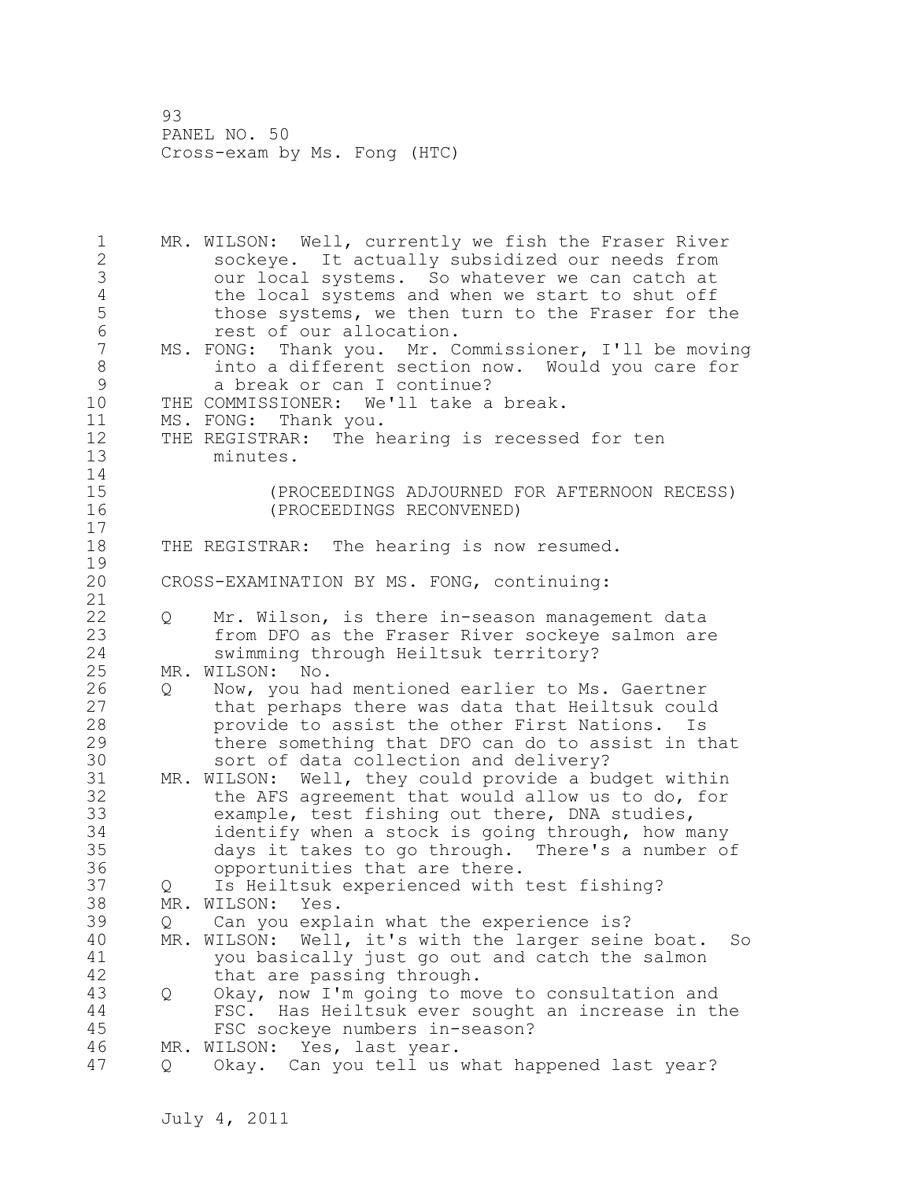MR. WILSON: Well, currently we fish the Fraser River sockeye. It actually subsidized our needs from our local systems. So whatever we can catch at the local systems and when we start to shut off those systems, we then turn to the Fraser for the rest of our allocation.

MS. FONG: Thank you. Mr. Commissioner, I'll be moving into a different section now. Would you care for a break or can I continue?

THE COMMISSIONER: We'll take a break.

MS. FONG: Thank you.

THE REGISTRAR: The hearing is recessed for ten minutes.

(PROCEEDINGS ADJOURNED FOR AFTERNOON RECESS)
(PROCEEDINGS RECONVENED)

THE REGISTRAR: The hearing is now resumed.

CROSS-EXAMINATION BY MS. FONG, continuing:

Q Mr. Wilson, is there in-season management data from DFO as the Fraser River sockeye salmon are swimming through Heiltsuk territory?

MR. WILSON: No.

Q Now, you had mentioned earlier to Ms. Gaertner that perhaps there was data that Heiltsuk could provide to assist the other First Nations. Is there something that DFO can do to assist in that sort of data collection and delivery?

MR. WILSON: Well, they could provide a budget within the AFS agreement that would allow us to do, for example, test fishing out there, DNA studies, identify when a stock is going through, how many days it takes to go through. There's a number of opportunities that are there.

Q Is Heiltsuk experienced with test fishing?

MR. WILSON: Yes.

Q Can you explain what the experience is?

MR. WILSON: Well, it's with the larger seine boat. So you basically just go out and catch the salmon that are passing through.

Q Okay, now I'm going to move to consultation and FSC. Has Heiltsuk ever sought an increase in the FSC sockeye numbers in-season?

MR. WILSON: Yes, last year.

Q Okay. Can you tell us what happened last year?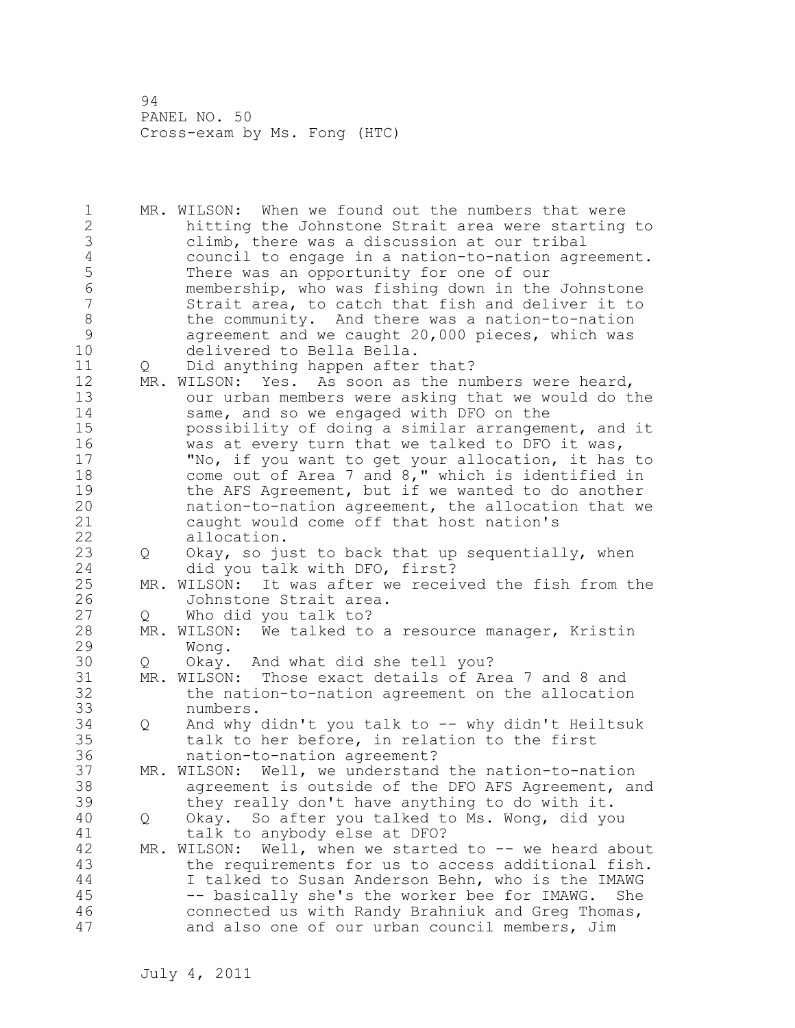MR. WILSON: When we found out the numbers that were hitting the Johnstone Strait area were starting to climb, there was a discussion at our tribal council to engage in a nation-to-nation agreement. There was an opportunity for one of our membership, who was fishing down in the Johnstone Strait area, to catch that fish and deliver it to the community. And there was a nation-to-nation agreement and we caught 20,000 pieces, which was delivered to Bella Bella.

Q Did anything happen after that?

MR. WILSON: Yes. As soon as the numbers were heard, our urban members were asking that we would do the same, and so we engaged with DFO on the possibility of doing a similar arrangement, and it was at every turn that we talked to DFO it was, "No, if you want to get your allocation, it has to come out of Area 7 and 8," which is identified in the AFS Agreement, but if we wanted to do another nation-to-nation agreement, the allocation that we caught would come off that host nation's allocation.

Q Okay, so just to back that up sequentially, when did you talk with DFO, first?

MR. WILSON: It was after we received the fish from the Johnstone Strait area.

Q Who did you talk to?

MR. WILSON: We talked to a resource manager, Kristin Wong.

Q Okay. And what did she tell you?

MR. WILSON: Those exact details of Area 7 and 8 and the nation-to-nation agreement on the allocation numbers.

Q And why didn't you talk to -- why didn't Heiltsuk talk to her before, in relation to the first nation-to-nation agreement?

MR. WILSON: Well, we understand the nation-to-nation agreement is outside of the DFO AFS Agreement, and they really don't have anything to do with it.

Q Okay. So after you talked to Ms. Wong, did you talk to anybody else at DFO?

MR. WILSON: Well, when we started to -- we heard about the requirements for us to access additional fish. I talked to Susan Anderson Behn, who is the IMAWG -- basically she's the worker bee for IMAWG. She connected us with Randy Brahniuk and Greg Thomas, and also one of our urban council members, Jim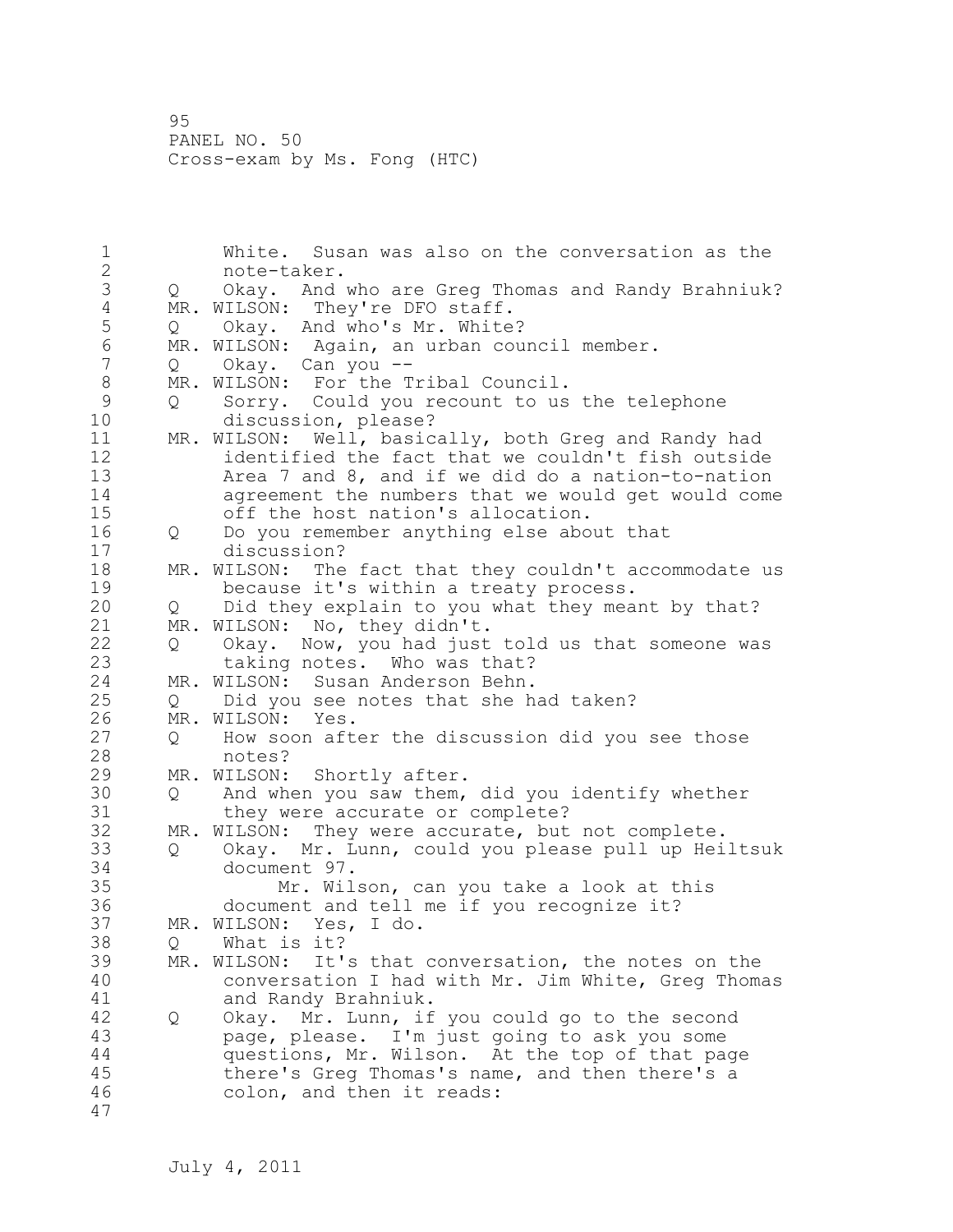White. Susan was also on the conversation as the note-taker.

Q Okay. And who are Greg Thomas and Randy Brahniuk?

MR. WILSON: They're DFO staff.

Q Okay. And who's Mr. White?

MR. WILSON: Again, an urban council member.

Q Okay. Can you --

MR. WILSON: For the Tribal Council.

Q Sorry. Could you recount to us the telephone discussion, please?

MR. WILSON: Well, basically, both Greg and Randy had identified the fact that we couldn't fish outside Area 7 and 8, and if we did do a nation-to-nation agreement the numbers that we would get would come off the host nation's allocation.

Q Do you remember anything else about that discussion?

MR. WILSON: The fact that they couldn't accommodate us because it's within a treaty process.

Q Did they explain to you what they meant by that?

MR. WILSON: No, they didn't.

Q Okay. Now, you had just told us that someone was taking notes. Who was that?

MR. WILSON: Susan Anderson Behn.

Q Did you see notes that she had taken?

MR. WILSON: Yes.

Q How soon after the discussion did you see those notes?

MR. WILSON: Shortly after.

Q And when you saw them, did you identify whether they were accurate or complete?

MR. WILSON: They were accurate, but not complete.

Q Okay. Mr. Lunn, could you please pull up Heiltsuk document 97.

Mr. Wilson, can you take a look at this document and tell me if you recognize it?

MR. WILSON: Yes, I do.

Q What is it?

MR. WILSON: It's that conversation, the notes on the conversation I had with Mr. Jim White, Greg Thomas and Randy Brahniuk.

Q Okay. Mr. Lunn, if you could go to the second page, please. I'm just going to ask you some questions, Mr. Wilson. At the top of that page there's Greg Thomas's name, and then there's a colon, and then it reads: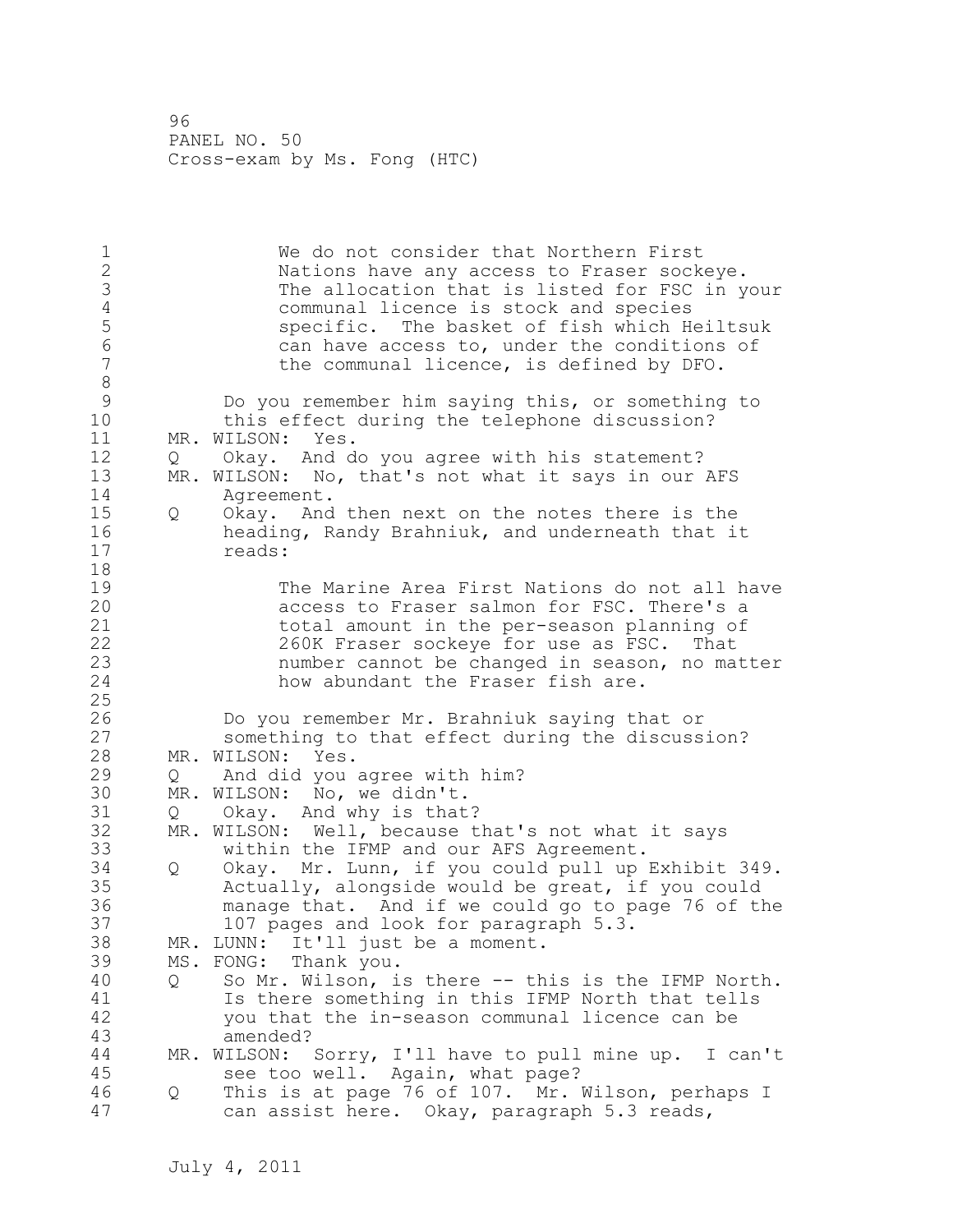We do not consider that Northern First Nations have any access to Fraser sockeye. The allocation that is listed for FSC in your communal licence is stock and species specific. The basket of fish which Heiltsuk can have access to, under the conditions of the communal licence, is defined by DFO.

Do you remember him saying this, or something to this effect during the telephone discussion?

MR. WILSON: Yes.

Q Okay. And do you agree with his statement?

MR. WILSON: No, that's not what it says in our AFS Agreement.

Q Okay. And then next on the notes there is the heading, Randy Brahniuk, and underneath that it reads:

The Marine Area First Nations do not all have access to Fraser salmon for FSC. There's a total amount in the per-season planning of 260K Fraser sockeye for use as FSC. That number cannot be changed in season, no matter how abundant the Fraser fish are.

Do you remember Mr. Brahniuk saying that or something to that effect during the discussion?

MR. WILSON: Yes.

Q And did you agree with him?

MR. WILSON: No, we didn't.

Q Okay. And why is that?

MR. WILSON: Well, because that's not what it says within the IFMP and our AFS Agreement.

Q Okay. Mr. Lunn, if you could pull up Exhibit 349. Actually, alongside would be great, if you could manage that. And if we could go to page 76 of the 107 pages and look for paragraph 5.3.

MR. LUNN: It'll just be a moment.

MS. FONG: Thank you.

Q So Mr. Wilson, is there -- this is the IFMP North. Is there something in this IFMP North that tells you that the in-season communal licence can be amended?

MR. WILSON: Sorry, I'll have to pull mine up. I can't see too well. Again, what page?

Q This is at page 76 of 107. Mr. Wilson, perhaps I can assist here. Okay, paragraph 5.3 reads,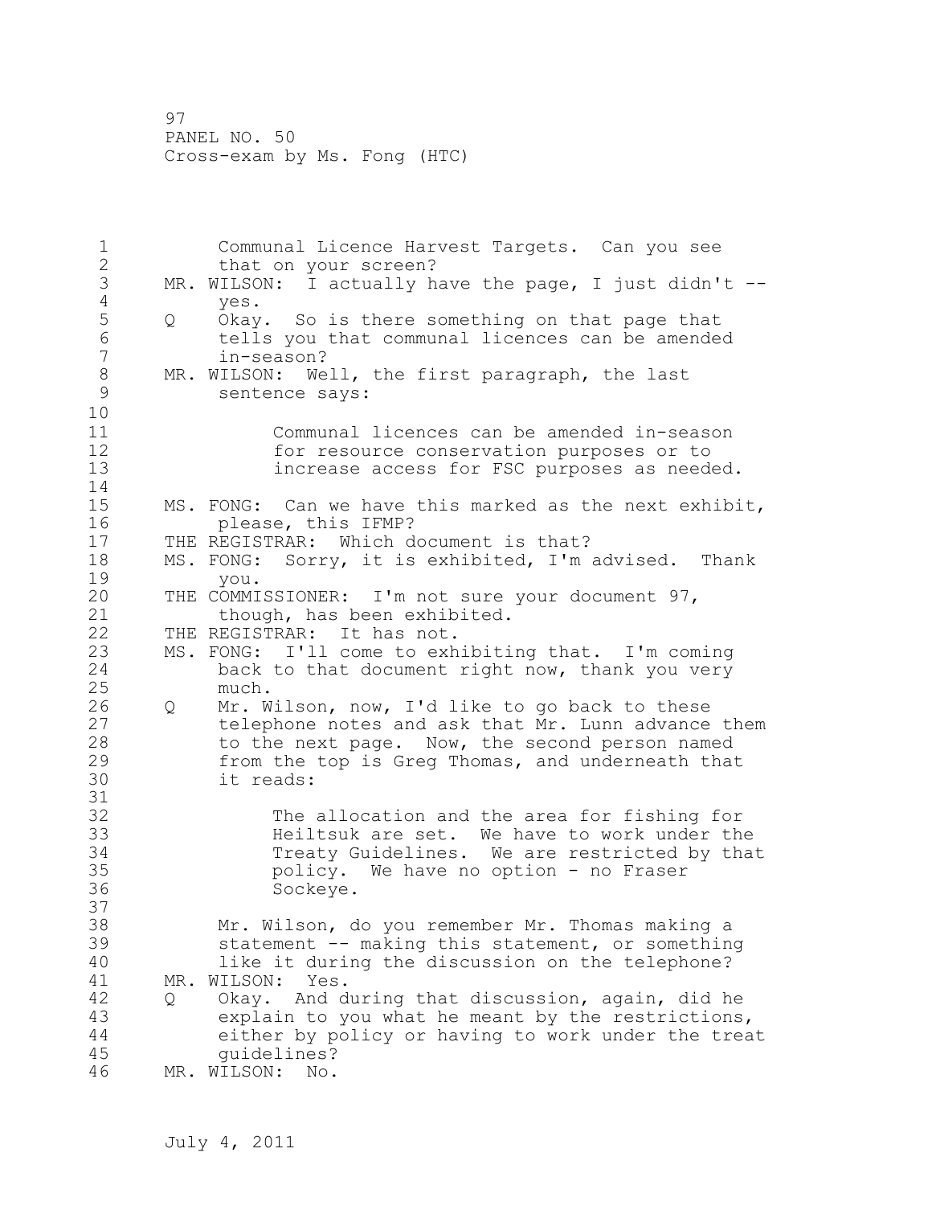Communal Licence Harvest Targets. Can you see that on your screen?

MR. WILSON: I actually have the page, I just didn't -- yes.

Q Okay. So is there something on that page that tells you that communal licences can be amended in-season?

MR. WILSON: Well, the first paragraph, the last sentence says:

> Communal licences can be amended in-season for resource conservation purposes or to increase access for FSC purposes as needed.

MS. FONG: Can we have this marked as the next exhibit, please, this IFMP?

THE REGISTRAR: Which document is that?

MS. FONG: Sorry, it is exhibited, I'm advised. Thank you.

THE COMMISSIONER: I'm not sure your document 97, though, has been exhibited.

THE REGISTRAR: It has not.

MS. FONG: I'll come to exhibiting that. I'm coming back to that document right now, thank you very much.

Q Mr. Wilson, now, I'd like to go back to these telephone notes and ask that Mr. Lunn advance them to the next page. Now, the second person named from the top is Greg Thomas, and underneath that it reads:

> The allocation and the area for fishing for Heiltsuk are set. We have to work under the Treaty Guidelines. We are restricted by that policy. We have no option - no Fraser Sockeye.

Mr. Wilson, do you remember Mr. Thomas making a statement -- making this statement, or something like it during the discussion on the telephone?

MR. WILSON: Yes.

Q Okay. And during that discussion, again, did he explain to you what he meant by the restrictions, either by policy or having to work under the treat guidelines?

MR. WILSON: No.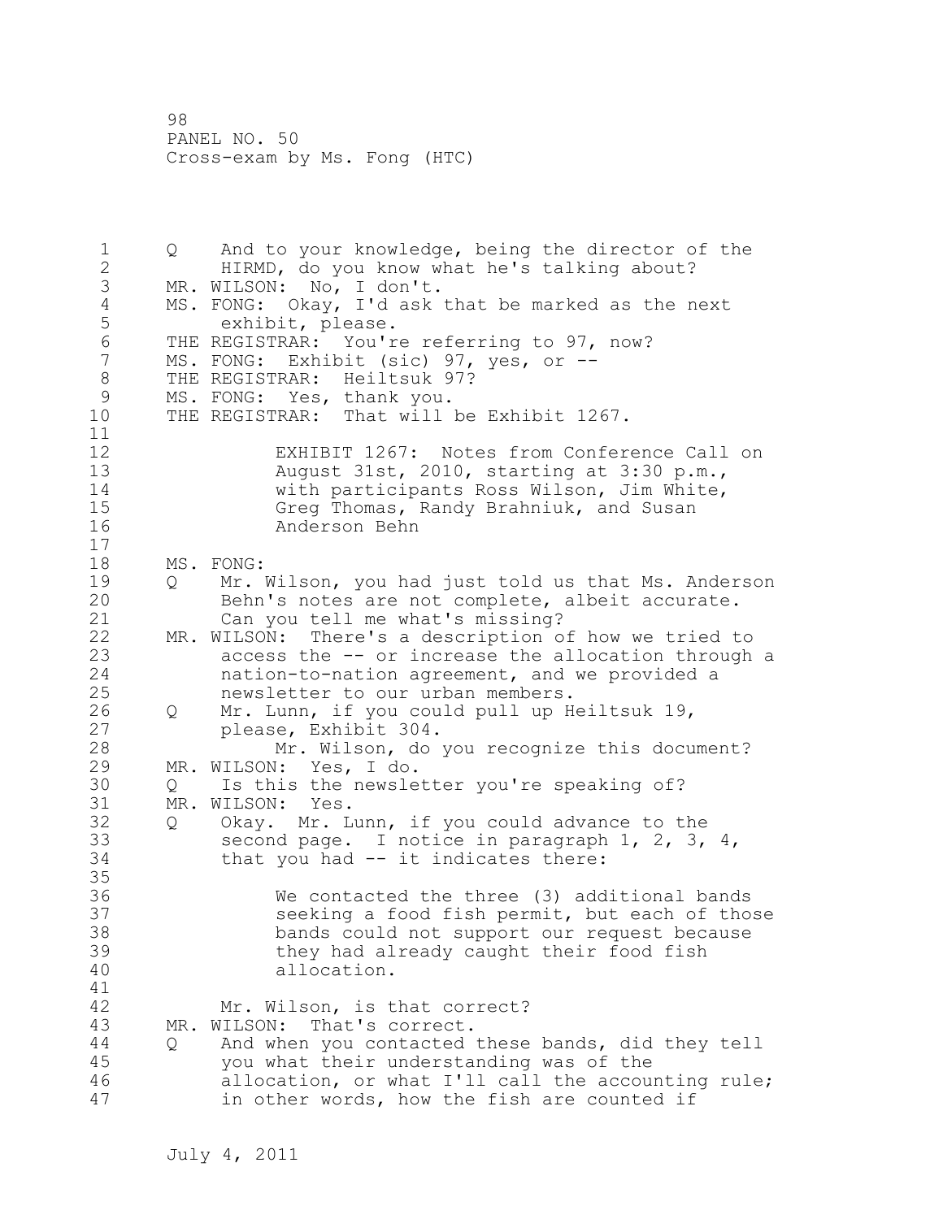Q And to your knowledge, being the director of the HIRMD, do you know what he's talking about?

MR. WILSON: No, I don't.

MS. FONG: Okay, I'd ask that be marked as the next exhibit, please.

THE REGISTRAR: You're referring to 97, now?

MS. FONG: Exhibit (sic) 97, yes, or --

THE REGISTRAR: Heiltsuk 97?

MS. FONG: Yes, thank you.

THE REGISTRAR: That will be Exhibit 1267.

> EXHIBIT 1267: Notes from Conference Call on August 31st, 2010, starting at 3:30 p.m., with participants Ross Wilson, Jim White, Greg Thomas, Randy Brahniuk, and Susan Anderson Behn

MS. FONG:

Q Mr. Wilson, you had just told us that Ms. Anderson Behn's notes are not complete, albeit accurate. Can you tell me what's missing?

MR. WILSON: There's a description of how we tried to access the -- or increase the allocation through a nation-to-nation agreement, and we provided a newsletter to our urban members.

Q Mr. Lunn, if you could pull up Heiltsuk 19, please, Exhibit 304.

Mr. Wilson, do you recognize this document?

MR. WILSON: Yes, I do.

Q Is this the newsletter you're speaking of?

MR. WILSON: Yes.

Q Okay. Mr. Lunn, if you could advance to the second page. I notice in paragraph 1, 2, 3, 4, that you had -- it indicates there:

> We contacted the three (3) additional bands seeking a food fish permit, but each of those bands could not support our request because they had already caught their food fish allocation.

Mr. Wilson, is that correct?

MR. WILSON: That's correct.

Q And when you contacted these bands, did they tell you what their understanding was of the allocation, or what I'll call the accounting rule; in other words, how the fish are counted if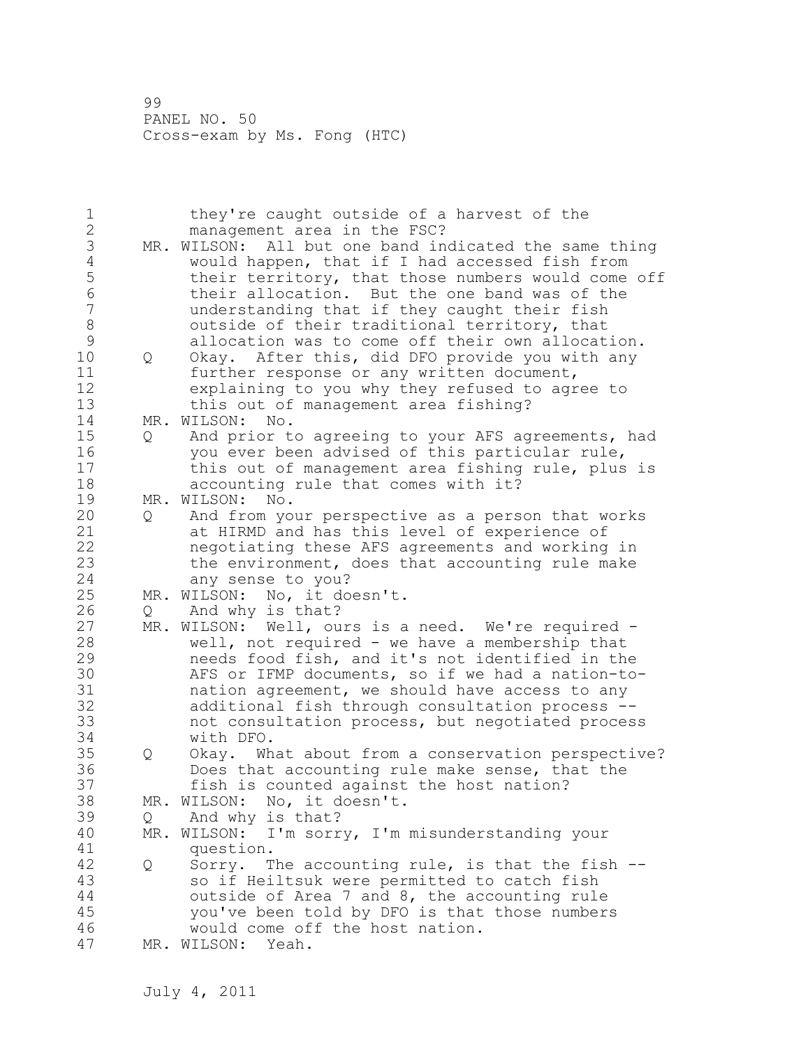they're caught outside of a harvest of the management area in the FSC?

MR. WILSON: All but one band indicated the same thing would happen, that if I had accessed fish from their territory, that those numbers would come off their allocation. But the one band was of the understanding that if they caught their fish outside of their traditional territory, that allocation was to come off their own allocation.

Q Okay. After this, did DFO provide you with any further response or any written document, explaining to you why they refused to agree to this out of management area fishing?

MR. WILSON: No.

Q And prior to agreeing to your AFS agreements, had you ever been advised of this particular rule, this out of management area fishing rule, plus is accounting rule that comes with it?

MR. WILSON: No.

Q And from your perspective as a person that works at HIRMD and has this level of experience of negotiating these AFS agreements and working in the environment, does that accounting rule make any sense to you?

MR. WILSON: No, it doesn't.

Q And why is that?

MR. WILSON: Well, ours is a need. We're required - well, not required - we have a membership that needs food fish, and it's not identified in the AFS or IFMP documents, so if we had a nation-to-nation agreement, we should have access to any additional fish through consultation process -- not consultation process, but negotiated process with DFO.

Q Okay. What about from a conservation perspective? Does that accounting rule make sense, that the fish is counted against the host nation?

MR. WILSON: No, it doesn't.

Q And why is that?

MR. WILSON: I'm sorry, I'm misunderstanding your question.

Q Sorry. The accounting rule, is that the fish -- so if Heiltsuk were permitted to catch fish outside of Area 7 and 8, the accounting rule you've been told by DFO is that those numbers would come off the host nation.

MR. WILSON: Yeah.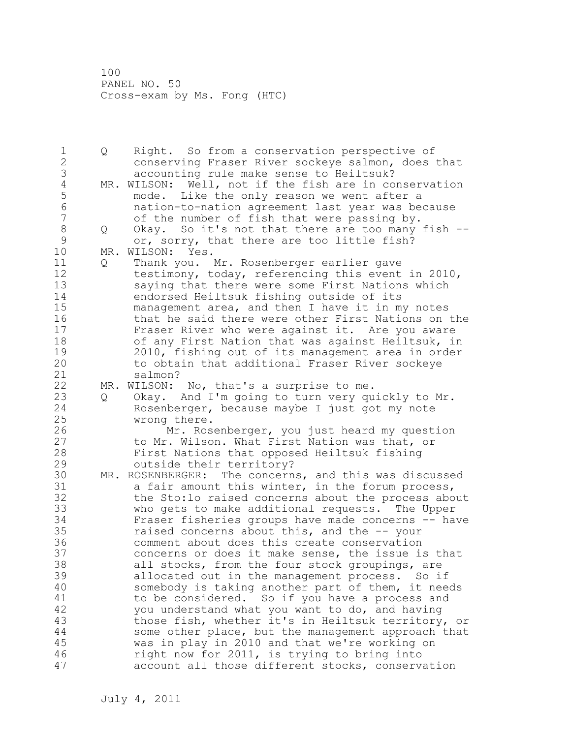Q Right. So from a conservation perspective of conserving Fraser River sockeye salmon, does that accounting rule make sense to Heiltsuk?

MR. WILSON: Well, not if the fish are in conservation mode. Like the only reason we went after a nation-to-nation agreement last year was because of the number of fish that were passing by.

Q Okay. So it's not that there are too many fish -- or, sorry, that there are too little fish?

MR. WILSON: Yes.

Q Thank you. Mr. Rosenberger earlier gave testimony, today, referencing this event in 2010, saying that there were some First Nations which endorsed Heiltsuk fishing outside of its management area, and then I have it in my notes that he said there were other First Nations on the Fraser River who were against it. Are you aware of any First Nation that was against Heiltsuk, in 2010, fishing out of its management area in order to obtain that additional Fraser River sockeye salmon?

MR. WILSON: No, that's a surprise to me.

Q Okay. And I'm going to turn very quickly to Mr. Rosenberger, because maybe I just got my note wrong there.

Mr. Rosenberger, you just heard my question to Mr. Wilson. What First Nation was that, or First Nations that opposed Heiltsuk fishing outside their territory?

MR. ROSENBERGER: The concerns, and this was discussed a fair amount this winter, in the forum process, the Sto:lo raised concerns about the process about who gets to make additional requests. The Upper Fraser fisheries groups have made concerns -- have raised concerns about this, and the -- your comment about does this create conservation concerns or does it make sense, the issue is that all stocks, from the four stock groupings, are allocated out in the management process. So if somebody is taking another part of them, it needs to be considered. So if you have a process and you understand what you want to do, and having those fish, whether it's in Heiltsuk territory, or some other place, but the management approach that was in play in 2010 and that we're working on right now for 2011, is trying to bring into account all those different stocks, conservation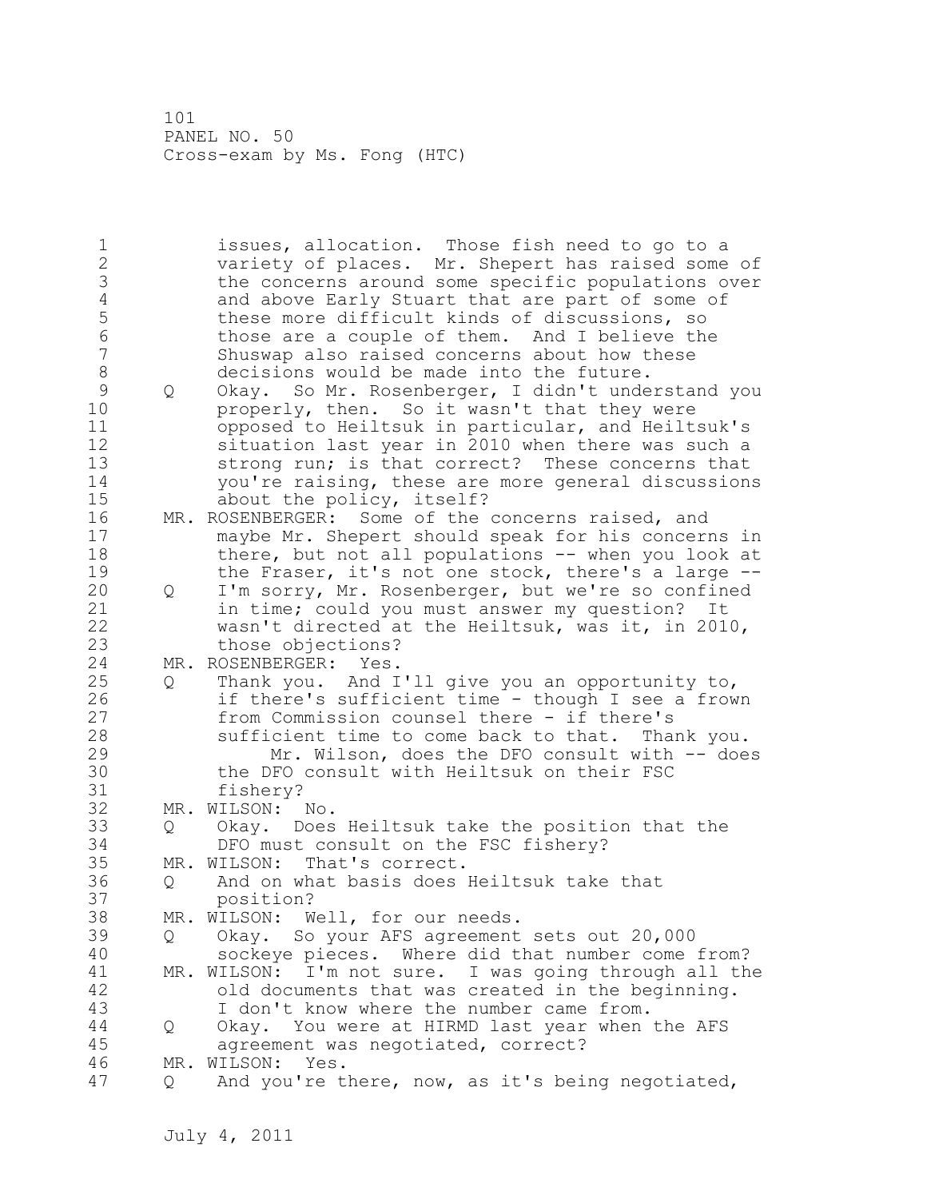issues, allocation. Those fish need to go to a variety of places. Mr. Shepert has raised some of the concerns around some specific populations over and above Early Stuart that are part of some of these more difficult kinds of discussions, so those are a couple of them. And I believe the Shuswap also raised concerns about how these decisions would be made into the future.

Q Okay. So Mr. Rosenberger, I didn't understand you properly, then. So it wasn't that they were opposed to Heiltsuk in particular, and Heiltsuk's situation last year in 2010 when there was such a strong run; is that correct? These concerns that you're raising, these are more general discussions about the policy, itself?

MR. ROSENBERGER: Some of the concerns raised, and maybe Mr. Shepert should speak for his concerns in there, but not all populations -- when you look at the Fraser, it's not one stock, there's a large --

Q I'm sorry, Mr. Rosenberger, but we're so confined in time; could you must answer my question? It wasn't directed at the Heiltsuk, was it, in 2010, those objections?

MR. ROSENBERGER: Yes.

Q Thank you. And I'll give you an opportunity to, if there's sufficient time - though I see a frown from Commission counsel there - if there's sufficient time to come back to that. Thank you.

Mr. Wilson, does the DFO consult with -- does the DFO consult with Heiltsuk on their FSC fishery?

MR. WILSON: No.

Q Okay. Does Heiltsuk take the position that the DFO must consult on the FSC fishery?

MR. WILSON: That's correct.

Q And on what basis does Heiltsuk take that position?

MR. WILSON: Well, for our needs.

Q Okay. So your AFS agreement sets out 20,000 sockeye pieces. Where did that number come from?

MR. WILSON: I'm not sure. I was going through all the old documents that was created in the beginning. I don't know where the number came from.

Q Okay. You were at HIRMD last year when the AFS agreement was negotiated, correct?

MR. WILSON: Yes.

Q And you're there, now, as it's being negotiated,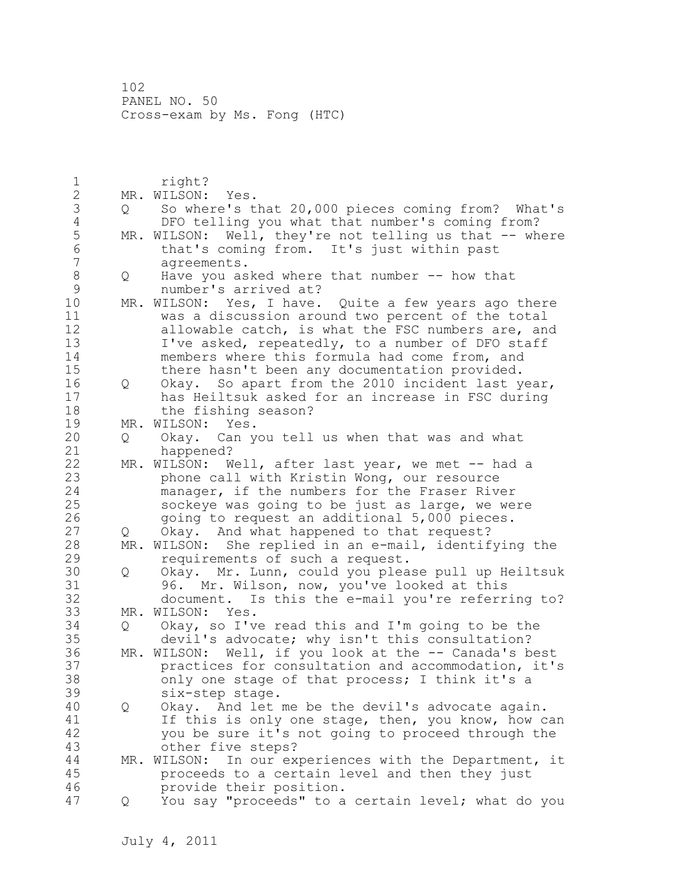right?

MR. WILSON: Yes.

Q So where's that 20,000 pieces coming from? What's DFO telling you what that number's coming from?

MR. WILSON: Well, they're not telling us that -- where that's coming from. It's just within past agreements.

Q Have you asked where that number -- how that number's arrived at?

MR. WILSON: Yes, I have. Quite a few years ago there was a discussion around two percent of the total allowable catch, is what the FSC numbers are, and I've asked, repeatedly, to a number of DFO staff members where this formula had come from, and there hasn't been any documentation provided.

Q Okay. So apart from the 2010 incident last year, has Heiltsuk asked for an increase in FSC during the fishing season?

MR. WILSON: Yes.

Q Okay. Can you tell us when that was and what happened?

MR. WILSON: Well, after last year, we met -- had a phone call with Kristin Wong, our resource manager, if the numbers for the Fraser River sockeye was going to be just as large, we were going to request an additional 5,000 pieces.

Q Okay. And what happened to that request?

MR. WILSON: She replied in an e-mail, identifying the requirements of such a request.

Q Okay. Mr. Lunn, could you please pull up Heiltsuk 96. Mr. Wilson, now, you've looked at this document. Is this the e-mail you're referring to?

MR. WILSON: Yes.

Q Okay, so I've read this and I'm going to be the devil's advocate; why isn't this consultation?

MR. WILSON: Well, if you look at the -- Canada's best practices for consultation and accommodation, it's only one stage of that process; I think it's a six-step stage.

Q Okay. And let me be the devil's advocate again. If this is only one stage, then, you know, how can you be sure it's not going to proceed through the other five steps?

MR. WILSON: In our experiences with the Department, it proceeds to a certain level and then they just provide their position.

Q You say "proceeds" to a certain level; what do you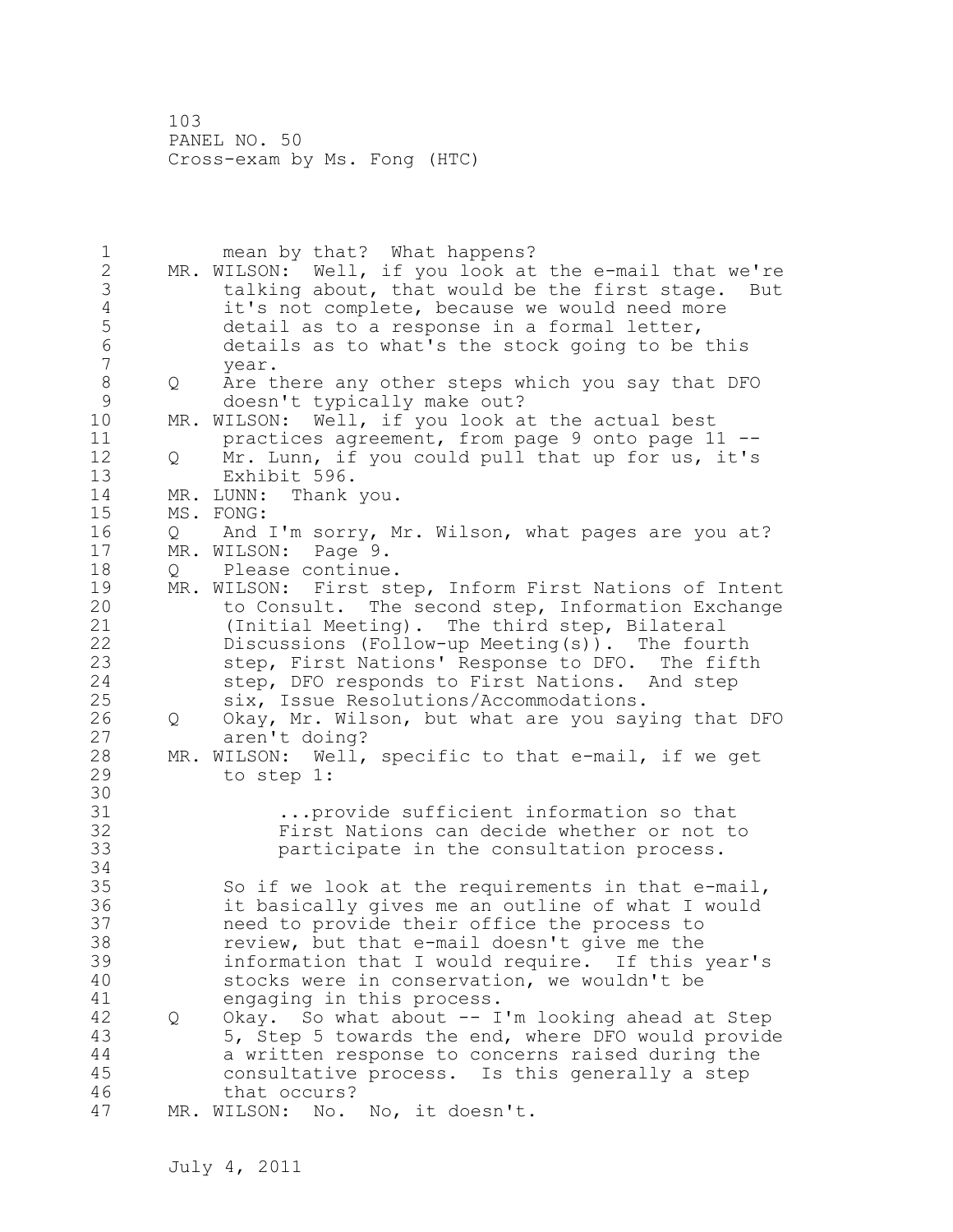mean by that? What happens?

MR. WILSON: Well, if you look at the e-mail that we're talking about, that would be the first stage. But it's not complete, because we would need more detail as to a response in a formal letter, details as to what's the stock going to be this year.

Q Are there any other steps which you say that DFO doesn't typically make out?

MR. WILSON: Well, if you look at the actual best practices agreement, from page 9 onto page 11 --

Q Mr. Lunn, if you could pull that up for us, it's Exhibit 596.

MR. LUNN: Thank you.

MS. FONG:

Q And I'm sorry, Mr. Wilson, what pages are you at?

MR. WILSON: Page 9.

Q Please continue.

MR. WILSON: First step, Inform First Nations of Intent to Consult. The second step, Information Exchange (Initial Meeting). The third step, Bilateral Discussions (Follow-up Meeting(s)). The fourth step, First Nations' Response to DFO. The fifth step, DFO responds to First Nations. And step six, Issue Resolutions/Accommodations.

Q Okay, Mr. Wilson, but what are you saying that DFO aren't doing?

MR. WILSON: Well, specific to that e-mail, if we get to step 1:

> ...provide sufficient information so that First Nations can decide whether or not to participate in the consultation process.

So if we look at the requirements in that e-mail, it basically gives me an outline of what I would need to provide their office the process to review, but that e-mail doesn't give me the information that I would require. If this year's stocks were in conservation, we wouldn't be engaging in this process.

Q Okay. So what about -- I'm looking ahead at Step 5, Step 5 towards the end, where DFO would provide a written response to concerns raised during the consultative process. Is this generally a step that occurs?

MR. WILSON: No. No, it doesn't.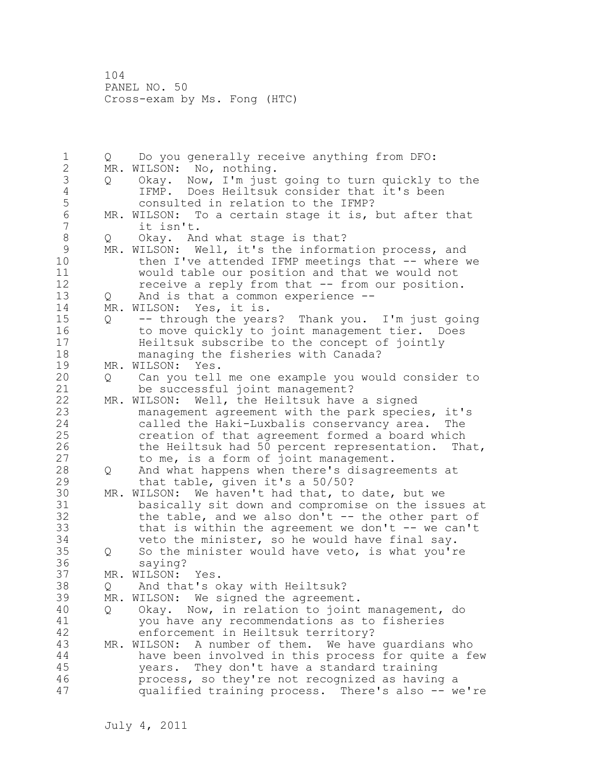PANEL NO. 50
Cross-exam by Ms. Fong (HTC)

Q Do you generally receive anything from DFO:
MR. WILSON: No, nothing.
Q Okay. Now, I'm just going to turn quickly to the IFMP. Does Heiltsuk consider that it's been consulted in relation to the IFMP?
MR. WILSON: To a certain stage it is, but after that it isn't.
Q Okay. And what stage is that?
MR. WILSON: Well, it's the information process, and then I've attended IFMP meetings that -- where we would table our position and that we would not receive a reply from that -- from our position.
Q And is that a common experience --
MR. WILSON: Yes, it is.
Q -- through the years? Thank you. I'm just going to move quickly to joint management tier. Does Heiltsuk subscribe to the concept of jointly managing the fisheries with Canada?
MR. WILSON: Yes.
Q Can you tell me one example you would consider to be successful joint management?
MR. WILSON: Well, the Heiltsuk have a signed management agreement with the park species, it's called the Haki-Luxbalis conservancy area. The creation of that agreement formed a board which the Heiltsuk had 50 percent representation. That, to me, is a form of joint management.
Q And what happens when there's disagreements at that table, given it's a 50/50?
MR. WILSON: We haven't had that, to date, but we basically sit down and compromise on the issues at the table, and we also don't -- the other part of that is within the agreement we don't -- we can't veto the minister, so he would have final say.
Q So the minister would have veto, is what you're saying?
MR. WILSON: Yes.
Q And that's okay with Heiltsuk?
MR. WILSON: We signed the agreement.
Q Okay. Now, in relation to joint management, do you have any recommendations as to fisheries enforcement in Heiltsuk territory?
MR. WILSON: A number of them. We have guardians who have been involved in this process for quite a few years. They don't have a standard training process, so they're not recognized as having a qualified training process. There's also -- we're

July 4, 2011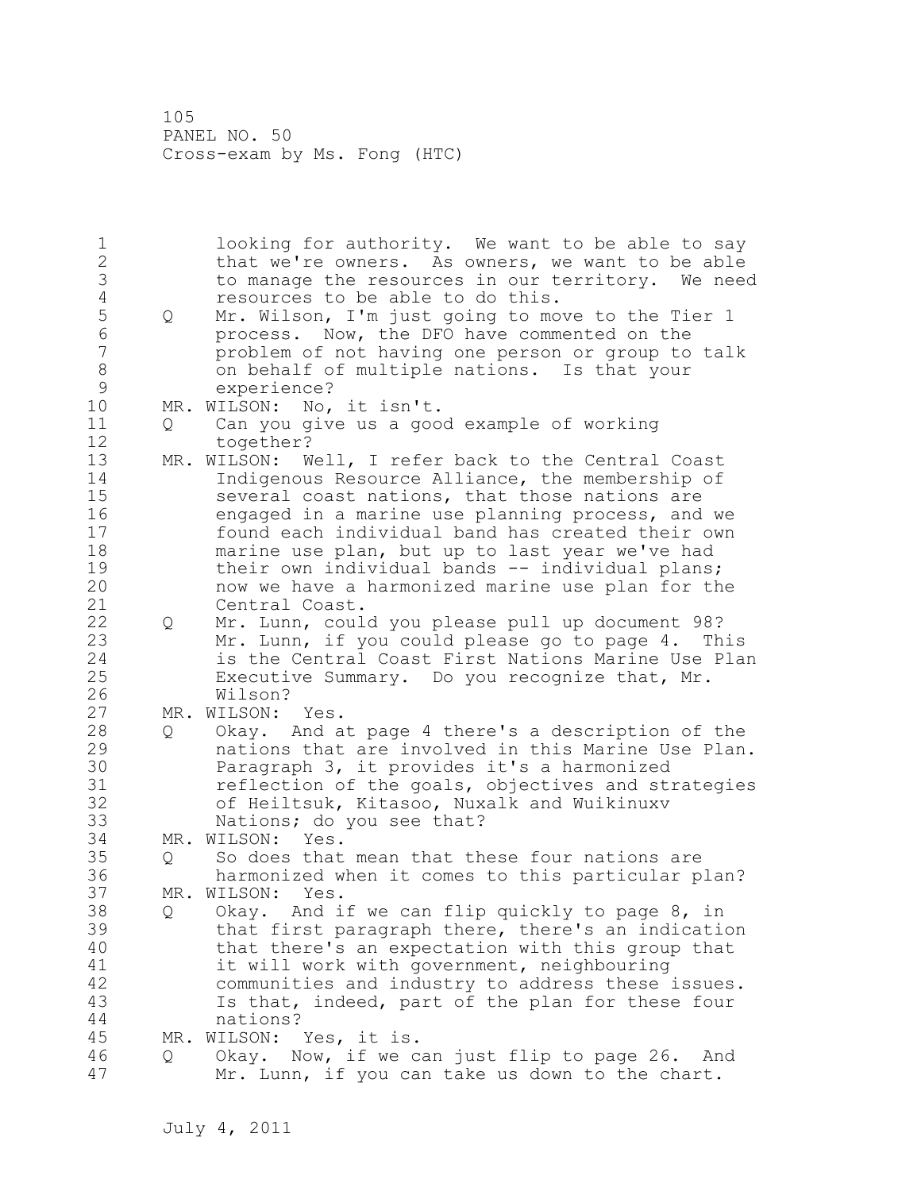looking for authority. We want to be able to say that we're owners. As owners, we want to be able to manage the resources in our territory. We need resources to be able to do this.

Q Mr. Wilson, I'm just going to move to the Tier 1 process. Now, the DFO have commented on the problem of not having one person or group to talk on behalf of multiple nations. Is that your experience?

MR. WILSON: No, it isn't.

Q Can you give us a good example of working together?

MR. WILSON: Well, I refer back to the Central Coast Indigenous Resource Alliance, the membership of several coast nations, that those nations are engaged in a marine use planning process, and we found each individual band has created their own marine use plan, but up to last year we've had their own individual bands -- individual plans; now we have a harmonized marine use plan for the Central Coast.

Q Mr. Lunn, could you please pull up document 98? Mr. Lunn, if you could please go to page 4. This is the Central Coast First Nations Marine Use Plan Executive Summary. Do you recognize that, Mr. Wilson?

MR. WILSON: Yes.

Q Okay. And at page 4 there's a description of the nations that are involved in this Marine Use Plan. Paragraph 3, it provides it's a harmonized reflection of the goals, objectives and strategies of Heiltsuk, Kitasoo, Nuxalk and Wuikinuxv Nations; do you see that?

MR. WILSON: Yes.

Q So does that mean that these four nations are harmonized when it comes to this particular plan?

MR. WILSON: Yes.

Q Okay. And if we can flip quickly to page 8, in that first paragraph there, there's an indication that there's an expectation with this group that it will work with government, neighbouring communities and industry to address these issues. Is that, indeed, part of the plan for these four nations?

MR. WILSON: Yes, it is.

Q Okay. Now, if we can just flip to page 26. And Mr. Lunn, if you can take us down to the chart.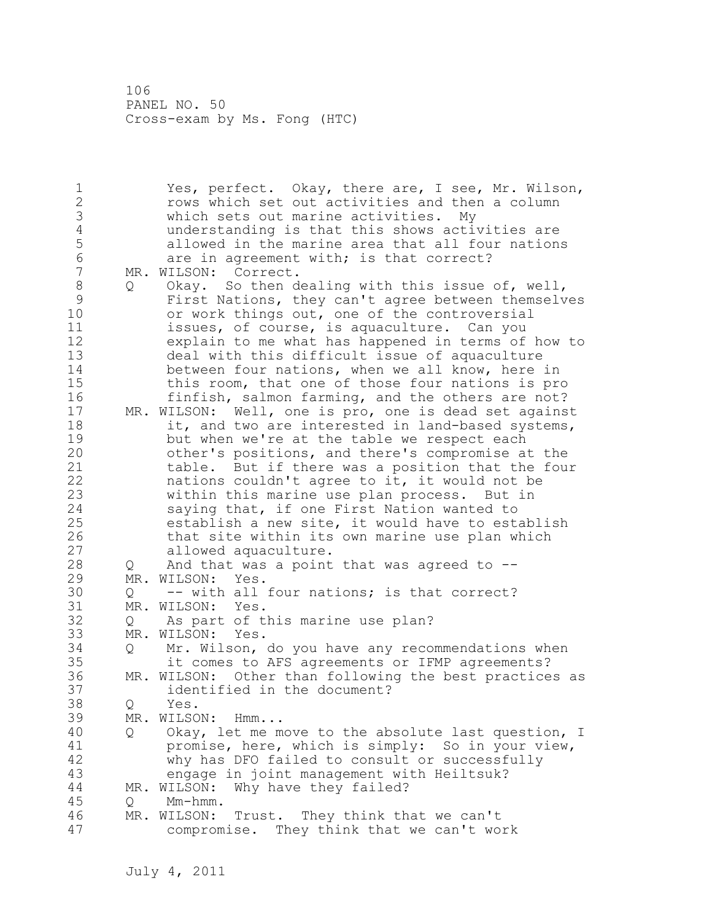Yes, perfect. Okay, there are, I see, Mr. Wilson, rows which set out activities and then a column which sets out marine activities. My understanding is that this shows activities are allowed in the marine area that all four nations are in agreement with; is that correct?

MR. WILSON: Correct.

Q Okay. So then dealing with this issue of, well, First Nations, they can't agree between themselves or work things out, one of the controversial issues, of course, is aquaculture. Can you explain to me what has happened in terms of how to deal with this difficult issue of aquaculture between four nations, when we all know, here in this room, that one of those four nations is pro finfish, salmon farming, and the others are not?

MR. WILSON: Well, one is pro, one is dead set against it, and two are interested in land-based systems, but when we're at the table we respect each other's positions, and there's compromise at the table. But if there was a position that the four nations couldn't agree to it, it would not be within this marine use plan process. But in saying that, if one First Nation wanted to establish a new site, it would have to establish that site within its own marine use plan which allowed aquaculture.

Q And that was a point that was agreed to --

MR. WILSON: Yes.

Q -- with all four nations; is that correct?

MR. WILSON: Yes.

Q As part of this marine use plan?

MR. WILSON: Yes.

Q Mr. Wilson, do you have any recommendations when it comes to AFS agreements or IFMP agreements?

MR. WILSON: Other than following the best practices as identified in the document?

Q Yes.

MR. WILSON: Hmm...

Q Okay, let me move to the absolute last question, I promise, here, which is simply: So in your view, why has DFO failed to consult or successfully engage in joint management with Heiltsuk?

MR. WILSON: Why have they failed?

Q Mm-hmm.

MR. WILSON: Trust. They think that we can't compromise. They think that we can't work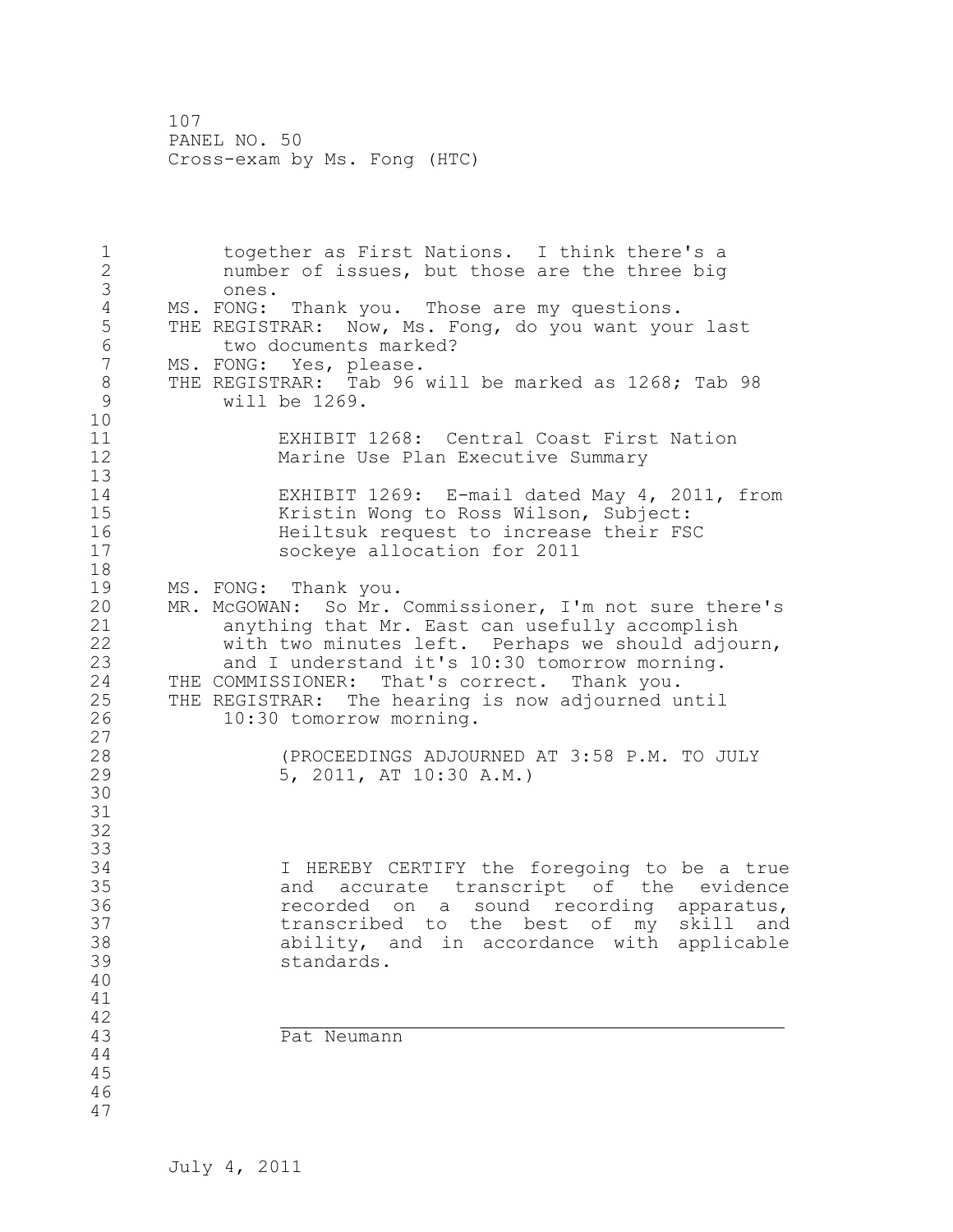together as First Nations. I think there's a number of issues, but those are the three big ones.

MS. FONG: Thank you. Those are my questions.

THE REGISTRAR: Now, Ms. Fong, do you want your last two documents marked?

MS. FONG: Yes, please.

THE REGISTRAR: Tab 96 will be marked as 1268; Tab 98 will be 1269.

EXHIBIT 1268: Central Coast First Nation Marine Use Plan Executive Summary

EXHIBIT 1269: E-mail dated May 4, 2011, from Kristin Wong to Ross Wilson, Subject: Heiltsuk request to increase their FSC sockeye allocation for 2011

MS. FONG: Thank you.

MR. McGOWAN: So Mr. Commissioner, I'm not sure there's anything that Mr. East can usefully accomplish with two minutes left. Perhaps we should adjourn, and I understand it's 10:30 tomorrow morning.

THE COMMISSIONER: That's correct. Thank you.

THE REGISTRAR: The hearing is now adjourned until 10:30 tomorrow morning.

(PROCEEDINGS ADJOURNED AT 3:58 P.M. TO JULY 5, 2011, AT 10:30 A.M.)

I HEREBY CERTIFY the foregoing to be a true and accurate transcript of the evidence recorded on a sound recording apparatus, transcribed to the best of my skill and ability, and in accordance with applicable standards.

\_\_\_\_\_\_\_\_\_\_\_\_\_\_\_\_\_\_\_\_\_\_\_\_\_\_\_\_\_\_\_\_\_\_\_\_\_\_\_\_

Pat Neumann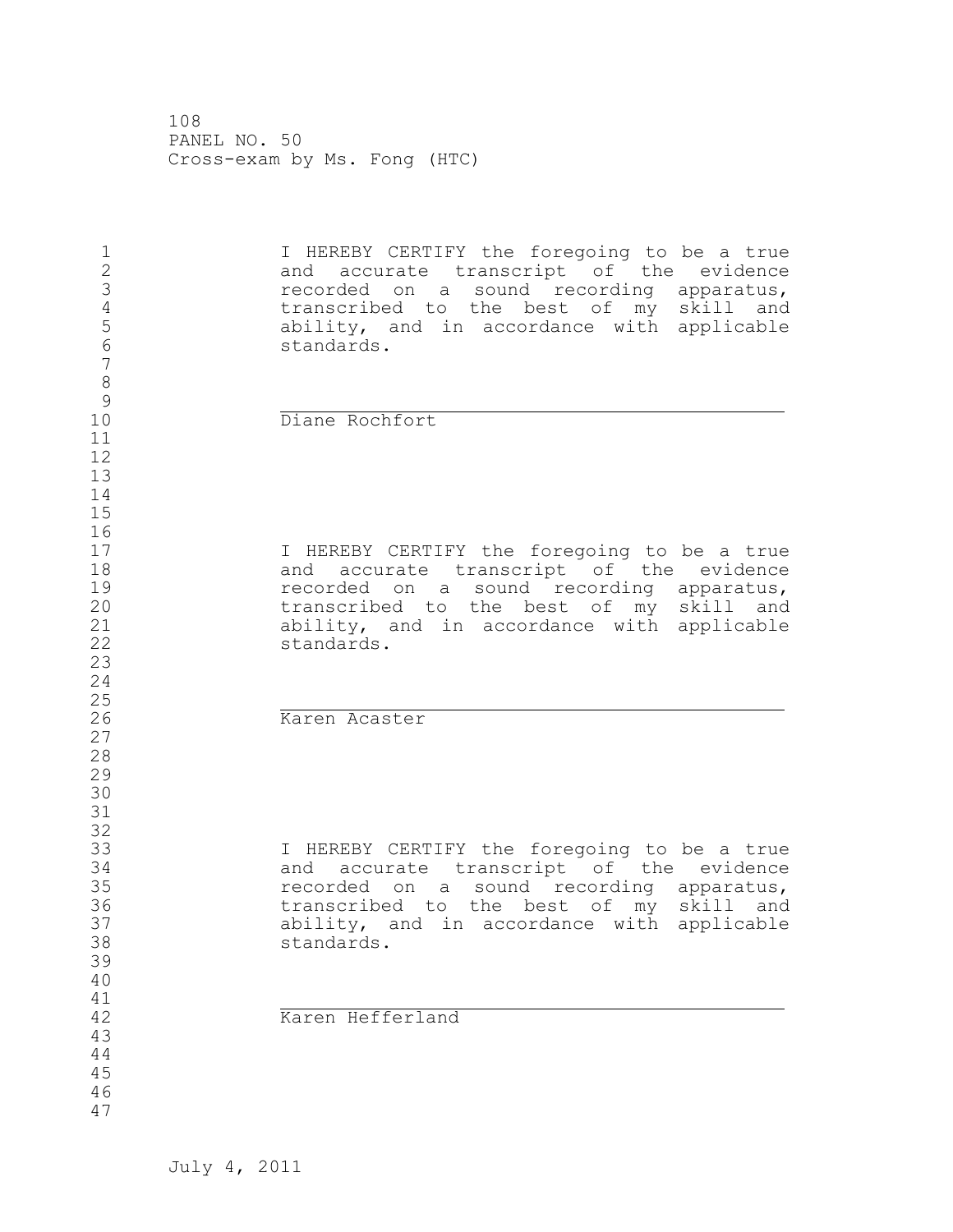I HEREBY CERTIFY the foregoing to be a true and accurate transcript of the evidence recorded on a sound recording apparatus, transcribed to the best of my skill and ability, and in accordance with applicable standards.

\_\_\_\_\_\_\_\_\_\_\_\_\_\_\_\_\_\_\_\_\_\_\_\_\_\_\_\_\_\_\_\_\_\_\_\_\_\_\_\_

Diane Rochfort

I HEREBY CERTIFY the foregoing to be a true and accurate transcript of the evidence recorded on a sound recording apparatus, transcribed to the best of my skill and ability, and in accordance with applicable standards.

\_\_\_\_\_\_\_\_\_\_\_\_\_\_\_\_\_\_\_\_\_\_\_\_\_\_\_\_\_\_\_\_\_\_\_\_\_\_\_\_

Karen Acaster

I HEREBY CERTIFY the foregoing to be a true and accurate transcript of the evidence recorded on a sound recording apparatus, transcribed to the best of my skill and ability, and in accordance with applicable standards.

\_\_\_\_\_\_\_\_\_\_\_\_\_\_\_\_\_\_\_\_\_\_\_\_\_\_\_\_\_\_\_\_\_\_\_\_\_\_\_\_

Karen Hefferland